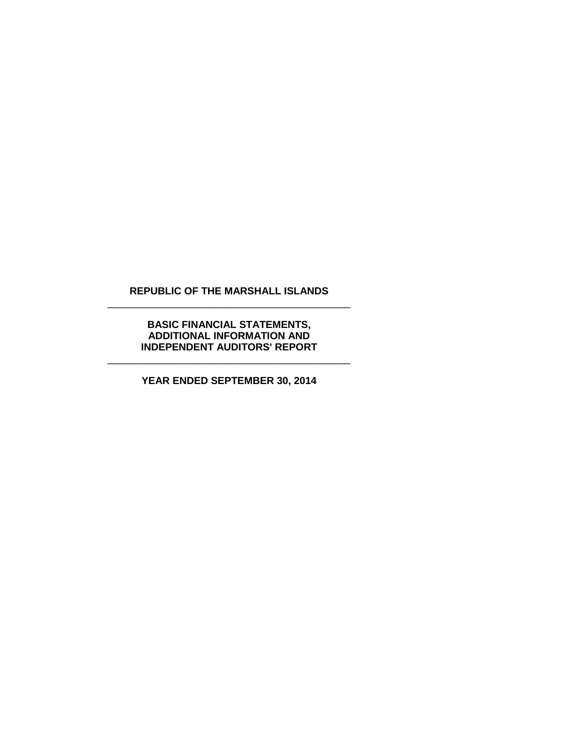# REPUBLIC OF THE MARSHALL ISLANDS

---

## BASIC FINANCIAL STATEMENTS, ADDITIONAL INFORMATION AND INDEPENDENT AUDITORS' REPORT

---

### YEAR ENDED SEPTEMBER 30, 2014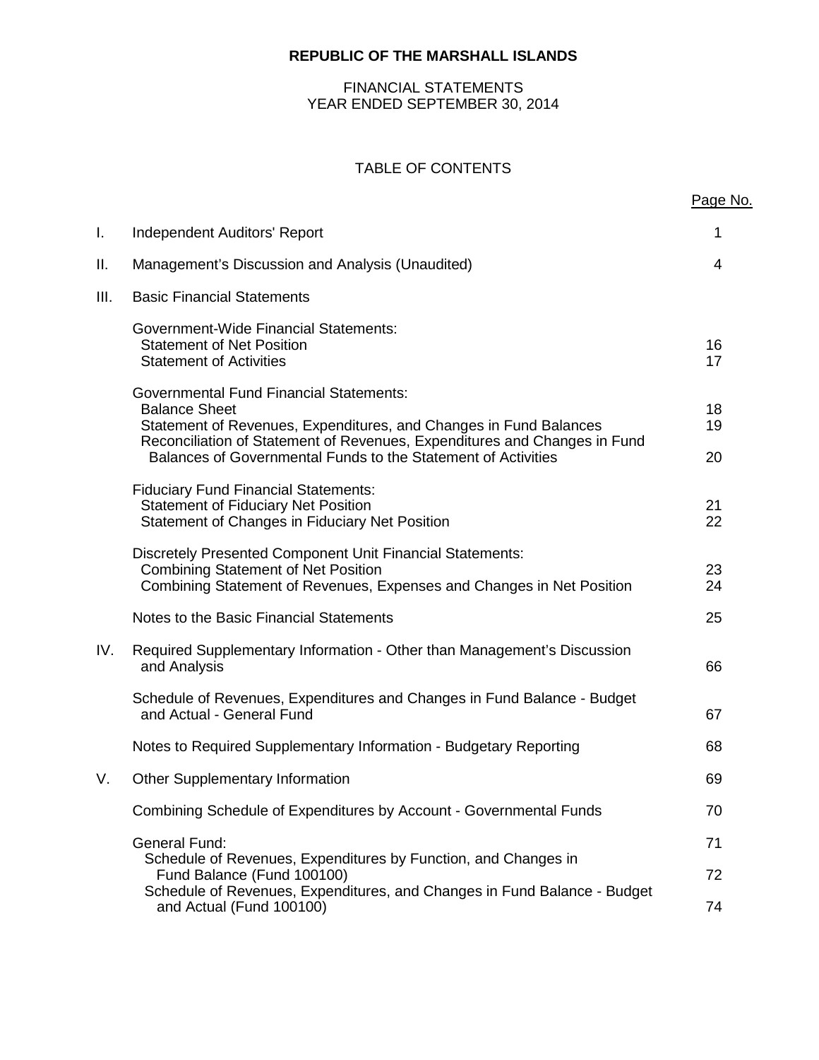**REPUBLIC OF THE MARSHALL ISLANDS**

FINANCIAL STATEMENTS
YEAR ENDED SEPTEMBER 30, 2014

TABLE OF CONTENTS

| | | Page No. |
|---|---|---|
| I. | Independent Auditors' Report | 1 |
| II. | Management's Discussion and Analysis (Unaudited) | 4 |
| III. | Basic Financial Statements | |
| | Government-Wide Financial Statements: | |
| | Statement of Net Position | 16 |
| | Statement of Activities | 17 |
| | Governmental Fund Financial Statements: | |
| | Balance Sheet | 18 |
| | Statement of Revenues, Expenditures, and Changes in Fund Balances | 19 |
| | Reconciliation of Statement of Revenues, Expenditures and Changes in Fund Balances of Governmental Funds to the Statement of Activities | 20 |
| | Fiduciary Fund Financial Statements: | |
| | Statement of Fiduciary Net Position | 21 |
| | Statement of Changes in Fiduciary Net Position | 22 |
| | Discretely Presented Component Unit Financial Statements: | |
| | Combining Statement of Net Position | 23 |
| | Combining Statement of Revenues, Expenses and Changes in Net Position | 24 |
| | Notes to the Basic Financial Statements | 25 |
| IV. | Required Supplementary Information - Other than Management's Discussion and Analysis | 66 |
| | Schedule of Revenues, Expenditures and Changes in Fund Balance - Budget and Actual - General Fund | 67 |
| | Notes to Required Supplementary Information - Budgetary Reporting | 68 |
| V. | Other Supplementary Information | 69 |
| | Combining Schedule of Expenditures by Account - Governmental Funds | 70 |
| | General Fund: | 71 |
| | Schedule of Revenues, Expenditures by Function, and Changes in Fund Balance (Fund 100100) | 72 |
| | Schedule of Revenues, Expenditures, and Changes in Fund Balance - Budget and Actual (Fund 100100) | 74 |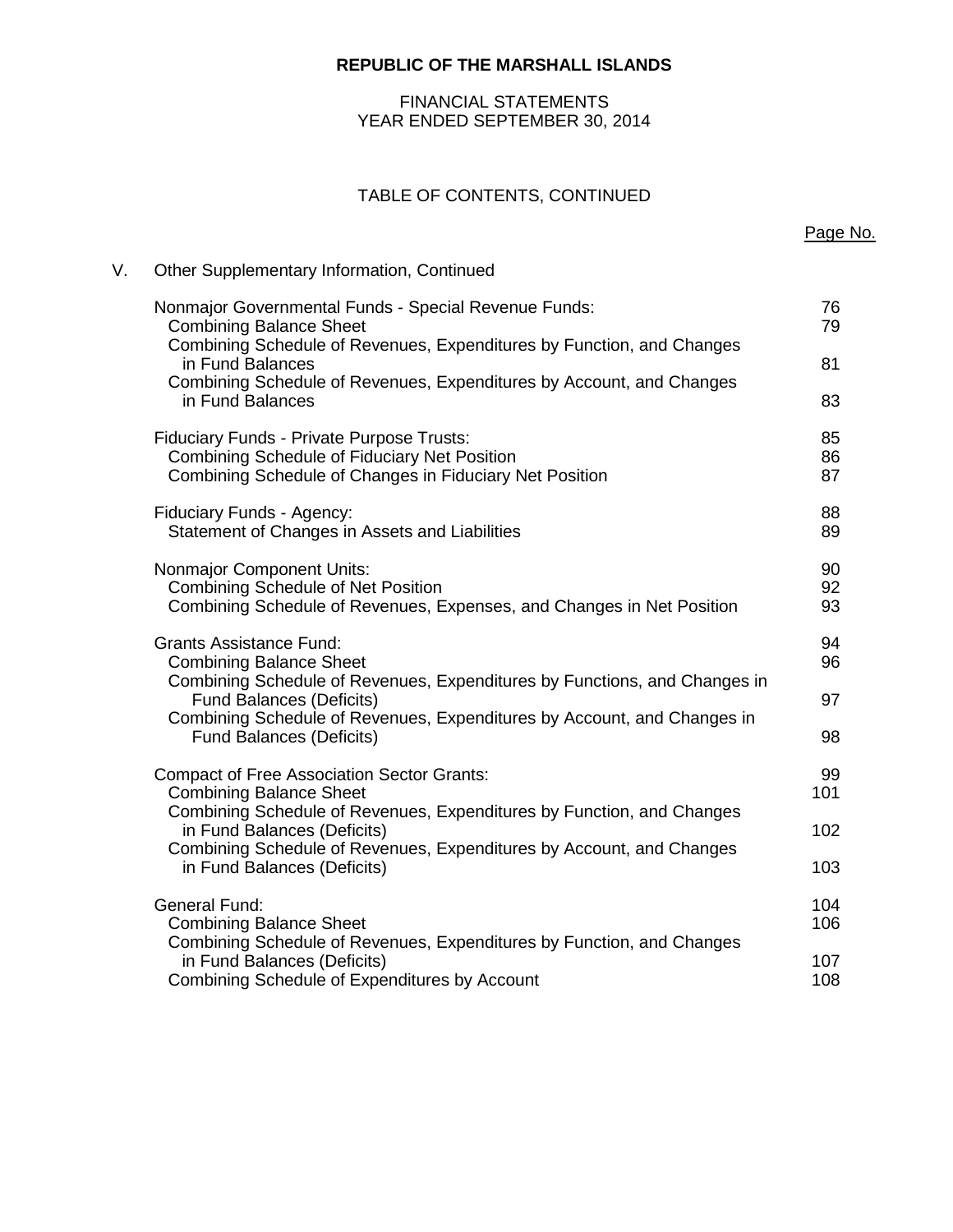**REPUBLIC OF THE MARSHALL ISLANDS**

FINANCIAL STATEMENTS
YEAR ENDED SEPTEMBER 30, 2014

TABLE OF CONTENTS, CONTINUED

| | | Page No. |
|---|---|---|
| V. | Other Supplementary Information, Continued | |
| | Nonmajor Governmental Funds - Special Revenue Funds: | 76 |
| | Combining Balance Sheet | 79 |
| | Combining Schedule of Revenues, Expenditures by Function, and Changes in Fund Balances | 81 |
| | Combining Schedule of Revenues, Expenditures by Account, and Changes in Fund Balances | 83 |
| | Fiduciary Funds - Private Purpose Trusts: | 85 |
| | Combining Schedule of Fiduciary Net Position | 86 |
| | Combining Schedule of Changes in Fiduciary Net Position | 87 |
| | Fiduciary Funds - Agency: | 88 |
| | Statement of Changes in Assets and Liabilities | 89 |
| | Nonmajor Component Units: | 90 |
| | Combining Schedule of Net Position | 92 |
| | Combining Schedule of Revenues, Expenses, and Changes in Net Position | 93 |
| | Grants Assistance Fund: | 94 |
| | Combining Balance Sheet | 96 |
| | Combining Schedule of Revenues, Expenditures by Functions, and Changes in Fund Balances (Deficits) | 97 |
| | Combining Schedule of Revenues, Expenditures by Account, and Changes in Fund Balances (Deficits) | 98 |
| | Compact of Free Association Sector Grants: | 99 |
| | Combining Balance Sheet | 101 |
| | Combining Schedule of Revenues, Expenditures by Function, and Changes in Fund Balances (Deficits) | 102 |
| | Combining Schedule of Revenues, Expenditures by Account, and Changes in Fund Balances (Deficits) | 103 |
| | General Fund: | 104 |
| | Combining Balance Sheet | 106 |
| | Combining Schedule of Revenues, Expenditures by Function, and Changes in Fund Balances (Deficits) | 107 |
| | Combining Schedule of Expenditures by Account | 108 |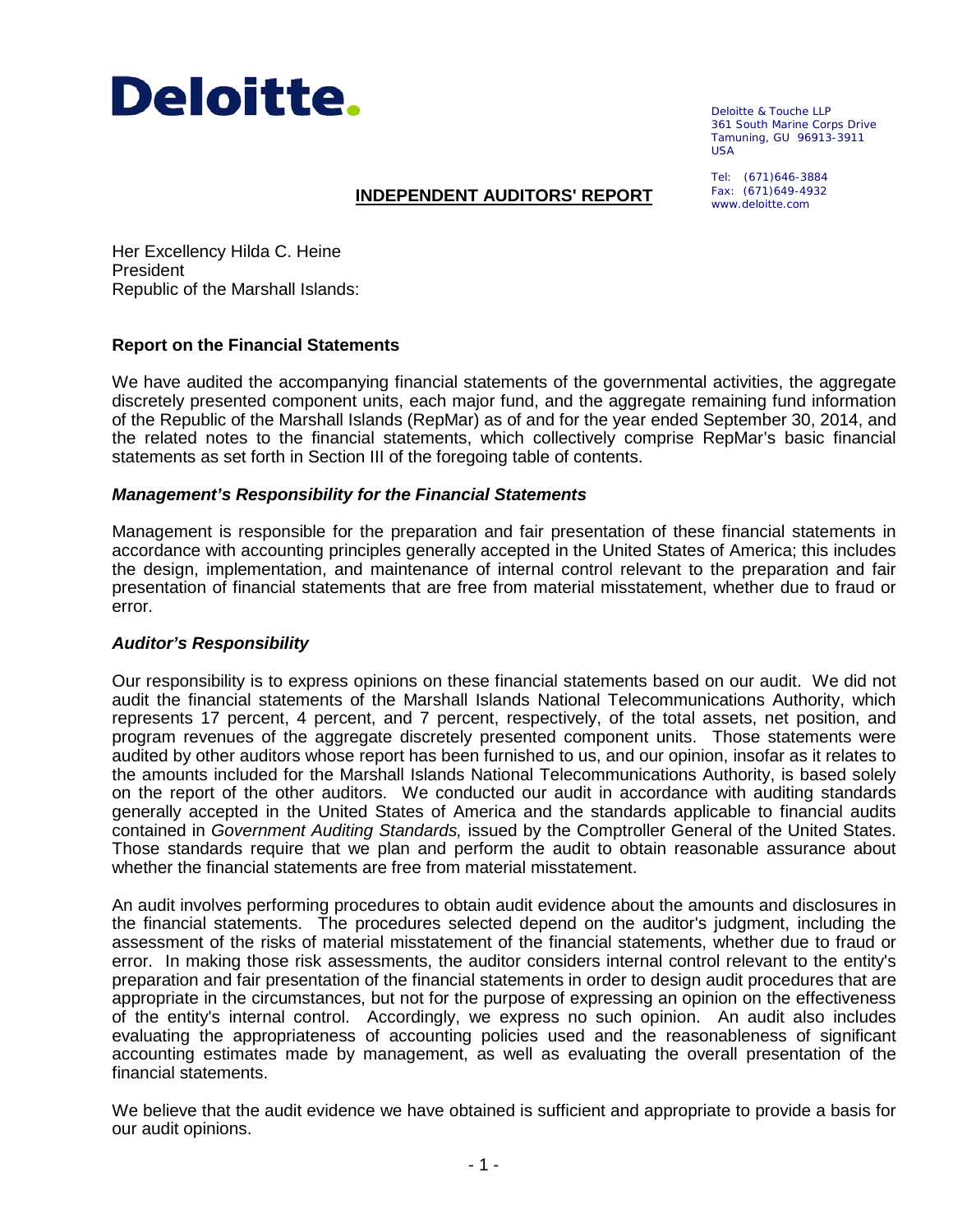**Deloitte.**

Deloitte & Touche LLP
361 South Marine Corps Drive
Tamuning, GU 96913-3911
USA

Tel: (671)646-3884
Fax: (671)649-4932
www.deloitte.com

## INDEPENDENT AUDITORS' REPORT

Her Excellency Hilda C. Heine
President
Republic of the Marshall Islands:

### Report on the Financial Statements

We have audited the accompanying financial statements of the governmental activities, the aggregate discretely presented component units, each major fund, and the aggregate remaining fund information of the Republic of the Marshall Islands (RepMar) as of and for the year ended September 30, 2014, and the related notes to the financial statements, which collectively comprise RepMar's basic financial statements as set forth in Section III of the foregoing table of contents.

### *Management's Responsibility for the Financial Statements*

Management is responsible for the preparation and fair presentation of these financial statements in accordance with accounting principles generally accepted in the United States of America; this includes the design, implementation, and maintenance of internal control relevant to the preparation and fair presentation of financial statements that are free from material misstatement, whether due to fraud or error.

### *Auditor's Responsibility*

Our responsibility is to express opinions on these financial statements based on our audit. We did not audit the financial statements of the Marshall Islands National Telecommunications Authority, which represents 17 percent, 4 percent, and 7 percent, respectively, of the total assets, net position, and program revenues of the aggregate discretely presented component units. Those statements were audited by other auditors whose report has been furnished to us, and our opinion, insofar as it relates to the amounts included for the Marshall Islands National Telecommunications Authority, is based solely on the report of the other auditors. We conducted our audit in accordance with auditing standards generally accepted in the United States of America and the standards applicable to financial audits contained in *Government Auditing Standards,* issued by the Comptroller General of the United States. Those standards require that we plan and perform the audit to obtain reasonable assurance about whether the financial statements are free from material misstatement.

An audit involves performing procedures to obtain audit evidence about the amounts and disclosures in the financial statements. The procedures selected depend on the auditor's judgment, including the assessment of the risks of material misstatement of the financial statements, whether due to fraud or error. In making those risk assessments, the auditor considers internal control relevant to the entity's preparation and fair presentation of the financial statements in order to design audit procedures that are appropriate in the circumstances, but not for the purpose of expressing an opinion on the effectiveness of the entity's internal control. Accordingly, we express no such opinion. An audit also includes evaluating the appropriateness of accounting policies used and the reasonableness of significant accounting estimates made by management, as well as evaluating the overall presentation of the financial statements.

We believe that the audit evidence we have obtained is sufficient and appropriate to provide a basis for our audit opinions.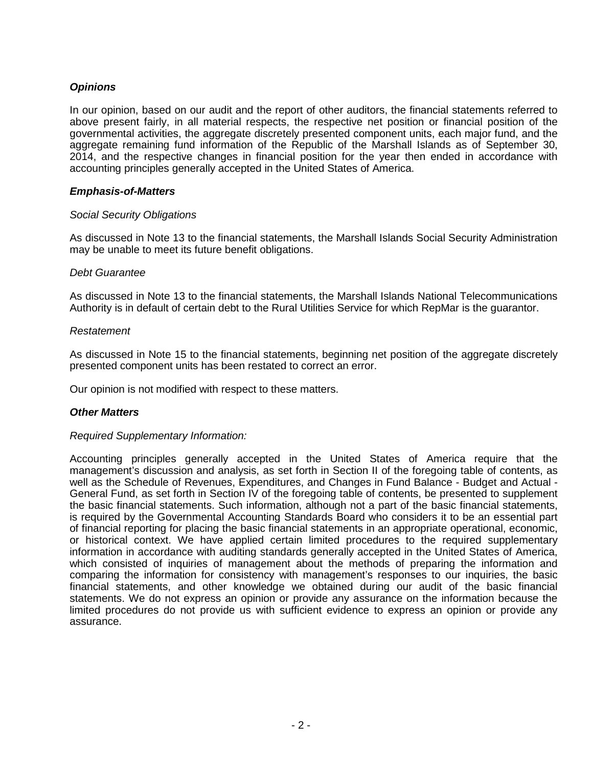### ***Opinions***

In our opinion, based on our audit and the report of other auditors, the financial statements referred to above present fairly, in all material respects, the respective net position or financial position of the governmental activities, the aggregate discretely presented component units, each major fund, and the aggregate remaining fund information of the Republic of the Marshall Islands as of September 30, 2014, and the respective changes in financial position for the year then ended in accordance with accounting principles generally accepted in the United States of America.

### ***Emphasis-of-Matters***

*Social Security Obligations*

As discussed in Note 13 to the financial statements, the Marshall Islands Social Security Administration may be unable to meet its future benefit obligations.

*Debt Guarantee*

As discussed in Note 13 to the financial statements, the Marshall Islands National Telecommunications Authority is in default of certain debt to the Rural Utilities Service for which RepMar is the guarantor.

*Restatement*

As discussed in Note 15 to the financial statements, beginning net position of the aggregate discretely presented component units has been restated to correct an error.

Our opinion is not modified with respect to these matters.

### ***Other Matters***

*Required Supplementary Information:*

Accounting principles generally accepted in the United States of America require that the management's discussion and analysis, as set forth in Section II of the foregoing table of contents, as well as the Schedule of Revenues, Expenditures, and Changes in Fund Balance - Budget and Actual - General Fund, as set forth in Section IV of the foregoing table of contents, be presented to supplement the basic financial statements. Such information, although not a part of the basic financial statements, is required by the Governmental Accounting Standards Board who considers it to be an essential part of financial reporting for placing the basic financial statements in an appropriate operational, economic, or historical context. We have applied certain limited procedures to the required supplementary information in accordance with auditing standards generally accepted in the United States of America, which consisted of inquiries of management about the methods of preparing the information and comparing the information for consistency with management's responses to our inquiries, the basic financial statements, and other knowledge we obtained during our audit of the basic financial statements. We do not express an opinion or provide any assurance on the information because the limited procedures do not provide us with sufficient evidence to express an opinion or provide any assurance.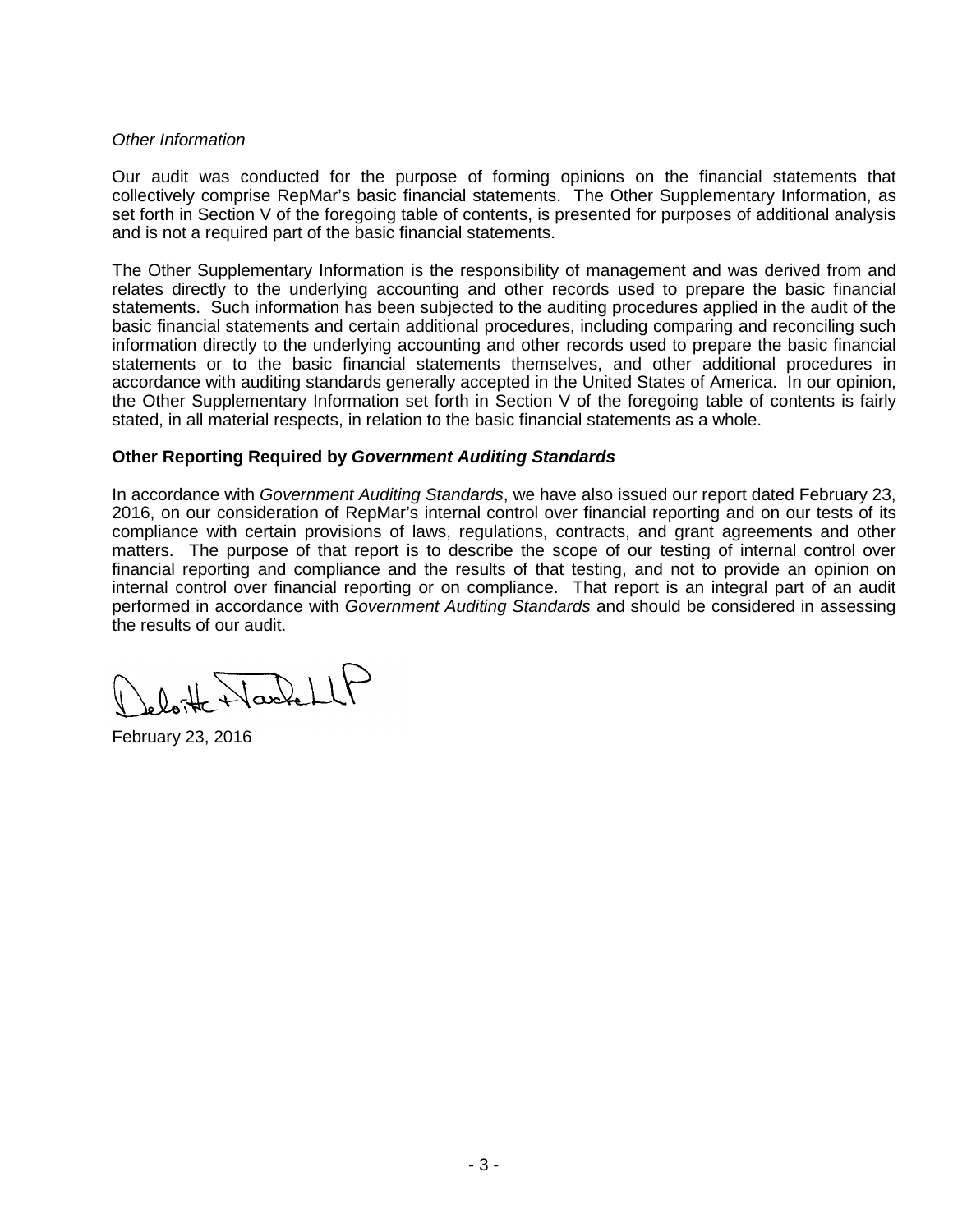*Other Information*

Our audit was conducted for the purpose of forming opinions on the financial statements that collectively comprise RepMar's basic financial statements. The Other Supplementary Information, as set forth in Section V of the foregoing table of contents, is presented for purposes of additional analysis and is not a required part of the basic financial statements.

The Other Supplementary Information is the responsibility of management and was derived from and relates directly to the underlying accounting and other records used to prepare the basic financial statements. Such information has been subjected to the auditing procedures applied in the audit of the basic financial statements and certain additional procedures, including comparing and reconciling such information directly to the underlying accounting and other records used to prepare the basic financial statements or to the basic financial statements themselves, and other additional procedures in accordance with auditing standards generally accepted in the United States of America. In our opinion, the Other Supplementary Information set forth in Section V of the foregoing table of contents is fairly stated, in all material respects, in relation to the basic financial statements as a whole.

**Other Reporting Required by *Government Auditing Standards***

In accordance with *Government Auditing Standards*, we have also issued our report dated February 23, 2016, on our consideration of RepMar's internal control over financial reporting and on our tests of its compliance with certain provisions of laws, regulations, contracts, and grant agreements and other matters. The purpose of that report is to describe the scope of our testing of internal control over financial reporting and compliance and the results of that testing, and not to provide an opinion on internal control over financial reporting or on compliance. That report is an integral part of an audit performed in accordance with *Government Auditing Standards* and should be considered in assessing the results of our audit.

Deloitte & Touche LLP

February 23, 2016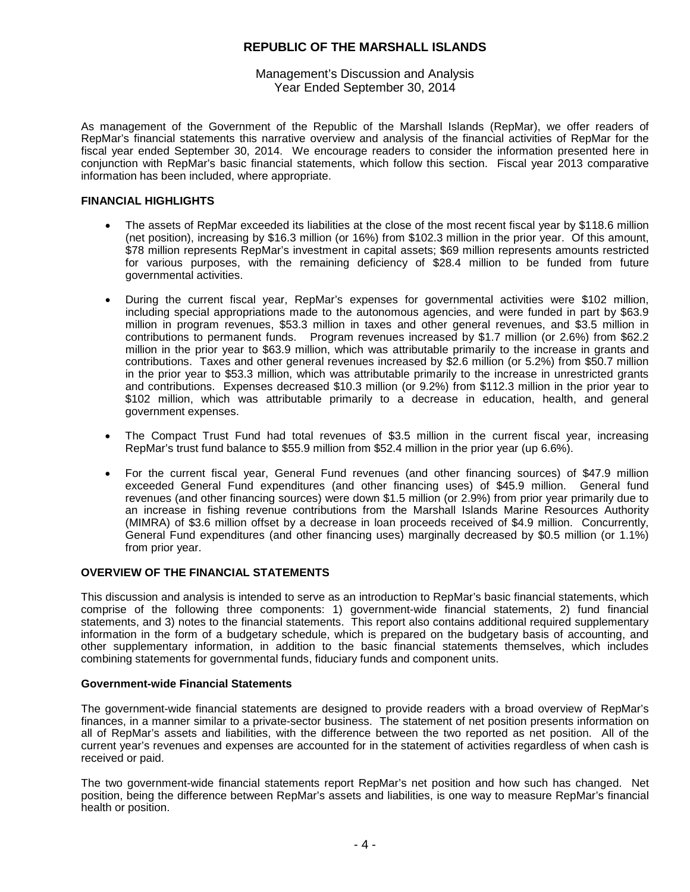# REPUBLIC OF THE MARSHALL ISLANDS

Management's Discussion and Analysis
Year Ended September 30, 2014

As management of the Government of the Republic of the Marshall Islands (RepMar), we offer readers of RepMar's financial statements this narrative overview and analysis of the financial activities of RepMar for the fiscal year ended September 30, 2014. We encourage readers to consider the information presented here in conjunction with RepMar's basic financial statements, which follow this section. Fiscal year 2013 comparative information has been included, where appropriate.

## FINANCIAL HIGHLIGHTS

- The assets of RepMar exceeded its liabilities at the close of the most recent fiscal year by $118.6 million (net position), increasing by $16.3 million (or 16%) from $102.3 million in the prior year. Of this amount, $78 million represents RepMar's investment in capital assets; $69 million represents amounts restricted for various purposes, with the remaining deficiency of $28.4 million to be funded from future governmental activities.

- During the current fiscal year, RepMar's expenses for governmental activities were $102 million, including special appropriations made to the autonomous agencies, and were funded in part by $63.9 million in program revenues, $53.3 million in taxes and other general revenues, and $3.5 million in contributions to permanent funds. Program revenues increased by $1.7 million (or 2.6%) from $62.2 million in the prior year to $63.9 million, which was attributable primarily to the increase in grants and contributions. Taxes and other general revenues increased by $2.6 million (or 5.2%) from $50.7 million in the prior year to $53.3 million, which was attributable primarily to the increase in unrestricted grants and contributions. Expenses decreased $10.3 million (or 9.2%) from $112.3 million in the prior year to $102 million, which was attributable primarily to a decrease in education, health, and general government expenses.

- The Compact Trust Fund had total revenues of $3.5 million in the current fiscal year, increasing RepMar's trust fund balance to $55.9 million from $52.4 million in the prior year (up 6.6%).

- For the current fiscal year, General Fund revenues (and other financing sources) of $47.9 million exceeded General Fund expenditures (and other financing uses) of $45.9 million. General fund revenues (and other financing sources) were down $1.5 million (or 2.9%) from prior year primarily due to an increase in fishing revenue contributions from the Marshall Islands Marine Resources Authority (MIMRA) of $3.6 million offset by a decrease in loan proceeds received of $4.9 million. Concurrently, General Fund expenditures (and other financing uses) marginally decreased by $0.5 million (or 1.1%) from prior year.

## OVERVIEW OF THE FINANCIAL STATEMENTS

This discussion and analysis is intended to serve as an introduction to RepMar's basic financial statements, which comprise of the following three components: 1) government-wide financial statements, 2) fund financial statements, and 3) notes to the financial statements. This report also contains additional required supplementary information in the form of a budgetary schedule, which is prepared on the budgetary basis of accounting, and other supplementary information, in addition to the basic financial statements themselves, which includes combining statements for governmental funds, fiduciary funds and component units.

### Government-wide Financial Statements

The government-wide financial statements are designed to provide readers with a broad overview of RepMar's finances, in a manner similar to a private-sector business. The statement of net position presents information on all of RepMar's assets and liabilities, with the difference between the two reported as net position. All of the current year's revenues and expenses are accounted for in the statement of activities regardless of when cash is received or paid.

The two government-wide financial statements report RepMar's net position and how such has changed. Net position, being the difference between RepMar's assets and liabilities, is one way to measure RepMar's financial health or position.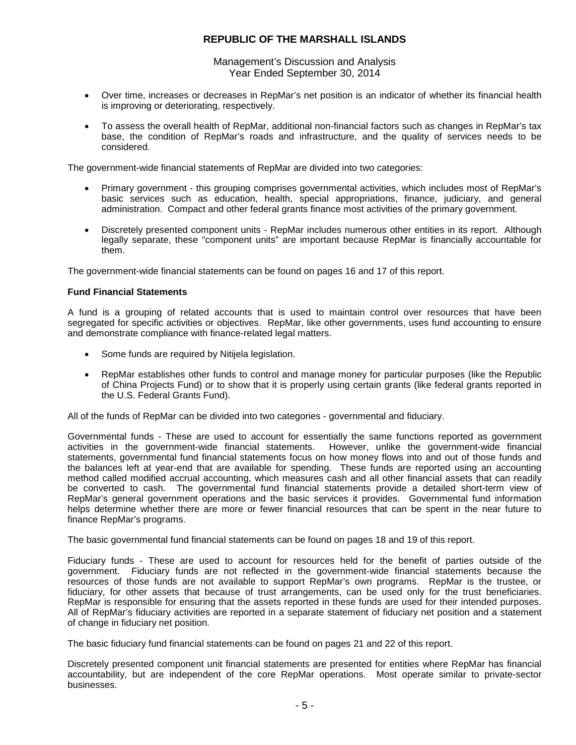- Over time, increases or decreases in RepMar's net position is an indicator of whether its financial health is improving or deteriorating, respectively.

- To assess the overall health of RepMar, additional non-financial factors such as changes in RepMar's tax base, the condition of RepMar's roads and infrastructure, and the quality of services needs to be considered.

The government-wide financial statements of RepMar are divided into two categories:

- Primary government - this grouping comprises governmental activities, which includes most of RepMar's basic services such as education, health, special appropriations, finance, judiciary, and general administration. Compact and other federal grants finance most activities of the primary government.

- Discretely presented component units - RepMar includes numerous other entities in its report. Although legally separate, these "component units" are important because RepMar is financially accountable for them.

The government-wide financial statements can be found on pages 16 and 17 of this report.

**Fund Financial Statements**

A fund is a grouping of related accounts that is used to maintain control over resources that have been segregated for specific activities or objectives. RepMar, like other governments, uses fund accounting to ensure and demonstrate compliance with finance-related legal matters.

- Some funds are required by Nitijela legislation.

- RepMar establishes other funds to control and manage money for particular purposes (like the Republic of China Projects Fund) or to show that it is properly using certain grants (like federal grants reported in the U.S. Federal Grants Fund).

All of the funds of RepMar can be divided into two categories - governmental and fiduciary.

Governmental funds - These are used to account for essentially the same functions reported as government activities in the government-wide financial statements. However, unlike the government-wide financial statements, governmental fund financial statements focus on how money flows into and out of those funds and the balances left at year-end that are available for spending. These funds are reported using an accounting method called modified accrual accounting, which measures cash and all other financial assets that can readily be converted to cash. The governmental fund financial statements provide a detailed short-term view of RepMar's general government operations and the basic services it provides. Governmental fund information helps determine whether there are more or fewer financial resources that can be spent in the near future to finance RepMar's programs.

The basic governmental fund financial statements can be found on pages 18 and 19 of this report.

Fiduciary funds - These are used to account for resources held for the benefit of parties outside of the government. Fiduciary funds are not reflected in the government-wide financial statements because the resources of those funds are not available to support RepMar's own programs. RepMar is the trustee, or fiduciary, for other assets that because of trust arrangements, can be used only for the trust beneficiaries. RepMar is responsible for ensuring that the assets reported in these funds are used for their intended purposes. All of RepMar's fiduciary activities are reported in a separate statement of fiduciary net position and a statement of change in fiduciary net position.

The basic fiduciary fund financial statements can be found on pages 21 and 22 of this report.

Discretely presented component unit financial statements are presented for entities where RepMar has financial accountability, but are independent of the core RepMar operations. Most operate similar to private-sector businesses.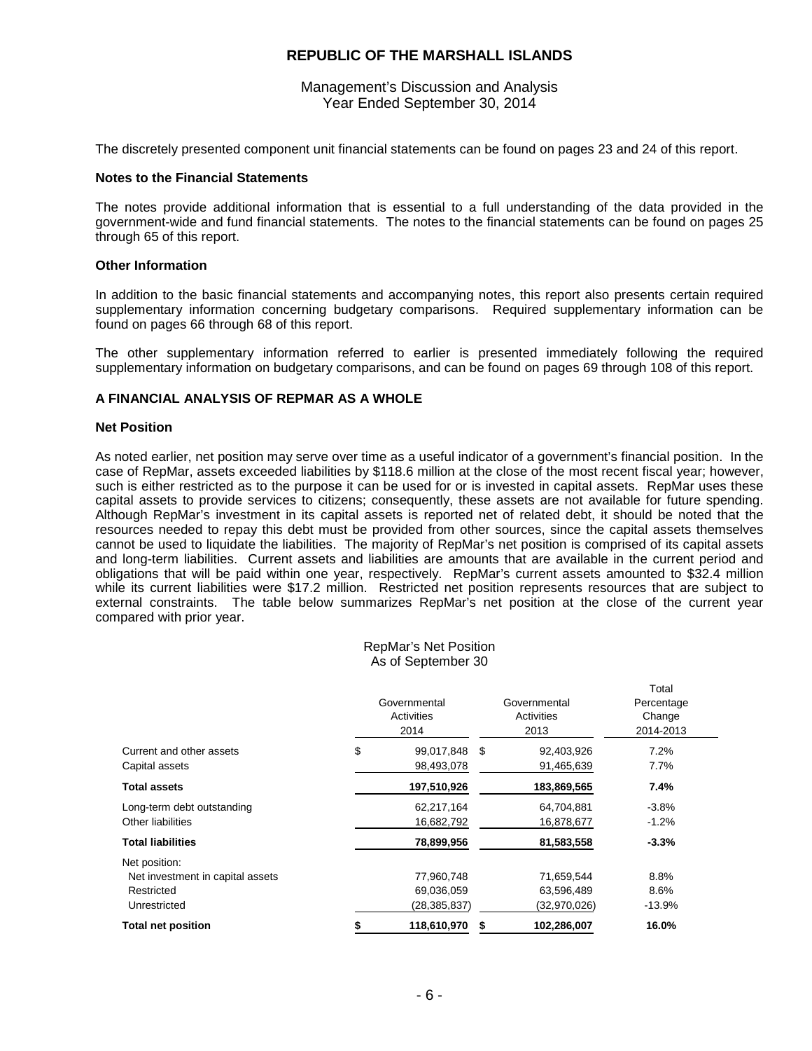The discretely presented component unit financial statements can be found on pages 23 and 24 of this report.

### Notes to the Financial Statements

The notes provide additional information that is essential to a full understanding of the data provided in the government-wide and fund financial statements. The notes to the financial statements can be found on pages 25 through 65 of this report.

### Other Information

In addition to the basic financial statements and accompanying notes, this report also presents certain required supplementary information concerning budgetary comparisons. Required supplementary information can be found on pages 66 through 68 of this report.

The other supplementary information referred to earlier is presented immediately following the required supplementary information on budgetary comparisons, and can be found on pages 69 through 108 of this report.

## A FINANCIAL ANALYSIS OF REPMAR AS A WHOLE

### Net Position

As noted earlier, net position may serve over time as a useful indicator of a government's financial position. In the case of RepMar, assets exceeded liabilities by $118.6 million at the close of the most recent fiscal year; however, such is either restricted as to the purpose it can be used for or is invested in capital assets. RepMar uses these capital assets to provide services to citizens; consequently, these assets are not available for future spending. Although RepMar's investment in its capital assets is reported net of related debt, it should be noted that the resources needed to repay this debt must be provided from other sources, since the capital assets themselves cannot be used to liquidate the liabilities. The majority of RepMar's net position is comprised of its capital assets and long-term liabilities. Current assets and liabilities are amounts that are available in the current period and obligations that will be paid within one year, respectively. RepMar's current assets amounted to $32.4 million while its current liabilities were $17.2 million. Restricted net position represents resources that are subject to external constraints. The table below summarizes RepMar's net position at the close of the current year compared with prior year.

RepMar's Net Position
As of September 30

| | Governmental Activities 2014 | Governmental Activities 2013 | Total Percentage Change 2014-2013 |
|---|---|---|---|
| Current and other assets | $ 99,017,848 | $ 92,403,926 | 7.2% |
| Capital assets | 98,493,078 | 91,465,639 | 7.7% |
| **Total assets** | **197,510,926** | **183,869,565** | **7.4%** |
| Long-term debt outstanding | 62,217,164 | 64,704,881 | -3.8% |
| Other liabilities | 16,682,792 | 16,878,677 | -1.2% |
| **Total liabilities** | **78,899,956** | **81,583,558** | **-3.3%** |
| Net position: | | | |
| Net investment in capital assets | 77,960,748 | 71,659,544 | 8.8% |
| Restricted | 69,036,059 | 63,596,489 | 8.6% |
| Unrestricted | (28,385,837) | (32,970,026) | -13.9% |
| **Total net position** | **$ 118,610,970** | **$ 102,286,007** | **16.0%** |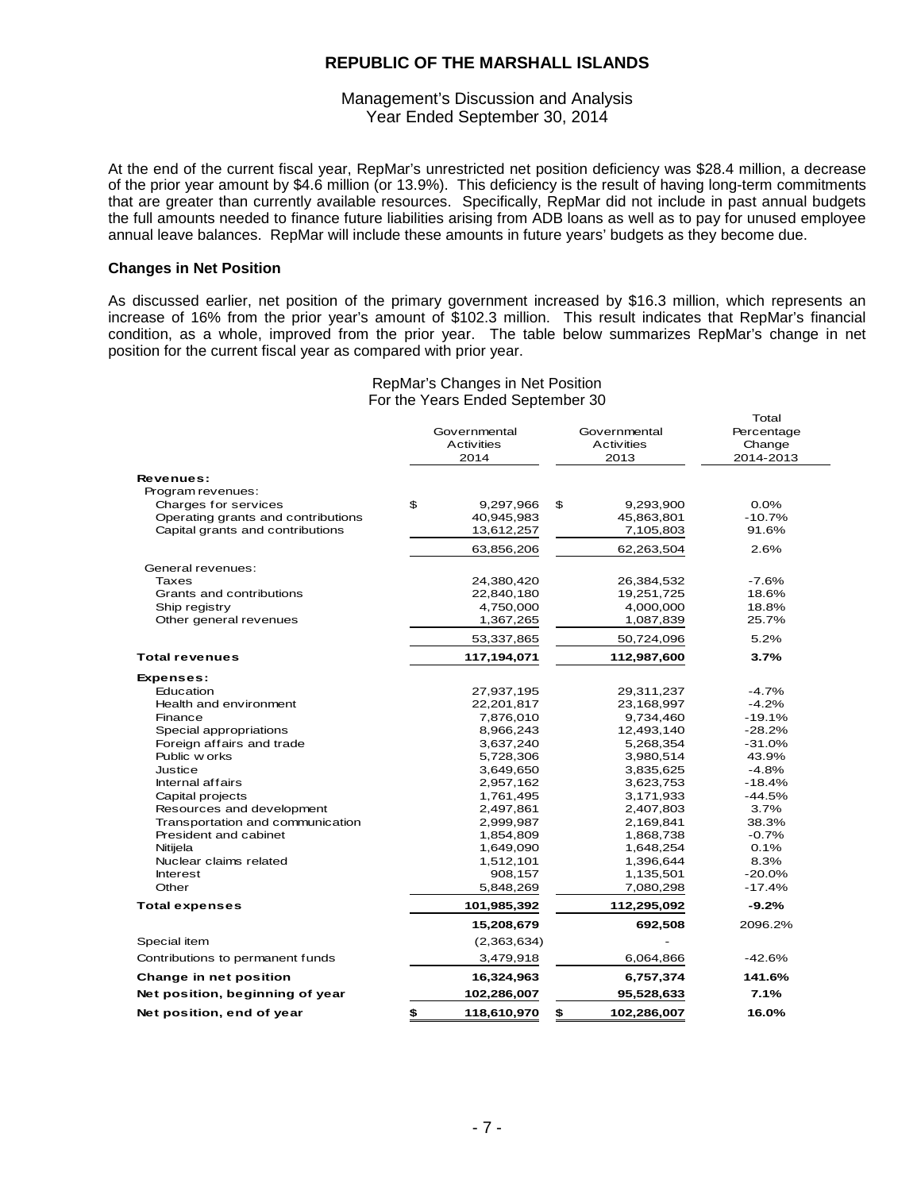At the end of the current fiscal year, RepMar's unrestricted net position deficiency was $28.4 million, a decrease of the prior year amount by $4.6 million (or 13.9%). This deficiency is the result of having long-term commitments that are greater than currently available resources. Specifically, RepMar did not include in past annual budgets the full amounts needed to finance future liabilities arising from ADB loans as well as to pay for unused employee annual leave balances. RepMar will include these amounts in future years' budgets as they become due.

**Changes in Net Position**

As discussed earlier, net position of the primary government increased by $16.3 million, which represents an increase of 16% from the prior year's amount of $102.3 million. This result indicates that RepMar's financial condition, as a whole, improved from the prior year. The table below summarizes RepMar's change in net position for the current fiscal year as compared with prior year.

RepMar's Changes in Net Position
For the Years Ended September 30

| | Governmental Activities 2014 | Governmental Activities 2013 | Total Percentage Change 2014-2013 |
|---|---|---|---|
| **Revenues:** | | | |
| Program revenues: | | | |
| Charges for services | $ 9,297,966 | $ 9,293,900 | 0.0% |
| Operating grants and contributions | 40,945,983 | 45,863,801 | -10.7% |
| Capital grants and contributions | 13,612,257 | 7,105,803 | 91.6% |
| | 63,856,206 | 62,263,504 | 2.6% |
| General revenues: | | | |
| Taxes | 24,380,420 | 26,384,532 | -7.6% |
| Grants and contributions | 22,840,180 | 19,251,725 | 18.6% |
| Ship registry | 4,750,000 | 4,000,000 | 18.8% |
| Other general revenues | 1,367,265 | 1,087,839 | 25.7% |
| | 53,337,865 | 50,724,096 | 5.2% |
| **Total revenues** | **117,194,071** | **112,987,600** | **3.7%** |
| **Expenses:** | | | |
| Education | 27,937,195 | 29,311,237 | -4.7% |
| Health and environment | 22,201,817 | 23,168,997 | -4.2% |
| Finance | 7,876,010 | 9,734,460 | -19.1% |
| Special appropriations | 8,966,243 | 12,493,140 | -28.2% |
| Foreign affairs and trade | 3,637,240 | 5,268,354 | -31.0% |
| Public works | 5,728,306 | 3,980,514 | 43.9% |
| Justice | 3,649,650 | 3,835,625 | -4.8% |
| Internal affairs | 2,957,162 | 3,623,753 | -18.4% |
| Capital projects | 1,761,495 | 3,171,933 | -44.5% |
| Resources and development | 2,497,861 | 2,407,803 | 3.7% |
| Transportation and communication | 2,999,987 | 2,169,841 | 38.3% |
| President and cabinet | 1,854,809 | 1,868,738 | -0.7% |
| Nitijela | 1,649,090 | 1,648,254 | 0.1% |
| Nuclear claims related | 1,512,101 | 1,396,644 | 8.3% |
| Interest | 908,157 | 1,135,501 | -20.0% |
| Other | 5,848,269 | 7,080,298 | -17.4% |
| **Total expenses** | **101,985,392** | **112,295,092** | **-9.2%** |
| | **15,208,679** | **692,508** | 2096.2% |
| Special item | (2,363,634) | - | |
| Contributions to permanent funds | 3,479,918 | 6,064,866 | -42.6% |
| **Change in net position** | **16,324,963** | **6,757,374** | **141.6%** |
| **Net position, beginning of year** | **102,286,007** | **95,528,633** | **7.1%** |
| **Net position, end of year** | **$ 118,610,970** | **$ 102,286,007** | **16.0%** |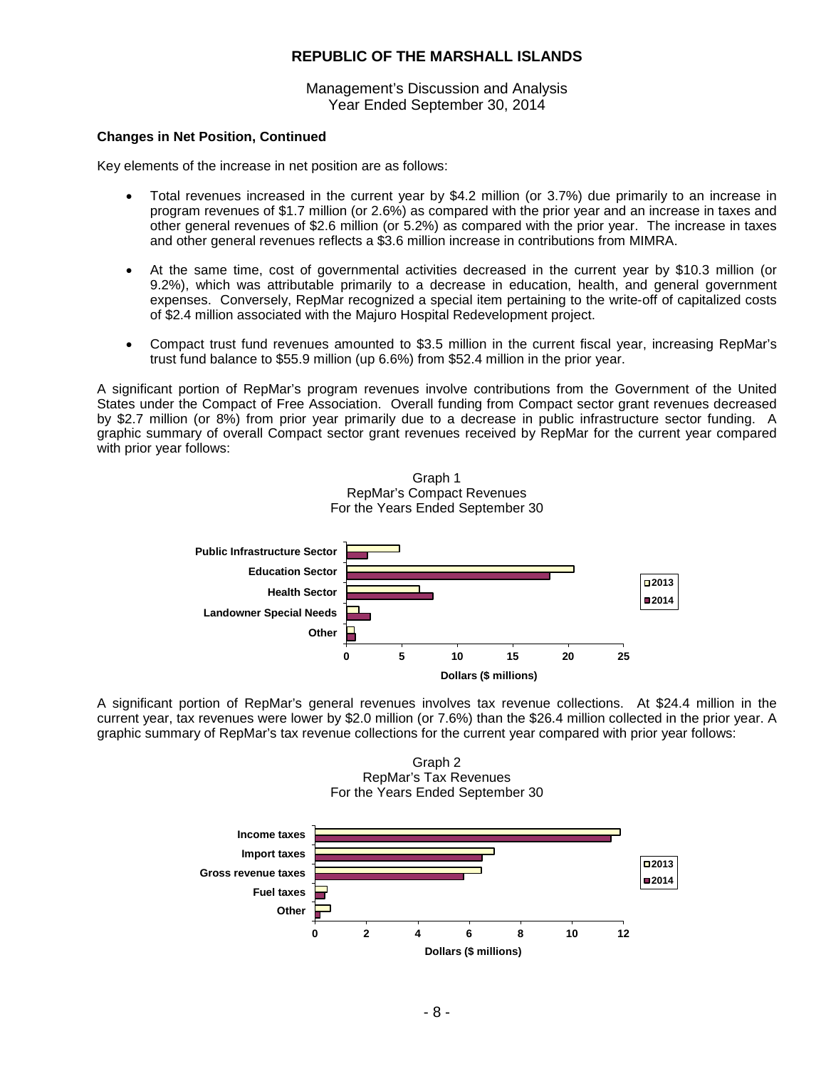**Changes in Net Position, Continued**

Key elements of the increase in net position are as follows:

- Total revenues increased in the current year by $4.2 million (or 3.7%) due primarily to an increase in program revenues of $1.7 million (or 2.6%) as compared with the prior year and an increase in taxes and other general revenues of $2.6 million (or 5.2%) as compared with the prior year. The increase in taxes and other general revenues reflects a $3.6 million increase in contributions from MIMRA.

- At the same time, cost of governmental activities decreased in the current year by $10.3 million (or 9.2%), which was attributable primarily to a decrease in education, health, and general government expenses. Conversely, RepMar recognized a special item pertaining to the write-off of capitalized costs of $2.4 million associated with the Majuro Hospital Redevelopment project.

- Compact trust fund revenues amounted to $3.5 million in the current fiscal year, increasing RepMar's trust fund balance to $55.9 million (up 6.6%) from $52.4 million in the prior year.

A significant portion of RepMar's program revenues involve contributions from the Government of the United States under the Compact of Free Association. Overall funding from Compact sector grant revenues decreased by $2.7 million (or 8%) from prior year primarily due to a decrease in public infrastructure sector funding. A graphic summary of overall Compact sector grant revenues received by RepMar for the current year compared with prior year follows:

Graph 1
RepMar's Compact Revenues
For the Years Ended September 30

A significant portion of RepMar's general revenues involves tax revenue collections. At $24.4 million in the current year, tax revenues were lower by $2.0 million (or 7.6%) than the $26.4 million collected in the prior year. A graphic summary of RepMar's tax revenue collections for the current year compared with prior year follows:

Graph 2
RepMar's Tax Revenues
For the Years Ended September 30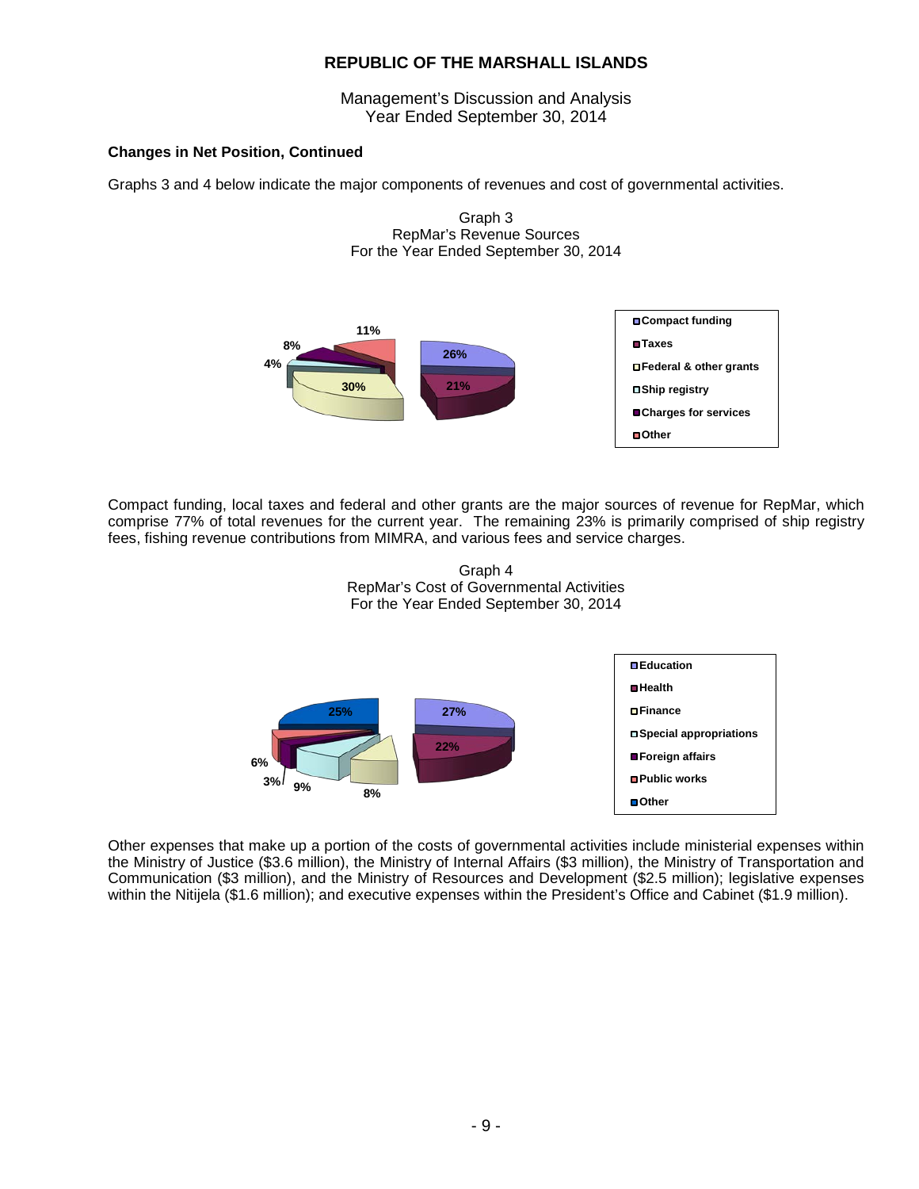## Changes in Net Position, Continued

Graphs 3 and 4 below indicate the major components of revenues and cost of governmental activities.

Graph 3
RepMar's Revenue Sources
For the Year Ended September 30, 2014

| Revenue Source | Percentage |
|---|---|
| Compact funding | 26% |
| Taxes | 21% |
| Federal & other grants | 30% |
| Ship registry | 4% |
| Charges for services | 8% |
| Other | 11% |

Compact funding, local taxes and federal and other grants are the major sources of revenue for RepMar, which comprise 77% of total revenues for the current year. The remaining 23% is primarily comprised of ship registry fees, fishing revenue contributions from MIMRA, and various fees and service charges.

Graph 4
RepMar's Cost of Governmental Activities
For the Year Ended September 30, 2014

| Activity | Percentage |
|---|---|
| Education | 27% |
| Health | 22% |
| Finance | 8% |
| Special appropriations | 9% |
| Foreign affairs | 3% |
| Public works | 6% |
| Other | 25% |

Other expenses that make up a portion of the costs of governmental activities include ministerial expenses within the Ministry of Justice ($3.6 million), the Ministry of Internal Affairs ($3 million), the Ministry of Transportation and Communication ($3 million), and the Ministry of Resources and Development ($2.5 million); legislative expenses within the Nitijela ($1.6 million); and executive expenses within the President's Office and Cabinet ($1.9 million).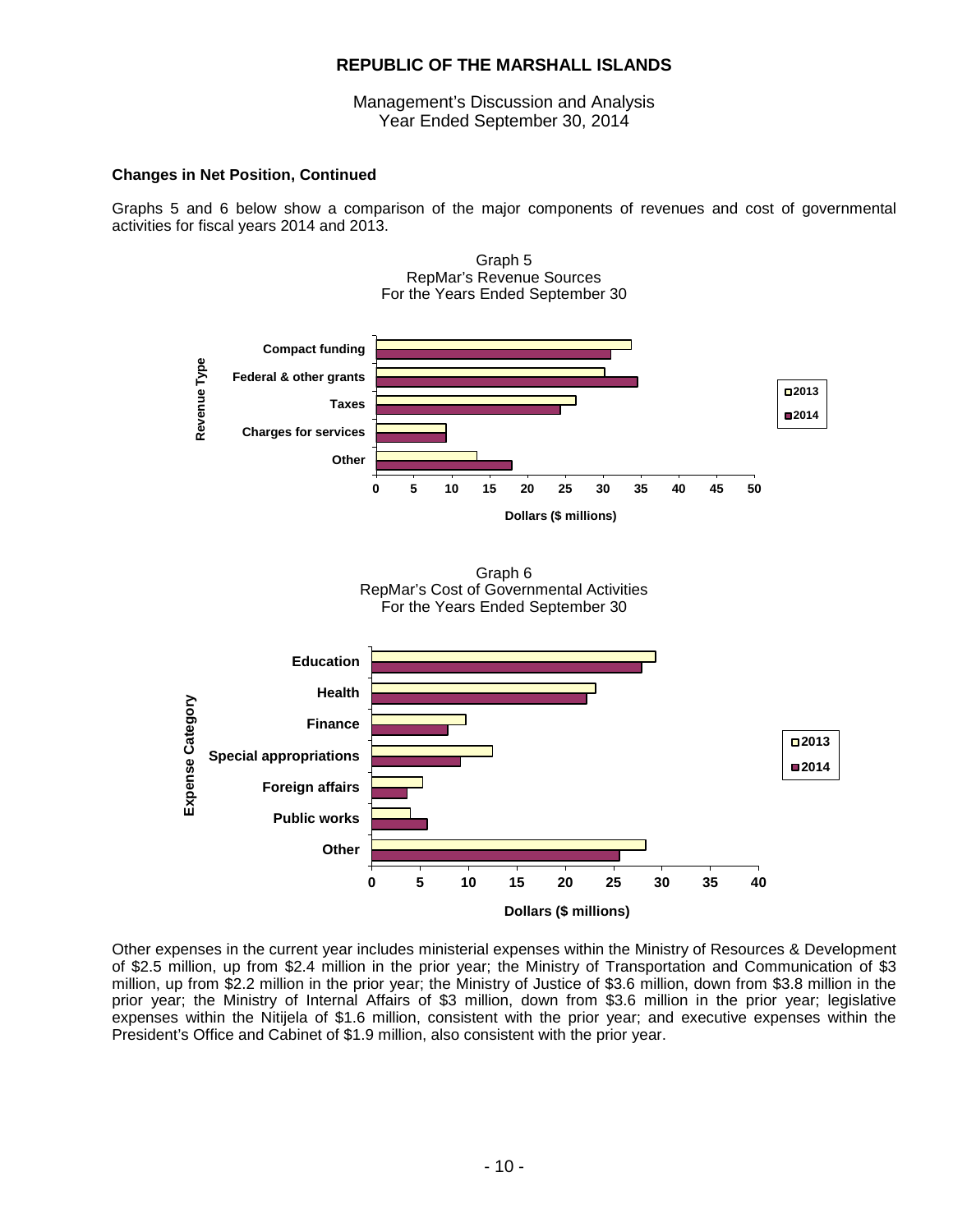## Changes in Net Position, Continued

Graphs 5 and 6 below show a comparison of the major components of revenues and cost of governmental activities for fiscal years 2014 and 2013.

Graph 5
RepMar's Revenue Sources
For the Years Ended September 30

Graph 6
RepMar's Cost of Governmental Activities
For the Years Ended September 30

Other expenses in the current year includes ministerial expenses within the Ministry of Resources & Development of $2.5 million, up from $2.4 million in the prior year; the Ministry of Transportation and Communication of $3 million, up from $2.2 million in the prior year; the Ministry of Justice of $3.6 million, down from $3.8 million in the prior year; the Ministry of Internal Affairs of $3 million, down from $3.6 million in the prior year; legislative expenses within the Nitijela of $1.6 million, consistent with the prior year; and executive expenses within the President's Office and Cabinet of $1.9 million, also consistent with the prior year.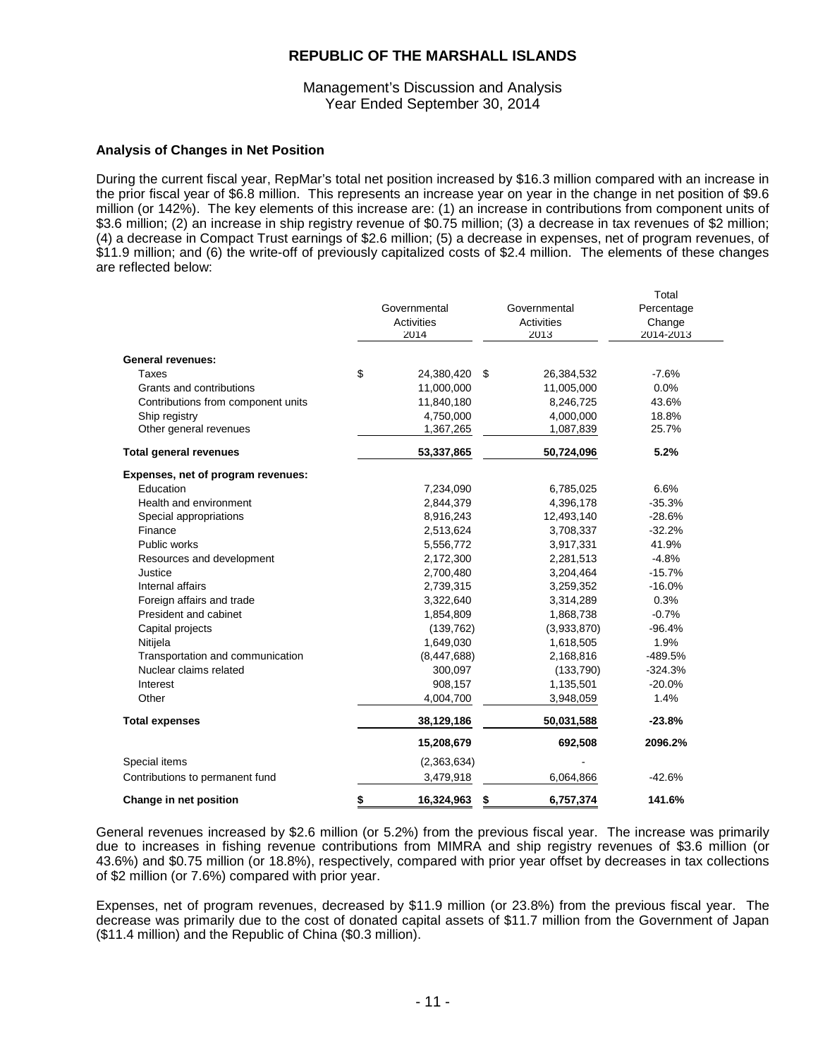# REPUBLIC OF THE MARSHALL ISLANDS

Management's Discussion and Analysis
Year Ended September 30, 2014

### Analysis of Changes in Net Position

During the current fiscal year, RepMar's total net position increased by $16.3 million compared with an increase in the prior fiscal year of $6.8 million. This represents an increase year on year in the change in net position of $9.6 million (or 142%). The key elements of this increase are: (1) an increase in contributions from component units of $3.6 million; (2) an increase in ship registry revenue of $0.75 million; (3) a decrease in tax revenues of $2 million; (4) a decrease in Compact Trust earnings of $2.6 million; (5) a decrease in expenses, net of program revenues, of $11.9 million; and (6) the write-off of previously capitalized costs of $2.4 million. The elements of these changes are reflected below:

| | Governmental Activities 2014 | Governmental Activities 2013 | Total Percentage Change 2014-2013 |
|---|---|---|---|
| **General revenues:** | | | |
| Taxes | $ 24,380,420 | $ 26,384,532 | -7.6% |
| Grants and contributions | 11,000,000 | 11,005,000 | 0.0% |
| Contributions from component units | 11,840,180 | 8,246,725 | 43.6% |
| Ship registry | 4,750,000 | 4,000,000 | 18.8% |
| Other general revenues | 1,367,265 | 1,087,839 | 25.7% |
| **Total general revenues** | **53,337,865** | **50,724,096** | **5.2%** |
| **Expenses, net of program revenues:** | | | |
| Education | 7,234,090 | 6,785,025 | 6.6% |
| Health and environment | 2,844,379 | 4,396,178 | -35.3% |
| Special appropriations | 8,916,243 | 12,493,140 | -28.6% |
| Finance | 2,513,624 | 3,708,337 | -32.2% |
| Public works | 5,556,772 | 3,917,331 | 41.9% |
| Resources and development | 2,172,300 | 2,281,513 | -4.8% |
| Justice | 2,700,480 | 3,204,464 | -15.7% |
| Internal affairs | 2,739,315 | 3,259,352 | -16.0% |
| Foreign affairs and trade | 3,322,640 | 3,314,289 | 0.3% |
| President and cabinet | 1,854,809 | 1,868,738 | -0.7% |
| Capital projects | (139,762) | (3,933,870) | -96.4% |
| Nitijela | 1,649,030 | 1,618,505 | 1.9% |
| Transportation and communication | (8,447,688) | 2,168,816 | -489.5% |
| Nuclear claims related | 300,097 | (133,790) | -324.3% |
| Interest | 908,157 | 1,135,501 | -20.0% |
| Other | 4,004,700 | 3,948,059 | 1.4% |
| **Total expenses** | **38,129,186** | **50,031,588** | **-23.8%** |
| | **15,208,679** | **692,508** | **2096.2%** |
| Special items | (2,363,634) | - | |
| Contributions to permanent fund | 3,479,918 | 6,064,866 | -42.6% |
| **Change in net position** | **$ 16,324,963** | **$ 6,757,374** | **141.6%** |

General revenues increased by $2.6 million (or 5.2%) from the previous fiscal year. The increase was primarily due to increases in fishing revenue contributions from MIMRA and ship registry revenues of $3.6 million (or 43.6%) and $0.75 million (or 18.8%), respectively, compared with prior year offset by decreases in tax collections of $2 million (or 7.6%) compared with prior year.

Expenses, net of program revenues, decreased by $11.9 million (or 23.8%) from the previous fiscal year. The decrease was primarily due to the cost of donated capital assets of $11.7 million from the Government of Japan ($11.4 million) and the Republic of China ($0.3 million).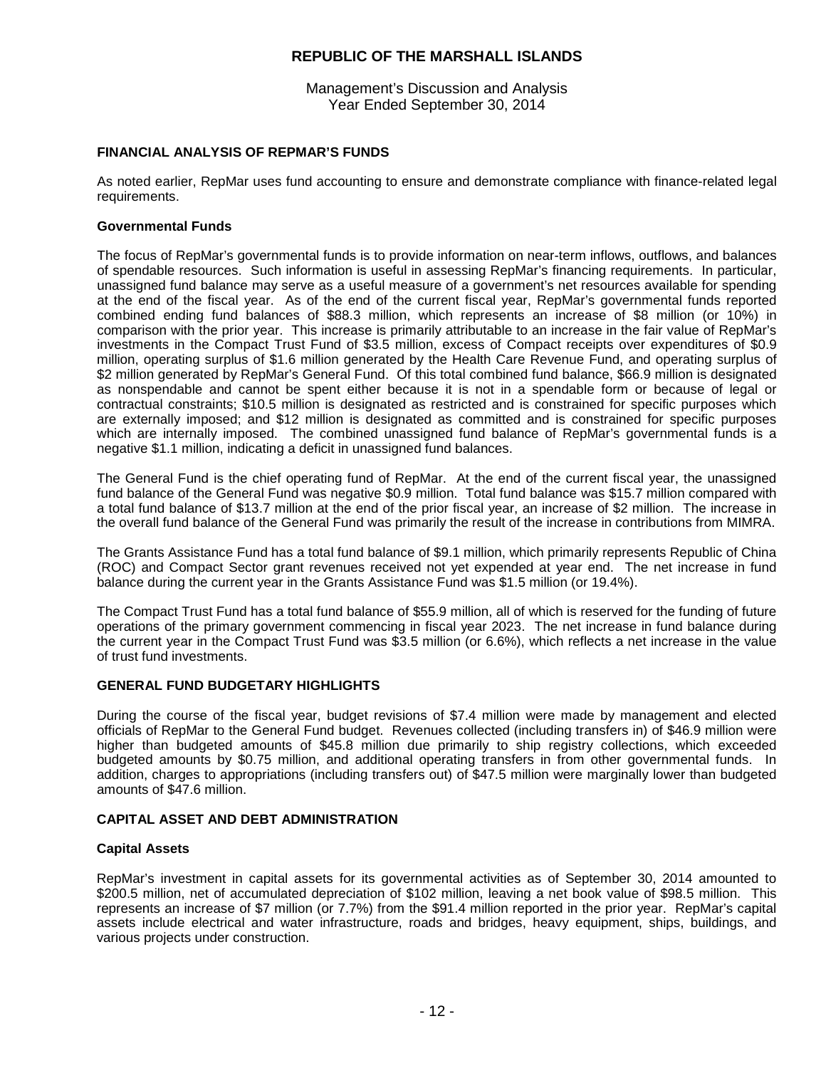## FINANCIAL ANALYSIS OF REPMAR'S FUNDS

As noted earlier, RepMar uses fund accounting to ensure and demonstrate compliance with finance-related legal requirements.

### Governmental Funds

The focus of RepMar's governmental funds is to provide information on near-term inflows, outflows, and balances of spendable resources. Such information is useful in assessing RepMar's financing requirements. In particular, unassigned fund balance may serve as a useful measure of a government's net resources available for spending at the end of the fiscal year. As of the end of the current fiscal year, RepMar's governmental funds reported combined ending fund balances of $88.3 million, which represents an increase of $8 million (or 10%) in comparison with the prior year. This increase is primarily attributable to an increase in the fair value of RepMar's investments in the Compact Trust Fund of $3.5 million, excess of Compact receipts over expenditures of $0.9 million, operating surplus of $1.6 million generated by the Health Care Revenue Fund, and operating surplus of $2 million generated by RepMar's General Fund. Of this total combined fund balance, $66.9 million is designated as nonspendable and cannot be spent either because it is not in a spendable form or because of legal or contractual constraints; $10.5 million is designated as restricted and is constrained for specific purposes which are externally imposed; and $12 million is designated as committed and is constrained for specific purposes which are internally imposed. The combined unassigned fund balance of RepMar's governmental funds is a negative $1.1 million, indicating a deficit in unassigned fund balances.

The General Fund is the chief operating fund of RepMar. At the end of the current fiscal year, the unassigned fund balance of the General Fund was negative $0.9 million. Total fund balance was $15.7 million compared with a total fund balance of $13.7 million at the end of the prior fiscal year, an increase of $2 million. The increase in the overall fund balance of the General Fund was primarily the result of the increase in contributions from MIMRA.

The Grants Assistance Fund has a total fund balance of $9.1 million, which primarily represents Republic of China (ROC) and Compact Sector grant revenues received not yet expended at year end. The net increase in fund balance during the current year in the Grants Assistance Fund was $1.5 million (or 19.4%).

The Compact Trust Fund has a total fund balance of $55.9 million, all of which is reserved for the funding of future operations of the primary government commencing in fiscal year 2023. The net increase in fund balance during the current year in the Compact Trust Fund was $3.5 million (or 6.6%), which reflects a net increase in the value of trust fund investments.

## GENERAL FUND BUDGETARY HIGHLIGHTS

During the course of the fiscal year, budget revisions of $7.4 million were made by management and elected officials of RepMar to the General Fund budget. Revenues collected (including transfers in) of $46.9 million were higher than budgeted amounts of $45.8 million due primarily to ship registry collections, which exceeded budgeted amounts by $0.75 million, and additional operating transfers in from other governmental funds. In addition, charges to appropriations (including transfers out) of $47.5 million were marginally lower than budgeted amounts of $47.6 million.

## CAPITAL ASSET AND DEBT ADMINISTRATION

### Capital Assets

RepMar's investment in capital assets for its governmental activities as of September 30, 2014 amounted to $200.5 million, net of accumulated depreciation of $102 million, leaving a net book value of $98.5 million. This represents an increase of $7 million (or 7.7%) from the $91.4 million reported in the prior year. RepMar's capital assets include electrical and water infrastructure, roads and bridges, heavy equipment, ships, buildings, and various projects under construction.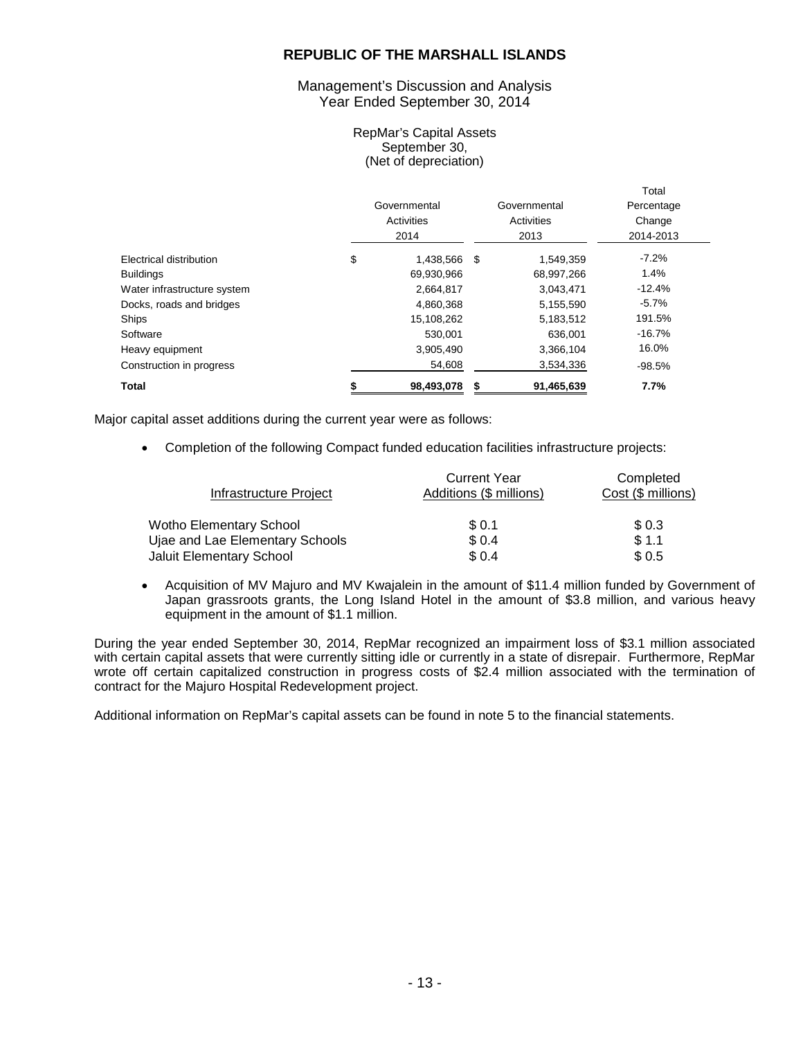# REPUBLIC OF THE MARSHALL ISLANDS

Management's Discussion and Analysis
Year Ended September 30, 2014

RepMar's Capital Assets
September 30,
(Net of depreciation)

| | Governmental Activities 2014 | Governmental Activities 2013 | Total Percentage Change 2014-2013 |
|---|---|---|---|
| Electrical distribution | $ 1,438,566 | $ 1,549,359 | -7.2% |
| Buildings | 69,930,966 | 68,997,266 | 1.4% |
| Water infrastructure system | 2,664,817 | 3,043,471 | -12.4% |
| Docks, roads and bridges | 4,860,368 | 5,155,590 | -5.7% |
| Ships | 15,108,262 | 5,183,512 | 191.5% |
| Software | 530,001 | 636,001 | -16.7% |
| Heavy equipment | 3,905,490 | 3,366,104 | 16.0% |
| Construction in progress | 54,608 | 3,534,336 | -98.5% |
| **Total** | **$ 98,493,078** | **$ 91,465,639** | **7.7%** |

Major capital asset additions during the current year were as follows:

- Completion of the following Compact funded education facilities infrastructure projects:

| Infrastructure Project | Current Year Additions ($ millions) | Completed Cost ($ millions) |
|---|---|---|
| Wotho Elementary School | $ 0.1 | $ 0.3 |
| Ujae and Lae Elementary Schools | $ 0.4 | $ 1.1 |
| Jaluit Elementary School | $ 0.4 | $ 0.5 |

- Acquisition of MV Majuro and MV Kwajalein in the amount of $11.4 million funded by Government of Japan grassroots grants, the Long Island Hotel in the amount of $3.8 million, and various heavy equipment in the amount of $1.1 million.

During the year ended September 30, 2014, RepMar recognized an impairment loss of $3.1 million associated with certain capital assets that were currently sitting idle or currently in a state of disrepair. Furthermore, RepMar wrote off certain capitalized construction in progress costs of $2.4 million associated with the termination of contract for the Majuro Hospital Redevelopment project.

Additional information on RepMar's capital assets can be found in note 5 to the financial statements.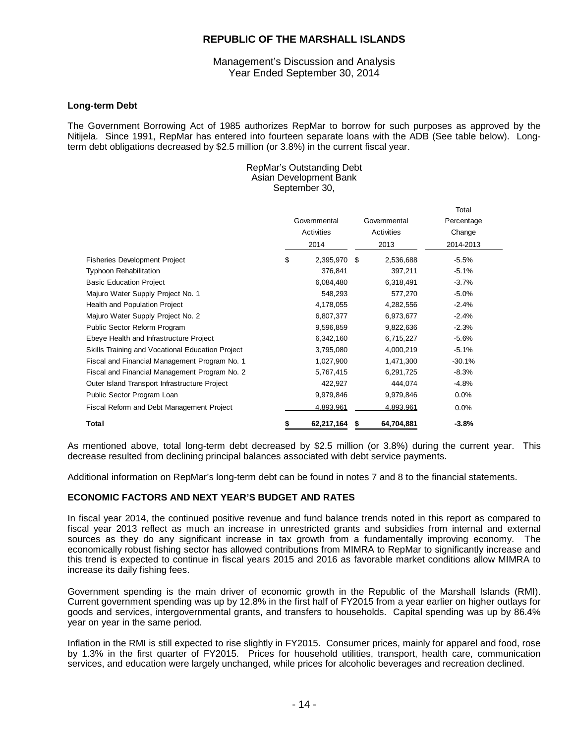**REPUBLIC OF THE MARSHALL ISLANDS**

Management's Discussion and Analysis
Year Ended September 30, 2014

### Long-term Debt

The Government Borrowing Act of 1985 authorizes RepMar to borrow for such purposes as approved by the Nitijela. Since 1991, RepMar has entered into fourteen separate loans with the ADB (See table below). Long-term debt obligations decreased by $2.5 million (or 3.8%) in the current fiscal year.

RepMar's Outstanding Debt
Asian Development Bank
September 30,

| | Governmental Activities 2014 | Governmental Activities 2013 | Total Percentage Change 2014-2013 |
|---|---|---|---|
| Fisheries Development Project | $ 2,395,970 | $ 2,536,688 | -5.5% |
| Typhoon Rehabilitation | 376,841 | 397,211 | -5.1% |
| Basic Education Project | 6,084,480 | 6,318,491 | -3.7% |
| Majuro Water Supply Project No. 1 | 548,293 | 577,270 | -5.0% |
| Health and Population Project | 4,178,055 | 4,282,556 | -2.4% |
| Majuro Water Supply Project No. 2 | 6,807,377 | 6,973,677 | -2.4% |
| Public Sector Reform Program | 9,596,859 | 9,822,636 | -2.3% |
| Ebeye Health and Infrastructure Project | 6,342,160 | 6,715,227 | -5.6% |
| Skills Training and Vocational Education Project | 3,795,080 | 4,000,219 | -5.1% |
| Fiscal and Financial Management Program No. 1 | 1,027,900 | 1,471,300 | -30.1% |
| Fiscal and Financial Management Program No. 2 | 5,767,415 | 6,291,725 | -8.3% |
| Outer Island Transport Infrastructure Project | 422,927 | 444,074 | -4.8% |
| Public Sector Program Loan | 9,979,846 | 9,979,846 | 0.0% |
| Fiscal Reform and Debt Management Project | 4,893,961 | 4,893,961 | 0.0% |
| **Total** | **$ 62,217,164** | **$ 64,704,881** | **-3.8%** |

As mentioned above, total long-term debt decreased by $2.5 million (or 3.8%) during the current year. This decrease resulted from declining principal balances associated with debt service payments.

Additional information on RepMar's long-term debt can be found in notes 7 and 8 to the financial statements.

### ECONOMIC FACTORS AND NEXT YEAR'S BUDGET AND RATES

In fiscal year 2014, the continued positive revenue and fund balance trends noted in this report as compared to fiscal year 2013 reflect as much an increase in unrestricted grants and subsidies from internal and external sources as they do any significant increase in tax growth from a fundamentally improving economy. The economically robust fishing sector has allowed contributions from MIMRA to RepMar to significantly increase and this trend is expected to continue in fiscal years 2015 and 2016 as favorable market conditions allow MIMRA to increase its daily fishing fees.

Government spending is the main driver of economic growth in the Republic of the Marshall Islands (RMI). Current government spending was up by 12.8% in the first half of FY2015 from a year earlier on higher outlays for goods and services, intergovernmental grants, and transfers to households. Capital spending was up by 86.4% year on year in the same period.

Inflation in the RMI is still expected to rise slightly in FY2015. Consumer prices, mainly for apparel and food, rose by 1.3% in the first quarter of FY2015. Prices for household utilities, transport, health care, communication services, and education were largely unchanged, while prices for alcoholic beverages and recreation declined.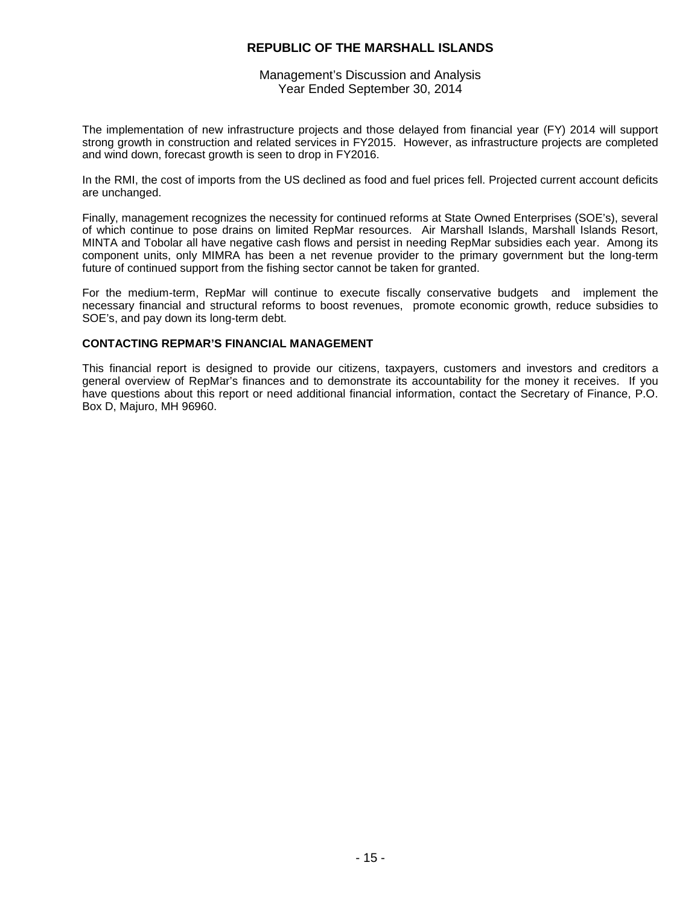The implementation of new infrastructure projects and those delayed from financial year (FY) 2014 will support strong growth in construction and related services in FY2015. However, as infrastructure projects are completed and wind down, forecast growth is seen to drop in FY2016.

In the RMI, the cost of imports from the US declined as food and fuel prices fell. Projected current account deficits are unchanged.

Finally, management recognizes the necessity for continued reforms at State Owned Enterprises (SOE's), several of which continue to pose drains on limited RepMar resources. Air Marshall Islands, Marshall Islands Resort, MINTA and Tobolar all have negative cash flows and persist in needing RepMar subsidies each year. Among its component units, only MIMRA has been a net revenue provider to the primary government but the long-term future of continued support from the fishing sector cannot be taken for granted.

For the medium-term, RepMar will continue to execute fiscally conservative budgets and implement the necessary financial and structural reforms to boost revenues, promote economic growth, reduce subsidies to SOE's, and pay down its long-term debt.

## CONTACTING REPMAR'S FINANCIAL MANAGEMENT

This financial report is designed to provide our citizens, taxpayers, customers and investors and creditors a general overview of RepMar's finances and to demonstrate its accountability for the money it receives. If you have questions about this report or need additional financial information, contact the Secretary of Finance, P.O. Box D, Majuro, MH 96960.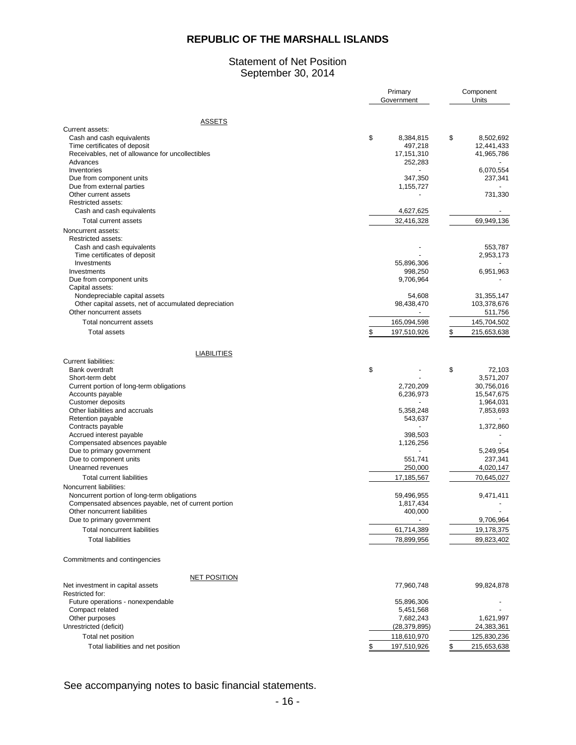# REPUBLIC OF THE MARSHALL ISLANDS

## Statement of Net Position
## September 30, 2014

| | Primary Government | Component Units |
|---|---|---|
| **ASSETS** | | |
| Current assets: | | |
| Cash and cash equivalents | $ 8,384,815 | $ 8,502,692 |
| Time certificates of deposit | 497,218 | 12,441,433 |
| Receivables, net of allowance for uncollectibles | 17,151,310 | 41,965,786 |
| Advances | 252,283 | - |
| Inventories | - | 6,070,554 |
| Due from component units | 347,350 | 237,341 |
| Due from external parties | 1,155,727 | - |
| Other current assets | - | 731,330 |
| Restricted assets: | | |
| Cash and cash equivalents | 4,627,625 | - |
| Total current assets | 32,416,328 | 69,949,136 |
| Noncurrent assets: | | |
| Restricted assets: | | |
| Cash and cash equivalents | - | 553,787 |
| Time certificates of deposit | - | 2,953,173 |
| Investments | 55,896,306 | - |
| Investments | 998,250 | 6,951,963 |
| Due from component units | 9,706,964 | - |
| Capital assets: | | |
| Nondepreciable capital assets | 54,608 | 31,355,147 |
| Other capital assets, net of accumulated depreciation | 98,438,470 | 103,378,676 |
| Other noncurrent assets | - | 511,756 |
| Total noncurrent assets | 165,094,598 | 145,704,502 |
| Total assets | $ 197,510,926 | $ 215,653,638 |
| **LIABILITIES** | | |
| Current liabilities: | | |
| Bank overdraft | $ - | $ 72,103 |
| Short-term debt | - | 3,571,207 |
| Current portion of long-term obligations | 2,720,209 | 30,756,016 |
| Accounts payable | 6,236,973 | 15,547,675 |
| Customer deposits | - | 1,964,031 |
| Other liabilities and accruals | 5,358,248 | 7,853,693 |
| Retention payable | 543,637 | - |
| Contracts payable | - | 1,372,860 |
| Accrued interest payable | 398,503 | - |
| Compensated absences payable | 1,126,256 | - |
| Due to primary government | - | 5,249,954 |
| Due to component units | 551,741 | 237,341 |
| Unearned revenues | 250,000 | 4,020,147 |
| Total current liabilities | 17,185,567 | 70,645,027 |
| Noncurrent liabilities: | | |
| Noncurrent portion of long-term obligations | 59,496,955 | 9,471,411 |
| Compensated absences payable, net of current portion | 1,817,434 | - |
| Other noncurrent liabilities | 400,000 | - |
| Due to primary government | - | 9,706,964 |
| Total noncurrent liabilities | 61,714,389 | 19,178,375 |
| Total liabilities | 78,899,956 | 89,823,402 |
| Commitments and contingencies | | |
| **NET POSITION** | | |
| Net investment in capital assets | 77,960,748 | 99,824,878 |
| Restricted for: | | |
| Future operations - nonexpendable | 55,896,306 | - |
| Compact related | 5,451,568 | - |
| Other purposes | 7,682,243 | 1,621,997 |
| Unrestricted (deficit) | (28,379,895) | 24,383,361 |
| Total net position | 118,610,970 | 125,830,236 |
| Total liabilities and net position | $ 197,510,926 | $ 215,653,638 |

See accompanying notes to basic financial statements.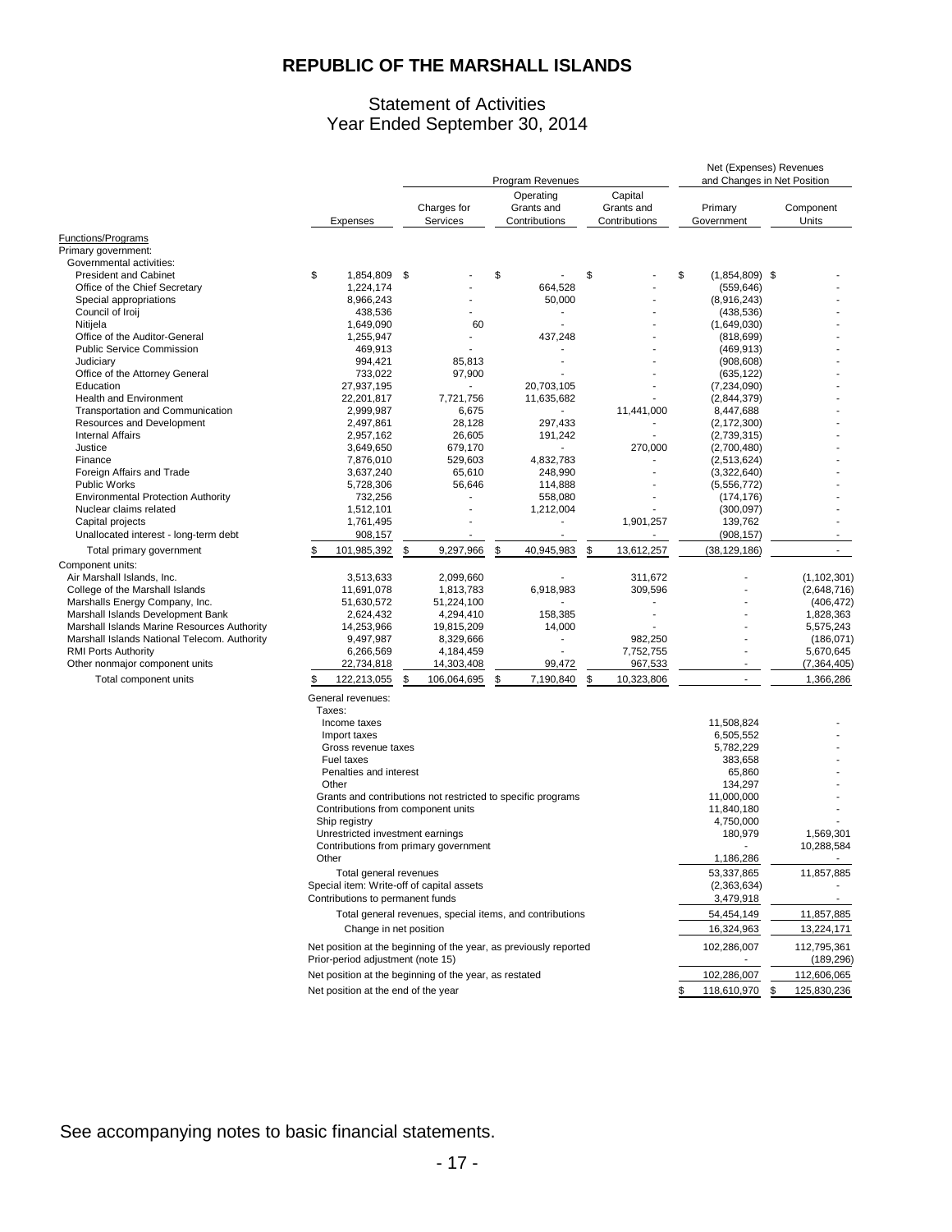# REPUBLIC OF THE MARSHALL ISLANDS

## Statement of Activities
## Year Ended September 30, 2014

| | | Program Revenues | | | Net (Expenses) Revenues and Changes in Net Position | |
|---|---|---|---|---|---|---|
| | Expenses | Charges for Services | Operating Grants and Contributions | Capital Grants and Contributions | Primary Government | Component Units |
| Functions/Programs | | | | | | |
| Primary government: | | | | | | |
| Governmental activities: | | | | | | |
| President and Cabinet | $ 1,854,809 | $ - | $ - | $ - | $ (1,854,809) | $ - |
| Office of the Chief Secretary | 1,224,174 | - | 664,528 | - | (559,646) | - |
| Special appropriations | 8,966,243 | - | 50,000 | - | (8,916,243) | - |
| Council of Iroij | 438,536 | - | - | - | (438,536) | - |
| Nitijela | 1,649,090 | 60 | - | - | (1,649,030) | - |
| Office of the Auditor-General | 1,255,947 | - | 437,248 | - | (818,699) | - |
| Public Service Commission | 469,913 | - | - | - | (469,913) | - |
| Judiciary | 994,421 | 85,813 | - | - | (908,608) | - |
| Office of the Attorney General | 733,022 | 97,900 | - | - | (635,122) | - |
| Education | 27,937,195 | - | 20,703,105 | - | (7,234,090) | - |
| Health and Environment | 22,201,817 | 7,721,756 | 11,635,682 | - | (2,844,379) | - |
| Transportation and Communication | 2,999,987 | 6,675 | - | 11,441,000 | 8,447,688 | - |
| Resources and Development | 2,497,861 | 28,128 | 297,433 | - | (2,172,300) | - |
| Internal Affairs | 2,957,162 | 26,605 | 191,242 | - | (2,739,315) | - |
| Justice | 3,649,650 | 679,170 | - | 270,000 | (2,700,480) | - |
| Finance | 7,876,010 | 529,603 | 4,832,783 | - | (2,513,624) | - |
| Foreign Affairs and Trade | 3,637,240 | 65,610 | 248,990 | - | (3,322,640) | - |
| Public Works | 5,728,306 | 56,646 | 114,888 | - | (5,556,772) | - |
| Environmental Protection Authority | 732,256 | - | 558,080 | - | (174,176) | - |
| Nuclear claims related | 1,512,101 | - | 1,212,004 | - | (300,097) | - |
| Capital projects | 1,761,495 | - | - | 1,901,257 | 139,762 | - |
| Unallocated interest - long-term debt | 908,157 | - | - | - | (908,157) | - |
| Total primary government | $ 101,985,392 | $ 9,297,966 | $ 40,945,983 | $ 13,612,257 | (38,129,186) | - |
| Component units: | | | | | | |
| Air Marshall Islands, Inc. | 3,513,633 | 2,099,660 | - | 311,672 | - | (1,102,301) |
| College of the Marshall Islands | 11,691,078 | 1,813,783 | 6,918,983 | 309,596 | - | (2,648,716) |
| Marshalls Energy Company, Inc. | 51,630,572 | 51,224,100 | - | - | - | (406,472) |
| Marshall Islands Development Bank | 2,624,432 | 4,294,410 | 158,385 | - | - | 1,828,363 |
| Marshall Islands Marine Resources Authority | 14,253,966 | 19,815,209 | 14,000 | - | - | 5,575,243 |
| Marshall Islands National Telecom. Authority | 9,497,987 | 8,329,666 | - | 982,250 | - | (186,071) |
| RMI Ports Authority | 6,266,569 | 4,184,459 | - | 7,752,755 | - | 5,670,645 |
| Other nonmajor component units | 22,734,818 | 14,303,408 | 99,472 | 967,533 | - | (7,364,405) |
| Total component units | $ 122,213,055 | $ 106,064,695 | $ 7,190,840 | $ 10,323,806 | - | 1,366,286 |
| General revenues: | | | | | | |
| Taxes: | | | | | | |
| Income taxes | | | | | 11,508,824 | - |
| Import taxes | | | | | 6,505,552 | - |
| Gross revenue taxes | | | | | 5,782,229 | - |
| Fuel taxes | | | | | 383,658 | - |
| Penalties and interest | | | | | 65,860 | - |
| Other | | | | | 134,297 | - |
| Grants and contributions not restricted to specific programs | | | | | 11,000,000 | - |
| Contributions from component units | | | | | 11,840,180 | - |
| Ship registry | | | | | 4,750,000 | - |
| Unrestricted investment earnings | | | | | 180,979 | 1,569,301 |
| Contributions from primary government | | | | | - | 10,288,584 |
| Other | | | | | 1,186,286 | - |
| Total general revenues | | | | | 53,337,865 | 11,857,885 |
| Special item: Write-off of capital assets | | | | | (2,363,634) | - |
| Contributions to permanent funds | | | | | 3,479,918 | - |
| Total general revenues, special items, and contributions | | | | | 54,454,149 | 11,857,885 |
| Change in net position | | | | | 16,324,963 | 13,224,171 |
| Net position at the beginning of the year, as previously reported | | | | | 102,286,007 | 112,795,361 |
| Prior-period adjustment (note 15) | | | | | - | (189,296) |
| Net position at the beginning of the year, as restated | | | | | 102,286,007 | 112,606,065 |
| Net position at the end of the year | | | | | $ 118,610,970 | $ 125,830,236 |

See accompanying notes to basic financial statements.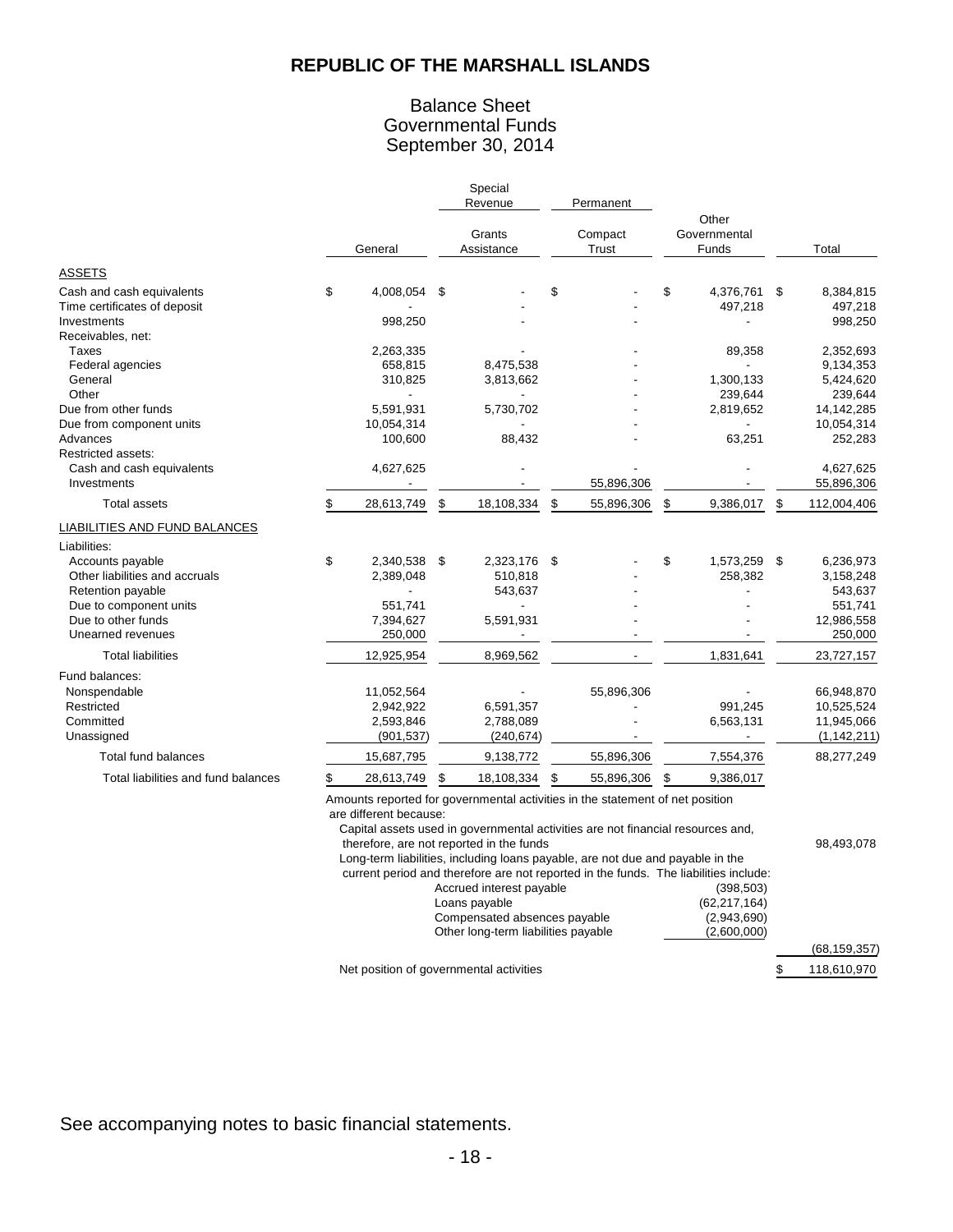# REPUBLIC OF THE MARSHALL ISLANDS

## Balance Sheet
## Governmental Funds
## September 30, 2014

| | General | Special Revenue<br>Grants Assistance | Permanent<br>Compact Trust | Other Governmental Funds | Total |
|---|---|---|---|---|---|
| **ASSETS** | | | | | |
| Cash and cash equivalents | $ 4,008,054 | $ - | $ - | $ 4,376,761 | $ 8,384,815 |
| Time certificates of deposit | - | - | - | 497,218 | 497,218 |
| Investments | 998,250 | - | - | - | 998,250 |
| Receivables, net: | | | | | |
| Taxes | 2,263,335 | - | - | 89,358 | 2,352,693 |
| Federal agencies | 658,815 | 8,475,538 | - | - | 9,134,353 |
| General | 310,825 | 3,813,662 | - | 1,300,133 | 5,424,620 |
| Other | - | - | - | 239,644 | 239,644 |
| Due from other funds | 5,591,931 | 5,730,702 | - | 2,819,652 | 14,142,285 |
| Due from component units | 10,054,314 | - | - | - | 10,054,314 |
| Advances | 100,600 | 88,432 | - | 63,251 | 252,283 |
| Restricted assets: | | | | | |
| Cash and cash equivalents | 4,627,625 | - | - | - | 4,627,625 |
| Investments | - | - | 55,896,306 | - | 55,896,306 |
| Total assets | $ 28,613,749 | $ 18,108,334 | $ 55,896,306 | $ 9,386,017 | $ 112,004,406 |
| **LIABILITIES AND FUND BALANCES** | | | | | |
| Liabilities: | | | | | |
| Accounts payable | $ 2,340,538 | $ 2,323,176 | $ - | $ 1,573,259 | $ 6,236,973 |
| Other liabilities and accruals | 2,389,048 | 510,818 | - | 258,382 | 3,158,248 |
| Retention payable | - | 543,637 | - | - | 543,637 |
| Due to component units | 551,741 | - | - | - | 551,741 |
| Due to other funds | 7,394,627 | 5,591,931 | - | - | 12,986,558 |
| Unearned revenues | 250,000 | - | - | - | 250,000 |
| Total liabilities | 12,925,954 | 8,969,562 | - | 1,831,641 | 23,727,157 |
| Fund balances: | | | | | |
| Nonspendable | 11,052,564 | - | 55,896,306 | - | 66,948,870 |
| Restricted | 2,942,922 | 6,591,357 | - | 991,245 | 10,525,524 |
| Committed | 2,593,846 | 2,788,089 | - | 6,563,131 | 11,945,066 |
| Unassigned | (901,537) | (240,674) | - | - | (1,142,211) |
| Total fund balances | 15,687,795 | 9,138,772 | 55,896,306 | 7,554,376 | 88,277,249 |
| Total liabilities and fund balances | $ 28,613,749 | $ 18,108,334 | $ 55,896,306 | $ 9,386,017 | |

Amounts reported for governmental activities in the statement of net position are different because:

| | | |
|---|---|---|
| Capital assets used in governmental activities are not financial resources and, therefore, are not reported in the funds | | 98,493,078 |
| Long-term liabilities, including loans payable, are not due and payable in the current period and therefore are not reported in the funds. The liabilities include: | | |
| Accrued interest payable | (398,503) | |
| Loans payable | (62,217,164) | |
| Compensated absences payable | (2,943,690) | |
| Other long-term liabilities payable | (2,600,000) | |
| | | (68,159,357) |
| Net position of governmental activities | | $ 118,610,970 |

See accompanying notes to basic financial statements.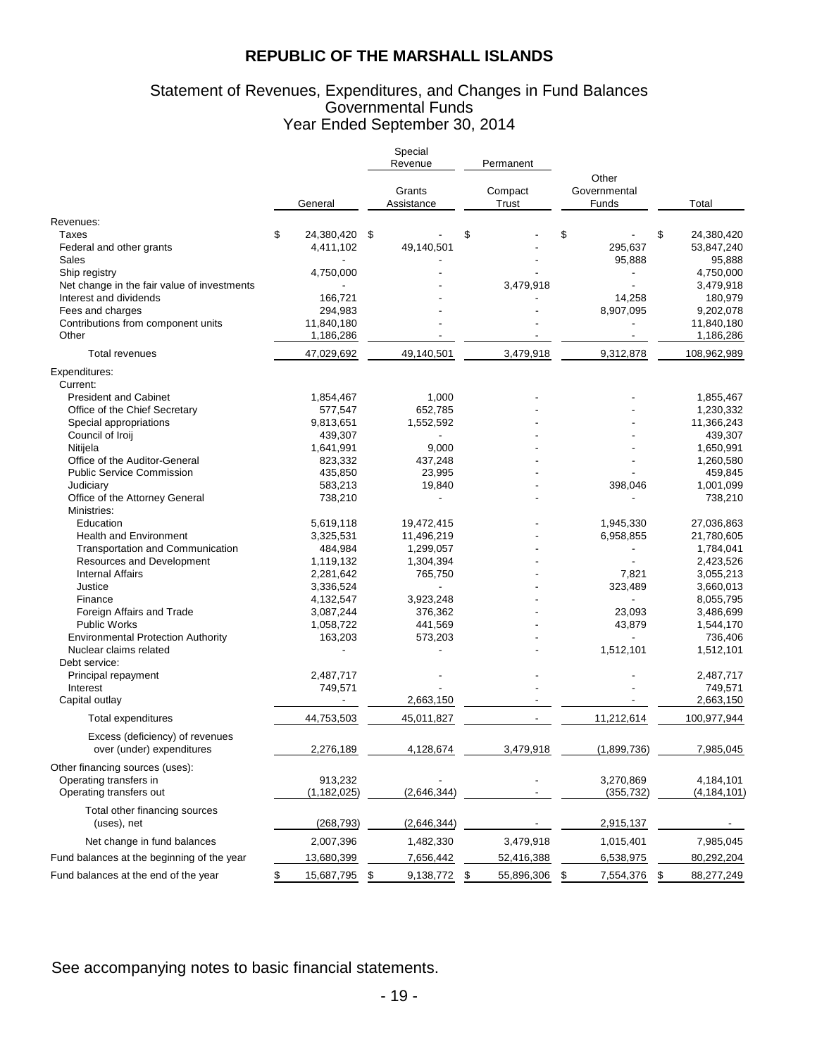# REPUBLIC OF THE MARSHALL ISLANDS

## Statement of Revenues, Expenditures, and Changes in Fund Balances
## Governmental Funds
## Year Ended September 30, 2014

| | General | Special Revenue | Permanent | Other Governmental Funds | Total |
|---|---|---|---|---|---|
| | | Grants Assistance | Compact Trust | | |
| **Revenues:** | | | | | |
| Taxes | $ 24,380,420 | $ - | $ - | $ - | $ 24,380,420 |
| Federal and other grants | 4,411,102 | 49,140,501 | - | 295,637 | 53,847,240 |
| Sales | - | - | - | 95,888 | 95,888 |
| Ship registry | 4,750,000 | - | - | - | 4,750,000 |
| Net change in the fair value of investments | - | - | 3,479,918 | - | 3,479,918 |
| Interest and dividends | 166,721 | - | - | 14,258 | 180,979 |
| Fees and charges | 294,983 | - | - | 8,907,095 | 9,202,078 |
| Contributions from component units | 11,840,180 | - | - | - | 11,840,180 |
| Other | 1,186,286 | - | - | - | 1,186,286 |
| Total revenues | 47,029,692 | 49,140,501 | 3,479,918 | 9,312,878 | 108,962,989 |
| **Expenditures:** | | | | | |
| Current: | | | | | |
| President and Cabinet | 1,854,467 | 1,000 | - | - | 1,855,467 |
| Office of the Chief Secretary | 577,547 | 652,785 | - | - | 1,230,332 |
| Special appropriations | 9,813,651 | 1,552,592 | - | - | 11,366,243 |
| Council of Iroij | 439,307 | - | - | - | 439,307 |
| Nitijela | 1,641,991 | 9,000 | - | - | 1,650,991 |
| Office of the Auditor-General | 823,332 | 437,248 | - | - | 1,260,580 |
| Public Service Commission | 435,850 | 23,995 | - | - | 459,845 |
| Judiciary | 583,213 | 19,840 | - | 398,046 | 1,001,099 |
| Office of the Attorney General | 738,210 | - | - | - | 738,210 |
| Ministries: | | | | | |
| Education | 5,619,118 | 19,472,415 | - | 1,945,330 | 27,036,863 |
| Health and Environment | 3,325,531 | 11,496,219 | - | 6,958,855 | 21,780,605 |
| Transportation and Communication | 484,984 | 1,299,057 | - | - | 1,784,041 |
| Resources and Development | 1,119,132 | 1,304,394 | - | - | 2,423,526 |
| Internal Affairs | 2,281,642 | 765,750 | - | 7,821 | 3,055,213 |
| Justice | 3,336,524 | - | - | 323,489 | 3,660,013 |
| Finance | 4,132,547 | 3,923,248 | - | - | 8,055,795 |
| Foreign Affairs and Trade | 3,087,244 | 376,362 | - | 23,093 | 3,486,699 |
| Public Works | 1,058,722 | 441,569 | - | 43,879 | 1,544,170 |
| Environmental Protection Authority | 163,203 | 573,203 | - | - | 736,406 |
| Nuclear claims related | - | - | - | 1,512,101 | 1,512,101 |
| Debt service: | | | | | |
| Principal repayment | 2,487,717 | - | - | - | 2,487,717 |
| Interest | 749,571 | - | - | - | 749,571 |
| Capital outlay | - | 2,663,150 | - | - | 2,663,150 |
| Total expenditures | 44,753,503 | 45,011,827 | - | 11,212,614 | 100,977,944 |
| Excess (deficiency) of revenues over (under) expenditures | 2,276,189 | 4,128,674 | 3,479,918 | (1,899,736) | 7,985,045 |
| **Other financing sources (uses):** | | | | | |
| Operating transfers in | 913,232 | - | - | 3,270,869 | 4,184,101 |
| Operating transfers out | (1,182,025) | (2,646,344) | - | (355,732) | (4,184,101) |
| Total other financing sources (uses), net | (268,793) | (2,646,344) | - | 2,915,137 | - |
| Net change in fund balances | 2,007,396 | 1,482,330 | 3,479,918 | 1,015,401 | 7,985,045 |
| Fund balances at the beginning of the year | 13,680,399 | 7,656,442 | 52,416,388 | 6,538,975 | 80,292,204 |
| Fund balances at the end of the year | $ 15,687,795 | $ 9,138,772 | $ 55,896,306 | $ 7,554,376 | $ 88,277,249 |

See accompanying notes to basic financial statements.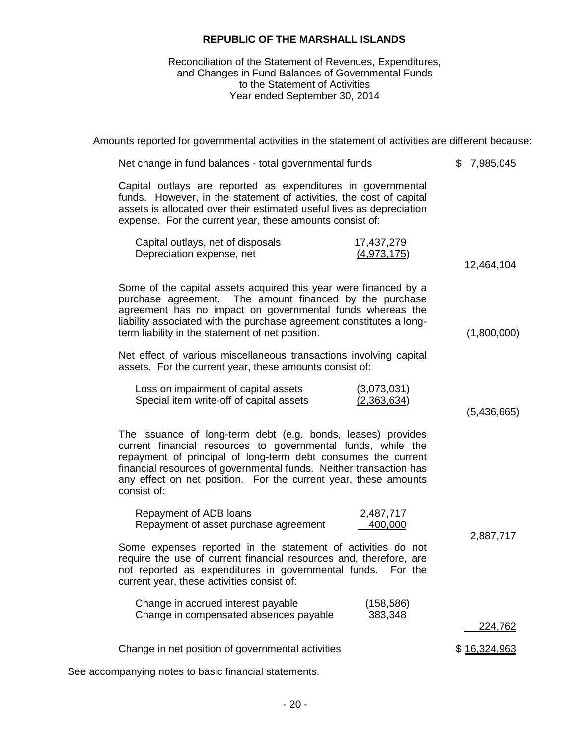# REPUBLIC OF THE MARSHALL ISLANDS

Reconciliation of the Statement of Revenues, Expenditures, and Changes in Fund Balances of Governmental Funds to the Statement of Activities
Year ended September 30, 2014

Amounts reported for governmental activities in the statement of activities are different because:

| | | |
|---|---|---|
| Net change in fund balances - total governmental funds | | $ 7,985,045 |
| Capital outlays are reported as expenditures in governmental funds. However, in the statement of activities, the cost of capital assets is allocated over their estimated useful lives as depreciation expense. For the current year, these amounts consist of: | | |
| Capital outlays, net of disposals | 17,437,279 | |
| Depreciation expense, net | (4,973,175) | |
| | | 12,464,104 |
| Some of the capital assets acquired this year were financed by a purchase agreement. The amount financed by the purchase agreement has no impact on governmental funds whereas the liability associated with the purchase agreement constitutes a long-term liability in the statement of net position. | | (1,800,000) |
| Net effect of various miscellaneous transactions involving capital assets. For the current year, these amounts consist of: | | |
| Loss on impairment of capital assets | (3,073,031) | |
| Special item write-off of capital assets | (2,363,634) | |
| | | (5,436,665) |
| The issuance of long-term debt (e.g. bonds, leases) provides current financial resources to governmental funds, while the repayment of principal of long-term debt consumes the current financial resources of governmental funds. Neither transaction has any effect on net position. For the current year, these amounts consist of: | | |
| Repayment of ADB loans | 2,487,717 | |
| Repayment of asset purchase agreement | 400,000 | |
| | | 2,887,717 |
| Some expenses reported in the statement of activities do not require the use of current financial resources and, therefore, are not reported as expenditures in governmental funds. For the current year, these activities consist of: | | |
| Change in accrued interest payable | (158,586) | |
| Change in compensated absences payable | 383,348 | |
| | | 224,762 |
| Change in net position of governmental activities | | $ 16,324,963 |

See accompanying notes to basic financial statements.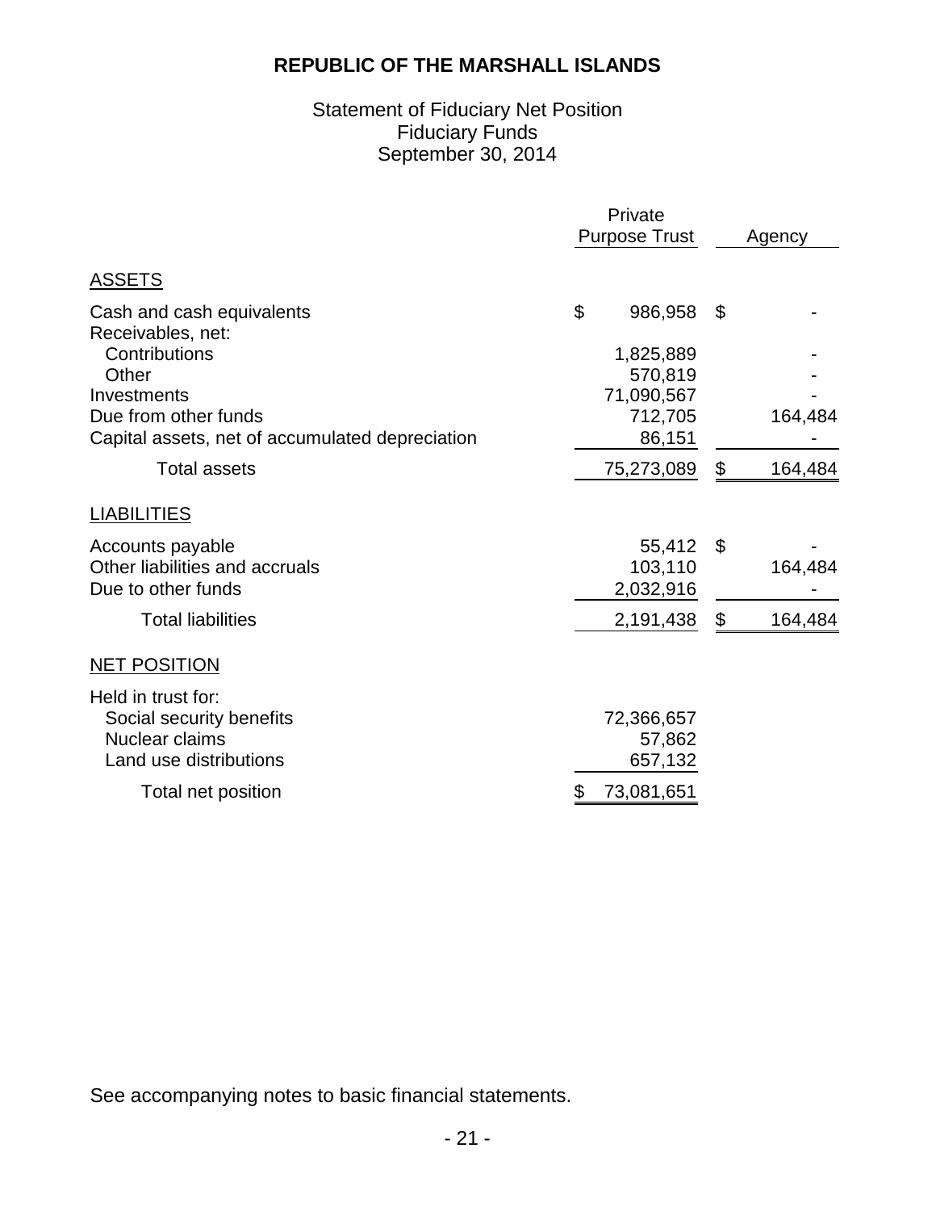# REPUBLIC OF THE MARSHALL ISLANDS

## Statement of Fiduciary Net Position
## Fiduciary Funds
## September 30, 2014

| | Private Purpose Trust | Agency |
|---|---|---|
| ASSETS | | |
| Cash and cash equivalents | $ 986,958 | $ - |
| Receivables, net: | | |
| Contributions | 1,825,889 | - |
| Other | 570,819 | - |
| Investments | 71,090,567 | - |
| Due from other funds | 712,705 | 164,484 |
| Capital assets, net of accumulated depreciation | 86,151 | - |
| Total assets | 75,273,089 | $ 164,484 |
| LIABILITIES | | |
| Accounts payable | 55,412 | $ - |
| Other liabilities and accruals | 103,110 | 164,484 |
| Due to other funds | 2,032,916 | - |
| Total liabilities | 2,191,438 | $ 164,484 |
| NET POSITION | | |
| Held in trust for: | | |
| Social security benefits | 72,366,657 | |
| Nuclear claims | 57,862 | |
| Land use distributions | 657,132 | |
| Total net position | $ 73,081,651 | |

See accompanying notes to basic financial statements.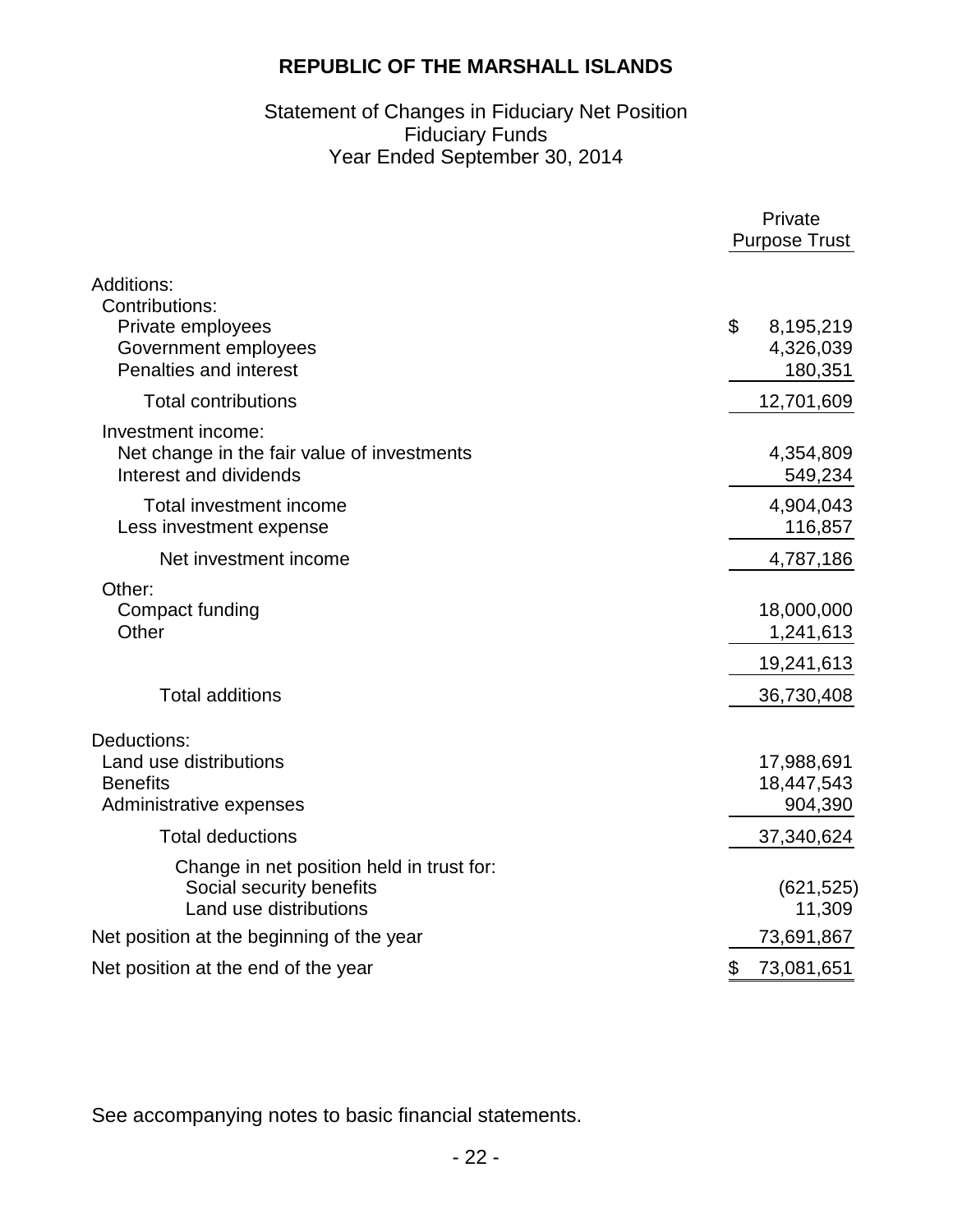# REPUBLIC OF THE MARSHALL ISLANDS

Statement of Changes in Fiduciary Net Position
Fiduciary Funds
Year Ended September 30, 2014

| | Private Purpose Trust |
|---|---|
| Additions: | |
| Contributions: | |
| Private employees | $ 8,195,219 |
| Government employees | 4,326,039 |
| Penalties and interest | 180,351 |
| Total contributions | 12,701,609 |
| Investment income: | |
| Net change in the fair value of investments | 4,354,809 |
| Interest and dividends | 549,234 |
| Total investment income | 4,904,043 |
| Less investment expense | 116,857 |
| Net investment income | 4,787,186 |
| Other: | |
| Compact funding | 18,000,000 |
| Other | 1,241,613 |
| | 19,241,613 |
| Total additions | 36,730,408 |
| Deductions: | |
| Land use distributions | 17,988,691 |
| Benefits | 18,447,543 |
| Administrative expenses | 904,390 |
| Total deductions | 37,340,624 |
| Change in net position held in trust for: | |
| Social security benefits | (621,525) |
| Land use distributions | 11,309 |
| Net position at the beginning of the year | 73,691,867 |
| Net position at the end of the year | $ 73,081,651 |

See accompanying notes to basic financial statements.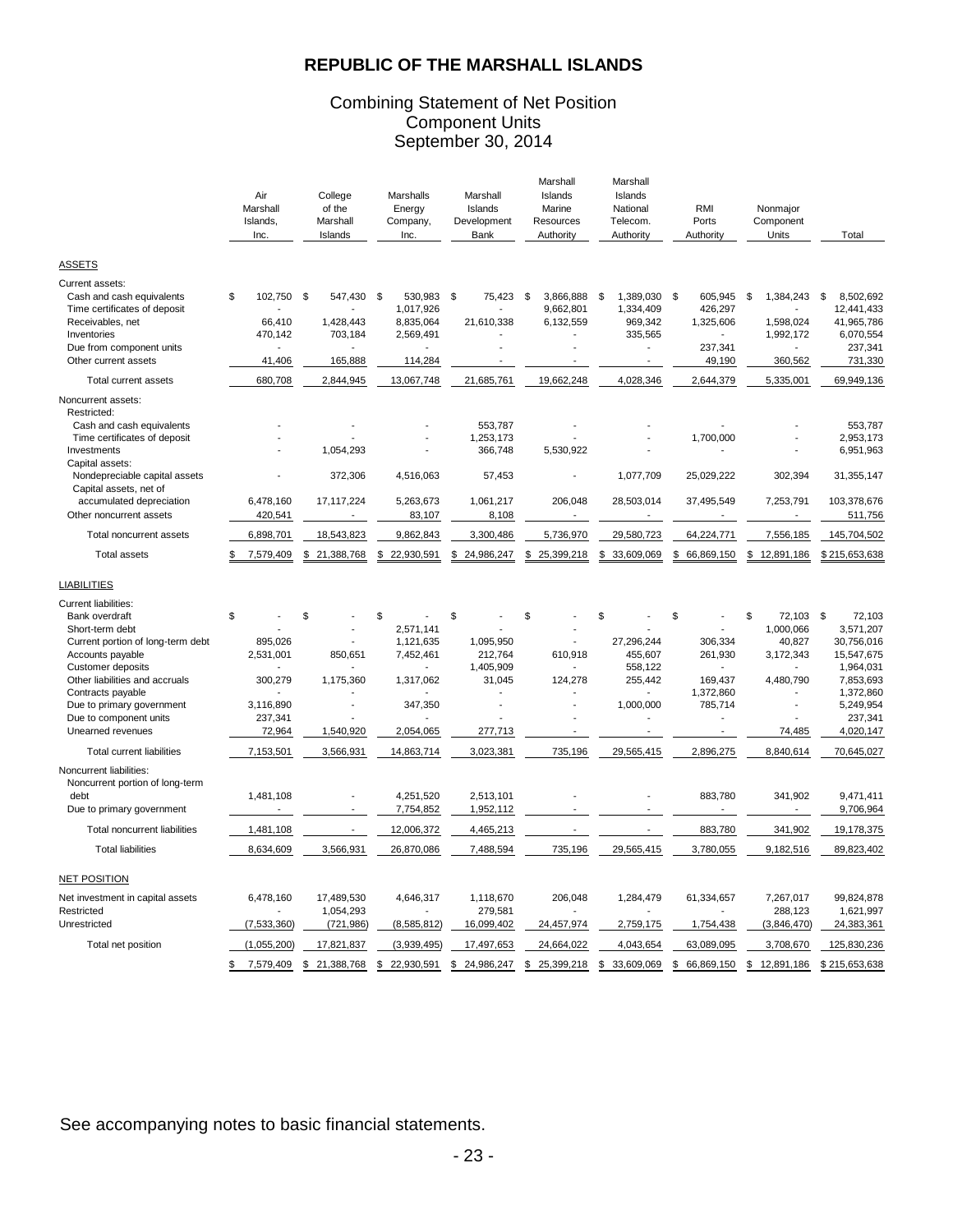# REPUBLIC OF THE MARSHALL ISLANDS

## Combining Statement of Net Position
## Component Units
## September 30, 2014

| | Air Marshall Islands, Inc. | College of the Marshall Islands | Marshalls Energy Company, Inc. | Marshall Islands Development Bank | Marshall Islands Marine Resources Authority | Marshall Islands National Telecom. Authority | RMI Ports Authority | Nonmajor Component Units | Total |
|---|---|---|---|---|---|---|---|---|---|
| **ASSETS** | | | | | | | | | |
| Current assets: | | | | | | | | | |
| Cash and cash equivalents | $ 102,750 | $ 547,430 | $ 530,983 | $ 75,423 | $ 3,866,888 | $ 1,389,030 | $ 605,945 | $ 1,384,243 | $ 8,502,692 |
| Time certificates of deposit | - | - | 1,017,926 | - | 9,662,801 | 1,334,409 | 426,297 | - | 12,441,433 |
| Receivables, net | 66,410 | 1,428,443 | 8,835,064 | 21,610,338 | 6,132,559 | 969,342 | 1,325,606 | 1,598,024 | 41,965,786 |
| Inventories | 470,142 | 703,184 | 2,569,491 | - | - | 335,565 | - | 1,992,172 | 6,070,554 |
| Due from component units | - | - | - | - | - | - | 237,341 | - | 237,341 |
| Other current assets | 41,406 | 165,888 | 114,284 | - | - | - | 49,190 | 360,562 | 731,330 |
| Total current assets | 680,708 | 2,844,945 | 13,067,748 | 21,685,761 | 19,662,248 | 4,028,346 | 2,644,379 | 5,335,001 | 69,949,136 |
| Noncurrent assets: | | | | | | | | | |
| Restricted: | | | | | | | | | |
| Cash and cash equivalents | - | - | - | 553,787 | - | - | - | - | 553,787 |
| Time certificates of deposit | - | - | - | 1,253,173 | - | - | 1,700,000 | - | 2,953,173 |
| Investments | - | 1,054,293 | - | 366,748 | 5,530,922 | - | - | - | 6,951,963 |
| Capital assets: | | | | | | | | | |
| Nondepreciable capital assets | - | 372,306 | 4,516,063 | 57,453 | - | 1,077,709 | 25,029,222 | 302,394 | 31,355,147 |
| Capital assets, net of accumulated depreciation | 6,478,160 | 17,117,224 | 5,263,673 | 1,061,217 | 206,048 | 28,503,014 | 37,495,549 | 7,253,791 | 103,378,676 |
| Other noncurrent assets | 420,541 | - | 83,107 | 8,108 | - | - | - | - | 511,756 |
| Total noncurrent assets | 6,898,701 | 18,543,823 | 9,862,843 | 3,300,486 | 5,736,970 | 29,580,723 | 64,224,771 | 7,556,185 | 145,704,502 |
| Total assets | $ 7,579,409 | $ 21,388,768 | $ 22,930,591 | $ 24,986,247 | $ 25,399,218 | $ 33,609,069 | $ 66,869,150 | $ 12,891,186 | $ 215,653,638 |
| **LIABILITIES** | | | | | | | | | |
| Current liabilities: | | | | | | | | | |
| Bank overdraft | $ - | $ - | $ - | $ - | $ - | $ - | $ - | $ 72,103 | $ 72,103 |
| Short-term debt | - | - | 2,571,141 | - | - | - | - | 1,000,066 | 3,571,207 |
| Current portion of long-term debt | 895,026 | - | 1,121,635 | 1,095,950 | - | 27,296,244 | 306,334 | 40,827 | 30,756,016 |
| Accounts payable | 2,531,001 | 850,651 | 7,452,461 | 212,764 | 610,918 | 455,607 | 261,930 | 3,172,343 | 15,547,675 |
| Customer deposits | - | - | - | 1,405,909 | - | 558,122 | - | - | 1,964,031 |
| Other liabilities and accruals | 300,279 | 1,175,360 | 1,317,062 | 31,045 | 124,278 | 255,442 | 169,437 | 4,480,790 | 7,853,693 |
| Contracts payable | - | - | - | - | - | - | 1,372,860 | - | 1,372,860 |
| Due to primary government | 3,116,890 | - | 347,350 | - | - | 1,000,000 | 785,714 | - | 5,249,954 |
| Due to component units | 237,341 | - | - | - | - | - | - | - | 237,341 |
| Unearned revenues | 72,964 | 1,540,920 | 2,054,065 | 277,713 | - | - | - | 74,485 | 4,020,147 |
| Total current liabilities | 7,153,501 | 3,566,931 | 14,863,714 | 3,023,381 | 735,196 | 29,565,415 | 2,896,275 | 8,840,614 | 70,645,027 |
| Noncurrent liabilities: | | | | | | | | | |
| Noncurrent portion of long-term debt | 1,481,108 | - | 4,251,520 | 2,513,101 | - | - | 883,780 | 341,902 | 9,471,411 |
| Due to primary government | - | - | 7,754,852 | 1,952,112 | - | - | - | - | 9,706,964 |
| Total noncurrent liabilities | 1,481,108 | - | 12,006,372 | 4,465,213 | - | - | 883,780 | 341,902 | 19,178,375 |
| Total liabilities | 8,634,609 | 3,566,931 | 26,870,086 | 7,488,594 | 735,196 | 29,565,415 | 3,780,055 | 9,182,516 | 89,823,402 |
| **NET POSITION** | | | | | | | | | |
| Net investment in capital assets | 6,478,160 | 17,489,530 | 4,646,317 | 1,118,670 | 206,048 | 1,284,479 | 61,334,657 | 7,267,017 | 99,824,878 |
| Restricted | - | 1,054,293 | - | 279,581 | - | - | - | 288,123 | 1,621,997 |
| Unrestricted | (7,533,360) | (721,986) | (8,585,812) | 16,099,402 | 24,457,974 | 2,759,175 | 1,754,438 | (3,846,470) | 24,383,361 |
| Total net position | (1,055,200) | 17,821,837 | (3,939,495) | 17,497,653 | 24,664,022 | 4,043,654 | 63,089,095 | 3,708,670 | 125,830,236 |
| | $ 7,579,409 | $ 21,388,768 | $ 22,930,591 | $ 24,986,247 | $ 25,399,218 | $ 33,609,069 | $ 66,869,150 | $ 12,891,186 | $ 215,653,638 |

See accompanying notes to basic financial statements.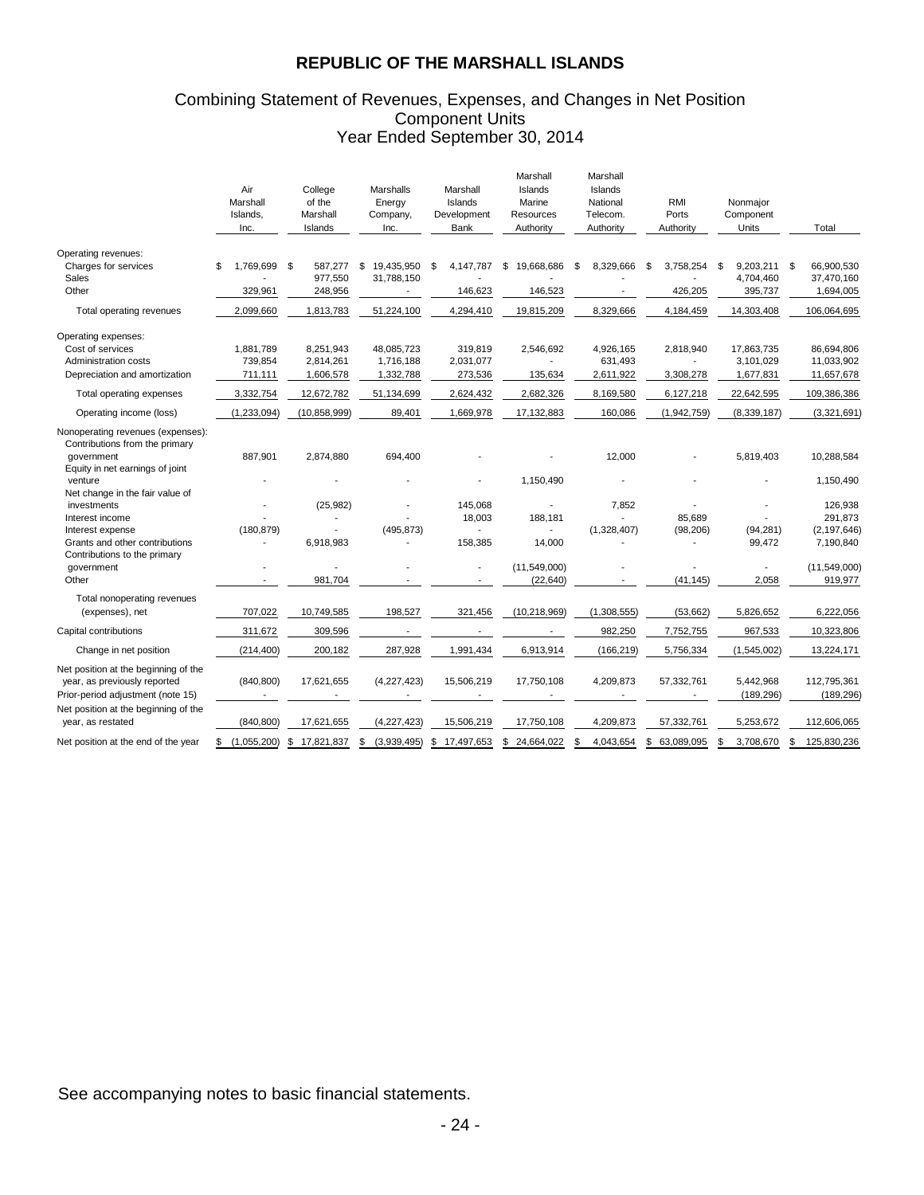# REPUBLIC OF THE MARSHALL ISLANDS

## Combining Statement of Revenues, Expenses, and Changes in Net Position
## Component Units
## Year Ended September 30, 2014

| | Air Marshall Islands, Inc. | College of the Marshall Islands | Marshalls Energy Company, Inc. | Marshall Islands Development Bank | Marshall Islands Marine Resources Authority | Marshall Islands National Telecom. Authority | RMI Ports Authority | Nonmajor Component Units | Total |
|---|---|---|---|---|---|---|---|---|---|
| Operating revenues: | | | | | | | | | |
| Charges for services | $ 1,769,699 | $ 587,277 | $ 19,435,950 | $ 4,147,787 | $ 19,668,686 | $ 8,329,666 | $ 3,758,254 | $ 9,203,211 | $ 66,900,530 |
| Sales | - | 977,550 | 31,788,150 | - | - | - | - | 4,704,460 | 37,470,160 |
| Other | 329,961 | 248,956 | - | 146,623 | 146,523 | - | 426,205 | 395,737 | 1,694,005 |
| Total operating revenues | 2,099,660 | 1,813,783 | 51,224,100 | 4,294,410 | 19,815,209 | 8,329,666 | 4,184,459 | 14,303,408 | 106,064,695 |
| Operating expenses: | | | | | | | | | |
| Cost of services | 1,881,789 | 8,251,943 | 48,085,723 | 319,819 | 2,546,692 | 4,926,165 | 2,818,940 | 17,863,735 | 86,694,806 |
| Administration costs | 739,854 | 2,814,261 | 1,716,188 | 2,031,077 | - | 631,493 | - | 3,101,029 | 11,033,902 |
| Depreciation and amortization | 711,111 | 1,606,578 | 1,332,788 | 273,536 | 135,634 | 2,611,922 | 3,308,278 | 1,677,831 | 11,657,678 |
| Total operating expenses | 3,332,754 | 12,672,782 | 51,134,699 | 2,624,432 | 2,682,326 | 8,169,580 | 6,127,218 | 22,642,595 | 109,386,386 |
| Operating income (loss) | (1,233,094) | (10,858,999) | 89,401 | 1,669,978 | 17,132,883 | 160,086 | (1,942,759) | (8,339,187) | (3,321,691) |
| Nonoperating revenues (expenses): | | | | | | | | | |
| Contributions from the primary government | 887,901 | 2,874,880 | 694,400 | - | - | 12,000 | - | 5,819,403 | 10,288,584 |
| Equity in net earnings of joint venture | - | - | - | - | 1,150,490 | - | - | - | 1,150,490 |
| Net change in the fair value of investments | - | (25,982) | - | 145,068 | - | 7,852 | - | - | 126,938 |
| Interest income | - | - | - | 18,003 | 188,181 | - | 85,689 | - | 291,873 |
| Interest expense | (180,879) | - | (495,873) | - | - | (1,328,407) | (98,206) | (94,281) | (2,197,646) |
| Grants and other contributions | - | 6,918,983 | - | 158,385 | 14,000 | - | - | 99,472 | 7,190,840 |
| Contributions to the primary government | - | - | - | - | (11,549,000) | - | - | - | (11,549,000) |
| Other | - | 981,704 | - | - | (22,640) | - | (41,145) | 2,058 | 919,977 |
| Total nonoperating revenues (expenses), net | 707,022 | 10,749,585 | 198,527 | 321,456 | (10,218,969) | (1,308,555) | (53,662) | 5,826,652 | 6,222,056 |
| Capital contributions | 311,672 | 309,596 | - | - | - | 982,250 | 7,752,755 | 967,533 | 10,323,806 |
| Change in net position | (214,400) | 200,182 | 287,928 | 1,991,434 | 6,913,914 | (166,219) | 5,756,334 | (1,545,002) | 13,224,171 |
| Net position at the beginning of the year, as previously reported | (840,800) | 17,621,655 | (4,227,423) | 15,506,219 | 17,750,108 | 4,209,873 | 57,332,761 | 5,442,968 | 112,795,361 |
| Prior-period adjustment (note 15) | - | - | - | - | - | - | - | (189,296) | (189,296) |
| Net position at the beginning of the year, as restated | (840,800) | 17,621,655 | (4,227,423) | 15,506,219 | 17,750,108 | 4,209,873 | 57,332,761 | 5,253,672 | 112,606,065 |
| Net position at the end of the year | $ (1,055,200) | $ 17,821,837 | $ (3,939,495) | $ 17,497,653 | $ 24,664,022 | $ 4,043,654 | $ 63,089,095 | $ 3,708,670 | $ 125,830,236 |

See accompanying notes to basic financial statements.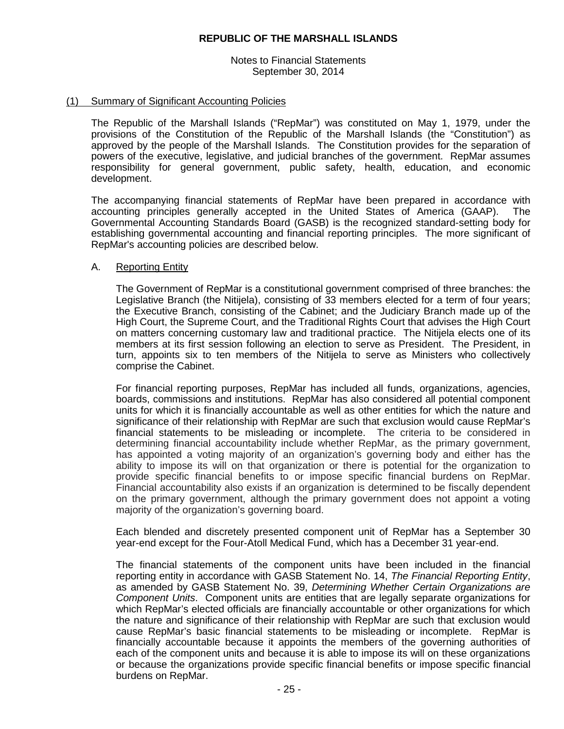# REPUBLIC OF THE MARSHALL ISLANDS

Notes to Financial Statements
September 30, 2014

## (1) Summary of Significant Accounting Policies

The Republic of the Marshall Islands ("RepMar") was constituted on May 1, 1979, under the provisions of the Constitution of the Republic of the Marshall Islands (the "Constitution") as approved by the people of the Marshall Islands. The Constitution provides for the separation of powers of the executive, legislative, and judicial branches of the government. RepMar assumes responsibility for general government, public safety, health, education, and economic development.

The accompanying financial statements of RepMar have been prepared in accordance with accounting principles generally accepted in the United States of America (GAAP). The Governmental Accounting Standards Board (GASB) is the recognized standard-setting body for establishing governmental accounting and financial reporting principles. The more significant of RepMar's accounting policies are described below.

### A. Reporting Entity

The Government of RepMar is a constitutional government comprised of three branches: the Legislative Branch (the Nitijela), consisting of 33 members elected for a term of four years; the Executive Branch, consisting of the Cabinet; and the Judiciary Branch made up of the High Court, the Supreme Court, and the Traditional Rights Court that advises the High Court on matters concerning customary law and traditional practice. The Nitijela elects one of its members at its first session following an election to serve as President. The President, in turn, appoints six to ten members of the Nitijela to serve as Ministers who collectively comprise the Cabinet.

For financial reporting purposes, RepMar has included all funds, organizations, agencies, boards, commissions and institutions. RepMar has also considered all potential component units for which it is financially accountable as well as other entities for which the nature and significance of their relationship with RepMar are such that exclusion would cause RepMar's financial statements to be misleading or incomplete. The criteria to be considered in determining financial accountability include whether RepMar, as the primary government, has appointed a voting majority of an organization's governing body and either has the ability to impose its will on that organization or there is potential for the organization to provide specific financial benefits to or impose specific financial burdens on RepMar. Financial accountability also exists if an organization is determined to be fiscally dependent on the primary government, although the primary government does not appoint a voting majority of the organization's governing board.

Each blended and discretely presented component unit of RepMar has a September 30 year-end except for the Four-Atoll Medical Fund, which has a December 31 year-end.

The financial statements of the component units have been included in the financial reporting entity in accordance with GASB Statement No. 14, *The Financial Reporting Entity*, as amended by GASB Statement No. 39, *Determining Whether Certain Organizations are Component Units*. Component units are entities that are legally separate organizations for which RepMar's elected officials are financially accountable or other organizations for which the nature and significance of their relationship with RepMar are such that exclusion would cause RepMar's basic financial statements to be misleading or incomplete. RepMar is financially accountable because it appoints the members of the governing authorities of each of the component units and because it is able to impose its will on these organizations or because the organizations provide specific financial benefits or impose specific financial burdens on RepMar.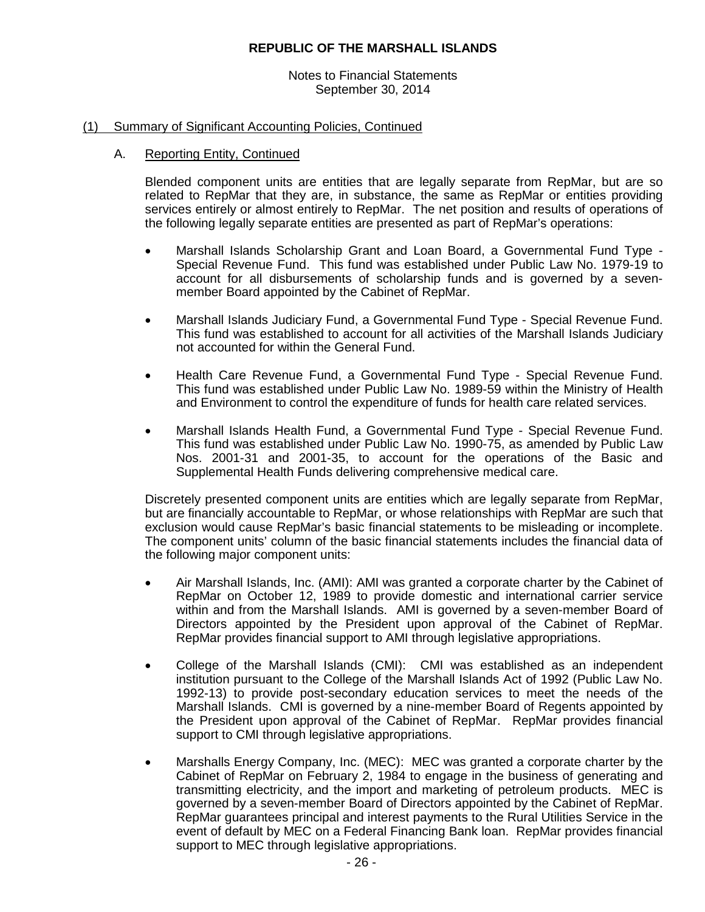## (1) Summary of Significant Accounting Policies, Continued

### A. Reporting Entity, Continued

Blended component units are entities that are legally separate from RepMar, but are so related to RepMar that they are, in substance, the same as RepMar or entities providing services entirely or almost entirely to RepMar. The net position and results of operations of the following legally separate entities are presented as part of RepMar's operations:

- Marshall Islands Scholarship Grant and Loan Board, a Governmental Fund Type - Special Revenue Fund. This fund was established under Public Law No. 1979-19 to account for all disbursements of scholarship funds and is governed by a seven-member Board appointed by the Cabinet of RepMar.

- Marshall Islands Judiciary Fund, a Governmental Fund Type - Special Revenue Fund. This fund was established to account for all activities of the Marshall Islands Judiciary not accounted for within the General Fund.

- Health Care Revenue Fund, a Governmental Fund Type - Special Revenue Fund. This fund was established under Public Law No. 1989-59 within the Ministry of Health and Environment to control the expenditure of funds for health care related services.

- Marshall Islands Health Fund, a Governmental Fund Type - Special Revenue Fund. This fund was established under Public Law No. 1990-75, as amended by Public Law Nos. 2001-31 and 2001-35, to account for the operations of the Basic and Supplemental Health Funds delivering comprehensive medical care.

Discretely presented component units are entities which are legally separate from RepMar, but are financially accountable to RepMar, or whose relationships with RepMar are such that exclusion would cause RepMar's basic financial statements to be misleading or incomplete. The component units' column of the basic financial statements includes the financial data of the following major component units:

- Air Marshall Islands, Inc. (AMI): AMI was granted a corporate charter by the Cabinet of RepMar on October 12, 1989 to provide domestic and international carrier service within and from the Marshall Islands. AMI is governed by a seven-member Board of Directors appointed by the President upon approval of the Cabinet of RepMar. RepMar provides financial support to AMI through legislative appropriations.

- College of the Marshall Islands (CMI): CMI was established as an independent institution pursuant to the College of the Marshall Islands Act of 1992 (Public Law No. 1992-13) to provide post-secondary education services to meet the needs of the Marshall Islands. CMI is governed by a nine-member Board of Regents appointed by the President upon approval of the Cabinet of RepMar. RepMar provides financial support to CMI through legislative appropriations.

- Marshalls Energy Company, Inc. (MEC): MEC was granted a corporate charter by the Cabinet of RepMar on February 2, 1984 to engage in the business of generating and transmitting electricity, and the import and marketing of petroleum products. MEC is governed by a seven-member Board of Directors appointed by the Cabinet of RepMar. RepMar guarantees principal and interest payments to the Rural Utilities Service in the event of default by MEC on a Federal Financing Bank loan. RepMar provides financial support to MEC through legislative appropriations.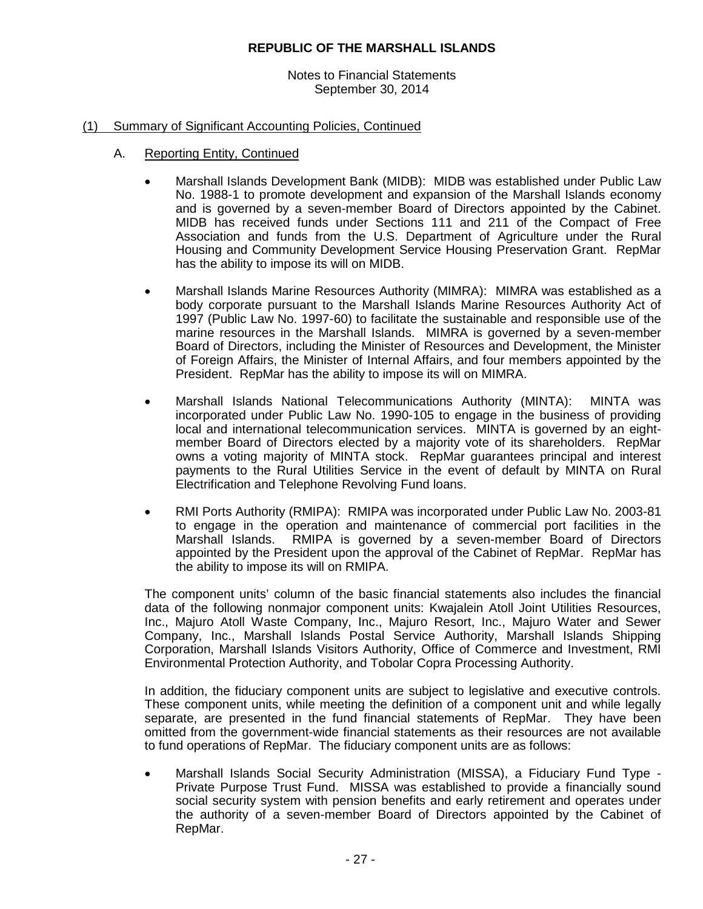## (1) Summary of Significant Accounting Policies, Continued

### A. Reporting Entity, Continued

- Marshall Islands Development Bank (MIDB): MIDB was established under Public Law No. 1988-1 to promote development and expansion of the Marshall Islands economy and is governed by a seven-member Board of Directors appointed by the Cabinet. MIDB has received funds under Sections 111 and 211 of the Compact of Free Association and funds from the U.S. Department of Agriculture under the Rural Housing and Community Development Service Housing Preservation Grant. RepMar has the ability to impose its will on MIDB.

- Marshall Islands Marine Resources Authority (MIMRA): MIMRA was established as a body corporate pursuant to the Marshall Islands Marine Resources Authority Act of 1997 (Public Law No. 1997-60) to facilitate the sustainable and responsible use of the marine resources in the Marshall Islands. MIMRA is governed by a seven-member Board of Directors, including the Minister of Resources and Development, the Minister of Foreign Affairs, the Minister of Internal Affairs, and four members appointed by the President. RepMar has the ability to impose its will on MIMRA.

- Marshall Islands National Telecommunications Authority (MINTA): MINTA was incorporated under Public Law No. 1990-105 to engage in the business of providing local and international telecommunication services. MINTA is governed by an eight-member Board of Directors elected by a majority vote of its shareholders. RepMar owns a voting majority of MINTA stock. RepMar guarantees principal and interest payments to the Rural Utilities Service in the event of default by MINTA on Rural Electrification and Telephone Revolving Fund loans.

- RMI Ports Authority (RMIPA): RMIPA was incorporated under Public Law No. 2003-81 to engage in the operation and maintenance of commercial port facilities in the Marshall Islands. RMIPA is governed by a seven-member Board of Directors appointed by the President upon the approval of the Cabinet of RepMar. RepMar has the ability to impose its will on RMIPA.

The component units' column of the basic financial statements also includes the financial data of the following nonmajor component units: Kwajalein Atoll Joint Utilities Resources, Inc., Majuro Atoll Waste Company, Inc., Majuro Resort, Inc., Majuro Water and Sewer Company, Inc., Marshall Islands Postal Service Authority, Marshall Islands Shipping Corporation, Marshall Islands Visitors Authority, Office of Commerce and Investment, RMI Environmental Protection Authority, and Tobolar Copra Processing Authority.

In addition, the fiduciary component units are subject to legislative and executive controls. These component units, while meeting the definition of a component unit and while legally separate, are presented in the fund financial statements of RepMar. They have been omitted from the government-wide financial statements as their resources are not available to fund operations of RepMar. The fiduciary component units are as follows:

- Marshall Islands Social Security Administration (MISSA), a Fiduciary Fund Type - Private Purpose Trust Fund. MISSA was established to provide a financially sound social security system with pension benefits and early retirement and operates under the authority of a seven-member Board of Directors appointed by the Cabinet of RepMar.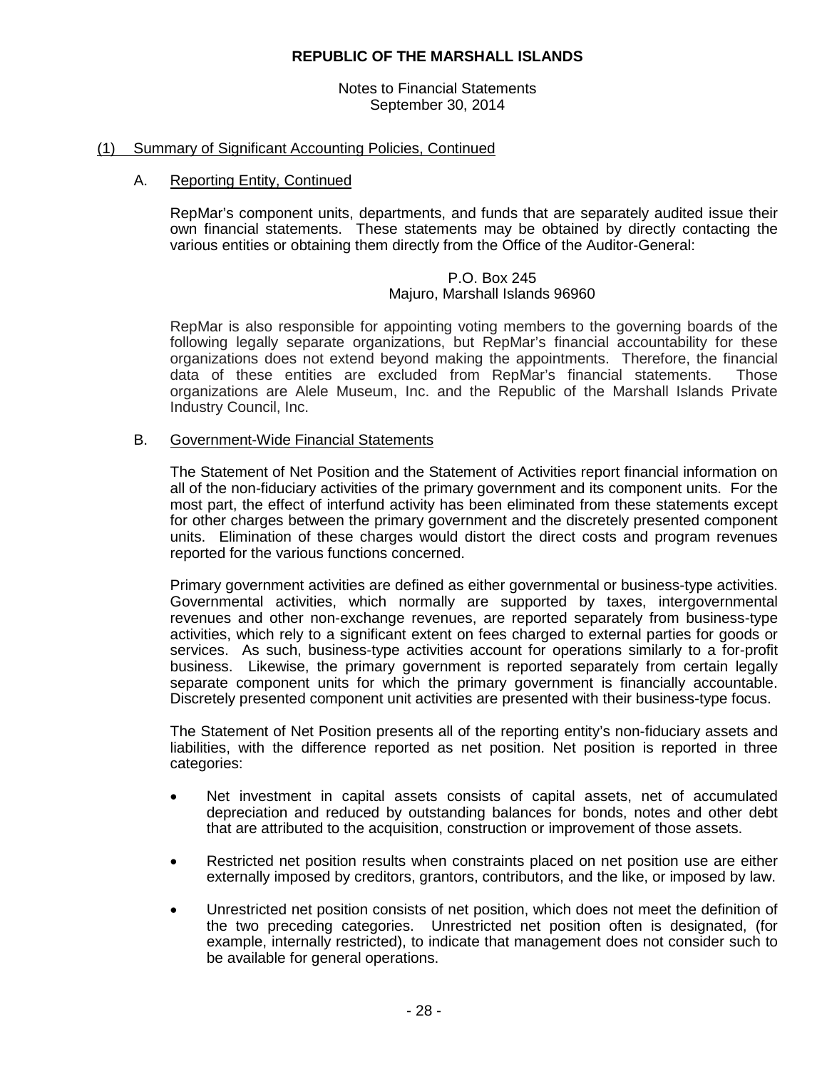# REPUBLIC OF THE MARSHALL ISLANDS

Notes to Financial Statements
September 30, 2014

## (1) Summary of Significant Accounting Policies, Continued

### A. Reporting Entity, Continued

RepMar's component units, departments, and funds that are separately audited issue their own financial statements. These statements may be obtained by directly contacting the various entities or obtaining them directly from the Office of the Auditor-General:

P.O. Box 245
Majuro, Marshall Islands 96960

RepMar is also responsible for appointing voting members to the governing boards of the following legally separate organizations, but RepMar's financial accountability for these organizations does not extend beyond making the appointments. Therefore, the financial data of these entities are excluded from RepMar's financial statements. Those organizations are Alele Museum, Inc. and the Republic of the Marshall Islands Private Industry Council, Inc.

### B. Government-Wide Financial Statements

The Statement of Net Position and the Statement of Activities report financial information on all of the non-fiduciary activities of the primary government and its component units. For the most part, the effect of interfund activity has been eliminated from these statements except for other charges between the primary government and the discretely presented component units. Elimination of these charges would distort the direct costs and program revenues reported for the various functions concerned.

Primary government activities are defined as either governmental or business-type activities. Governmental activities, which normally are supported by taxes, intergovernmental revenues and other non-exchange revenues, are reported separately from business-type activities, which rely to a significant extent on fees charged to external parties for goods or services. As such, business-type activities account for operations similarly to a for-profit business. Likewise, the primary government is reported separately from certain legally separate component units for which the primary government is financially accountable. Discretely presented component unit activities are presented with their business-type focus.

The Statement of Net Position presents all of the reporting entity's non-fiduciary assets and liabilities, with the difference reported as net position. Net position is reported in three categories:

- Net investment in capital assets consists of capital assets, net of accumulated depreciation and reduced by outstanding balances for bonds, notes and other debt that are attributed to the acquisition, construction or improvement of those assets.

- Restricted net position results when constraints placed on net position use are either externally imposed by creditors, grantors, contributors, and the like, or imposed by law.

- Unrestricted net position consists of net position, which does not meet the definition of the two preceding categories. Unrestricted net position often is designated, (for example, internally restricted), to indicate that management does not consider such to be available for general operations.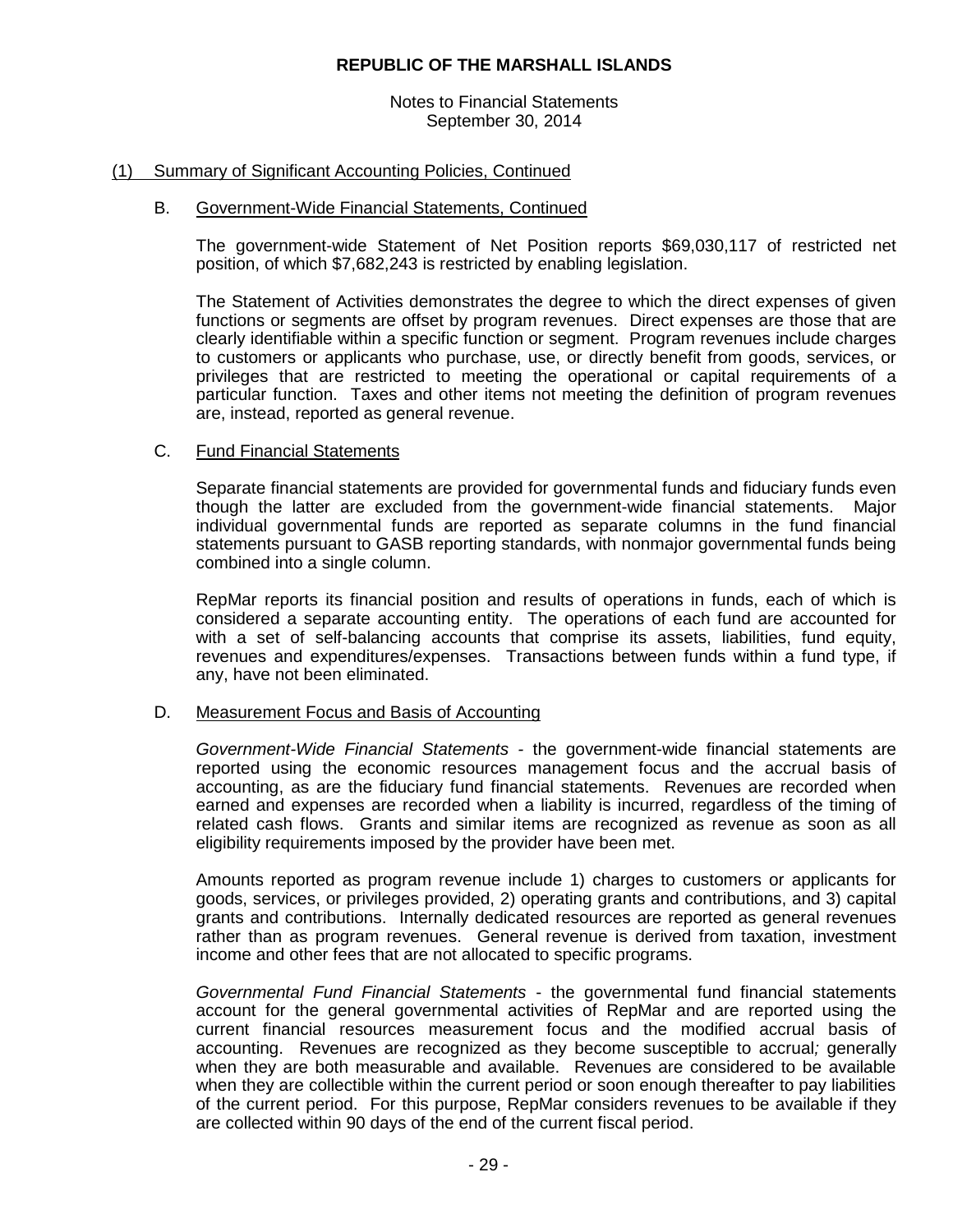## (1) Summary of Significant Accounting Policies, Continued

### B. Government-Wide Financial Statements, Continued

The government-wide Statement of Net Position reports $69,030,117 of restricted net position, of which $7,682,243 is restricted by enabling legislation.

The Statement of Activities demonstrates the degree to which the direct expenses of given functions or segments are offset by program revenues. Direct expenses are those that are clearly identifiable within a specific function or segment. Program revenues include charges to customers or applicants who purchase, use, or directly benefit from goods, services, or privileges that are restricted to meeting the operational or capital requirements of a particular function. Taxes and other items not meeting the definition of program revenues are, instead, reported as general revenue.

### C. Fund Financial Statements

Separate financial statements are provided for governmental funds and fiduciary funds even though the latter are excluded from the government-wide financial statements. Major individual governmental funds are reported as separate columns in the fund financial statements pursuant to GASB reporting standards, with nonmajor governmental funds being combined into a single column.

RepMar reports its financial position and results of operations in funds, each of which is considered a separate accounting entity. The operations of each fund are accounted for with a set of self-balancing accounts that comprise its assets, liabilities, fund equity, revenues and expenditures/expenses. Transactions between funds within a fund type, if any, have not been eliminated.

### D. Measurement Focus and Basis of Accounting

*Government-Wide Financial Statements* - the government-wide financial statements are reported using the economic resources management focus and the accrual basis of accounting, as are the fiduciary fund financial statements. Revenues are recorded when earned and expenses are recorded when a liability is incurred, regardless of the timing of related cash flows. Grants and similar items are recognized as revenue as soon as all eligibility requirements imposed by the provider have been met.

Amounts reported as program revenue include 1) charges to customers or applicants for goods, services, or privileges provided, 2) operating grants and contributions, and 3) capital grants and contributions. Internally dedicated resources are reported as general revenues rather than as program revenues. General revenue is derived from taxation, investment income and other fees that are not allocated to specific programs.

*Governmental Fund Financial Statements* - the governmental fund financial statements account for the general governmental activities of RepMar and are reported using the current financial resources measurement focus and the modified accrual basis of accounting. Revenues are recognized as they become susceptible to accrual; generally when they are both measurable and available. Revenues are considered to be available when they are collectible within the current period or soon enough thereafter to pay liabilities of the current period. For this purpose, RepMar considers revenues to be available if they are collected within 90 days of the end of the current fiscal period.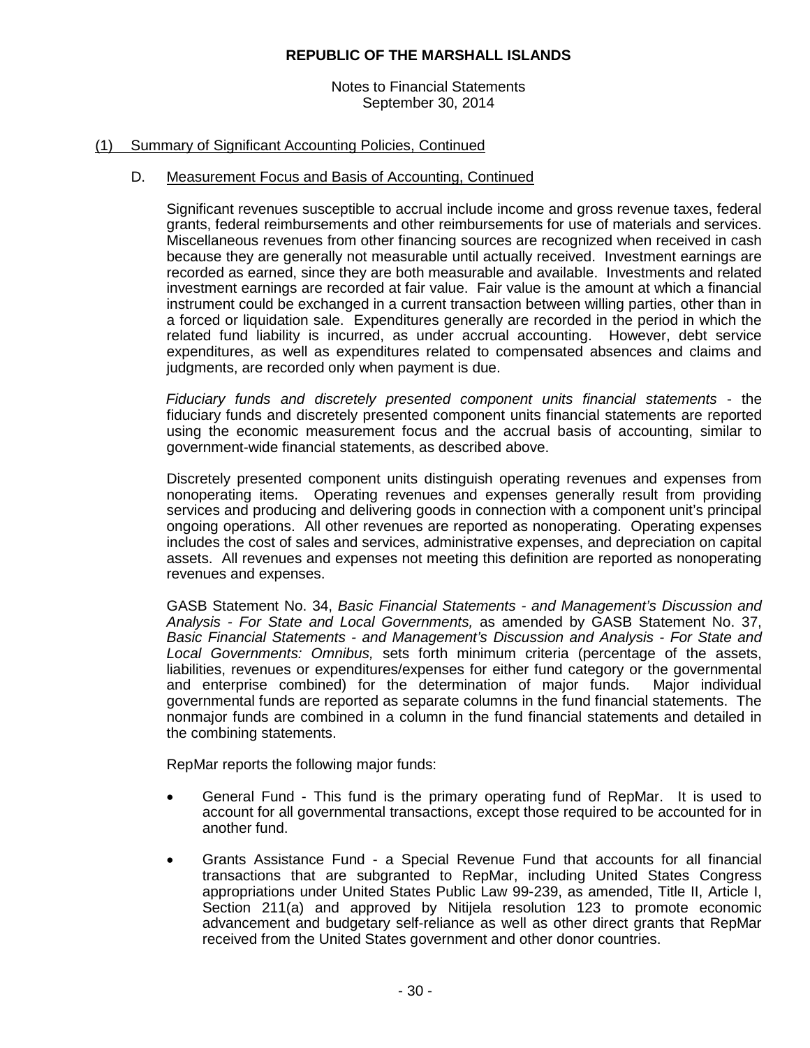**REPUBLIC OF THE MARSHALL ISLANDS**

Notes to Financial Statements
September 30, 2014

(1) Summary of Significant Accounting Policies, Continued

D. Measurement Focus and Basis of Accounting, Continued

Significant revenues susceptible to accrual include income and gross revenue taxes, federal grants, federal reimbursements and other reimbursements for use of materials and services. Miscellaneous revenues from other financing sources are recognized when received in cash because they are generally not measurable until actually received. Investment earnings are recorded as earned, since they are both measurable and available. Investments and related investment earnings are recorded at fair value. Fair value is the amount at which a financial instrument could be exchanged in a current transaction between willing parties, other than in a forced or liquidation sale. Expenditures generally are recorded in the period in which the related fund liability is incurred, as under accrual accounting. However, debt service expenditures, as well as expenditures related to compensated absences and claims and judgments, are recorded only when payment is due.

*Fiduciary funds and discretely presented component units financial statements* - the fiduciary funds and discretely presented component units financial statements are reported using the economic measurement focus and the accrual basis of accounting, similar to government-wide financial statements, as described above.

Discretely presented component units distinguish operating revenues and expenses from nonoperating items. Operating revenues and expenses generally result from providing services and producing and delivering goods in connection with a component unit's principal ongoing operations. All other revenues are reported as nonoperating. Operating expenses includes the cost of sales and services, administrative expenses, and depreciation on capital assets. All revenues and expenses not meeting this definition are reported as nonoperating revenues and expenses.

GASB Statement No. 34, *Basic Financial Statements - and Management's Discussion and Analysis - For State and Local Governments,* as amended by GASB Statement No. 37, *Basic Financial Statements - and Management's Discussion and Analysis - For State and Local Governments: Omnibus,* sets forth minimum criteria (percentage of the assets, liabilities, revenues or expenditures/expenses for either fund category or the governmental and enterprise combined) for the determination of major funds. Major individual governmental funds are reported as separate columns in the fund financial statements. The nonmajor funds are combined in a column in the fund financial statements and detailed in the combining statements.

RepMar reports the following major funds:

- General Fund - This fund is the primary operating fund of RepMar. It is used to account for all governmental transactions, except those required to be accounted for in another fund.

- Grants Assistance Fund - a Special Revenue Fund that accounts for all financial transactions that are subgranted to RepMar, including United States Congress appropriations under United States Public Law 99-239, as amended, Title II, Article I, Section 211(a) and approved by Nitijela resolution 123 to promote economic advancement and budgetary self-reliance as well as other direct grants that RepMar received from the United States government and other donor countries.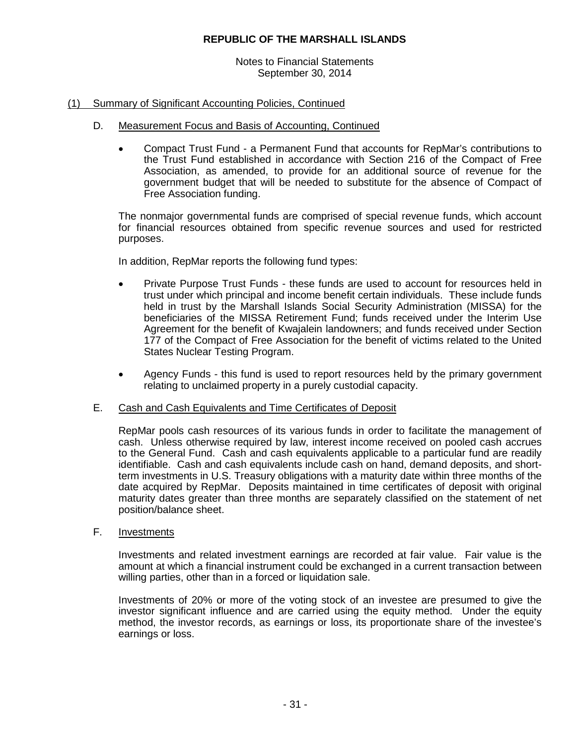# REPUBLIC OF THE MARSHALL ISLANDS

Notes to Financial Statements
September 30, 2014

## (1) Summary of Significant Accounting Policies, Continued

### D. Measurement Focus and Basis of Accounting, Continued

- Compact Trust Fund - a Permanent Fund that accounts for RepMar's contributions to the Trust Fund established in accordance with Section 216 of the Compact of Free Association, as amended, to provide for an additional source of revenue for the government budget that will be needed to substitute for the absence of Compact of Free Association funding.

The nonmajor governmental funds are comprised of special revenue funds, which account for financial resources obtained from specific revenue sources and used for restricted purposes.

In addition, RepMar reports the following fund types:

- Private Purpose Trust Funds - these funds are used to account for resources held in trust under which principal and income benefit certain individuals. These include funds held in trust by the Marshall Islands Social Security Administration (MISSA) for the beneficiaries of the MISSA Retirement Fund; funds received under the Interim Use Agreement for the benefit of Kwajalein landowners; and funds received under Section 177 of the Compact of Free Association for the benefit of victims related to the United States Nuclear Testing Program.

- Agency Funds - this fund is used to report resources held by the primary government relating to unclaimed property in a purely custodial capacity.

### E. Cash and Cash Equivalents and Time Certificates of Deposit

RepMar pools cash resources of its various funds in order to facilitate the management of cash. Unless otherwise required by law, interest income received on pooled cash accrues to the General Fund. Cash and cash equivalents applicable to a particular fund are readily identifiable. Cash and cash equivalents include cash on hand, demand deposits, and short-term investments in U.S. Treasury obligations with a maturity date within three months of the date acquired by RepMar. Deposits maintained in time certificates of deposit with original maturity dates greater than three months are separately classified on the statement of net position/balance sheet.

### F. Investments

Investments and related investment earnings are recorded at fair value. Fair value is the amount at which a financial instrument could be exchanged in a current transaction between willing parties, other than in a forced or liquidation sale.

Investments of 20% or more of the voting stock of an investee are presumed to give the investor significant influence and are carried using the equity method. Under the equity method, the investor records, as earnings or loss, its proportionate share of the investee's earnings or loss.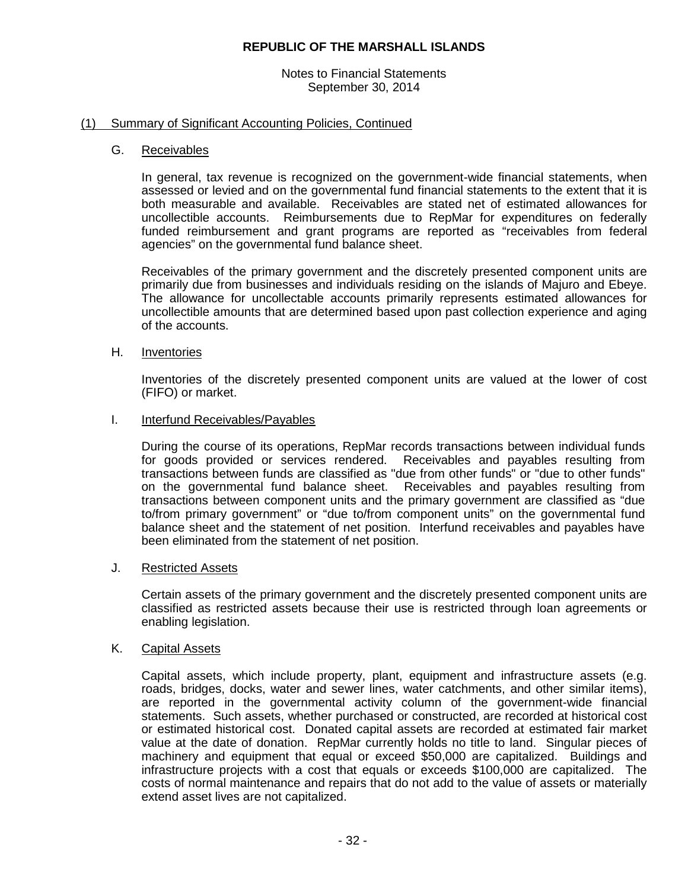## (1) Summary of Significant Accounting Policies, Continued

### G. Receivables

In general, tax revenue is recognized on the government-wide financial statements, when assessed or levied and on the governmental fund financial statements to the extent that it is both measurable and available. Receivables are stated net of estimated allowances for uncollectible accounts. Reimbursements due to RepMar for expenditures on federally funded reimbursement and grant programs are reported as "receivables from federal agencies" on the governmental fund balance sheet.

Receivables of the primary government and the discretely presented component units are primarily due from businesses and individuals residing on the islands of Majuro and Ebeye. The allowance for uncollectable accounts primarily represents estimated allowances for uncollectible amounts that are determined based upon past collection experience and aging of the accounts.

### H. Inventories

Inventories of the discretely presented component units are valued at the lower of cost (FIFO) or market.

### I. Interfund Receivables/Payables

During the course of its operations, RepMar records transactions between individual funds for goods provided or services rendered. Receivables and payables resulting from transactions between funds are classified as "due from other funds" or "due to other funds" on the governmental fund balance sheet. Receivables and payables resulting from transactions between component units and the primary government are classified as "due to/from primary government" or "due to/from component units" on the governmental fund balance sheet and the statement of net position. Interfund receivables and payables have been eliminated from the statement of net position.

### J. Restricted Assets

Certain assets of the primary government and the discretely presented component units are classified as restricted assets because their use is restricted through loan agreements or enabling legislation.

### K. Capital Assets

Capital assets, which include property, plant, equipment and infrastructure assets (e.g. roads, bridges, docks, water and sewer lines, water catchments, and other similar items), are reported in the governmental activity column of the government-wide financial statements. Such assets, whether purchased or constructed, are recorded at historical cost or estimated historical cost. Donated capital assets are recorded at estimated fair market value at the date of donation. RepMar currently holds no title to land. Singular pieces of machinery and equipment that equal or exceed $50,000 are capitalized. Buildings and infrastructure projects with a cost that equals or exceeds $100,000 are capitalized. The costs of normal maintenance and repairs that do not add to the value of assets or materially extend asset lives are not capitalized.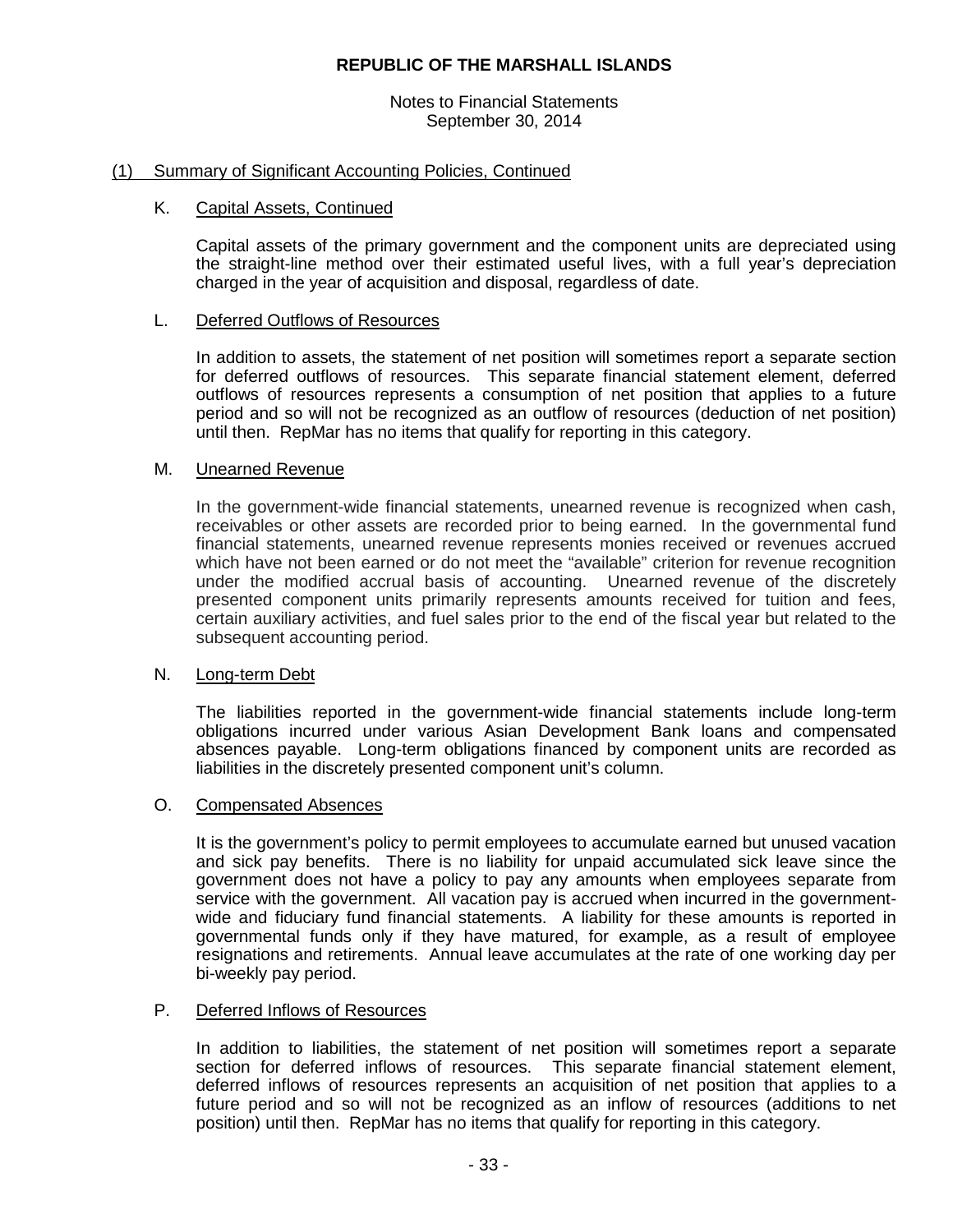# REPUBLIC OF THE MARSHALL ISLANDS

Notes to Financial Statements
September 30, 2014

## (1) Summary of Significant Accounting Policies, Continued

### K. Capital Assets, Continued

Capital assets of the primary government and the component units are depreciated using the straight-line method over their estimated useful lives, with a full year's depreciation charged in the year of acquisition and disposal, regardless of date.

### L. Deferred Outflows of Resources

In addition to assets, the statement of net position will sometimes report a separate section for deferred outflows of resources. This separate financial statement element, deferred outflows of resources represents a consumption of net position that applies to a future period and so will not be recognized as an outflow of resources (deduction of net position) until then. RepMar has no items that qualify for reporting in this category.

### M. Unearned Revenue

In the government-wide financial statements, unearned revenue is recognized when cash, receivables or other assets are recorded prior to being earned. In the governmental fund financial statements, unearned revenue represents monies received or revenues accrued which have not been earned or do not meet the "available" criterion for revenue recognition under the modified accrual basis of accounting. Unearned revenue of the discretely presented component units primarily represents amounts received for tuition and fees, certain auxiliary activities, and fuel sales prior to the end of the fiscal year but related to the subsequent accounting period.

### N. Long-term Debt

The liabilities reported in the government-wide financial statements include long-term obligations incurred under various Asian Development Bank loans and compensated absences payable. Long-term obligations financed by component units are recorded as liabilities in the discretely presented component unit's column.

### O. Compensated Absences

It is the government's policy to permit employees to accumulate earned but unused vacation and sick pay benefits. There is no liability for unpaid accumulated sick leave since the government does not have a policy to pay any amounts when employees separate from service with the government. All vacation pay is accrued when incurred in the government-wide and fiduciary fund financial statements. A liability for these amounts is reported in governmental funds only if they have matured, for example, as a result of employee resignations and retirements. Annual leave accumulates at the rate of one working day per bi-weekly pay period.

### P. Deferred Inflows of Resources

In addition to liabilities, the statement of net position will sometimes report a separate section for deferred inflows of resources. This separate financial statement element, deferred inflows of resources represents an acquisition of net position that applies to a future period and so will not be recognized as an inflow of resources (additions to net position) until then. RepMar has no items that qualify for reporting in this category.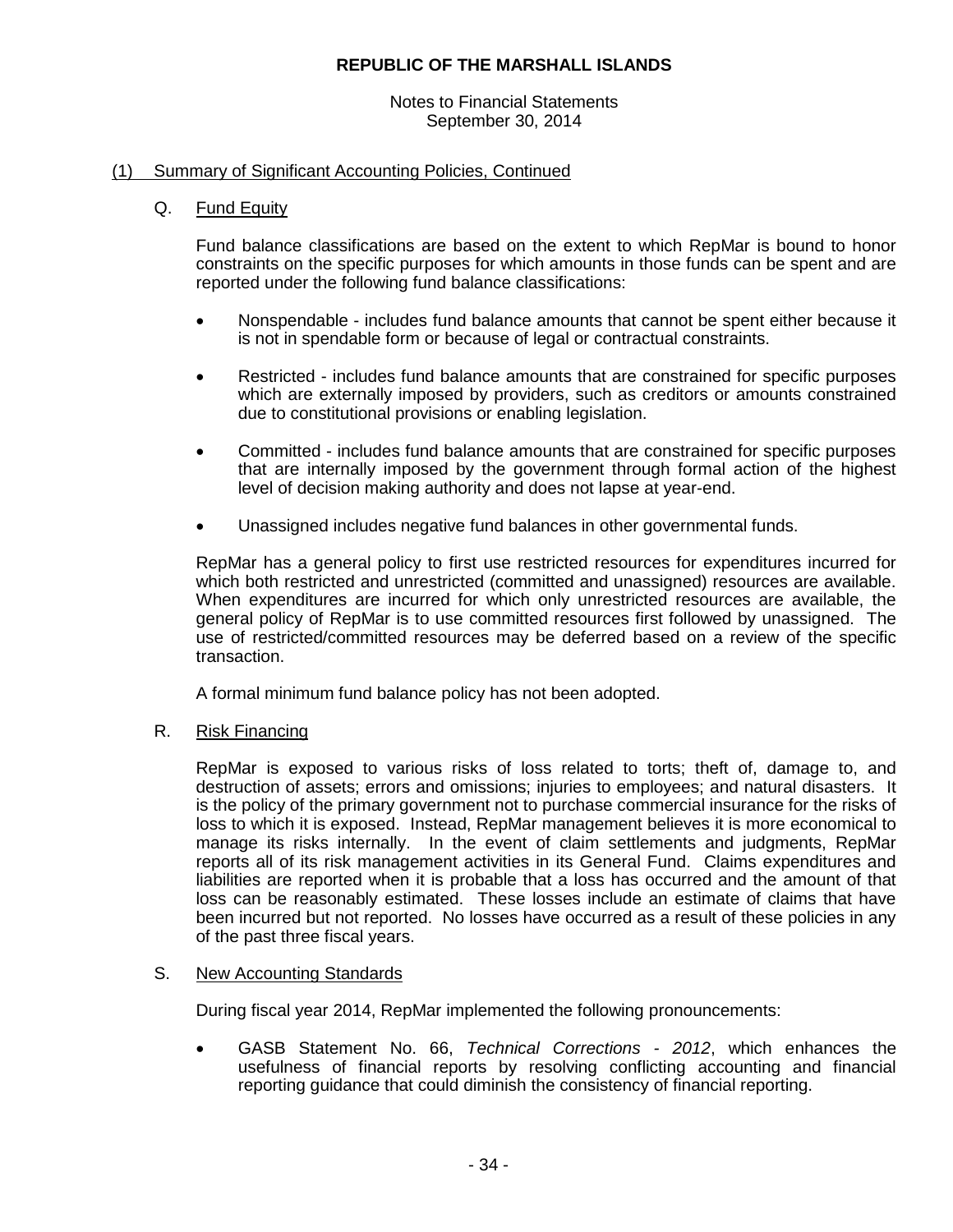# REPUBLIC OF THE MARSHALL ISLANDS

Notes to Financial Statements
September 30, 2014

## (1) Summary of Significant Accounting Policies, Continued

### Q. Fund Equity

Fund balance classifications are based on the extent to which RepMar is bound to honor constraints on the specific purposes for which amounts in those funds can be spent and are reported under the following fund balance classifications:

- Nonspendable - includes fund balance amounts that cannot be spent either because it is not in spendable form or because of legal or contractual constraints.
- Restricted - includes fund balance amounts that are constrained for specific purposes which are externally imposed by providers, such as creditors or amounts constrained due to constitutional provisions or enabling legislation.
- Committed - includes fund balance amounts that are constrained for specific purposes that are internally imposed by the government through formal action of the highest level of decision making authority and does not lapse at year-end.
- Unassigned includes negative fund balances in other governmental funds.

RepMar has a general policy to first use restricted resources for expenditures incurred for which both restricted and unrestricted (committed and unassigned) resources are available. When expenditures are incurred for which only unrestricted resources are available, the general policy of RepMar is to use committed resources first followed by unassigned. The use of restricted/committed resources may be deferred based on a review of the specific transaction.

A formal minimum fund balance policy has not been adopted.

### R. Risk Financing

RepMar is exposed to various risks of loss related to torts; theft of, damage to, and destruction of assets; errors and omissions; injuries to employees; and natural disasters. It is the policy of the primary government not to purchase commercial insurance for the risks of loss to which it is exposed. Instead, RepMar management believes it is more economical to manage its risks internally. In the event of claim settlements and judgments, RepMar reports all of its risk management activities in its General Fund. Claims expenditures and liabilities are reported when it is probable that a loss has occurred and the amount of that loss can be reasonably estimated. These losses include an estimate of claims that have been incurred but not reported. No losses have occurred as a result of these policies in any of the past three fiscal years.

### S. New Accounting Standards

During fiscal year 2014, RepMar implemented the following pronouncements:

- GASB Statement No. 66, *Technical Corrections - 2012*, which enhances the usefulness of financial reports by resolving conflicting accounting and financial reporting guidance that could diminish the consistency of financial reporting.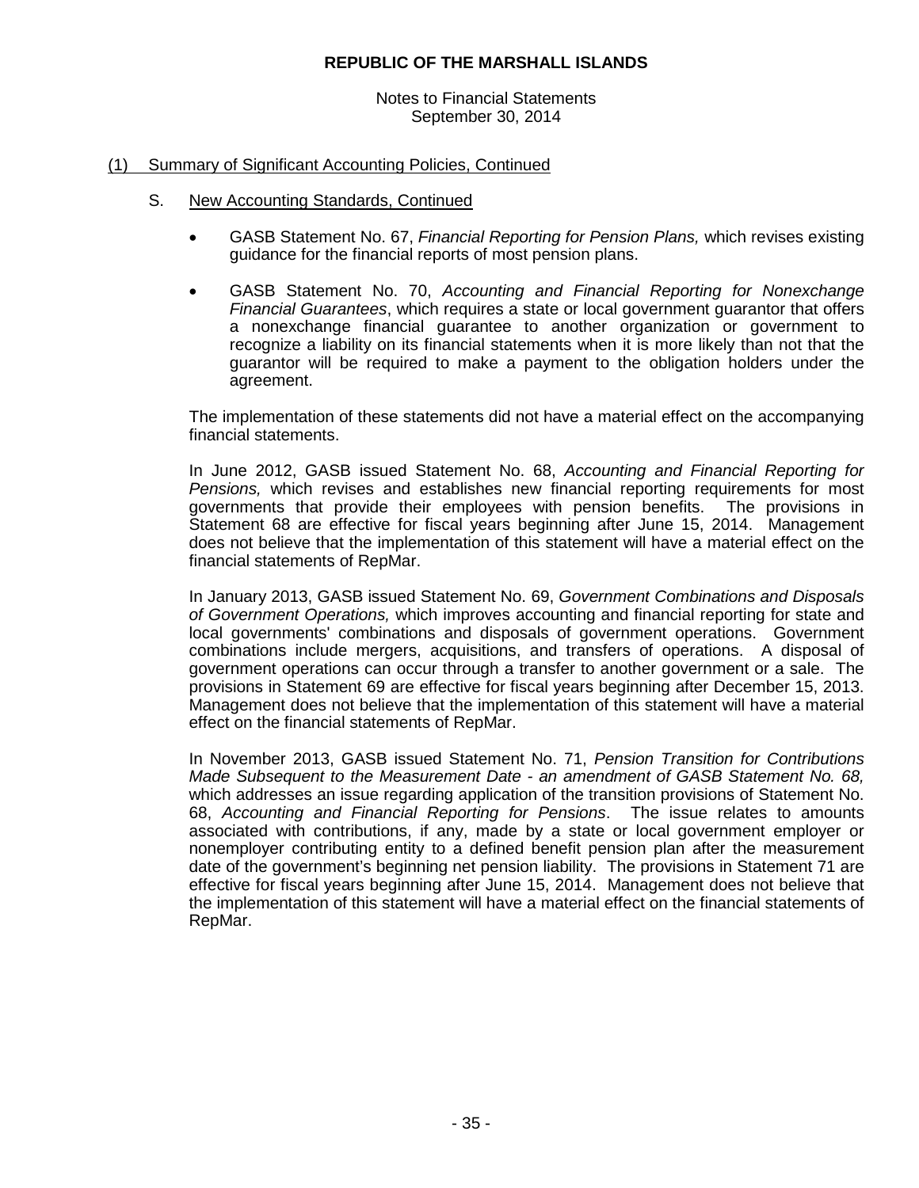## (1) Summary of Significant Accounting Policies, Continued

### S. New Accounting Standards, Continued

- GASB Statement No. 67, *Financial Reporting for Pension Plans,* which revises existing guidance for the financial reports of most pension plans.

- GASB Statement No. 70, *Accounting and Financial Reporting for Nonexchange Financial Guarantees*, which requires a state or local government guarantor that offers a nonexchange financial guarantee to another organization or government to recognize a liability on its financial statements when it is more likely than not that the guarantor will be required to make a payment to the obligation holders under the agreement.

The implementation of these statements did not have a material effect on the accompanying financial statements.

In June 2012, GASB issued Statement No. 68, *Accounting and Financial Reporting for Pensions,* which revises and establishes new financial reporting requirements for most governments that provide their employees with pension benefits. The provisions in Statement 68 are effective for fiscal years beginning after June 15, 2014. Management does not believe that the implementation of this statement will have a material effect on the financial statements of RepMar.

In January 2013, GASB issued Statement No. 69, *Government Combinations and Disposals of Government Operations,* which improves accounting and financial reporting for state and local governments' combinations and disposals of government operations. Government combinations include mergers, acquisitions, and transfers of operations. A disposal of government operations can occur through a transfer to another government or a sale. The provisions in Statement 69 are effective for fiscal years beginning after December 15, 2013. Management does not believe that the implementation of this statement will have a material effect on the financial statements of RepMar.

In November 2013, GASB issued Statement No. 71, *Pension Transition for Contributions Made Subsequent to the Measurement Date - an amendment of GASB Statement No. 68,* which addresses an issue regarding application of the transition provisions of Statement No. 68, *Accounting and Financial Reporting for Pensions*. The issue relates to amounts associated with contributions, if any, made by a state or local government employer or nonemployer contributing entity to a defined benefit pension plan after the measurement date of the government's beginning net pension liability. The provisions in Statement 71 are effective for fiscal years beginning after June 15, 2014. Management does not believe that the implementation of this statement will have a material effect on the financial statements of RepMar.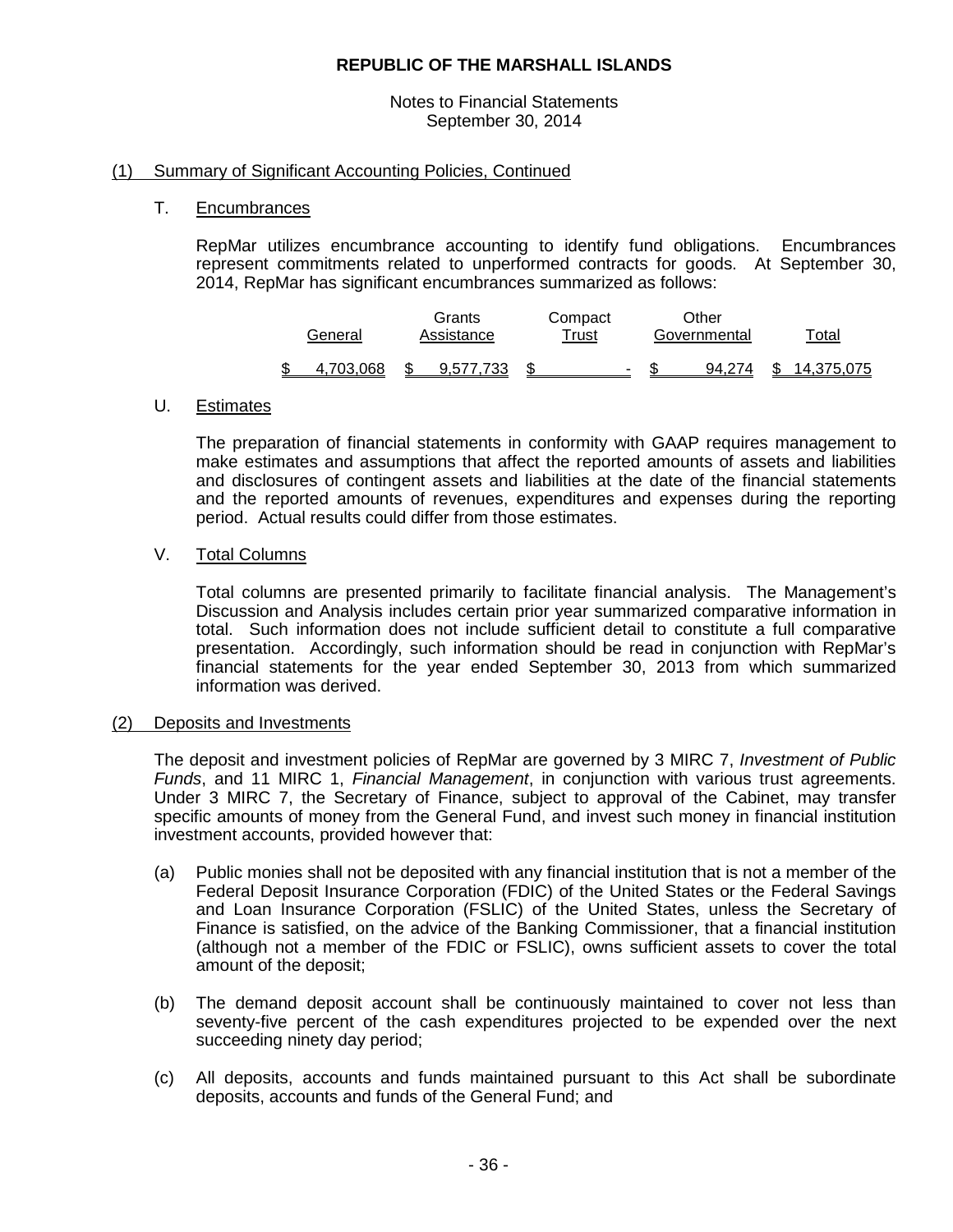**REPUBLIC OF THE MARSHALL ISLANDS**

Notes to Financial Statements
September 30, 2014

## (1) Summary of Significant Accounting Policies, Continued

### T. Encumbrances

RepMar utilizes encumbrance accounting to identify fund obligations. Encumbrances represent commitments related to unperformed contracts for goods. At September 30, 2014, RepMar has significant encumbrances summarized as follows:

| General | Grants Assistance | Compact Trust | Other Governmental | Total |
|---|---|---|---|---|
| $ 4,703,068 | $ 9,577,733 | $ - | $ 94,274 | $ 14,375,075 |

### U. Estimates

The preparation of financial statements in conformity with GAAP requires management to make estimates and assumptions that affect the reported amounts of assets and liabilities and disclosures of contingent assets and liabilities at the date of the financial statements and the reported amounts of revenues, expenditures and expenses during the reporting period. Actual results could differ from those estimates.

### V. Total Columns

Total columns are presented primarily to facilitate financial analysis. The Management's Discussion and Analysis includes certain prior year summarized comparative information in total. Such information does not include sufficient detail to constitute a full comparative presentation. Accordingly, such information should be read in conjunction with RepMar's financial statements for the year ended September 30, 2013 from which summarized information was derived.

## (2) Deposits and Investments

The deposit and investment policies of RepMar are governed by 3 MIRC 7, *Investment of Public Funds*, and 11 MIRC 1, *Financial Management*, in conjunction with various trust agreements. Under 3 MIRC 7, the Secretary of Finance, subject to approval of the Cabinet, may transfer specific amounts of money from the General Fund, and invest such money in financial institution investment accounts, provided however that:

(a) Public monies shall not be deposited with any financial institution that is not a member of the Federal Deposit Insurance Corporation (FDIC) of the United States or the Federal Savings and Loan Insurance Corporation (FSLIC) of the United States, unless the Secretary of Finance is satisfied, on the advice of the Banking Commissioner, that a financial institution (although not a member of the FDIC or FSLIC), owns sufficient assets to cover the total amount of the deposit;

(b) The demand deposit account shall be continuously maintained to cover not less than seventy-five percent of the cash expenditures projected to be expended over the next succeeding ninety day period;

(c) All deposits, accounts and funds maintained pursuant to this Act shall be subordinate deposits, accounts and funds of the General Fund; and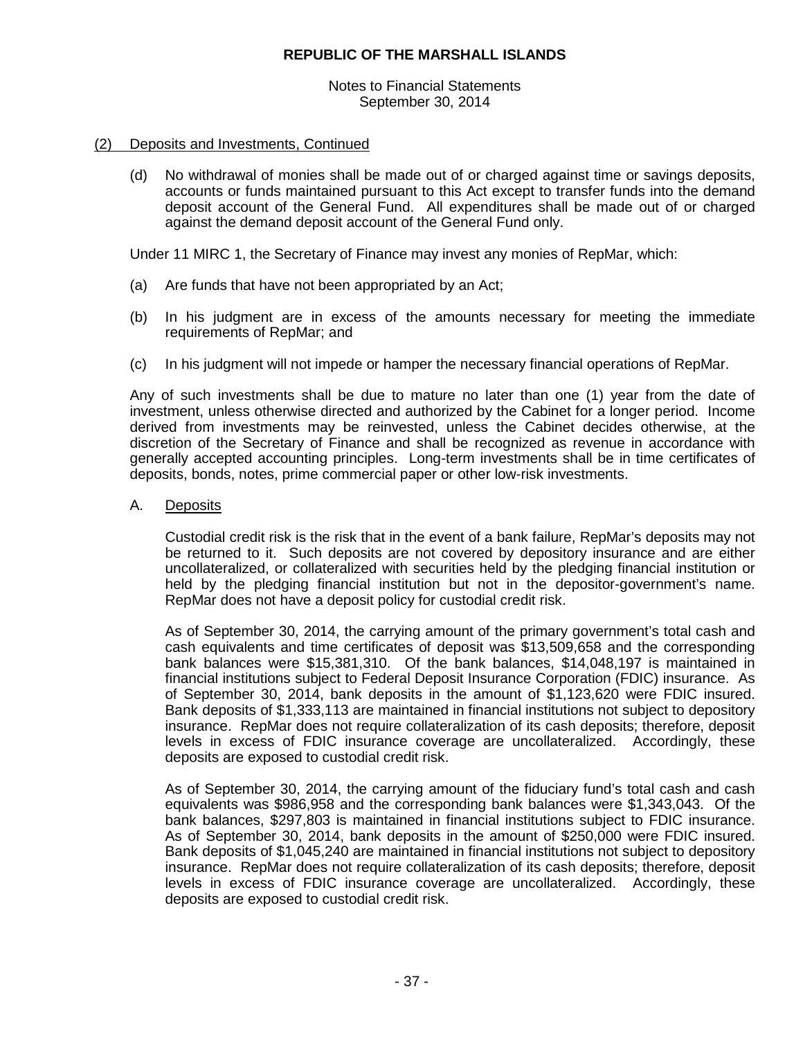## (2) Deposits and Investments, Continued

(d) No withdrawal of monies shall be made out of or charged against time or savings deposits, accounts or funds maintained pursuant to this Act except to transfer funds into the demand deposit account of the General Fund. All expenditures shall be made out of or charged against the demand deposit account of the General Fund only.

Under 11 MIRC 1, the Secretary of Finance may invest any monies of RepMar, which:

(a) Are funds that have not been appropriated by an Act;

(b) In his judgment are in excess of the amounts necessary for meeting the immediate requirements of RepMar; and

(c) In his judgment will not impede or hamper the necessary financial operations of RepMar.

Any of such investments shall be due to mature no later than one (1) year from the date of investment, unless otherwise directed and authorized by the Cabinet for a longer period. Income derived from investments may be reinvested, unless the Cabinet decides otherwise, at the discretion of the Secretary of Finance and shall be recognized as revenue in accordance with generally accepted accounting principles. Long-term investments shall be in time certificates of deposits, bonds, notes, prime commercial paper or other low-risk investments.

### A. Deposits

Custodial credit risk is the risk that in the event of a bank failure, RepMar's deposits may not be returned to it. Such deposits are not covered by depository insurance and are either uncollateralized, or collateralized with securities held by the pledging financial institution or held by the pledging financial institution but not in the depositor-government's name. RepMar does not have a deposit policy for custodial credit risk.

As of September 30, 2014, the carrying amount of the primary government's total cash and cash equivalents and time certificates of deposit was $13,509,658 and the corresponding bank balances were $15,381,310. Of the bank balances, $14,048,197 is maintained in financial institutions subject to Federal Deposit Insurance Corporation (FDIC) insurance. As of September 30, 2014, bank deposits in the amount of $1,123,620 were FDIC insured. Bank deposits of $1,333,113 are maintained in financial institutions not subject to depository insurance. RepMar does not require collateralization of its cash deposits; therefore, deposit levels in excess of FDIC insurance coverage are uncollateralized. Accordingly, these deposits are exposed to custodial credit risk.

As of September 30, 2014, the carrying amount of the fiduciary fund's total cash and cash equivalents was $986,958 and the corresponding bank balances were $1,343,043. Of the bank balances, $297,803 is maintained in financial institutions subject to FDIC insurance. As of September 30, 2014, bank deposits in the amount of $250,000 were FDIC insured. Bank deposits of $1,045,240 are maintained in financial institutions not subject to depository insurance. RepMar does not require collateralization of its cash deposits; therefore, deposit levels in excess of FDIC insurance coverage are uncollateralized. Accordingly, these deposits are exposed to custodial credit risk.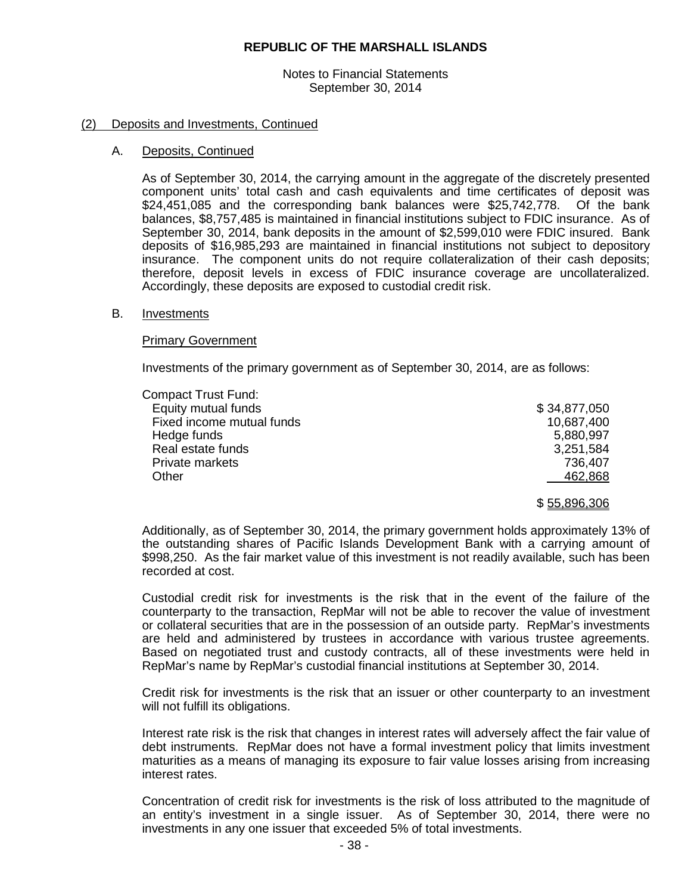## (2) Deposits and Investments, Continued

### A. Deposits, Continued

As of September 30, 2014, the carrying amount in the aggregate of the discretely presented component units' total cash and cash equivalents and time certificates of deposit was $24,451,085 and the corresponding bank balances were $25,742,778. Of the bank balances, $8,757,485 is maintained in financial institutions subject to FDIC insurance. As of September 30, 2014, bank deposits in the amount of $2,599,010 were FDIC insured. Bank deposits of $16,985,293 are maintained in financial institutions not subject to depository insurance. The component units do not require collateralization of their cash deposits; therefore, deposit levels in excess of FDIC insurance coverage are uncollateralized. Accordingly, these deposits are exposed to custodial credit risk.

### B. Investments

Primary Government

Investments of the primary government as of September 30, 2014, are as follows:

| | |
|---|---:|
| Compact Trust Fund: | |
| Equity mutual funds | $ 34,877,050 |
| Fixed income mutual funds | 10,687,400 |
| Hedge funds | 5,880,997 |
| Real estate funds | 3,251,584 |
| Private markets | 736,407 |
| Other | 462,868 |
| | $ 55,896,306 |

Additionally, as of September 30, 2014, the primary government holds approximately 13% of the outstanding shares of Pacific Islands Development Bank with a carrying amount of $998,250. As the fair market value of this investment is not readily available, such has been recorded at cost.

Custodial credit risk for investments is the risk that in the event of the failure of the counterparty to the transaction, RepMar will not be able to recover the value of investment or collateral securities that are in the possession of an outside party. RepMar's investments are held and administered by trustees in accordance with various trustee agreements. Based on negotiated trust and custody contracts, all of these investments were held in RepMar's name by RepMar's custodial financial institutions at September 30, 2014.

Credit risk for investments is the risk that an issuer or other counterparty to an investment will not fulfill its obligations.

Interest rate risk is the risk that changes in interest rates will adversely affect the fair value of debt instruments. RepMar does not have a formal investment policy that limits investment maturities as a means of managing its exposure to fair value losses arising from increasing interest rates.

Concentration of credit risk for investments is the risk of loss attributed to the magnitude of an entity's investment in a single issuer. As of September 30, 2014, there were no investments in any one issuer that exceeded 5% of total investments.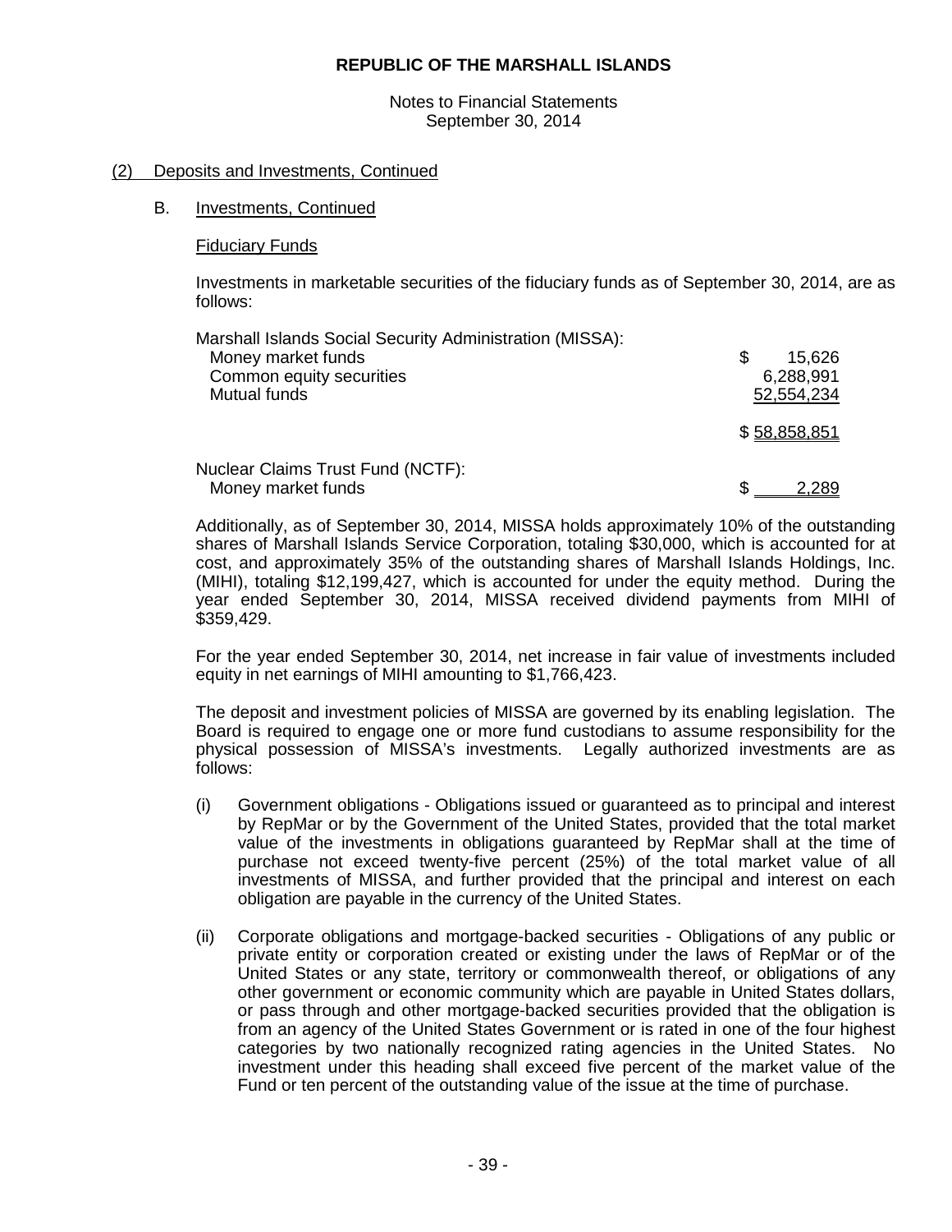**REPUBLIC OF THE MARSHALL ISLANDS**

Notes to Financial Statements
September 30, 2014

(2) Deposits and Investments, Continued

B. Investments, Continued

Fiduciary Funds

Investments in marketable securities of the fiduciary funds as of September 30, 2014, are as follows:

| | |
|---|---|
| Marshall Islands Social Security Administration (MISSA): | |
| Money market funds | $ 15,626 |
| Common equity securities | 6,288,991 |
| Mutual funds | 52,554,234 |
| | $ 58,858,851 |
| Nuclear Claims Trust Fund (NCTF): | |
| Money market funds | $ 2,289 |

Additionally, as of September 30, 2014, MISSA holds approximately 10% of the outstanding shares of Marshall Islands Service Corporation, totaling $30,000, which is accounted for at cost, and approximately 35% of the outstanding shares of Marshall Islands Holdings, Inc. (MIHI), totaling $12,199,427, which is accounted for under the equity method. During the year ended September 30, 2014, MISSA received dividend payments from MIHI of $359,429.

For the year ended September 30, 2014, net increase in fair value of investments included equity in net earnings of MIHI amounting to $1,766,423.

The deposit and investment policies of MISSA are governed by its enabling legislation. The Board is required to engage one or more fund custodians to assume responsibility for the physical possession of MISSA's investments. Legally authorized investments are as follows:

(i) Government obligations - Obligations issued or guaranteed as to principal and interest by RepMar or by the Government of the United States, provided that the total market value of the investments in obligations guaranteed by RepMar shall at the time of purchase not exceed twenty-five percent (25%) of the total market value of all investments of MISSA, and further provided that the principal and interest on each obligation are payable in the currency of the United States.

(ii) Corporate obligations and mortgage-backed securities - Obligations of any public or private entity or corporation created or existing under the laws of RepMar or of the United States or any state, territory or commonwealth thereof, or obligations of any other government or economic community which are payable in United States dollars, or pass through and other mortgage-backed securities provided that the obligation is from an agency of the United States Government or is rated in one of the four highest categories by two nationally recognized rating agencies in the United States. No investment under this heading shall exceed five percent of the market value of the Fund or ten percent of the outstanding value of the issue at the time of purchase.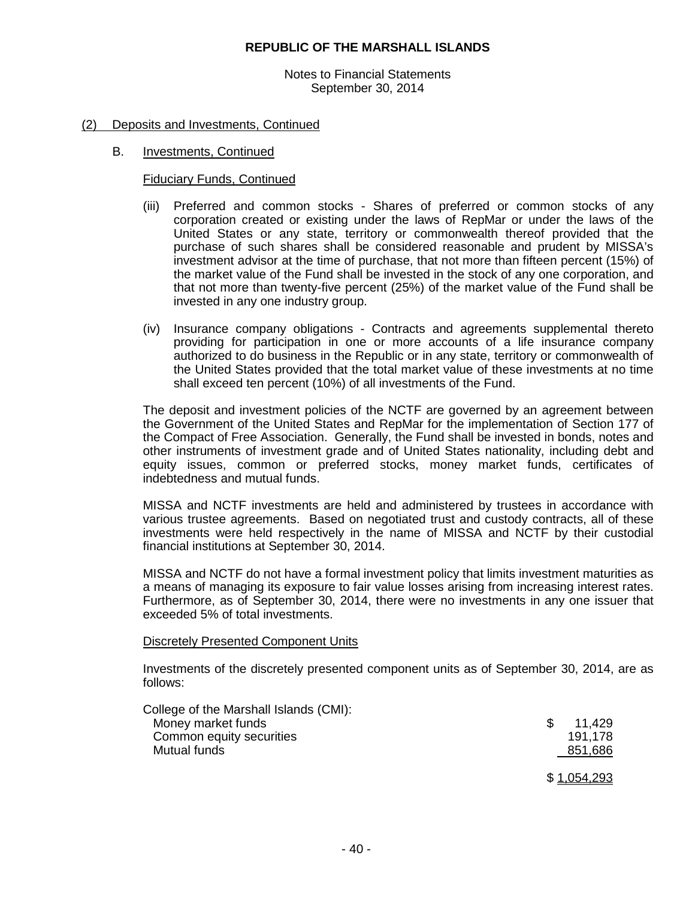## (2) Deposits and Investments, Continued

### B. Investments, Continued

#### Fiduciary Funds, Continued

(iii) Preferred and common stocks - Shares of preferred or common stocks of any corporation created or existing under the laws of RepMar or under the laws of the United States or any state, territory or commonwealth thereof provided that the purchase of such shares shall be considered reasonable and prudent by MISSA's investment advisor at the time of purchase, that not more than fifteen percent (15%) of the market value of the Fund shall be invested in the stock of any one corporation, and that not more than twenty-five percent (25%) of the market value of the Fund shall be invested in any one industry group.

(iv) Insurance company obligations - Contracts and agreements supplemental thereto providing for participation in one or more accounts of a life insurance company authorized to do business in the Republic or in any state, territory or commonwealth of the United States provided that the total market value of these investments at no time shall exceed ten percent (10%) of all investments of the Fund.

The deposit and investment policies of the NCTF are governed by an agreement between the Government of the United States and RepMar for the implementation of Section 177 of the Compact of Free Association. Generally, the Fund shall be invested in bonds, notes and other instruments of investment grade and of United States nationality, including debt and equity issues, common or preferred stocks, money market funds, certificates of indebtedness and mutual funds.

MISSA and NCTF investments are held and administered by trustees in accordance with various trustee agreements. Based on negotiated trust and custody contracts, all of these investments were held respectively in the name of MISSA and NCTF by their custodial financial institutions at September 30, 2014.

MISSA and NCTF do not have a formal investment policy that limits investment maturities as a means of managing its exposure to fair value losses arising from increasing interest rates. Furthermore, as of September 30, 2014, there were no investments in any one issuer that exceeded 5% of total investments.

#### Discretely Presented Component Units

Investments of the discretely presented component units as of September 30, 2014, are as follows:

| College of the Marshall Islands (CMI): | |
|---|---|
| Money market funds | $ 11,429 |
| Common equity securities | 191,178 |
| Mutual funds | 851,686 |
| | $ 1,054,293 |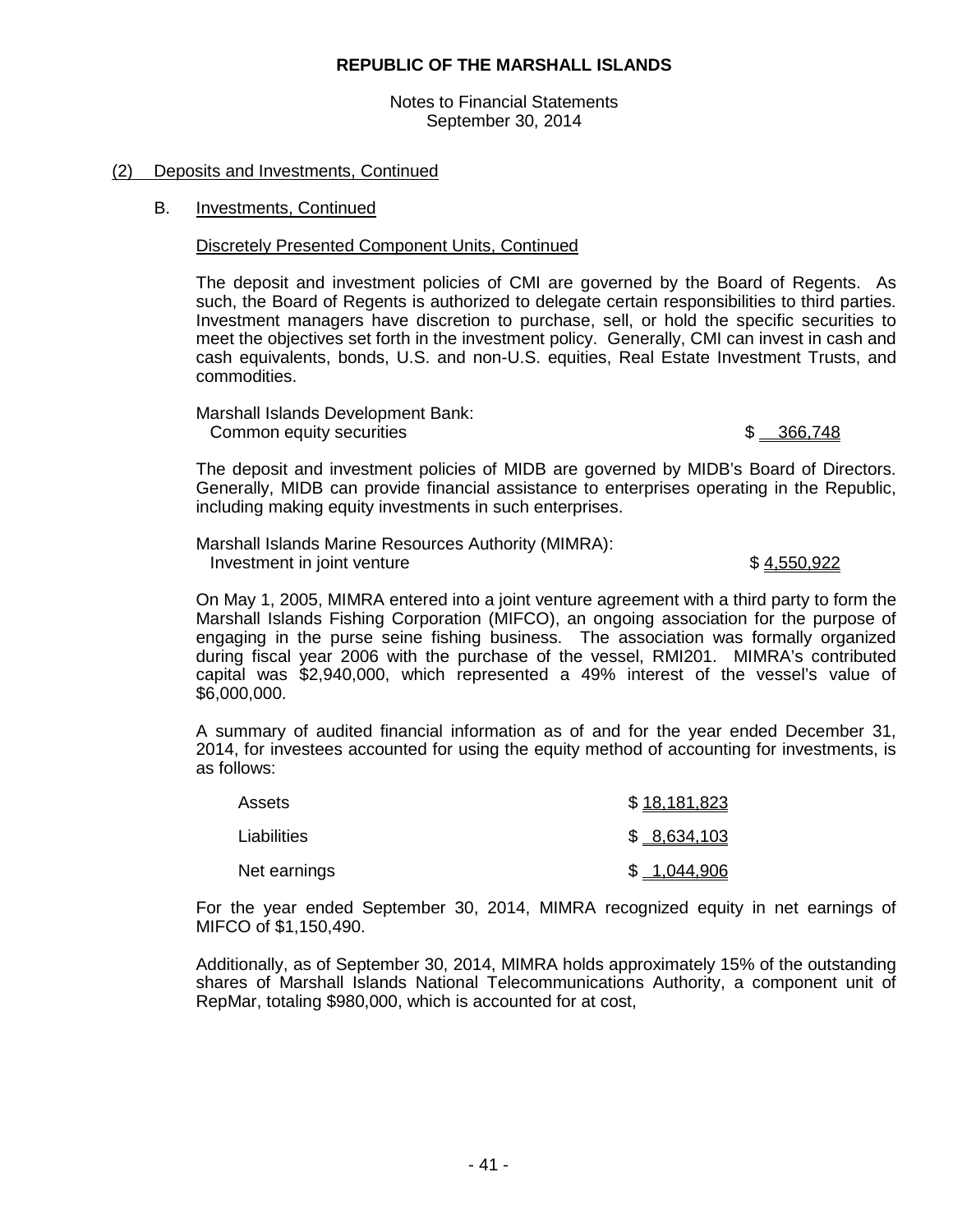(2) Deposits and Investments, Continued

B. Investments, Continued

Discretely Presented Component Units, Continued

The deposit and investment policies of CMI are governed by the Board of Regents. As such, the Board of Regents is authorized to delegate certain responsibilities to third parties. Investment managers have discretion to purchase, sell, or hold the specific securities to meet the objectives set forth in the investment policy. Generally, CMI can invest in cash and cash equivalents, bonds, U.S. and non-U.S. equities, Real Estate Investment Trusts, and commodities.

| Marshall Islands Development Bank: | |
|---|---|
| Common equity securities | $ 366,748 |

The deposit and investment policies of MIDB are governed by MIDB's Board of Directors. Generally, MIDB can provide financial assistance to enterprises operating in the Republic, including making equity investments in such enterprises.

| Marshall Islands Marine Resources Authority (MIMRA): | |
|---|---|
| Investment in joint venture | $ 4,550,922 |

On May 1, 2005, MIMRA entered into a joint venture agreement with a third party to form the Marshall Islands Fishing Corporation (MIFCO), an ongoing association for the purpose of engaging in the purse seine fishing business. The association was formally organized during fiscal year 2006 with the purchase of the vessel, RMI201. MIMRA's contributed capital was $2,940,000, which represented a 49% interest of the vessel's value of $6,000,000.

A summary of audited financial information as of and for the year ended December 31, 2014, for investees accounted for using the equity method of accounting for investments, is as follows:

| | |
|---|---|
| Assets | $ 18,181,823 |
| Liabilities | $ 8,634,103 |
| Net earnings | $ 1,044,906 |

For the year ended September 30, 2014, MIMRA recognized equity in net earnings of MIFCO of $1,150,490.

Additionally, as of September 30, 2014, MIMRA holds approximately 15% of the outstanding shares of Marshall Islands National Telecommunications Authority, a component unit of RepMar, totaling $980,000, which is accounted for at cost,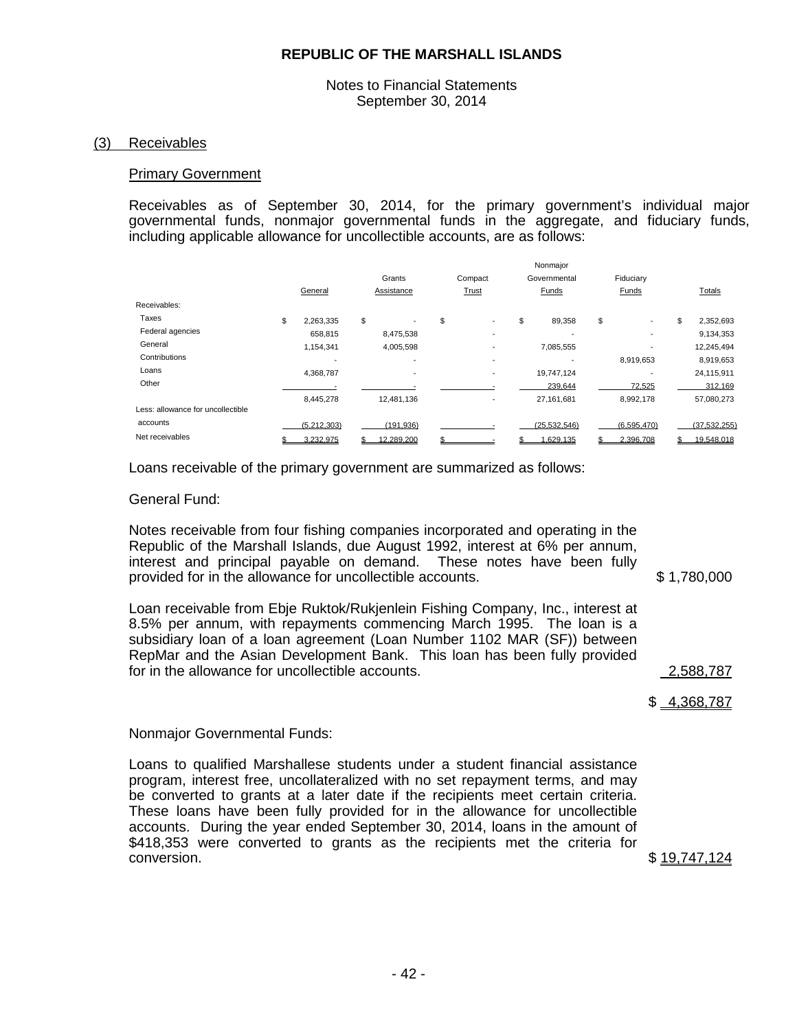# REPUBLIC OF THE MARSHALL ISLANDS

Notes to Financial Statements
September 30, 2014

## (3) Receivables

### Primary Government

Receivables as of September 30, 2014, for the primary government's individual major governmental funds, nonmajor governmental funds in the aggregate, and fiduciary funds, including applicable allowance for uncollectible accounts, are as follows:

| | General | Grants Assistance | Compact Trust | Nonmajor Governmental Funds | Fiduciary Funds | Totals |
|---|---|---|---|---|---|---|
| Receivables: | | | | | | |
| Taxes | $ 2,263,335 | $ - | $ - | $ 89,358 | $ - | $ 2,352,693 |
| Federal agencies | 658,815 | 8,475,538 | - | - | - | 9,134,353 |
| General | 1,154,341 | 4,005,598 | - | 7,085,555 | - | 12,245,494 |
| Contributions | - | - | - | - | 8,919,653 | 8,919,653 |
| Loans | 4,368,787 | - | - | 19,747,124 | - | 24,115,911 |
| Other | - | - | - | 239,644 | 72,525 | 312,169 |
| | 8,445,278 | 12,481,136 | - | 27,161,681 | 8,992,178 | 57,080,273 |
| Less: allowance for uncollectible accounts | (5,212,303) | (191,936) | - | (25,532,546) | (6,595,470) | (37,532,255) |
| Net receivables | $ 3,232,975 | $ 12,289,200 | $ - | $ 1,629,135 | $ 2,396,708 | $ 19,548,018 |

Loans receivable of the primary government are summarized as follows:

General Fund:

| | |
|---|---|
| Notes receivable from four fishing companies incorporated and operating in the Republic of the Marshall Islands, due August 1992, interest at 6% per annum, interest and principal payable on demand. These notes have been fully provided for in the allowance for uncollectible accounts. | $ 1,780,000 |
| Loan receivable from Ebje Ruktok/Rukjenlein Fishing Company, Inc., interest at 8.5% per annum, with repayments commencing March 1995. The loan is a subsidiary loan of a loan agreement (Loan Number 1102 MAR (SF)) between RepMar and the Asian Development Bank. This loan has been fully provided for in the allowance for uncollectible accounts. | 2,588,787 |
| | $ 4,368,787 |

Nonmajor Governmental Funds:

| | |
|---|---|
| Loans to qualified Marshallese students under a student financial assistance program, interest free, uncollateralized with no set repayment terms, and may be converted to grants at a later date if the recipients meet certain criteria. These loans have been fully provided for in the allowance for uncollectible accounts. During the year ended September 30, 2014, loans in the amount of $418,353 were converted to grants as the recipients met the criteria for conversion. | $ 19,747,124 |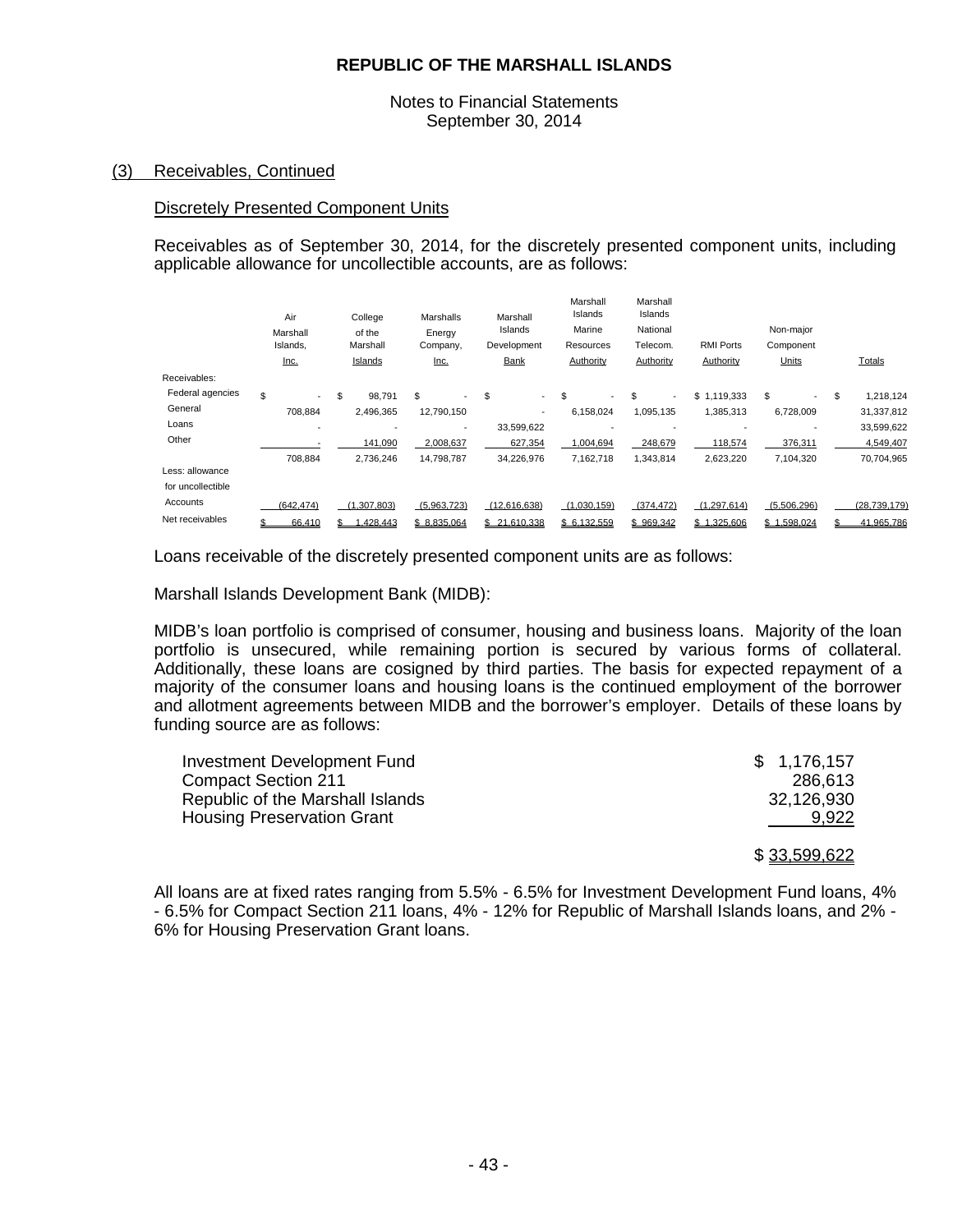## (3) Receivables, Continued

### Discretely Presented Component Units

Receivables as of September 30, 2014, for the discretely presented component units, including applicable allowance for uncollectible accounts, are as follows:

| | Air Marshall Islands, Inc. | College of the Marshall Islands | Marshalls Energy Company, Inc. | Marshall Islands Development Bank | Marshall Islands Marine Resources Authority | Marshall Islands National Telecom. Authority | RMI Ports Authority | Non-major Component Units | Totals |
|---|---|---|---|---|---|---|---|---|---|
| Receivables: | | | | | | | | | |
| Federal agencies | $ - | $ 98,791 | $ - | $ - | $ - | $ - | $ 1,119,333 | $ - | $ 1,218,124 |
| General | 708,884 | 2,496,365 | 12,790,150 | - | 6,158,024 | 1,095,135 | 1,385,313 | 6,728,009 | 31,337,812 |
| Loans | - | - | - | 33,599,622 | - | - | - | - | 33,599,622 |
| Other | - | 141,090 | 2,008,637 | 627,354 | 1,004,694 | 248,679 | 118,574 | 376,311 | 4,549,407 |
| | 708,884 | 2,736,246 | 14,798,787 | 34,226,976 | 7,162,718 | 1,343,814 | 2,623,220 | 7,104,320 | 70,704,965 |
| Less: allowance for uncollectible Accounts | (642,474) | (1,307,803) | (5,963,723) | (12,616,638) | (1,030,159) | (374,472) | (1,297,614) | (5,506,296) | (28,739,179) |
| Net receivables | $ 66,410 | $ 1,428,443 | $ 8,835,064 | $ 21,610,338 | $ 6,132,559 | $ 969,342 | $ 1,325,606 | $ 1,598,024 | $ 41,965,786 |

Loans receivable of the discretely presented component units are as follows:

Marshall Islands Development Bank (MIDB):

MIDB's loan portfolio is comprised of consumer, housing and business loans. Majority of the loan portfolio is unsecured, while remaining portion is secured by various forms of collateral. Additionally, these loans are cosigned by third parties. The basis for expected repayment of a majority of the consumer loans and housing loans is the continued employment of the borrower and allotment agreements between MIDB and the borrower's employer. Details of these loans by funding source are as follows:

| | |
|---|---|
| Investment Development Fund | $ 1,176,157 |
| Compact Section 211 | 286,613 |
| Republic of the Marshall Islands | 32,126,930 |
| Housing Preservation Grant | 9,922 |
| | $ 33,599,622 |

All loans are at fixed rates ranging from 5.5% - 6.5% for Investment Development Fund loans, 4% - 6.5% for Compact Section 211 loans, 4% - 12% for Republic of Marshall Islands loans, and 2% - 6% for Housing Preservation Grant loans.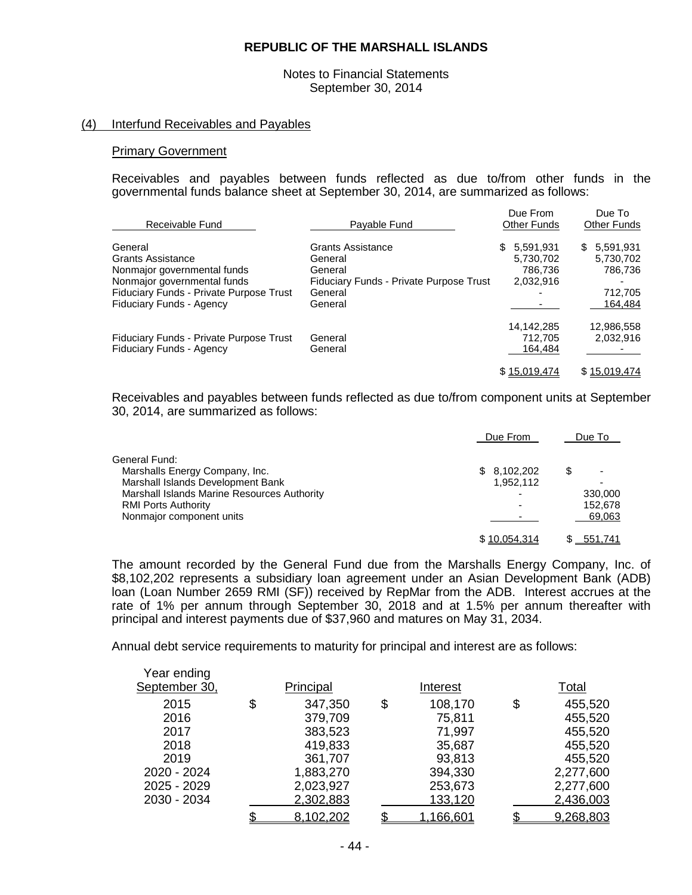**REPUBLIC OF THE MARSHALL ISLANDS**

Notes to Financial Statements
September 30, 2014

(4) Interfund Receivables and Payables

Primary Government

Receivables and payables between funds reflected as due to/from other funds in the governmental funds balance sheet at September 30, 2014, are summarized as follows:

| Receivable Fund | Payable Fund | Due From Other Funds | Due To Other Funds |
|---|---|---|---|
| General | Grants Assistance | $ 5,591,931 | $ 5,591,931 |
| Grants Assistance | General | 5,730,702 | 5,730,702 |
| Nonmajor governmental funds | General | 786,736 | 786,736 |
| Nonmajor governmental funds | Fiduciary Funds - Private Purpose Trust | 2,032,916 | - |
| Fiduciary Funds - Private Purpose Trust | General | - | 712,705 |
| Fiduciary Funds - Agency | General | - | 164,484 |
| | | 14,142,285 | 12,986,558 |
| Fiduciary Funds - Private Purpose Trust | General | 712,705 | 2,032,916 |
| Fiduciary Funds - Agency | General | 164,484 | - |
| | | $ 15,019,474 | $ 15,019,474 |

Receivables and payables between funds reflected as due to/from component units at September 30, 2014, are summarized as follows:

| | Due From | Due To |
|---|---|---|
| General Fund: | | |
| Marshalls Energy Company, Inc. | $ 8,102,202 | $ - |
| Marshall Islands Development Bank | 1,952,112 | - |
| Marshall Islands Marine Resources Authority | - | 330,000 |
| RMI Ports Authority | - | 152,678 |
| Nonmajor component units | - | 69,063 |
| | $ 10,054,314 | $ 551,741 |

The amount recorded by the General Fund due from the Marshalls Energy Company, Inc. of $8,102,202 represents a subsidiary loan agreement under an Asian Development Bank (ADB) loan (Loan Number 2659 RMI (SF)) received by RepMar from the ADB. Interest accrues at the rate of 1% per annum through September 30, 2018 and at 1.5% per annum thereafter with principal and interest payments due of $37,960 and matures on May 31, 2034.

Annual debt service requirements to maturity for principal and interest are as follows:

| Year ending September 30, | Principal | Interest | Total |
|---|---|---|---|
| 2015 | $ 347,350 | $ 108,170 | $ 455,520 |
| 2016 | 379,709 | 75,811 | 455,520 |
| 2017 | 383,523 | 71,997 | 455,520 |
| 2018 | 419,833 | 35,687 | 455,520 |
| 2019 | 361,707 | 93,813 | 455,520 |
| 2020 - 2024 | 1,883,270 | 394,330 | 2,277,600 |
| 2025 - 2029 | 2,023,927 | 253,673 | 2,277,600 |
| 2030 - 2034 | 2,302,883 | 133,120 | 2,436,003 |
| | $ 8,102,202 | $ 1,166,601 | $ 9,268,803 |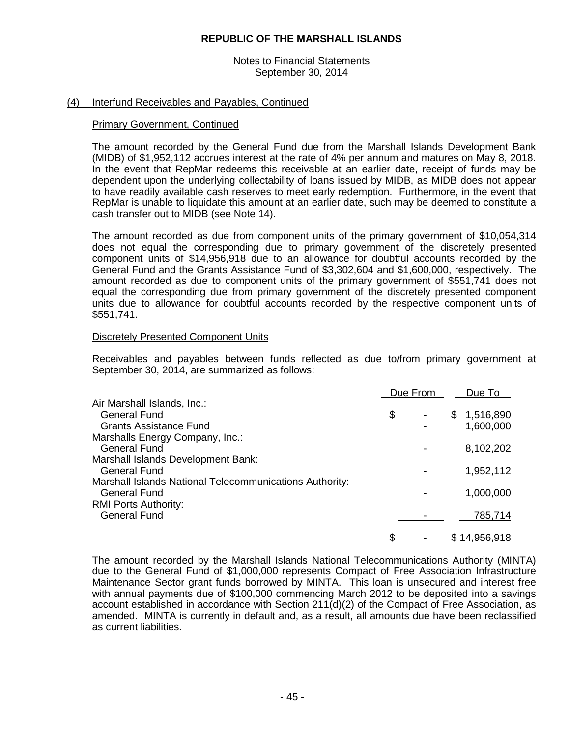## (4) Interfund Receivables and Payables, Continued

### Primary Government, Continued

The amount recorded by the General Fund due from the Marshall Islands Development Bank (MIDB) of $1,952,112 accrues interest at the rate of 4% per annum and matures on May 8, 2018. In the event that RepMar redeems this receivable at an earlier date, receipt of funds may be dependent upon the underlying collectability of loans issued by MIDB, as MIDB does not appear to have readily available cash reserves to meet early redemption. Furthermore, in the event that RepMar is unable to liquidate this amount at an earlier date, such may be deemed to constitute a cash transfer out to MIDB (see Note 14).

The amount recorded as due from component units of the primary government of $10,054,314 does not equal the corresponding due to primary government of the discretely presented component units of $14,956,918 due to an allowance for doubtful accounts recorded by the General Fund and the Grants Assistance Fund of $3,302,604 and $1,600,000, respectively. The amount recorded as due to component units of the primary government of $551,741 does not equal the corresponding due from primary government of the discretely presented component units due to allowance for doubtful accounts recorded by the respective component units of $551,741.

### Discretely Presented Component Units

Receivables and payables between funds reflected as due to/from primary government at September 30, 2014, are summarized as follows:

| | Due From | Due To |
|---|---|---|
| Air Marshall Islands, Inc.: | | |
| General Fund | $ - | $ 1,516,890 |
| Grants Assistance Fund | - | 1,600,000 |
| Marshalls Energy Company, Inc.: | | |
| General Fund | - | 8,102,202 |
| Marshall Islands Development Bank: | | |
| General Fund | - | 1,952,112 |
| Marshall Islands National Telecommunications Authority: | | |
| General Fund | - | 1,000,000 |
| RMI Ports Authority: | | |
| General Fund | - | 785,714 |
| | $ - | $ 14,956,918 |

The amount recorded by the Marshall Islands National Telecommunications Authority (MINTA) due to the General Fund of $1,000,000 represents Compact of Free Association Infrastructure Maintenance Sector grant funds borrowed by MINTA. This loan is unsecured and interest free with annual payments due of $100,000 commencing March 2012 to be deposited into a savings account established in accordance with Section 211(d)(2) of the Compact of Free Association, as amended. MINTA is currently in default and, as a result, all amounts due have been reclassified as current liabilities.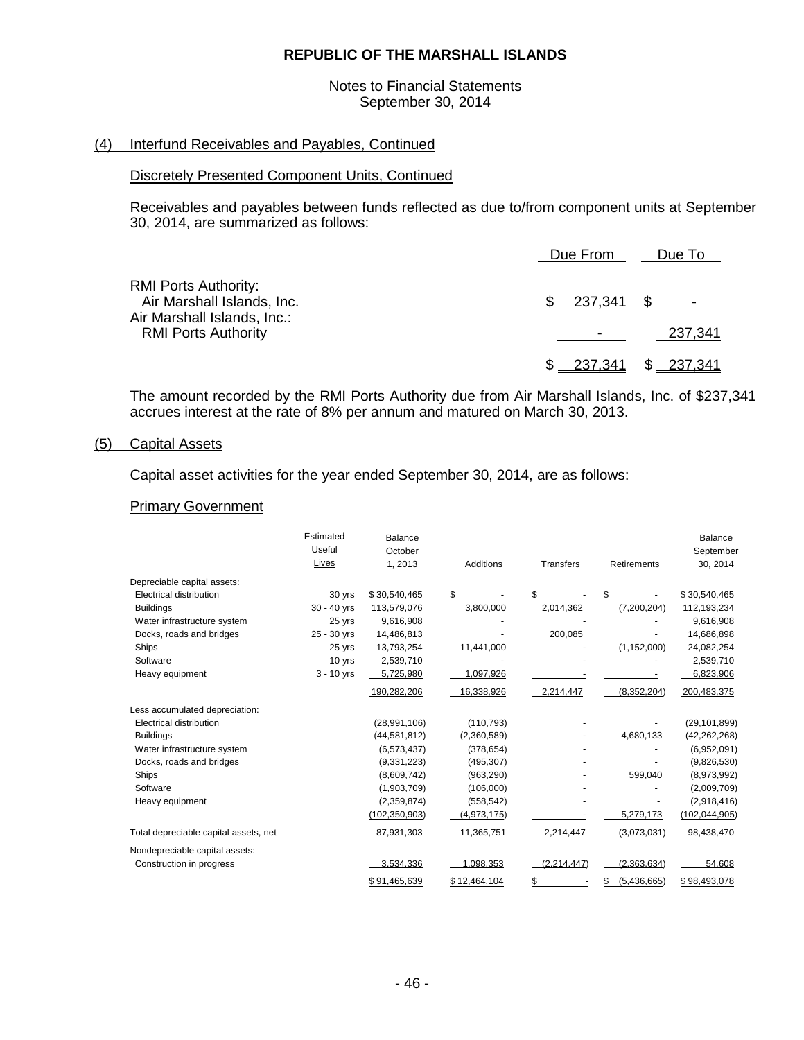# REPUBLIC OF THE MARSHALL ISLANDS

Notes to Financial Statements
September 30, 2014

## (4) Interfund Receivables and Payables, Continued

### Discretely Presented Component Units, Continued

Receivables and payables between funds reflected as due to/from component units at September 30, 2014, are summarized as follows:

| | Due From | Due To |
|---|---|---|
| RMI Ports Authority: | | |
| Air Marshall Islands, Inc. | $ 237,341 | $ - |
| Air Marshall Islands, Inc.: | | |
| RMI Ports Authority | - | 237,341 |
| | $ 237,341 | $ 237,341 |

The amount recorded by the RMI Ports Authority due from Air Marshall Islands, Inc. of $237,341 accrues interest at the rate of 8% per annum and matured on March 30, 2013.

## (5) Capital Assets

Capital asset activities for the year ended September 30, 2014, are as follows:

### Primary Government

| | Estimated Useful Lives | Balance October 1, 2013 | Additions | Transfers | Retirements | Balance September 30, 2014 |
|---|---|---|---|---|---|---|
| Depreciable capital assets: | | | | | | |
| Electrical distribution | 30 yrs | $ 30,540,465 | $ - | $ - | $ - | $ 30,540,465 |
| Buildings | 30 - 40 yrs | 113,579,076 | 3,800,000 | 2,014,362 | (7,200,204) | 112,193,234 |
| Water infrastructure system | 25 yrs | 9,616,908 | - | - | - | 9,616,908 |
| Docks, roads and bridges | 25 - 30 yrs | 14,486,813 | - | 200,085 | - | 14,686,898 |
| Ships | 25 yrs | 13,793,254 | 11,441,000 | - | (1,152,000) | 24,082,254 |
| Software | 10 yrs | 2,539,710 | - | - | - | 2,539,710 |
| Heavy equipment | 3 - 10 yrs | 5,725,980 | 1,097,926 | - | - | 6,823,906 |
| | | 190,282,206 | 16,338,926 | 2,214,447 | (8,352,204) | 200,483,375 |
| Less accumulated depreciation: | | | | | | |
| Electrical distribution | | (28,991,106) | (110,793) | - | - | (29,101,899) |
| Buildings | | (44,581,812) | (2,360,589) | - | 4,680,133 | (42,262,268) |
| Water infrastructure system | | (6,573,437) | (378,654) | - | - | (6,952,091) |
| Docks, roads and bridges | | (9,331,223) | (495,307) | - | - | (9,826,530) |
| Ships | | (8,609,742) | (963,290) | - | 599,040 | (8,973,992) |
| Software | | (1,903,709) | (106,000) | - | - | (2,009,709) |
| Heavy equipment | | (2,359,874) | (558,542) | - | - | (2,918,416) |
| | | (102,350,903) | (4,973,175) | - | 5,279,173 | (102,044,905) |
| Total depreciable capital assets, net | | 87,931,303 | 11,365,751 | 2,214,447 | (3,073,031) | 98,438,470 |
| Nondepreciable capital assets: | | | | | | |
| Construction in progress | | 3,534,336 | 1,098,353 | (2,214,447) | (2,363,634) | 54,608 |
| | | $ 91,465,639 | $ 12,464,104 | $ - | $ (5,436,665) | $ 98,493,078 |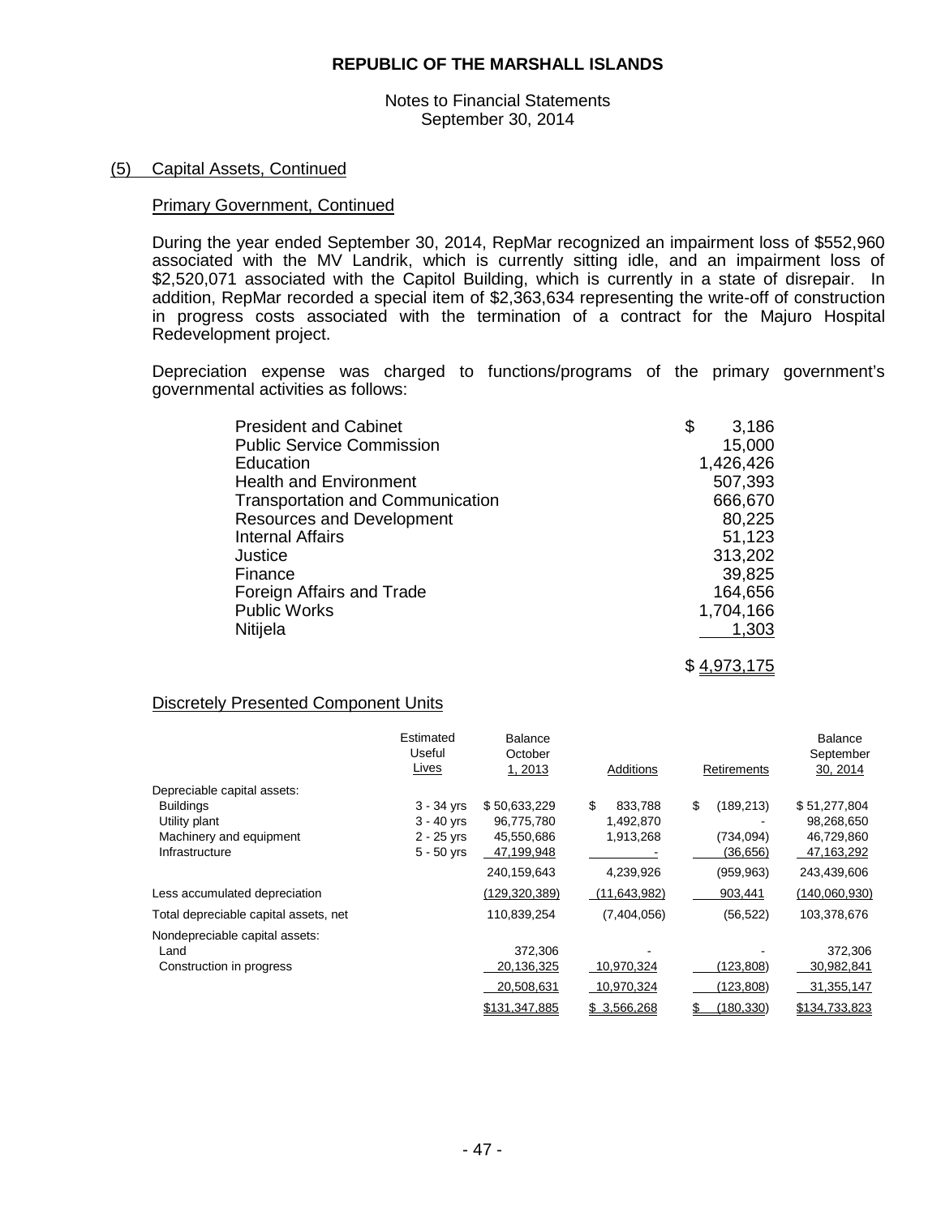## (5) Capital Assets, Continued

### Primary Government, Continued

During the year ended September 30, 2014, RepMar recognized an impairment loss of $552,960 associated with the MV Landrik, which is currently sitting idle, and an impairment loss of $2,520,071 associated with the Capitol Building, which is currently in a state of disrepair. In addition, RepMar recorded a special item of $2,363,634 representing the write-off of construction in progress costs associated with the termination of a contract for the Majuro Hospital Redevelopment project.

Depreciation expense was charged to functions/programs of the primary government's governmental activities as follows:

| | |
|---|---:|
| President and Cabinet | $ 3,186 |
| Public Service Commission | 15,000 |
| Education | 1,426,426 |
| Health and Environment | 507,393 |
| Transportation and Communication | 666,670 |
| Resources and Development | 80,225 |
| Internal Affairs | 51,123 |
| Justice | 313,202 |
| Finance | 39,825 |
| Foreign Affairs and Trade | 164,656 |
| Public Works | 1,704,166 |
| Nitijela | 1,303 |
| | $ 4,973,175 |

### Discretely Presented Component Units

| | Estimated Useful Lives | Balance October 1, 2013 | Additions | Retirements | Balance September 30, 2014 |
|---|---|---:|---:|---:|---:|
| Depreciable capital assets: | | | | | |
| Buildings | 3 - 34 yrs | $ 50,633,229 | $ 833,788 | $ (189,213) | $ 51,277,804 |
| Utility plant | 3 - 40 yrs | 96,775,780 | 1,492,870 | - | 98,268,650 |
| Machinery and equipment | 2 - 25 yrs | 45,550,686 | 1,913,268 | (734,094) | 46,729,860 |
| Infrastructure | 5 - 50 yrs | 47,199,948 | - | (36,656) | 47,163,292 |
| | | 240,159,643 | 4,239,926 | (959,963) | 243,439,606 |
| Less accumulated depreciation | | (129,320,389) | (11,643,982) | 903,441 | (140,060,930) |
| Total depreciable capital assets, net | | 110,839,254 | (7,404,056) | (56,522) | 103,378,676 |
| Nondepreciable capital assets: | | | | | |
| Land | | 372,306 | - | - | 372,306 |
| Construction in progress | | 20,136,325 | 10,970,324 | (123,808) | 30,982,841 |
| | | 20,508,631 | 10,970,324 | (123,808) | 31,355,147 |
| | | $131,347,885 | $ 3,566,268 | $ (180,330) | $134,733,823 |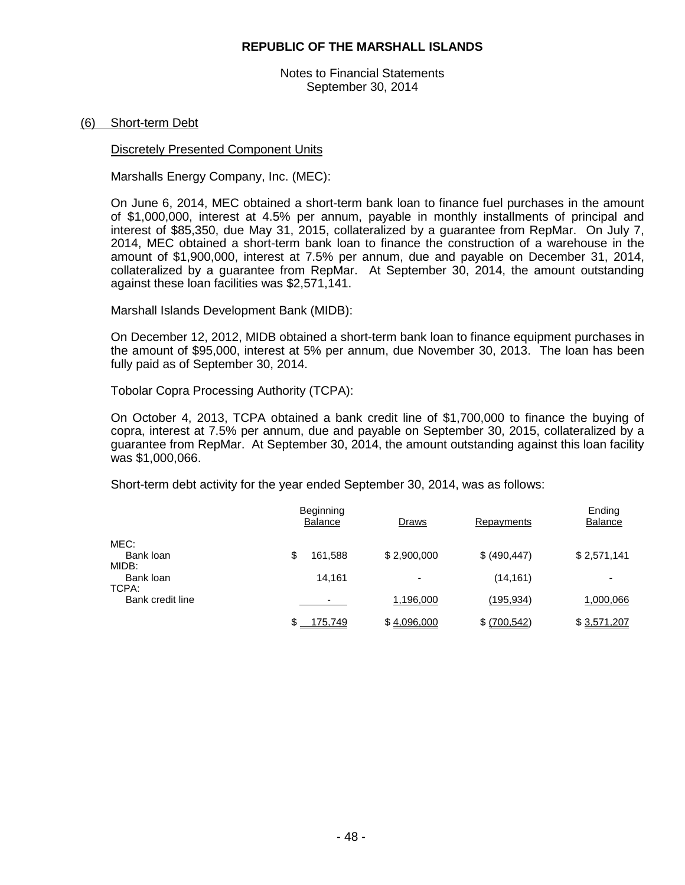# REPUBLIC OF THE MARSHALL ISLANDS

Notes to Financial Statements
September 30, 2014

## (6) Short-term Debt

### Discretely Presented Component Units

Marshalls Energy Company, Inc. (MEC):

On June 6, 2014, MEC obtained a short-term bank loan to finance fuel purchases in the amount of $1,000,000, interest at 4.5% per annum, payable in monthly installments of principal and interest of $85,350, due May 31, 2015, collateralized by a guarantee from RepMar. On July 7, 2014, MEC obtained a short-term bank loan to finance the construction of a warehouse in the amount of $1,900,000, interest at 7.5% per annum, due and payable on December 31, 2014, collateralized by a guarantee from RepMar. At September 30, 2014, the amount outstanding against these loan facilities was $2,571,141.

Marshall Islands Development Bank (MIDB):

On December 12, 2012, MIDB obtained a short-term bank loan to finance equipment purchases in the amount of $95,000, interest at 5% per annum, due November 30, 2013. The loan has been fully paid as of September 30, 2014.

Tobolar Copra Processing Authority (TCPA):

On October 4, 2013, TCPA obtained a bank credit line of $1,700,000 to finance the buying of copra, interest at 7.5% per annum, due and payable on September 30, 2015, collateralized by a guarantee from RepMar. At September 30, 2014, the amount outstanding against this loan facility was $1,000,066.

Short-term debt activity for the year ended September 30, 2014, was as follows:

| | Beginning Balance | Draws | Repayments | Ending Balance |
|---|---|---|---|---|
| MEC: | | | | |
| Bank loan | $ 161,588 | $ 2,900,000 | $ (490,447) | $ 2,571,141 |
| MIDB: | | | | |
| Bank loan | 14,161 | - | (14,161) | - |
| TCPA: | | | | |
| Bank credit line | - | 1,196,000 | (195,934) | 1,000,066 |
| | $ 175,749 | $ 4,096,000 | $ (700,542) | $ 3,571,207 |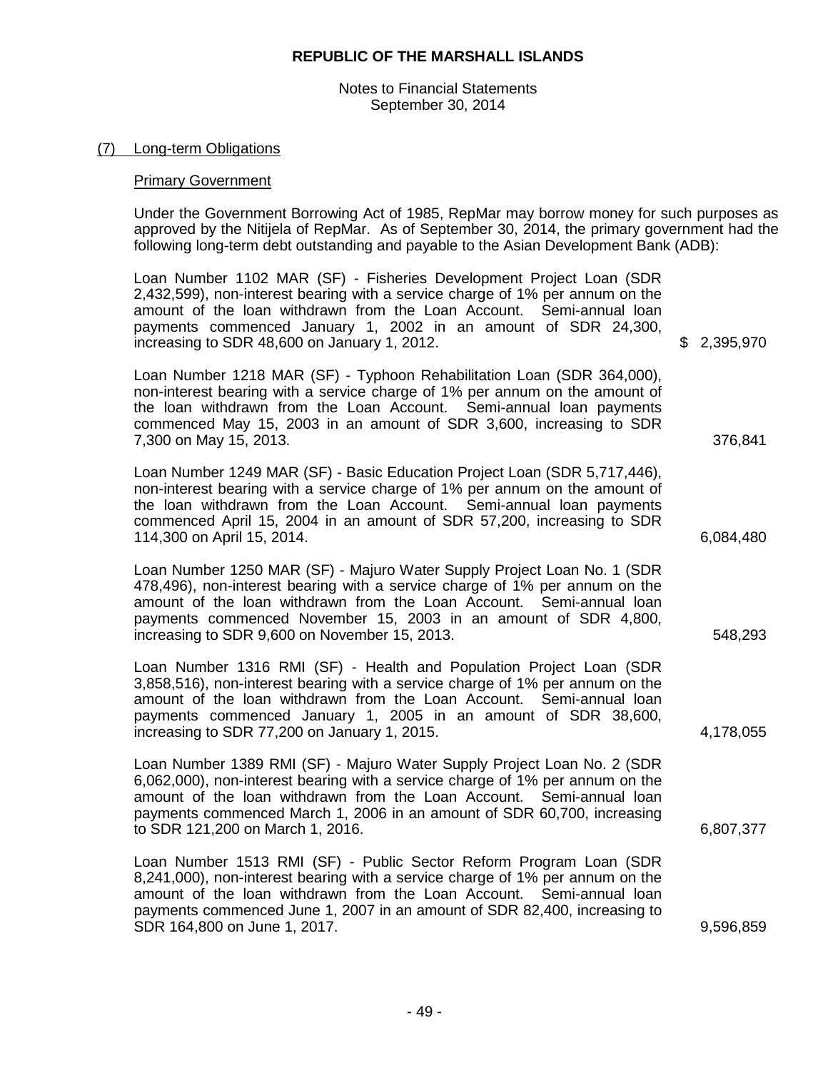REPUBLIC OF THE MARSHALL ISLANDS

Notes to Financial Statements
September 30, 2014

## (7) Long-term Obligations

### Primary Government

Under the Government Borrowing Act of 1985, RepMar may borrow money for such purposes as approved by the Nitijela of RepMar. As of September 30, 2014, the primary government had the following long-term debt outstanding and payable to the Asian Development Bank (ADB):

| | |
|---|---|
| Loan Number 1102 MAR (SF) - Fisheries Development Project Loan (SDR 2,432,599), non-interest bearing with a service charge of 1% per annum on the amount of the loan withdrawn from the Loan Account. Semi-annual loan payments commenced January 1, 2002 in an amount of SDR 24,300, increasing to SDR 48,600 on January 1, 2012. | $ 2,395,970 |
| Loan Number 1218 MAR (SF) - Typhoon Rehabilitation Loan (SDR 364,000), non-interest bearing with a service charge of 1% per annum on the amount of the loan withdrawn from the Loan Account. Semi-annual loan payments commenced May 15, 2003 in an amount of SDR 3,600, increasing to SDR 7,300 on May 15, 2013. | 376,841 |
| Loan Number 1249 MAR (SF) - Basic Education Project Loan (SDR 5,717,446), non-interest bearing with a service charge of 1% per annum on the amount of the loan withdrawn from the Loan Account. Semi-annual loan payments commenced April 15, 2004 in an amount of SDR 57,200, increasing to SDR 114,300 on April 15, 2014. | 6,084,480 |
| Loan Number 1250 MAR (SF) - Majuro Water Supply Project Loan No. 1 (SDR 478,496), non-interest bearing with a service charge of 1% per annum on the amount of the loan withdrawn from the Loan Account. Semi-annual loan payments commenced November 15, 2003 in an amount of SDR 4,800, increasing to SDR 9,600 on November 15, 2013. | 548,293 |
| Loan Number 1316 RMI (SF) - Health and Population Project Loan (SDR 3,858,516), non-interest bearing with a service charge of 1% per annum on the amount of the loan withdrawn from the Loan Account. Semi-annual loan payments commenced January 1, 2005 in an amount of SDR 38,600, increasing to SDR 77,200 on January 1, 2015. | 4,178,055 |
| Loan Number 1389 RMI (SF) - Majuro Water Supply Project Loan No. 2 (SDR 6,062,000), non-interest bearing with a service charge of 1% per annum on the amount of the loan withdrawn from the Loan Account. Semi-annual loan payments commenced March 1, 2006 in an amount of SDR 60,700, increasing to SDR 121,200 on March 1, 2016. | 6,807,377 |
| Loan Number 1513 RMI (SF) - Public Sector Reform Program Loan (SDR 8,241,000), non-interest bearing with a service charge of 1% per annum on the amount of the loan withdrawn from the Loan Account. Semi-annual loan payments commenced June 1, 2007 in an amount of SDR 82,400, increasing to SDR 164,800 on June 1, 2017. | 9,596,859 |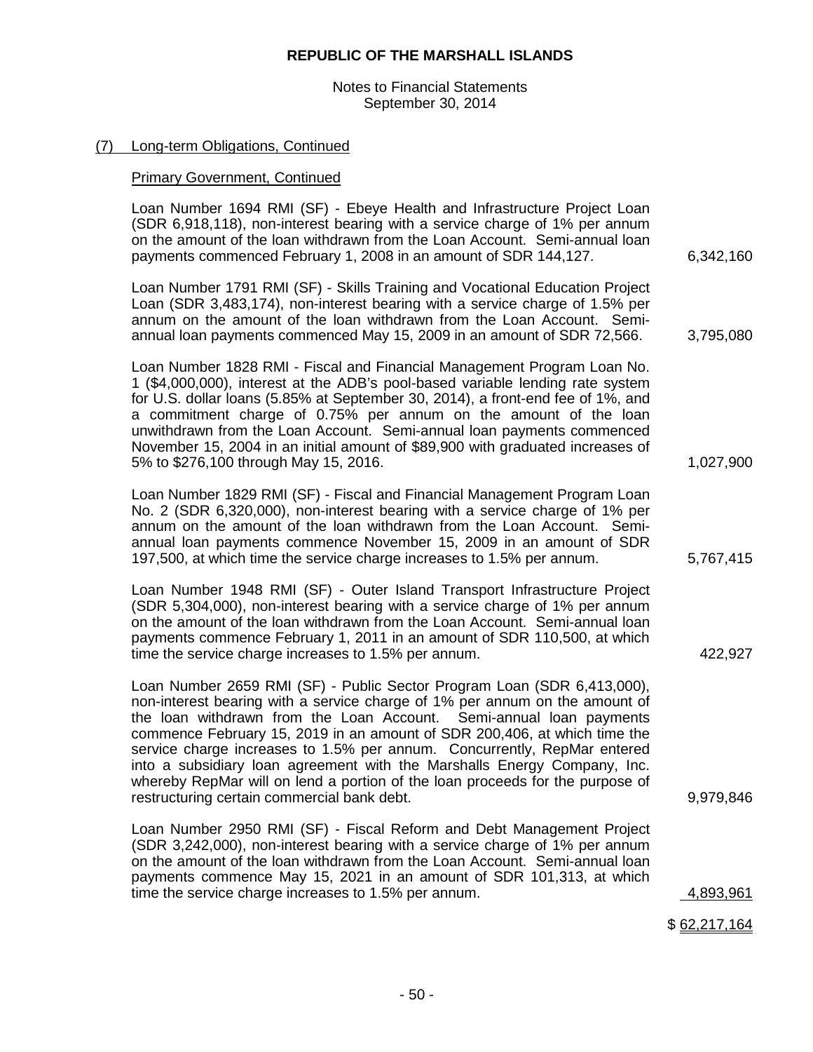**REPUBLIC OF THE MARSHALL ISLANDS**

Notes to Financial Statements
September 30, 2014

## (7) Long-term Obligations, Continued

### Primary Government, Continued

| | |
|---|---|
| Loan Number 1694 RMI (SF) - Ebeye Health and Infrastructure Project Loan (SDR 6,918,118), non-interest bearing with a service charge of 1% per annum on the amount of the loan withdrawn from the Loan Account. Semi-annual loan payments commenced February 1, 2008 in an amount of SDR 144,127. | 6,342,160 |
| Loan Number 1791 RMI (SF) - Skills Training and Vocational Education Project Loan (SDR 3,483,174), non-interest bearing with a service charge of 1.5% per annum on the amount of the loan withdrawn from the Loan Account. Semi-annual loan payments commenced May 15, 2009 in an amount of SDR 72,566. | 3,795,080 |
| Loan Number 1828 RMI - Fiscal and Financial Management Program Loan No. 1 ($4,000,000), interest at the ADB's pool-based variable lending rate system for U.S. dollar loans (5.85% at September 30, 2014), a front-end fee of 1%, and a commitment charge of 0.75% per annum on the amount of the loan unwithdrawn from the Loan Account. Semi-annual loan payments commenced November 15, 2004 in an initial amount of $89,900 with graduated increases of 5% to $276,100 through May 15, 2016. | 1,027,900 |
| Loan Number 1829 RMI (SF) - Fiscal and Financial Management Program Loan No. 2 (SDR 6,320,000), non-interest bearing with a service charge of 1% per annum on the amount of the loan withdrawn from the Loan Account. Semi-annual loan payments commence November 15, 2009 in an amount of SDR 197,500, at which time the service charge increases to 1.5% per annum. | 5,767,415 |
| Loan Number 1948 RMI (SF) - Outer Island Transport Infrastructure Project (SDR 5,304,000), non-interest bearing with a service charge of 1% per annum on the amount of the loan withdrawn from the Loan Account. Semi-annual loan payments commence February 1, 2011 in an amount of SDR 110,500, at which time the service charge increases to 1.5% per annum. | 422,927 |
| Loan Number 2659 RMI (SF) - Public Sector Program Loan (SDR 6,413,000), non-interest bearing with a service charge of 1% per annum on the amount of the loan withdrawn from the Loan Account. Semi-annual loan payments commence February 15, 2019 in an amount of SDR 200,406, at which time the service charge increases to 1.5% per annum. Concurrently, RepMar entered into a subsidiary loan agreement with the Marshalls Energy Company, Inc. whereby RepMar will on lend a portion of the loan proceeds for the purpose of restructuring certain commercial bank debt. | 9,979,846 |
| Loan Number 2950 RMI (SF) - Fiscal Reform and Debt Management Project (SDR 3,242,000), non-interest bearing with a service charge of 1% per annum on the amount of the loan withdrawn from the Loan Account. Semi-annual loan payments commence May 15, 2021 in an amount of SDR 101,313, at which time the service charge increases to 1.5% per annum. | 4,893,961 |
| | $ 62,217,164 |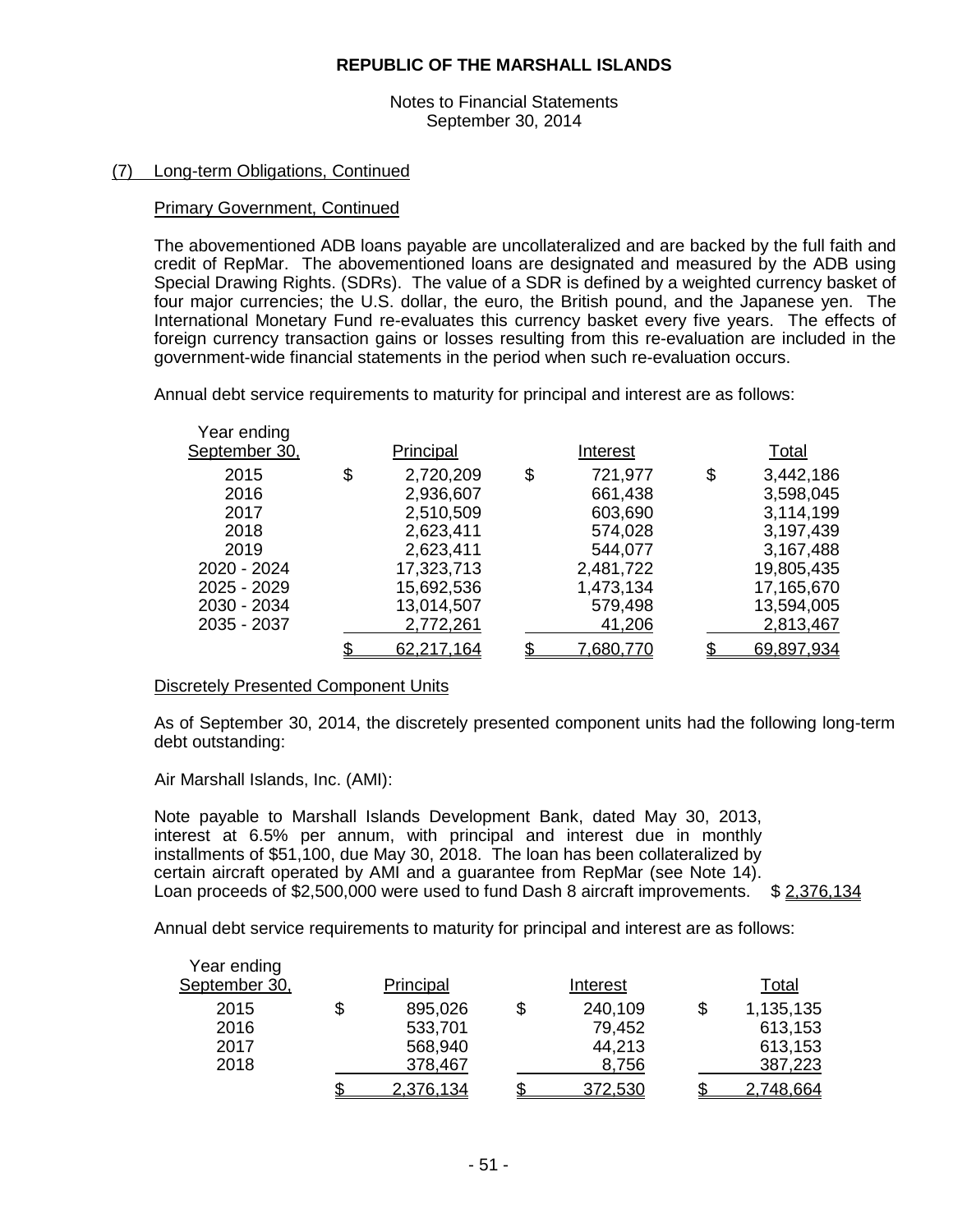## (7) Long-term Obligations, Continued

### Primary Government, Continued

The abovementioned ADB loans payable are uncollateralized and are backed by the full faith and credit of RepMar. The abovementioned loans are designated and measured by the ADB using Special Drawing Rights. (SDRs). The value of a SDR is defined by a weighted currency basket of four major currencies; the U.S. dollar, the euro, the British pound, and the Japanese yen. The International Monetary Fund re-evaluates this currency basket every five years. The effects of foreign currency transaction gains or losses resulting from this re-evaluation are included in the government-wide financial statements in the period when such re-evaluation occurs.

Annual debt service requirements to maturity for principal and interest are as follows:

| Year ending September 30, | Principal | Interest | Total |
|---|---|---|---|
| 2015 | $ 2,720,209 | $ 721,977 | $ 3,442,186 |
| 2016 | 2,936,607 | 661,438 | 3,598,045 |
| 2017 | 2,510,509 | 603,690 | 3,114,199 |
| 2018 | 2,623,411 | 574,028 | 3,197,439 |
| 2019 | 2,623,411 | 544,077 | 3,167,488 |
| 2020 - 2024 | 17,323,713 | 2,481,722 | 19,805,435 |
| 2025 - 2029 | 15,692,536 | 1,473,134 | 17,165,670 |
| 2030 - 2034 | 13,014,507 | 579,498 | 13,594,005 |
| 2035 - 2037 | 2,772,261 | 41,206 | 2,813,467 |
| | $ 62,217,164 | $ 7,680,770 | $ 69,897,934 |

### Discretely Presented Component Units

As of September 30, 2014, the discretely presented component units had the following long-term debt outstanding:

Air Marshall Islands, Inc. (AMI):

| | |
|---|---|
| Note payable to Marshall Islands Development Bank, dated May 30, 2013, interest at 6.5% per annum, with principal and interest due in monthly installments of $51,100, due May 30, 2018. The loan has been collateralized by certain aircraft operated by AMI and a guarantee from RepMar (see Note 14). Loan proceeds of $2,500,000 were used to fund Dash 8 aircraft improvements. | $ 2,376,134 |

Annual debt service requirements to maturity for principal and interest are as follows:

| Year ending September 30, | Principal | Interest | Total |
|---|---|---|---|
| 2015 | $ 895,026 | $ 240,109 | $ 1,135,135 |
| 2016 | 533,701 | 79,452 | 613,153 |
| 2017 | 568,940 | 44,213 | 613,153 |
| 2018 | 378,467 | 8,756 | 387,223 |
| | $ 2,376,134 | $ 372,530 | $ 2,748,664 |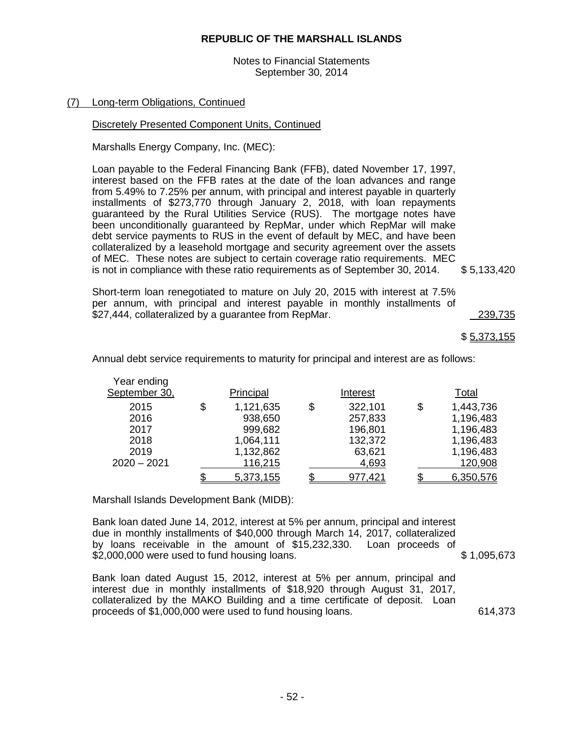**REPUBLIC OF THE MARSHALL ISLANDS**

Notes to Financial Statements
September 30, 2014

(7) Long-term Obligations, Continued

Discretely Presented Component Units, Continued

Marshalls Energy Company, Inc. (MEC):

| | |
|---|---|
| Loan payable to the Federal Financing Bank (FFB), dated November 17, 1997, interest based on the FFB rates at the date of the loan advances and range from 5.49% to 7.25% per annum, with principal and interest payable in quarterly installments of $273,770 through January 2, 2018, with loan repayments guaranteed by the Rural Utilities Service (RUS). The mortgage notes have been unconditionally guaranteed by RepMar, under which RepMar will make debt service payments to RUS in the event of default by MEC, and have been collateralized by a leasehold mortgage and security agreement over the assets of MEC. These notes are subject to certain coverage ratio requirements. MEC is not in compliance with these ratio requirements as of September 30, 2014. | $ 5,133,420 |
| Short-term loan renegotiated to mature on July 20, 2015 with interest at 7.5% per annum, with principal and interest payable in monthly installments of $27,444, collateralized by a guarantee from RepMar. | 239,735 |
| | $ 5,373,155 |

Annual debt service requirements to maturity for principal and interest are as follows:

| Year ending September 30, | Principal | Interest | Total |
|---|---|---|---|
| 2015 | $ 1,121,635 | $ 322,101 | $ 1,443,736 |
| 2016 | 938,650 | 257,833 | 1,196,483 |
| 2017 | 999,682 | 196,801 | 1,196,483 |
| 2018 | 1,064,111 | 132,372 | 1,196,483 |
| 2019 | 1,132,862 | 63,621 | 1,196,483 |
| 2020 – 2021 | 116,215 | 4,693 | 120,908 |
| | $ 5,373,155 | $ 977,421 | $ 6,350,576 |

Marshall Islands Development Bank (MIDB):

| | |
|---|---|
| Bank loan dated June 14, 2012, interest at 5% per annum, principal and interest due in monthly installments of $40,000 through March 14, 2017, collateralized by loans receivable in the amount of $15,232,330. Loan proceeds of $2,000,000 were used to fund housing loans. | $ 1,095,673 |
| Bank loan dated August 15, 2012, interest at 5% per annum, principal and interest due in monthly installments of $18,920 through August 31, 2017, collateralized by the MAKO Building and a time certificate of deposit. Loan proceeds of $1,000,000 were used to fund housing loans. | 614,373 |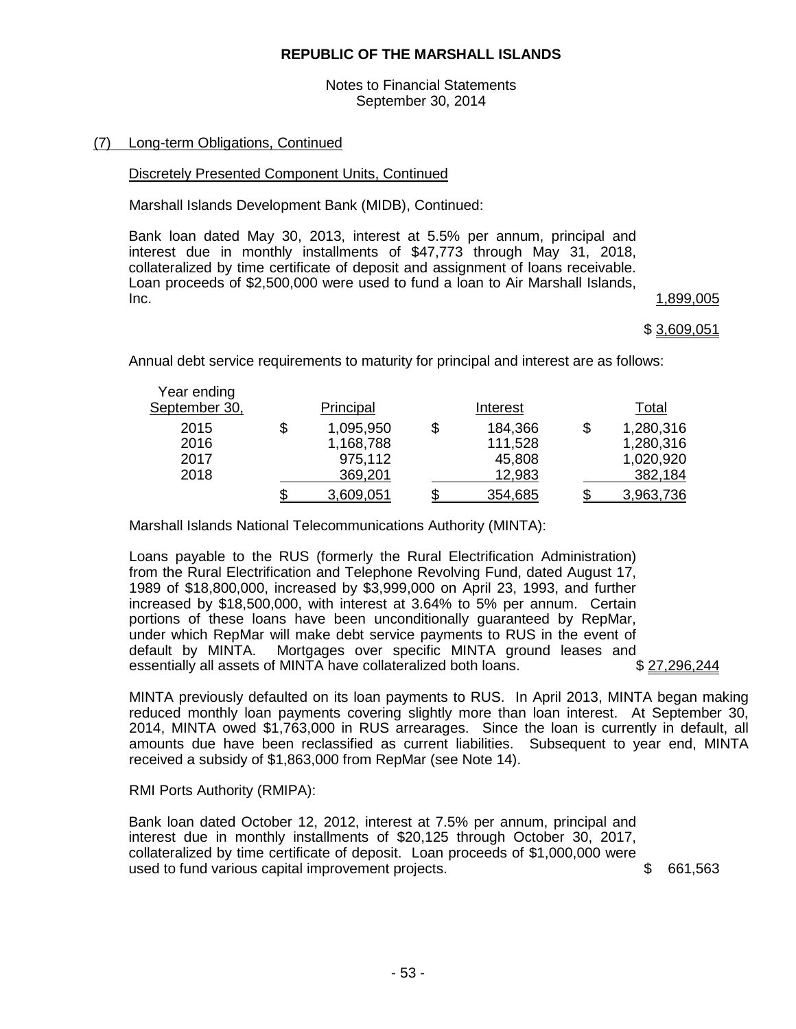**REPUBLIC OF THE MARSHALL ISLANDS**

Notes to Financial Statements
September 30, 2014

(7) Long-term Obligations, Continued

Discretely Presented Component Units, Continued

Marshall Islands Development Bank (MIDB), Continued:

| | |
|---|---|
| Bank loan dated May 30, 2013, interest at 5.5% per annum, principal and interest due in monthly installments of $47,773 through May 31, 2018, collateralized by time certificate of deposit and assignment of loans receivable. Loan proceeds of $2,500,000 were used to fund a loan to Air Marshall Islands, Inc. | 1,899,005 |
| | $ 3,609,051 |

Annual debt service requirements to maturity for principal and interest are as follows:

| Year ending September 30, | Principal | Interest | Total |
|---|---|---|---|
| 2015 | $ 1,095,950 | $ 184,366 | $ 1,280,316 |
| 2016 | 1,168,788 | 111,528 | 1,280,316 |
| 2017 | 975,112 | 45,808 | 1,020,920 |
| 2018 | 369,201 | 12,983 | 382,184 |
| | $ 3,609,051 | $ 354,685 | $ 3,963,736 |

Marshall Islands National Telecommunications Authority (MINTA):

| | |
|---|---|
| Loans payable to the RUS (formerly the Rural Electrification Administration) from the Rural Electrification and Telephone Revolving Fund, dated August 17, 1989 of $18,800,000, increased by $3,999,000 on April 23, 1993, and further increased by $18,500,000, with interest at 3.64% to 5% per annum. Certain portions of these loans have been unconditionally guaranteed by RepMar, under which RepMar will make debt service payments to RUS in the event of default by MINTA. Mortgages over specific MINTA ground leases and essentially all assets of MINTA have collateralized both loans. | $ 27,296,244 |

MINTA previously defaulted on its loan payments to RUS. In April 2013, MINTA began making reduced monthly loan payments covering slightly more than loan interest. At September 30, 2014, MINTA owed $1,763,000 in RUS arrearages. Since the loan is currently in default, all amounts due have been reclassified as current liabilities. Subsequent to year end, MINTA received a subsidy of $1,863,000 from RepMar (see Note 14).

RMI Ports Authority (RMIPA):

| | |
|---|---|
| Bank loan dated October 12, 2012, interest at 7.5% per annum, principal and interest due in monthly installments of $20,125 through October 30, 2017, collateralized by time certificate of deposit. Loan proceeds of $1,000,000 were used to fund various capital improvement projects. | $ 661,563 |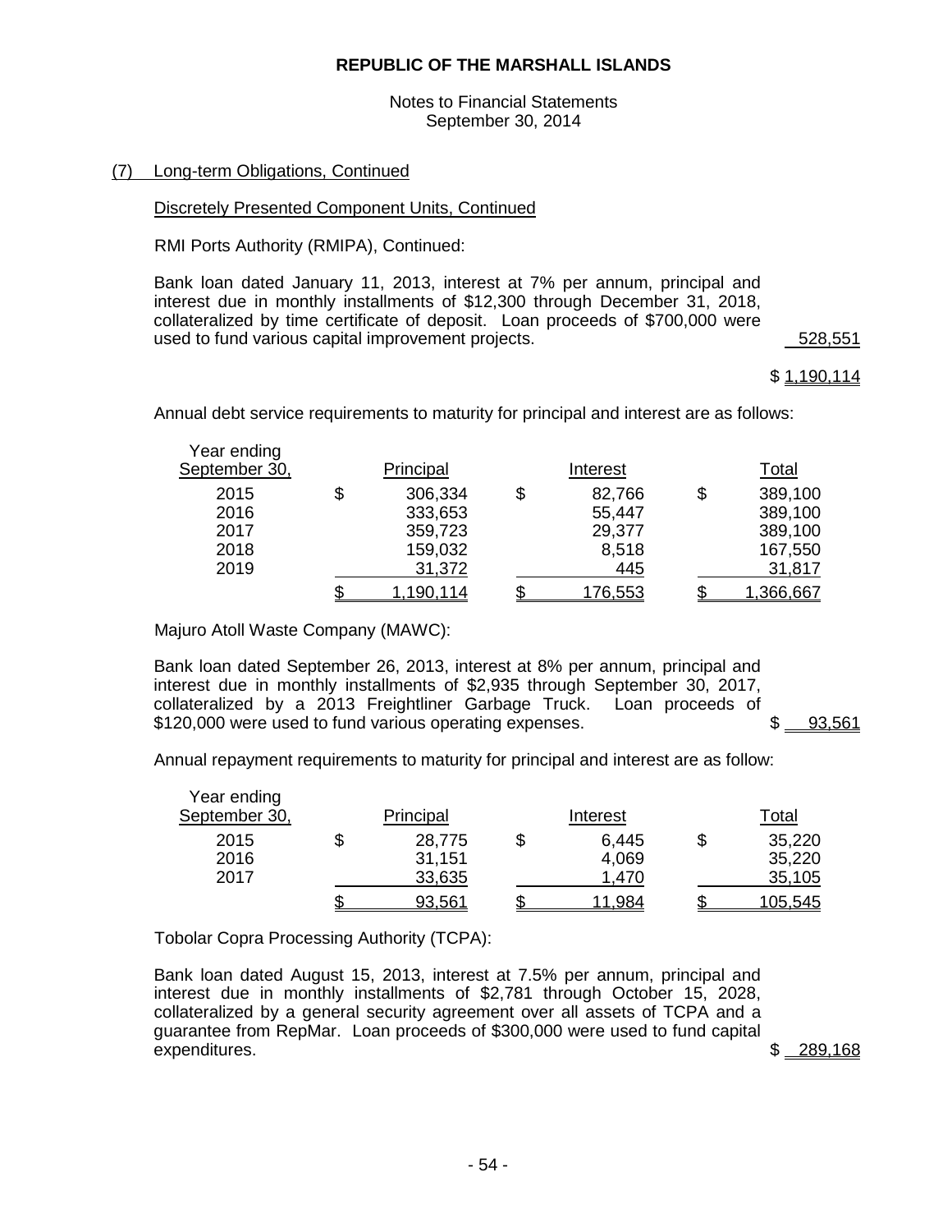**REPUBLIC OF THE MARSHALL ISLANDS**

Notes to Financial Statements
September 30, 2014

(7) Long-term Obligations, Continued

Discretely Presented Component Units, Continued

RMI Ports Authority (RMIPA), Continued:

| | |
|---|---|
| Bank loan dated January 11, 2013, interest at 7% per annum, principal and interest due in monthly installments of $12,300 through December 31, 2018, collateralized by time certificate of deposit. Loan proceeds of $700,000 were used to fund various capital improvement projects. | 528,551 |
| | $ 1,190,114 |

Annual debt service requirements to maturity for principal and interest are as follows:

| Year ending September 30, | Principal | Interest | Total |
|---|---|---|---|
| 2015 | $ 306,334 | $ 82,766 | $ 389,100 |
| 2016 | 333,653 | 55,447 | 389,100 |
| 2017 | 359,723 | 29,377 | 389,100 |
| 2018 | 159,032 | 8,518 | 167,550 |
| 2019 | 31,372 | 445 | 31,817 |
| | $ 1,190,114 | $ 176,553 | $ 1,366,667 |

Majuro Atoll Waste Company (MAWC):

| | |
|---|---|
| Bank loan dated September 26, 2013, interest at 8% per annum, principal and interest due in monthly installments of $2,935 through September 30, 2017, collateralized by a 2013 Freightliner Garbage Truck. Loan proceeds of $120,000 were used to fund various operating expenses. | $ 93,561 |

Annual repayment requirements to maturity for principal and interest are as follow:

| Year ending September 30, | Principal | Interest | Total |
|---|---|---|---|
| 2015 | $ 28,775 | $ 6,445 | $ 35,220 |
| 2016 | 31,151 | 4,069 | 35,220 |
| 2017 | 33,635 | 1,470 | 35,105 |
| | $ 93,561 | $ 11,984 | $ 105,545 |

Tobolar Copra Processing Authority (TCPA):

| | |
|---|---|
| Bank loan dated August 15, 2013, interest at 7.5% per annum, principal and interest due in monthly installments of $2,781 through October 15, 2028, collateralized by a general security agreement over all assets of TCPA and a guarantee from RepMar. Loan proceeds of $300,000 were used to fund capital expenditures. | $ 289,168 |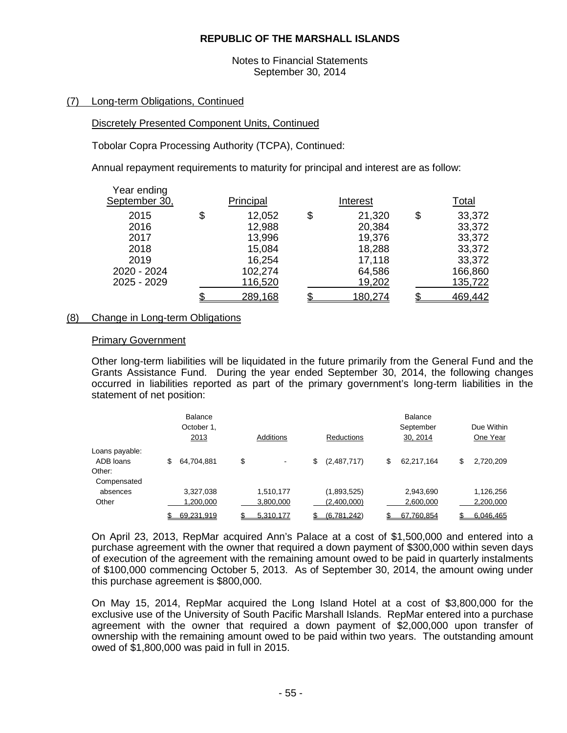## (7) Long-term Obligations, Continued

### Discretely Presented Component Units, Continued

Tobolar Copra Processing Authority (TCPA), Continued:

Annual repayment requirements to maturity for principal and interest are as follow:

| Year ending September 30, | Principal | Interest | Total |
|---|---|---|---|
| 2015 | $ 12,052 | $ 21,320 | $ 33,372 |
| 2016 | 12,988 | 20,384 | 33,372 |
| 2017 | 13,996 | 19,376 | 33,372 |
| 2018 | 15,084 | 18,288 | 33,372 |
| 2019 | 16,254 | 17,118 | 33,372 |
| 2020 - 2024 | 102,274 | 64,586 | 166,860 |
| 2025 - 2029 | 116,520 | 19,202 | 135,722 |
| | $ 289,168 | $ 180,274 | $ 469,442 |

## (8) Change in Long-term Obligations

### Primary Government

Other long-term liabilities will be liquidated in the future primarily from the General Fund and the Grants Assistance Fund. During the year ended September 30, 2014, the following changes occurred in liabilities reported as part of the primary government's long-term liabilities in the statement of net position:

| | Balance October 1, 2013 | Additions | Reductions | Balance September 30, 2014 | Due Within One Year |
|---|---|---|---|---|---|
| Loans payable: | | | | | |
| ADB loans | $ 64,704,881 | $ - | $ (2,487,717) | $ 62,217,164 | $ 2,720,209 |
| Other: | | | | | |
| Compensated absences | 3,327,038 | 1,510,177 | (1,893,525) | 2,943,690 | 1,126,256 |
| Other | 1,200,000 | 3,800,000 | (2,400,000) | 2,600,000 | 2,200,000 |
| | $ 69,231,919 | $ 5,310,177 | $ (6,781,242) | $ 67,760,854 | $ 6,046,465 |

On April 23, 2013, RepMar acquired Ann's Palace at a cost of $1,500,000 and entered into a purchase agreement with the owner that required a down payment of $300,000 within seven days of execution of the agreement with the remaining amount owed to be paid in quarterly instalments of $100,000 commencing October 5, 2013. As of September 30, 2014, the amount owing under this purchase agreement is $800,000.

On May 15, 2014, RepMar acquired the Long Island Hotel at a cost of $3,800,000 for the exclusive use of the University of South Pacific Marshall Islands. RepMar entered into a purchase agreement with the owner that required a down payment of $2,000,000 upon transfer of ownership with the remaining amount owed to be paid within two years. The outstanding amount owed of $1,800,000 was paid in full in 2015.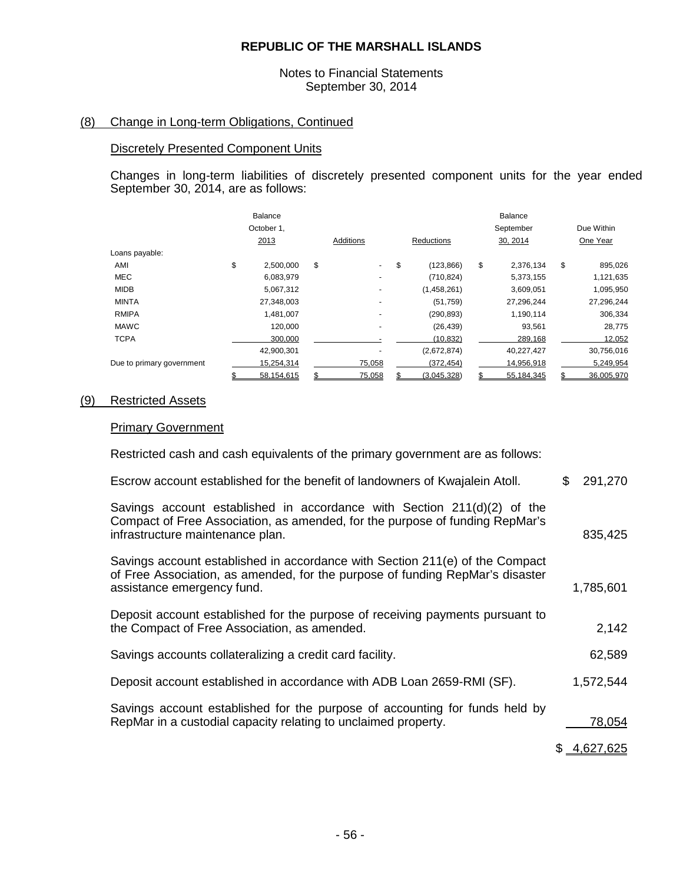## (8) Change in Long-term Obligations, Continued

### Discretely Presented Component Units

Changes in long-term liabilities of discretely presented component units for the year ended September 30, 2014, are as follows:

| | Balance October 1, 2013 | Additions | Reductions | Balance September 30, 2014 | Due Within One Year |
|---|---|---|---|---|---|
| Loans payable: | | | | | |
| AMI | $ 2,500,000 | $ - | $ (123,866) | $ 2,376,134 | $ 895,026 |
| MEC | 6,083,979 | - | (710,824) | 5,373,155 | 1,121,635 |
| MIDB | 5,067,312 | - | (1,458,261) | 3,609,051 | 1,095,950 |
| MINTA | 27,348,003 | - | (51,759) | 27,296,244 | 27,296,244 |
| RMIPA | 1,481,007 | - | (290,893) | 1,190,114 | 306,334 |
| MAWC | 120,000 | - | (26,439) | 93,561 | 28,775 |
| TCPA | 300,000 | - | (10,832) | 289,168 | 12,052 |
| | 42,900,301 | - | (2,672,874) | 40,227,427 | 30,756,016 |
| Due to primary government | 15,254,314 | 75,058 | (372,454) | 14,956,918 | 5,249,954 |
| | $ 58,154,615 | $ 75,058 | $ (3,045,328) | $ 55,184,345 | $ 36,005,970 |

## (9) Restricted Assets

### Primary Government

Restricted cash and cash equivalents of the primary government are as follows:

| | |
|---|---|
| Escrow account established for the benefit of landowners of Kwajalein Atoll. | $ 291,270 |
| Savings account established in accordance with Section 211(d)(2) of the Compact of Free Association, as amended, for the purpose of funding RepMar's infrastructure maintenance plan. | 835,425 |
| Savings account established in accordance with Section 211(e) of the Compact of Free Association, as amended, for the purpose of funding RepMar's disaster assistance emergency fund. | 1,785,601 |
| Deposit account established for the purpose of receiving payments pursuant to the Compact of Free Association, as amended. | 2,142 |
| Savings accounts collateralizing a credit card facility. | 62,589 |
| Deposit account established in accordance with ADB Loan 2659-RMI (SF). | 1,572,544 |
| Savings account established for the purpose of accounting for funds held by RepMar in a custodial capacity relating to unclaimed property. | 78,054 |
| | $ 4,627,625 |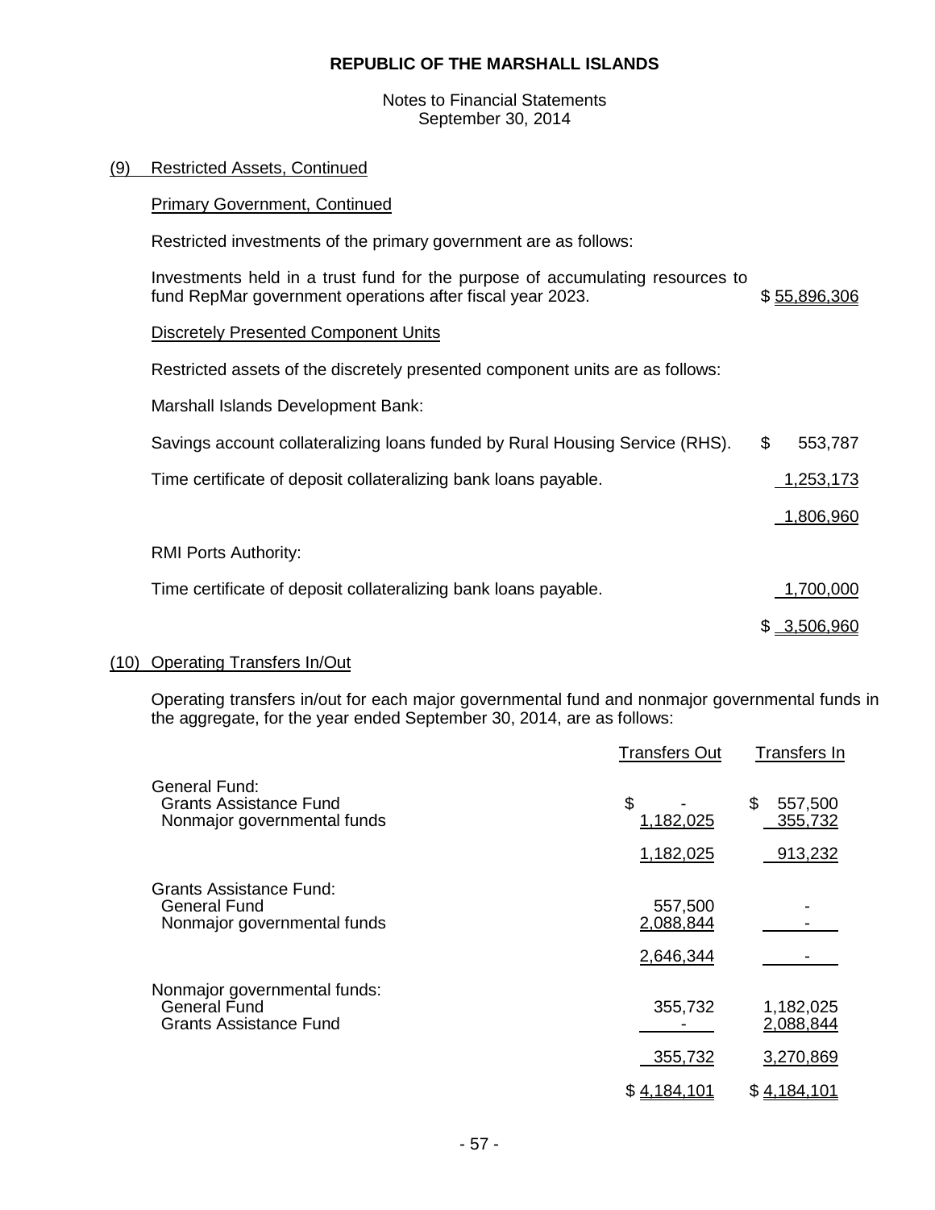REPUBLIC OF THE MARSHALL ISLANDS

Notes to Financial Statements
September 30, 2014

## (9) Restricted Assets, Continued

### Primary Government, Continued

Restricted investments of the primary government are as follows:

| | |
|---|---|
| Investments held in a trust fund for the purpose of accumulating resources to fund RepMar government operations after fiscal year 2023. | $ 55,896,306 |

### Discretely Presented Component Units

Restricted assets of the discretely presented component units are as follows:

| | |
|---|---|
| Marshall Islands Development Bank: | |
| Savings account collateralizing loans funded by Rural Housing Service (RHS). | $ 553,787 |
| Time certificate of deposit collateralizing bank loans payable. | 1,253,173 |
| | 1,806,960 |
| RMI Ports Authority: | |
| Time certificate of deposit collateralizing bank loans payable. | 1,700,000 |
| | $ 3,506,960 |

## (10) Operating Transfers In/Out

Operating transfers in/out for each major governmental fund and nonmajor governmental funds in the aggregate, for the year ended September 30, 2014, are as follows:

| | Transfers Out | Transfers In |
|---|---|---|
| General Fund: | | |
| Grants Assistance Fund | $ - | $ 557,500 |
| Nonmajor governmental funds | 1,182,025 | 355,732 |
| | 1,182,025 | 913,232 |
| Grants Assistance Fund: | | |
| General Fund | 557,500 | - |
| Nonmajor governmental funds | 2,088,844 | - |
| | 2,646,344 | - |
| Nonmajor governmental funds: | | |
| General Fund | 355,732 | 1,182,025 |
| Grants Assistance Fund | - | 2,088,844 |
| | 355,732 | 3,270,869 |
| | $ 4,184,101 | $ 4,184,101 |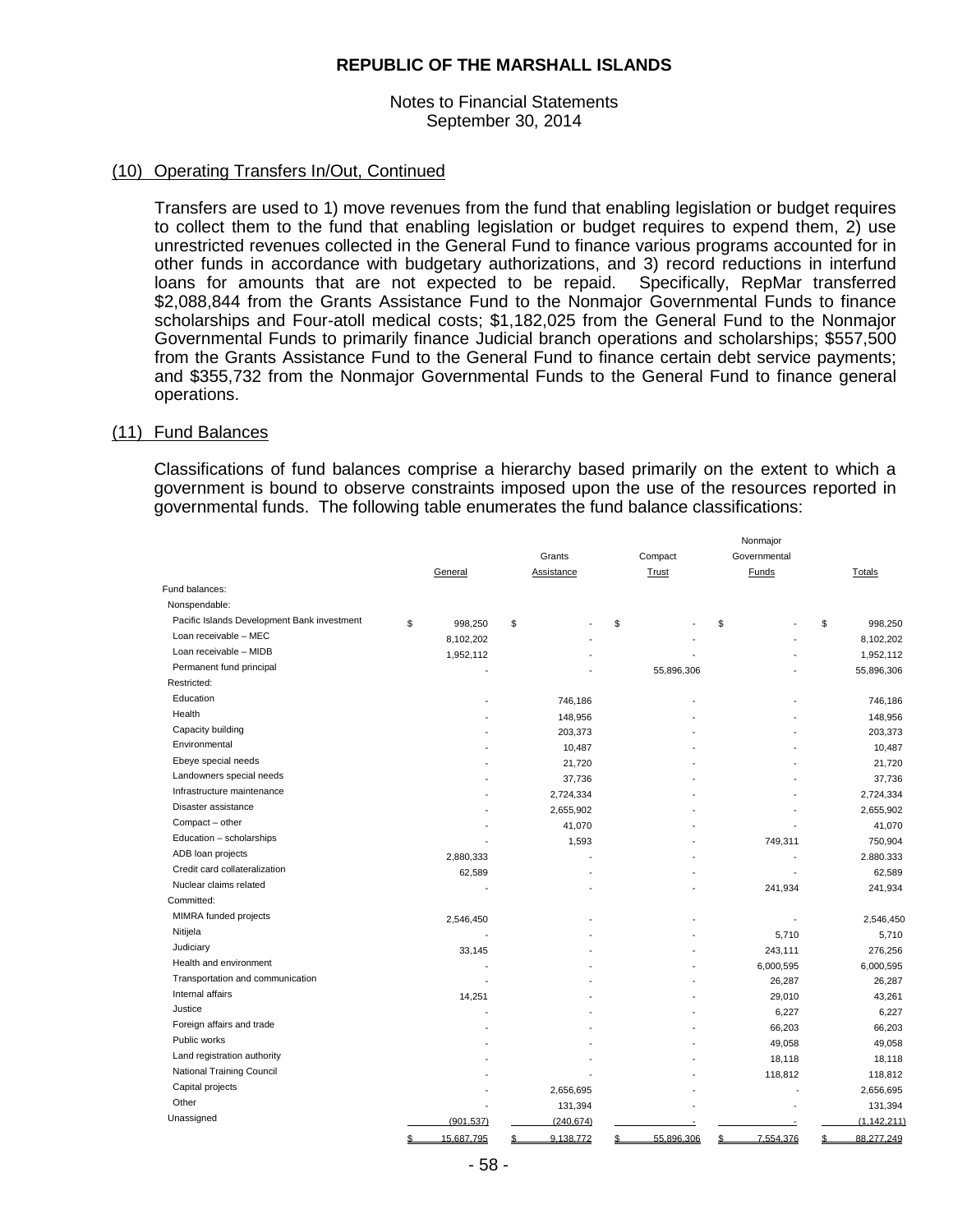**REPUBLIC OF THE MARSHALL ISLANDS**

Notes to Financial Statements
September 30, 2014

(10) Operating Transfers In/Out, Continued

Transfers are used to 1) move revenues from the fund that enabling legislation or budget requires to collect them to the fund that enabling legislation or budget requires to expend them, 2) use unrestricted revenues collected in the General Fund to finance various programs accounted for in other funds in accordance with budgetary authorizations, and 3) record reductions in interfund loans for amounts that are not expected to be repaid. Specifically, RepMar transferred $2,088,844 from the Grants Assistance Fund to the Nonmajor Governmental Funds to finance scholarships and Four-atoll medical costs; $1,182,025 from the General Fund to the Nonmajor Governmental Funds to primarily finance Judicial branch operations and scholarships; $557,500 from the Grants Assistance Fund to the General Fund to finance certain debt service payments; and $355,732 from the Nonmajor Governmental Funds to the General Fund to finance general operations.

(11) Fund Balances

Classifications of fund balances comprise a hierarchy based primarily on the extent to which a government is bound to observe constraints imposed upon the use of the resources reported in governmental funds. The following table enumerates the fund balance classifications:

| | General | Grants Assistance | Compact Trust | Nonmajor Governmental Funds | Totals |
|---|---|---|---|---|---|
| Fund balances: | | | | | |
| Nonspendable: | | | | | |
| Pacific Islands Development Bank investment | $ 998,250 | $ - | $ - | $ - | $ 998,250 |
| Loan receivable – MEC | 8,102,202 | - | - | - | 8,102,202 |
| Loan receivable – MIDB | 1,952,112 | - | - | - | 1,952,112 |
| Permanent fund principal | - | - | 55,896,306 | - | 55,896,306 |
| Restricted: | | | | | |
| Education | - | 746,186 | - | - | 746,186 |
| Health | - | 148,956 | - | - | 148,956 |
| Capacity building | - | 203,373 | - | - | 203,373 |
| Environmental | - | 10,487 | - | - | 10,487 |
| Ebeye special needs | - | 21,720 | - | - | 21,720 |
| Landowners special needs | - | 37,736 | - | - | 37,736 |
| Infrastructure maintenance | - | 2,724,334 | - | - | 2,724,334 |
| Disaster assistance | - | 2,655,902 | - | - | 2,655,902 |
| Compact – other | - | 41,070 | - | - | 41,070 |
| Education – scholarships | - | 1,593 | - | 749,311 | 750,904 |
| ADB loan projects | 2,880,333 | - | - | - | 2.880.333 |
| Credit card collateralization | 62,589 | - | - | - | 62,589 |
| Nuclear claims related | - | - | - | 241,934 | 241,934 |
| Committed: | | | | | |
| MIMRA funded projects | 2,546,450 | - | - | - | 2,546,450 |
| Nitijela | - | - | - | 5,710 | 5,710 |
| Judiciary | 33,145 | - | - | 243,111 | 276,256 |
| Health and environment | - | - | - | 6,000,595 | 6,000,595 |
| Transportation and communication | - | - | - | 26,287 | 26,287 |
| Internal affairs | 14,251 | - | - | 29,010 | 43,261 |
| Justice | - | - | - | 6,227 | 6,227 |
| Foreign affairs and trade | - | - | - | 66,203 | 66,203 |
| Public works | - | - | - | 49,058 | 49,058 |
| Land registration authority | - | - | - | 18,118 | 18,118 |
| National Training Council | - | - | - | 118,812 | 118,812 |
| Capital projects | - | 2,656,695 | - | - | 2,656,695 |
| Other | - | 131,394 | - | - | 131,394 |
| Unassigned | (901,537) | (240,674) | - | - | (1,142,211) |
| | $ 15,687,795 | $ 9,138,772 | $ 55,896,306 | $ 7,554,376 | $ 88,277,249 |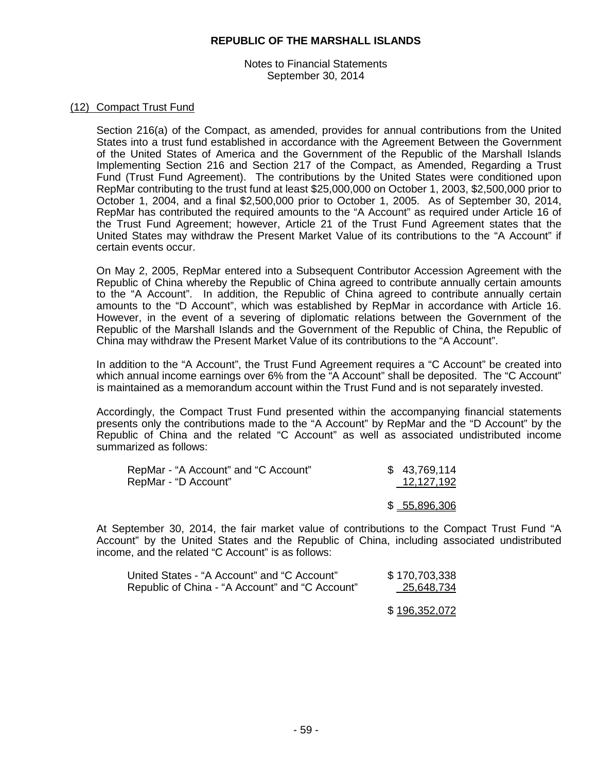REPUBLIC OF THE MARSHALL ISLANDS

Notes to Financial Statements
September 30, 2014

## (12) Compact Trust Fund

Section 216(a) of the Compact, as amended, provides for annual contributions from the United States into a trust fund established in accordance with the Agreement Between the Government of the United States of America and the Government of the Republic of the Marshall Islands Implementing Section 216 and Section 217 of the Compact, as Amended, Regarding a Trust Fund (Trust Fund Agreement). The contributions by the United States were conditioned upon RepMar contributing to the trust fund at least $25,000,000 on October 1, 2003, $2,500,000 prior to October 1, 2004, and a final $2,500,000 prior to October 1, 2005. As of September 30, 2014, RepMar has contributed the required amounts to the "A Account" as required under Article 16 of the Trust Fund Agreement; however, Article 21 of the Trust Fund Agreement states that the United States may withdraw the Present Market Value of its contributions to the "A Account" if certain events occur.

On May 2, 2005, RepMar entered into a Subsequent Contributor Accession Agreement with the Republic of China whereby the Republic of China agreed to contribute annually certain amounts to the "A Account". In addition, the Republic of China agreed to contribute annually certain amounts to the "D Account", which was established by RepMar in accordance with Article 16. However, in the event of a severing of diplomatic relations between the Government of the Republic of the Marshall Islands and the Government of the Republic of China, the Republic of China may withdraw the Present Market Value of its contributions to the "A Account".

In addition to the "A Account", the Trust Fund Agreement requires a "C Account" be created into which annual income earnings over 6% from the "A Account" shall be deposited. The "C Account" is maintained as a memorandum account within the Trust Fund and is not separately invested.

Accordingly, the Compact Trust Fund presented within the accompanying financial statements presents only the contributions made to the "A Account" by RepMar and the "D Account" by the Republic of China and the related "C Account" as well as associated undistributed income summarized as follows:

| | |
|---|---|
| RepMar - "A Account" and "C Account" | $ 43,769,114 |
| RepMar - "D Account" | 12,127,192 |
| | $ 55,896,306 |

At September 30, 2014, the fair market value of contributions to the Compact Trust Fund "A Account" by the United States and the Republic of China, including associated undistributed income, and the related "C Account" is as follows:

| | |
|---|---|
| United States - "A Account" and "C Account" | $ 170,703,338 |
| Republic of China - "A Account" and "C Account" | 25,648,734 |
| | $ 196,352,072 |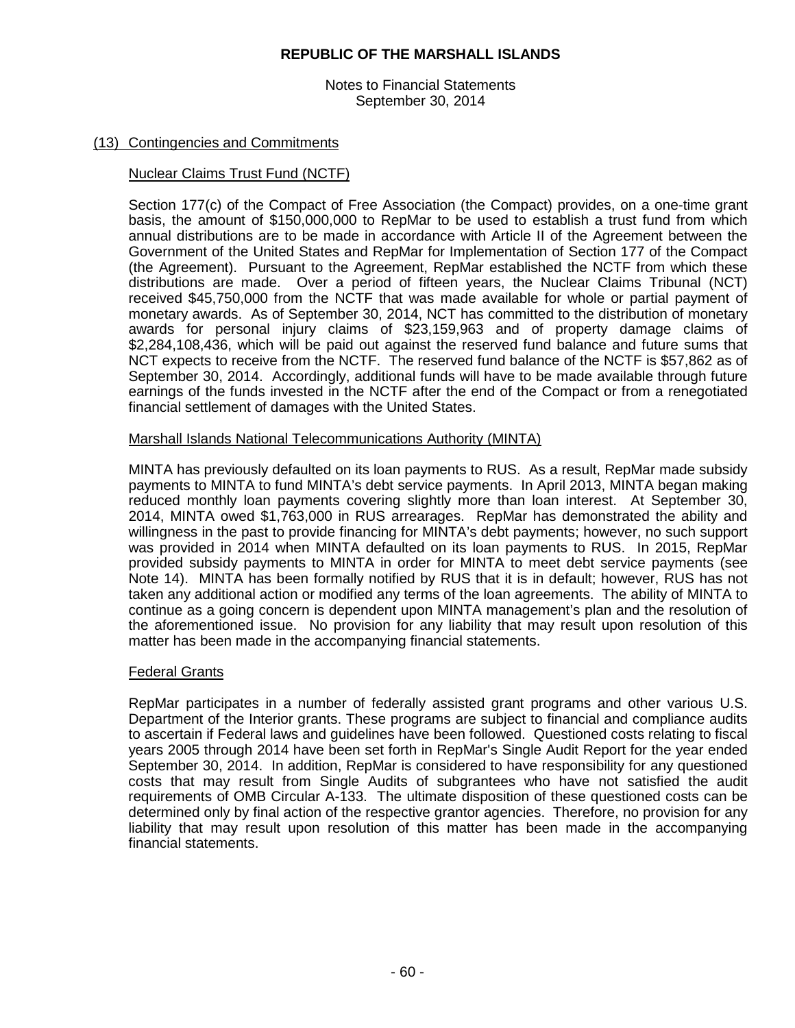**REPUBLIC OF THE MARSHALL ISLANDS**

Notes to Financial Statements
September 30, 2014

## (13) Contingencies and Commitments

### Nuclear Claims Trust Fund (NCTF)

Section 177(c) of the Compact of Free Association (the Compact) provides, on a one-time grant basis, the amount of $150,000,000 to RepMar to be used to establish a trust fund from which annual distributions are to be made in accordance with Article II of the Agreement between the Government of the United States and RepMar for Implementation of Section 177 of the Compact (the Agreement). Pursuant to the Agreement, RepMar established the NCTF from which these distributions are made. Over a period of fifteen years, the Nuclear Claims Tribunal (NCT) received $45,750,000 from the NCTF that was made available for whole or partial payment of monetary awards. As of September 30, 2014, NCT has committed to the distribution of monetary awards for personal injury claims of $23,159,963 and of property damage claims of $2,284,108,436, which will be paid out against the reserved fund balance and future sums that NCT expects to receive from the NCTF. The reserved fund balance of the NCTF is $57,862 as of September 30, 2014. Accordingly, additional funds will have to be made available through future earnings of the funds invested in the NCTF after the end of the Compact or from a renegotiated financial settlement of damages with the United States.

### Marshall Islands National Telecommunications Authority (MINTA)

MINTA has previously defaulted on its loan payments to RUS. As a result, RepMar made subsidy payments to MINTA to fund MINTA's debt service payments. In April 2013, MINTA began making reduced monthly loan payments covering slightly more than loan interest. At September 30, 2014, MINTA owed $1,763,000 in RUS arrearages. RepMar has demonstrated the ability and willingness in the past to provide financing for MINTA's debt payments; however, no such support was provided in 2014 when MINTA defaulted on its loan payments to RUS. In 2015, RepMar provided subsidy payments to MINTA in order for MINTA to meet debt service payments (see Note 14). MINTA has been formally notified by RUS that it is in default; however, RUS has not taken any additional action or modified any terms of the loan agreements. The ability of MINTA to continue as a going concern is dependent upon MINTA management's plan and the resolution of the aforementioned issue. No provision for any liability that may result upon resolution of this matter has been made in the accompanying financial statements.

### Federal Grants

RepMar participates in a number of federally assisted grant programs and other various U.S. Department of the Interior grants. These programs are subject to financial and compliance audits to ascertain if Federal laws and guidelines have been followed. Questioned costs relating to fiscal years 2005 through 2014 have been set forth in RepMar's Single Audit Report for the year ended September 30, 2014. In addition, RepMar is considered to have responsibility for any questioned costs that may result from Single Audits of subgrantees who have not satisfied the audit requirements of OMB Circular A-133. The ultimate disposition of these questioned costs can be determined only by final action of the respective grantor agencies. Therefore, no provision for any liability that may result upon resolution of this matter has been made in the accompanying financial statements.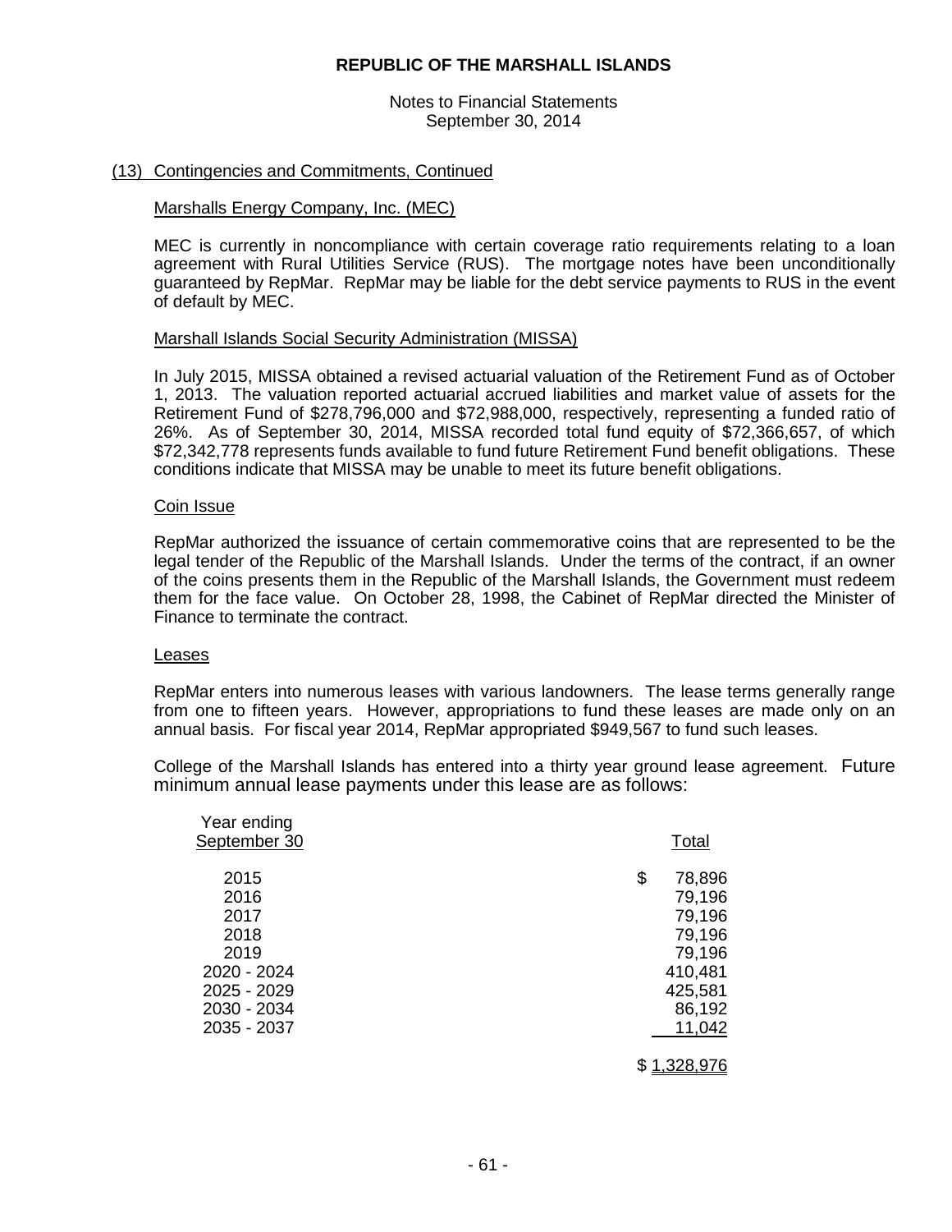# REPUBLIC OF THE MARSHALL ISLANDS

Notes to Financial Statements
September 30, 2014

## (13) Contingencies and Commitments, Continued

### Marshalls Energy Company, Inc. (MEC)

MEC is currently in noncompliance with certain coverage ratio requirements relating to a loan agreement with Rural Utilities Service (RUS). The mortgage notes have been unconditionally guaranteed by RepMar. RepMar may be liable for the debt service payments to RUS in the event of default by MEC.

### Marshall Islands Social Security Administration (MISSA)

In July 2015, MISSA obtained a revised actuarial valuation of the Retirement Fund as of October 1, 2013. The valuation reported actuarial accrued liabilities and market value of assets for the Retirement Fund of $278,796,000 and $72,988,000, respectively, representing a funded ratio of 26%. As of September 30, 2014, MISSA recorded total fund equity of $72,366,657, of which $72,342,778 represents funds available to fund future Retirement Fund benefit obligations. These conditions indicate that MISSA may be unable to meet its future benefit obligations.

### Coin Issue

RepMar authorized the issuance of certain commemorative coins that are represented to be the legal tender of the Republic of the Marshall Islands. Under the terms of the contract, if an owner of the coins presents them in the Republic of the Marshall Islands, the Government must redeem them for the face value. On October 28, 1998, the Cabinet of RepMar directed the Minister of Finance to terminate the contract.

### Leases

RepMar enters into numerous leases with various landowners. The lease terms generally range from one to fifteen years. However, appropriations to fund these leases are made only on an annual basis. For fiscal year 2014, RepMar appropriated $949,567 to fund such leases.

College of the Marshall Islands has entered into a thirty year ground lease agreement. Future minimum annual lease payments under this lease are as follows:

| Year ending September 30 | Total |
|---|---|
| 2015 | $ 78,896 |
| 2016 | 79,196 |
| 2017 | 79,196 |
| 2018 | 79,196 |
| 2019 | 79,196 |
| 2020 - 2024 | 410,481 |
| 2025 - 2029 | 425,581 |
| 2030 - 2034 | 86,192 |
| 2035 - 2037 | 11,042 |
| | $ 1,328,976 |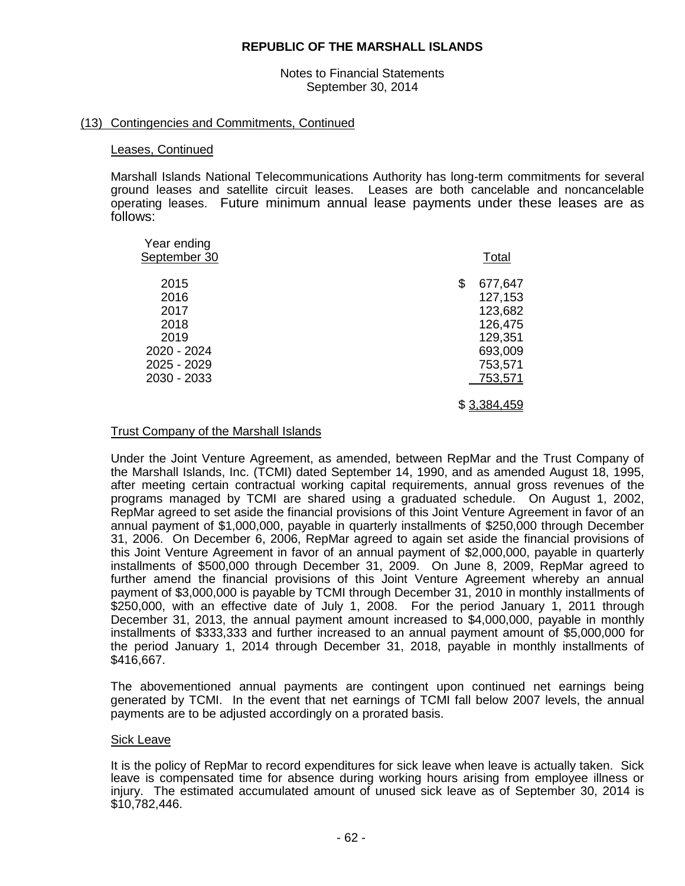REPUBLIC OF THE MARSHALL ISLANDS

Notes to Financial Statements
September 30, 2014

## (13) Contingencies and Commitments, Continued

### Leases, Continued

Marshall Islands National Telecommunications Authority has long-term commitments for several ground leases and satellite circuit leases. Leases are both cancelable and noncancelable operating leases. Future minimum annual lease payments under these leases are as follows:

| Year ending September 30 | Total |
|---|---|
| 2015 | $ 677,647 |
| 2016 | 127,153 |
| 2017 | 123,682 |
| 2018 | 126,475 |
| 2019 | 129,351 |
| 2020 - 2024 | 693,009 |
| 2025 - 2029 | 753,571 |
| 2030 - 2033 | 753,571 |
| | $ 3,384,459 |

### Trust Company of the Marshall Islands

Under the Joint Venture Agreement, as amended, between RepMar and the Trust Company of the Marshall Islands, Inc. (TCMI) dated September 14, 1990, and as amended August 18, 1995, after meeting certain contractual working capital requirements, annual gross revenues of the programs managed by TCMI are shared using a graduated schedule. On August 1, 2002, RepMar agreed to set aside the financial provisions of this Joint Venture Agreement in favor of an annual payment of $1,000,000, payable in quarterly installments of $250,000 through December 31, 2006. On December 6, 2006, RepMar agreed to again set aside the financial provisions of this Joint Venture Agreement in favor of an annual payment of $2,000,000, payable in quarterly installments of $500,000 through December 31, 2009. On June 8, 2009, RepMar agreed to further amend the financial provisions of this Joint Venture Agreement whereby an annual payment of $3,000,000 is payable by TCMI through December 31, 2010 in monthly installments of $250,000, with an effective date of July 1, 2008. For the period January 1, 2011 through December 31, 2013, the annual payment amount increased to $4,000,000, payable in monthly installments of $333,333 and further increased to an annual payment amount of $5,000,000 for the period January 1, 2014 through December 31, 2018, payable in monthly installments of $416,667.

The abovementioned annual payments are contingent upon continued net earnings being generated by TCMI. In the event that net earnings of TCMI fall below 2007 levels, the annual payments are to be adjusted accordingly on a prorated basis.

### Sick Leave

It is the policy of RepMar to record expenditures for sick leave when leave is actually taken. Sick leave is compensated time for absence during working hours arising from employee illness or injury. The estimated accumulated amount of unused sick leave as of September 30, 2014 is $10,782,446.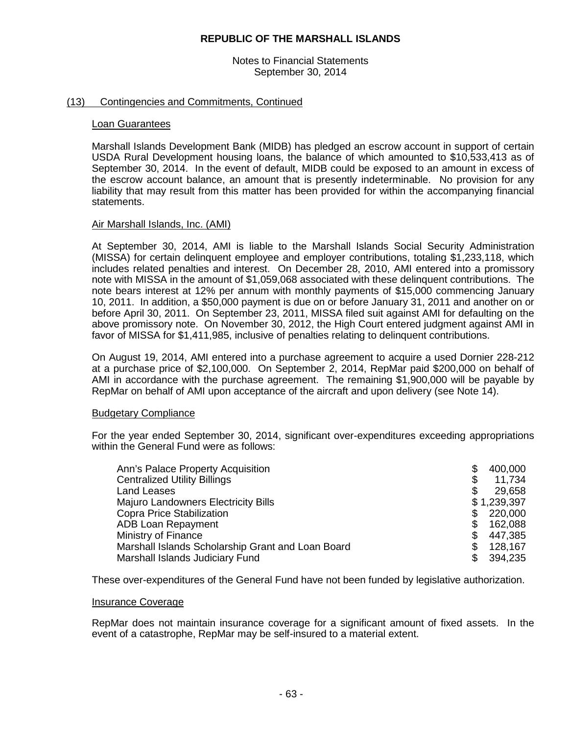# REPUBLIC OF THE MARSHALL ISLANDS

Notes to Financial Statements
September 30, 2014

## (13) Contingencies and Commitments, Continued

### Loan Guarantees

Marshall Islands Development Bank (MIDB) has pledged an escrow account in support of certain USDA Rural Development housing loans, the balance of which amounted to $10,533,413 as of September 30, 2014. In the event of default, MIDB could be exposed to an amount in excess of the escrow account balance, an amount that is presently indeterminable. No provision for any liability that may result from this matter has been provided for within the accompanying financial statements.

### Air Marshall Islands, Inc. (AMI)

At September 30, 2014, AMI is liable to the Marshall Islands Social Security Administration (MISSA) for certain delinquent employee and employer contributions, totaling $1,233,118, which includes related penalties and interest. On December 28, 2010, AMI entered into a promissory note with MISSA in the amount of $1,059,068 associated with these delinquent contributions. The note bears interest at 12% per annum with monthly payments of $15,000 commencing January 10, 2011. In addition, a $50,000 payment is due on or before January 31, 2011 and another on or before April 30, 2011. On September 23, 2011, MISSA filed suit against AMI for defaulting on the above promissory note. On November 30, 2012, the High Court entered judgment against AMI in favor of MISSA for $1,411,985, inclusive of penalties relating to delinquent contributions.

On August 19, 2014, AMI entered into a purchase agreement to acquire a used Dornier 228-212 at a purchase price of $2,100,000. On September 2, 2014, RepMar paid $200,000 on behalf of AMI in accordance with the purchase agreement. The remaining $1,900,000 will be payable by RepMar on behalf of AMI upon acceptance of the aircraft and upon delivery (see Note 14).

### Budgetary Compliance

For the year ended September 30, 2014, significant over-expenditures exceeding appropriations within the General Fund were as follows:

| | |
|---|---|
| Ann's Palace Property Acquisition | $ 400,000 |
| Centralized Utility Billings | $ 11,734 |
| Land Leases | $ 29,658 |
| Majuro Landowners Electricity Bills | $ 1,239,397 |
| Copra Price Stabilization | $ 220,000 |
| ADB Loan Repayment | $ 162,088 |
| Ministry of Finance | $ 447,385 |
| Marshall Islands Scholarship Grant and Loan Board | $ 128,167 |
| Marshall Islands Judiciary Fund | $ 394,235 |

These over-expenditures of the General Fund have not been funded by legislative authorization.

### Insurance Coverage

RepMar does not maintain insurance coverage for a significant amount of fixed assets. In the event of a catastrophe, RepMar may be self-insured to a material extent.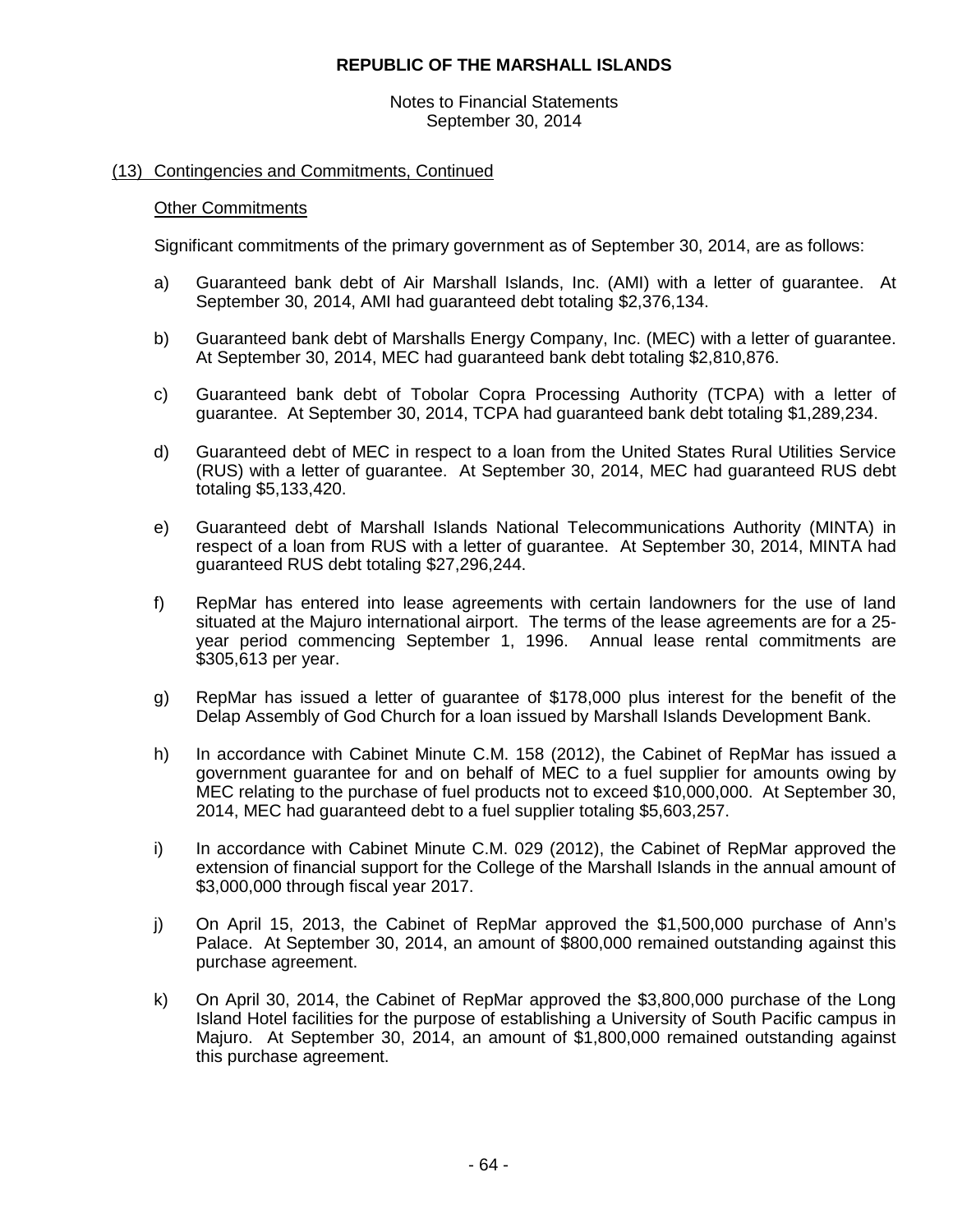## (13) Contingencies and Commitments, Continued

### Other Commitments

Significant commitments of the primary government as of September 30, 2014, are as follows:

a) Guaranteed bank debt of Air Marshall Islands, Inc. (AMI) with a letter of guarantee. At September 30, 2014, AMI had guaranteed debt totaling $2,376,134.

b) Guaranteed bank debt of Marshalls Energy Company, Inc. (MEC) with a letter of guarantee. At September 30, 2014, MEC had guaranteed bank debt totaling $2,810,876.

c) Guaranteed bank debt of Tobolar Copra Processing Authority (TCPA) with a letter of guarantee. At September 30, 2014, TCPA had guaranteed bank debt totaling $1,289,234.

d) Guaranteed debt of MEC in respect to a loan from the United States Rural Utilities Service (RUS) with a letter of guarantee. At September 30, 2014, MEC had guaranteed RUS debt totaling $5,133,420.

e) Guaranteed debt of Marshall Islands National Telecommunications Authority (MINTA) in respect of a loan from RUS with a letter of guarantee. At September 30, 2014, MINTA had guaranteed RUS debt totaling $27,296,244.

f) RepMar has entered into lease agreements with certain landowners for the use of land situated at the Majuro international airport. The terms of the lease agreements are for a 25-year period commencing September 1, 1996. Annual lease rental commitments are $305,613 per year.

g) RepMar has issued a letter of guarantee of $178,000 plus interest for the benefit of the Delap Assembly of God Church for a loan issued by Marshall Islands Development Bank.

h) In accordance with Cabinet Minute C.M. 158 (2012), the Cabinet of RepMar has issued a government guarantee for and on behalf of MEC to a fuel supplier for amounts owing by MEC relating to the purchase of fuel products not to exceed $10,000,000. At September 30, 2014, MEC had guaranteed debt to a fuel supplier totaling $5,603,257.

i) In accordance with Cabinet Minute C.M. 029 (2012), the Cabinet of RepMar approved the extension of financial support for the College of the Marshall Islands in the annual amount of $3,000,000 through fiscal year 2017.

j) On April 15, 2013, the Cabinet of RepMar approved the $1,500,000 purchase of Ann's Palace. At September 30, 2014, an amount of $800,000 remained outstanding against this purchase agreement.

k) On April 30, 2014, the Cabinet of RepMar approved the $3,800,000 purchase of the Long Island Hotel facilities for the purpose of establishing a University of South Pacific campus in Majuro. At September 30, 2014, an amount of $1,800,000 remained outstanding against this purchase agreement.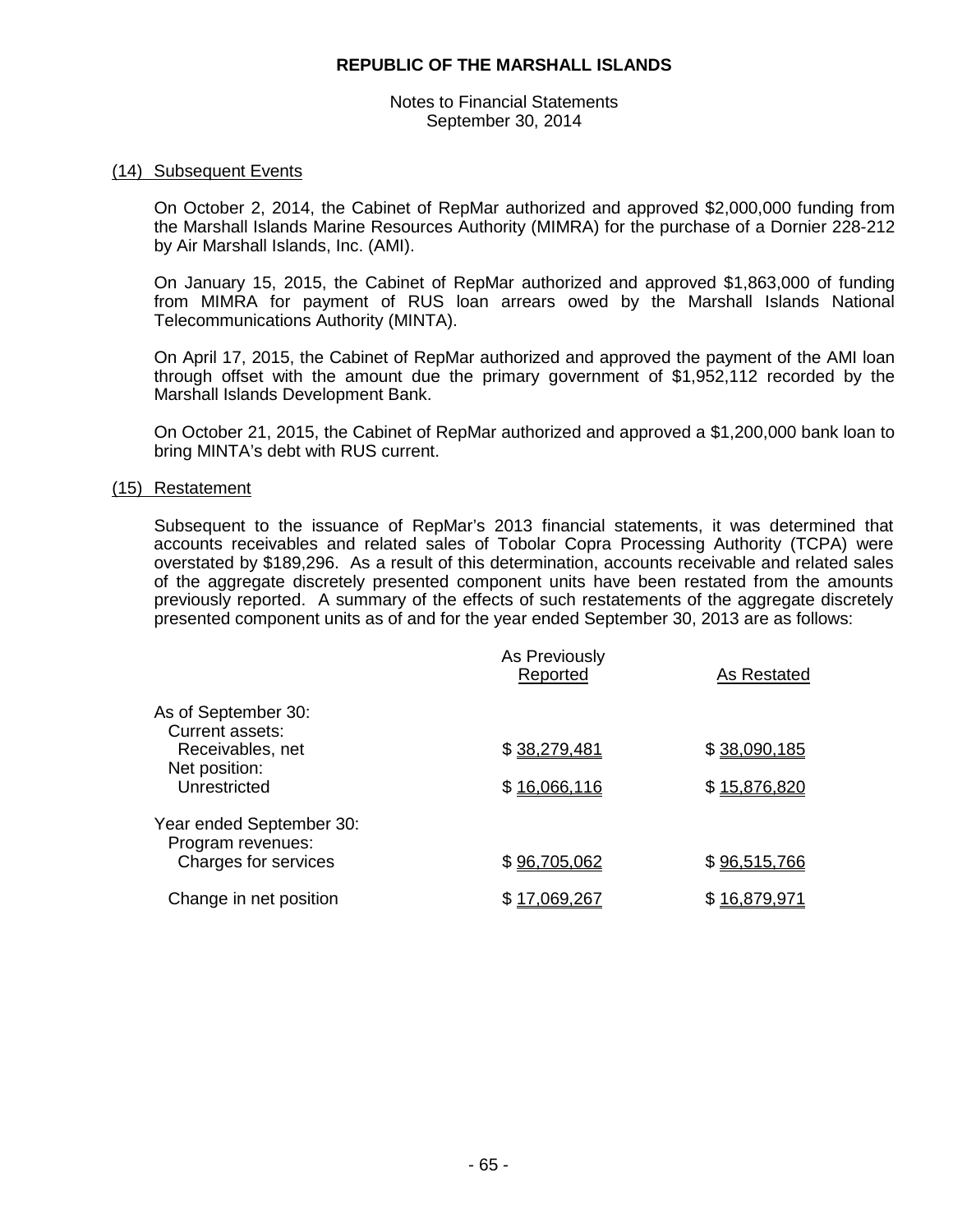## (14) Subsequent Events

On October 2, 2014, the Cabinet of RepMar authorized and approved $2,000,000 funding from the Marshall Islands Marine Resources Authority (MIMRA) for the purchase of a Dornier 228-212 by Air Marshall Islands, Inc. (AMI).

On January 15, 2015, the Cabinet of RepMar authorized and approved $1,863,000 of funding from MIMRA for payment of RUS loan arrears owed by the Marshall Islands National Telecommunications Authority (MINTA).

On April 17, 2015, the Cabinet of RepMar authorized and approved the payment of the AMI loan through offset with the amount due the primary government of $1,952,112 recorded by the Marshall Islands Development Bank.

On October 21, 2015, the Cabinet of RepMar authorized and approved a $1,200,000 bank loan to bring MINTA's debt with RUS current.

## (15) Restatement

Subsequent to the issuance of RepMar's 2013 financial statements, it was determined that accounts receivables and related sales of Tobolar Copra Processing Authority (TCPA) were overstated by $189,296. As a result of this determination, accounts receivable and related sales of the aggregate discretely presented component units have been restated from the amounts previously reported. A summary of the effects of such restatements of the aggregate discretely presented component units as of and for the year ended September 30, 2013 are as follows:

| | As Previously Reported | As Restated |
|---|---|---|
| As of September 30: | | |
| Current assets: | | |
| Receivables, net | $ 38,279,481 | $ 38,090,185 |
| Net position: | | |
| Unrestricted | $ 16,066,116 | $ 15,876,820 |
| Year ended September 30: | | |
| Program revenues: | | |
| Charges for services | $ 96,705,062 | $ 96,515,766 |
| Change in net position | $ 17,069,267 | $ 16,879,971 |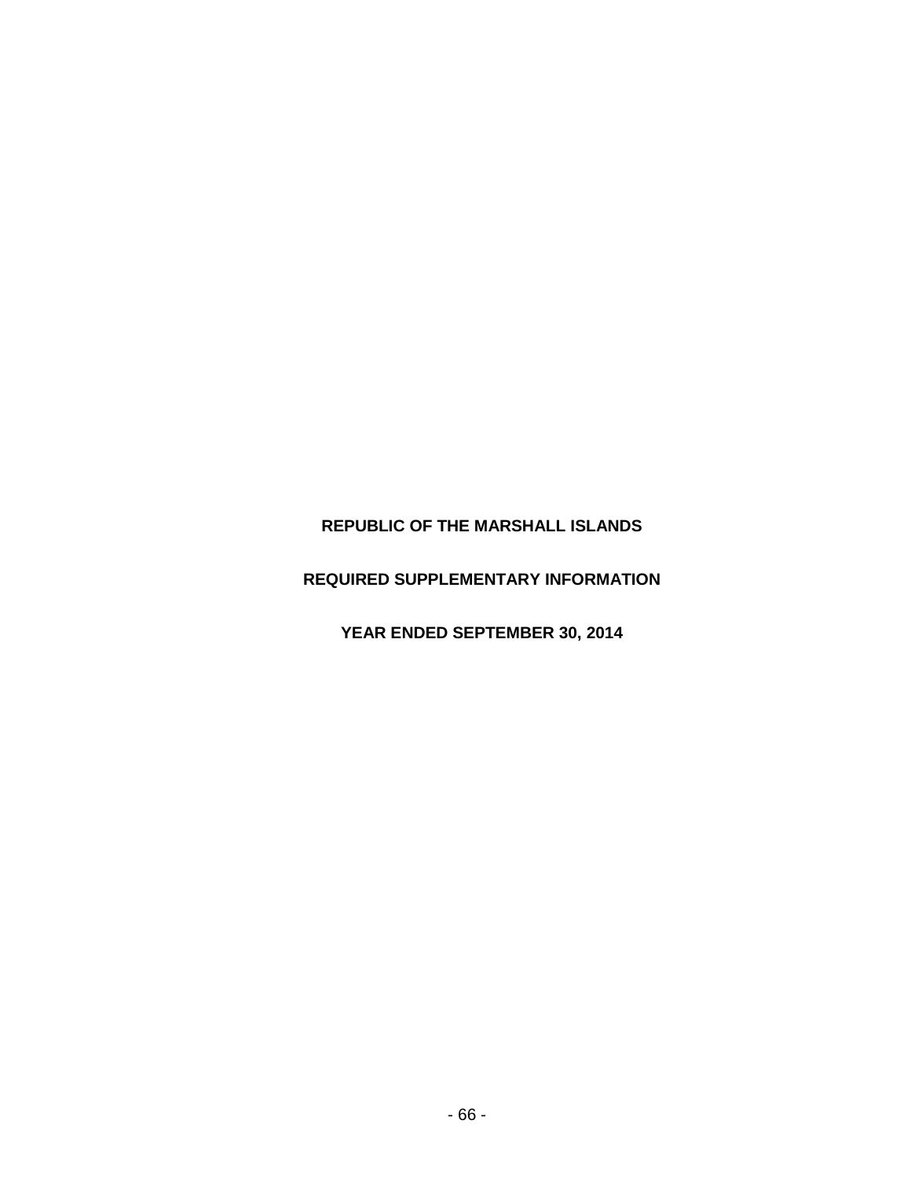# REPUBLIC OF THE MARSHALL ISLANDS

# REQUIRED SUPPLEMENTARY INFORMATION

# YEAR ENDED SEPTEMBER 30, 2014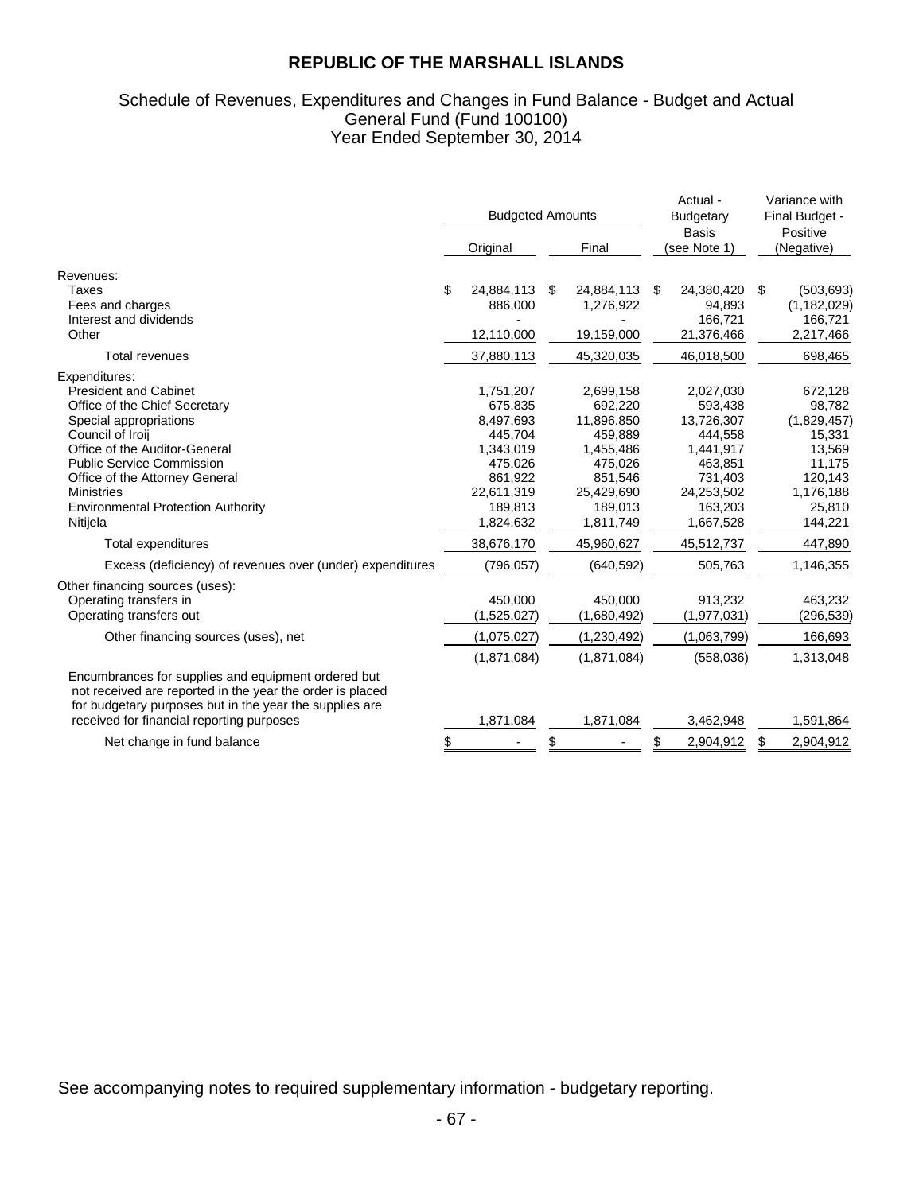# REPUBLIC OF THE MARSHALL ISLANDS

## Schedule of Revenues, Expenditures and Changes in Fund Balance - Budget and Actual
## General Fund (Fund 100100)
## Year Ended September 30, 2014

| | Budgeted Amounts | | Actual - Budgetary Basis (see Note 1) | Variance with Final Budget - Positive (Negative) |
|---|---|---|---|---|
| | Original | Final | | |
| Revenues: | | | | |
| Taxes | $ 24,884,113 | $ 24,884,113 | $ 24,380,420 | $ (503,693) |
| Fees and charges | 886,000 | 1,276,922 | 94,893 | (1,182,029) |
| Interest and dividends | - | - | 166,721 | 166,721 |
| Other | 12,110,000 | 19,159,000 | 21,376,466 | 2,217,466 |
| Total revenues | 37,880,113 | 45,320,035 | 46,018,500 | 698,465 |
| Expenditures: | | | | |
| President and Cabinet | 1,751,207 | 2,699,158 | 2,027,030 | 672,128 |
| Office of the Chief Secretary | 675,835 | 692,220 | 593,438 | 98,782 |
| Special appropriations | 8,497,693 | 11,896,850 | 13,726,307 | (1,829,457) |
| Council of Iroij | 445,704 | 459,889 | 444,558 | 15,331 |
| Office of the Auditor-General | 1,343,019 | 1,455,486 | 1,441,917 | 13,569 |
| Public Service Commission | 475,026 | 475,026 | 463,851 | 11,175 |
| Office of the Attorney General | 861,922 | 851,546 | 731,403 | 120,143 |
| Ministries | 22,611,319 | 25,429,690 | 24,253,502 | 1,176,188 |
| Environmental Protection Authority | 189,813 | 189,013 | 163,203 | 25,810 |
| Nitijela | 1,824,632 | 1,811,749 | 1,667,528 | 144,221 |
| Total expenditures | 38,676,170 | 45,960,627 | 45,512,737 | 447,890 |
| Excess (deficiency) of revenues over (under) expenditures | (796,057) | (640,592) | 505,763 | 1,146,355 |
| Other financing sources (uses): | | | | |
| Operating transfers in | 450,000 | 450,000 | 913,232 | 463,232 |
| Operating transfers out | (1,525,027) | (1,680,492) | (1,977,031) | (296,539) |
| Other financing sources (uses), net | (1,075,027) | (1,230,492) | (1,063,799) | 166,693 |
| | (1,871,084) | (1,871,084) | (558,036) | 1,313,048 |
| Encumbrances for supplies and equipment ordered but not received are reported in the year the order is placed for budgetary purposes but in the year the supplies are received for financial reporting purposes | 1,871,084 | 1,871,084 | 3,462,948 | 1,591,864 |
| Net change in fund balance | $ - | $ - | $ 2,904,912 | $ 2,904,912 |

See accompanying notes to required supplementary information - budgetary reporting.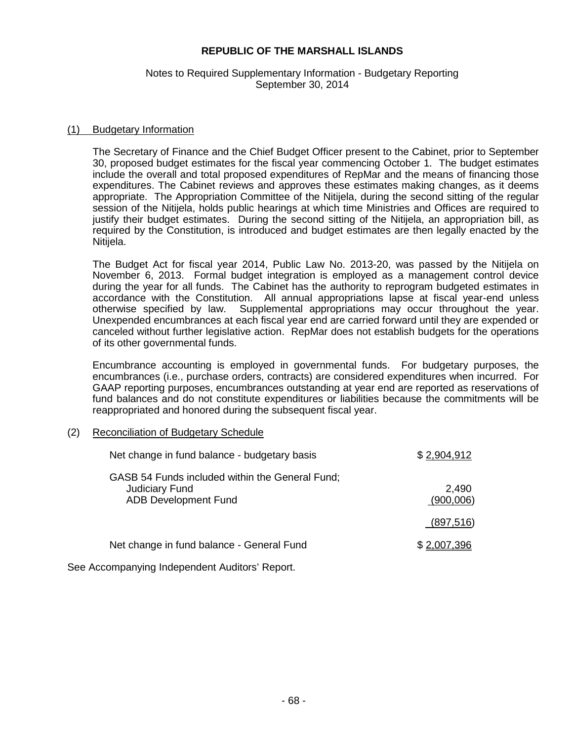# REPUBLIC OF THE MARSHALL ISLANDS

Notes to Required Supplementary Information - Budgetary Reporting
September 30, 2014

## (1) Budgetary Information

The Secretary of Finance and the Chief Budget Officer present to the Cabinet, prior to September 30, proposed budget estimates for the fiscal year commencing October 1. The budget estimates include the overall and total proposed expenditures of RepMar and the means of financing those expenditures. The Cabinet reviews and approves these estimates making changes, as it deems appropriate. The Appropriation Committee of the Nitijela, during the second sitting of the regular session of the Nitijela, holds public hearings at which time Ministries and Offices are required to justify their budget estimates. During the second sitting of the Nitijela, an appropriation bill, as required by the Constitution, is introduced and budget estimates are then legally enacted by the Nitijela.

The Budget Act for fiscal year 2014, Public Law No. 2013-20, was passed by the Nitijela on November 6, 2013. Formal budget integration is employed as a management control device during the year for all funds. The Cabinet has the authority to reprogram budgeted estimates in accordance with the Constitution. All annual appropriations lapse at fiscal year-end unless otherwise specified by law. Supplemental appropriations may occur throughout the year. Unexpended encumbrances at each fiscal year end are carried forward until they are expended or canceled without further legislative action. RepMar does not establish budgets for the operations of its other governmental funds.

Encumbrance accounting is employed in governmental funds. For budgetary purposes, the encumbrances (i.e., purchase orders, contracts) are considered expenditures when incurred. For GAAP reporting purposes, encumbrances outstanding at year end are reported as reservations of fund balances and do not constitute expenditures or liabilities because the commitments will be reappropriated and honored during the subsequent fiscal year.

## (2) Reconciliation of Budgetary Schedule

| | |
|---|---|
| Net change in fund balance - budgetary basis | $ 2,904,912 |
| GASB 54 Funds included within the General Fund; | |
| Judiciary Fund | 2,490 |
| ADB Development Fund | (900,006) |
| | (897,516) |
| Net change in fund balance - General Fund | $ 2,007,396 |

See Accompanying Independent Auditors' Report.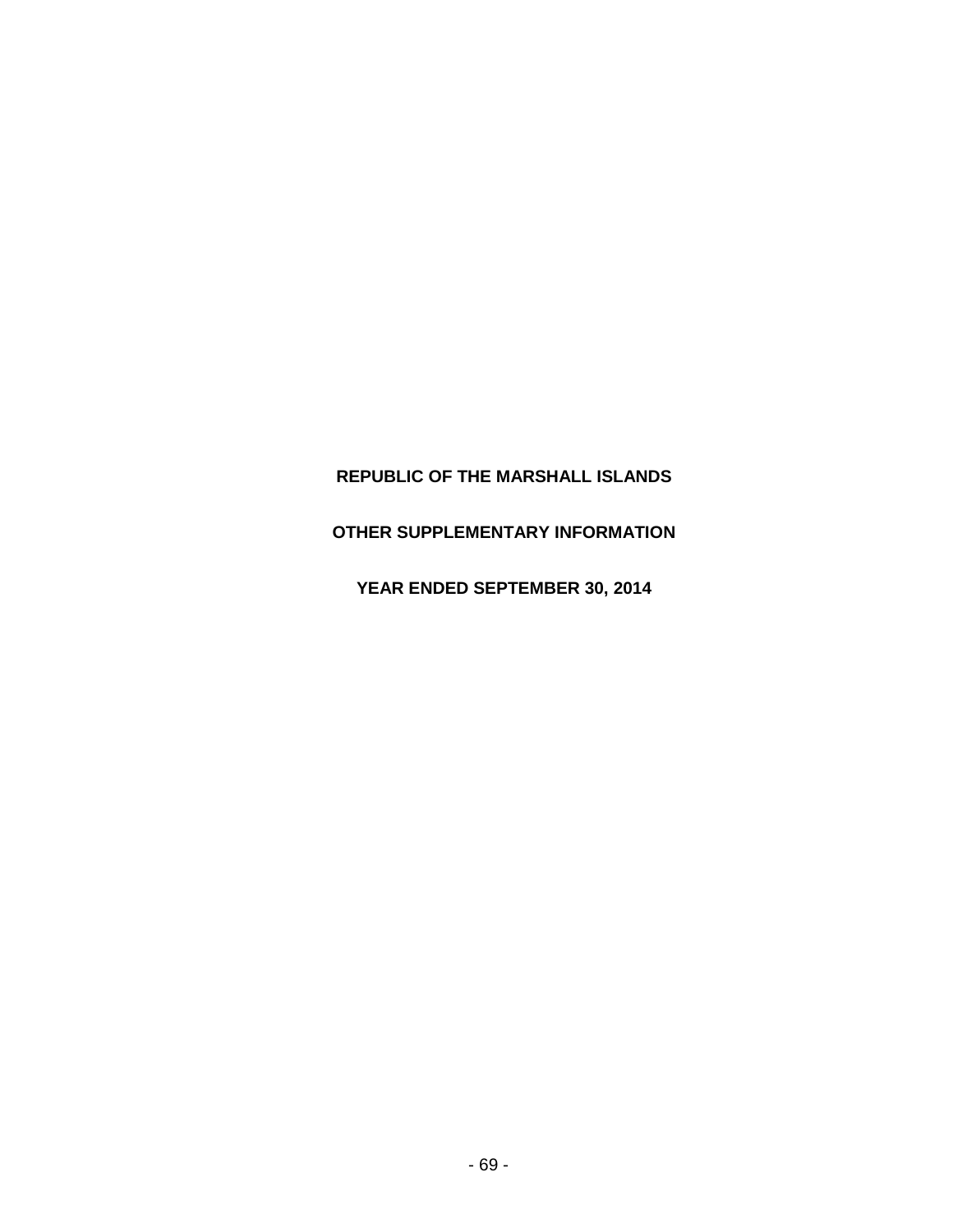**REPUBLIC OF THE MARSHALL ISLANDS**

**OTHER SUPPLEMENTARY INFORMATION**

**YEAR ENDED SEPTEMBER 30, 2014**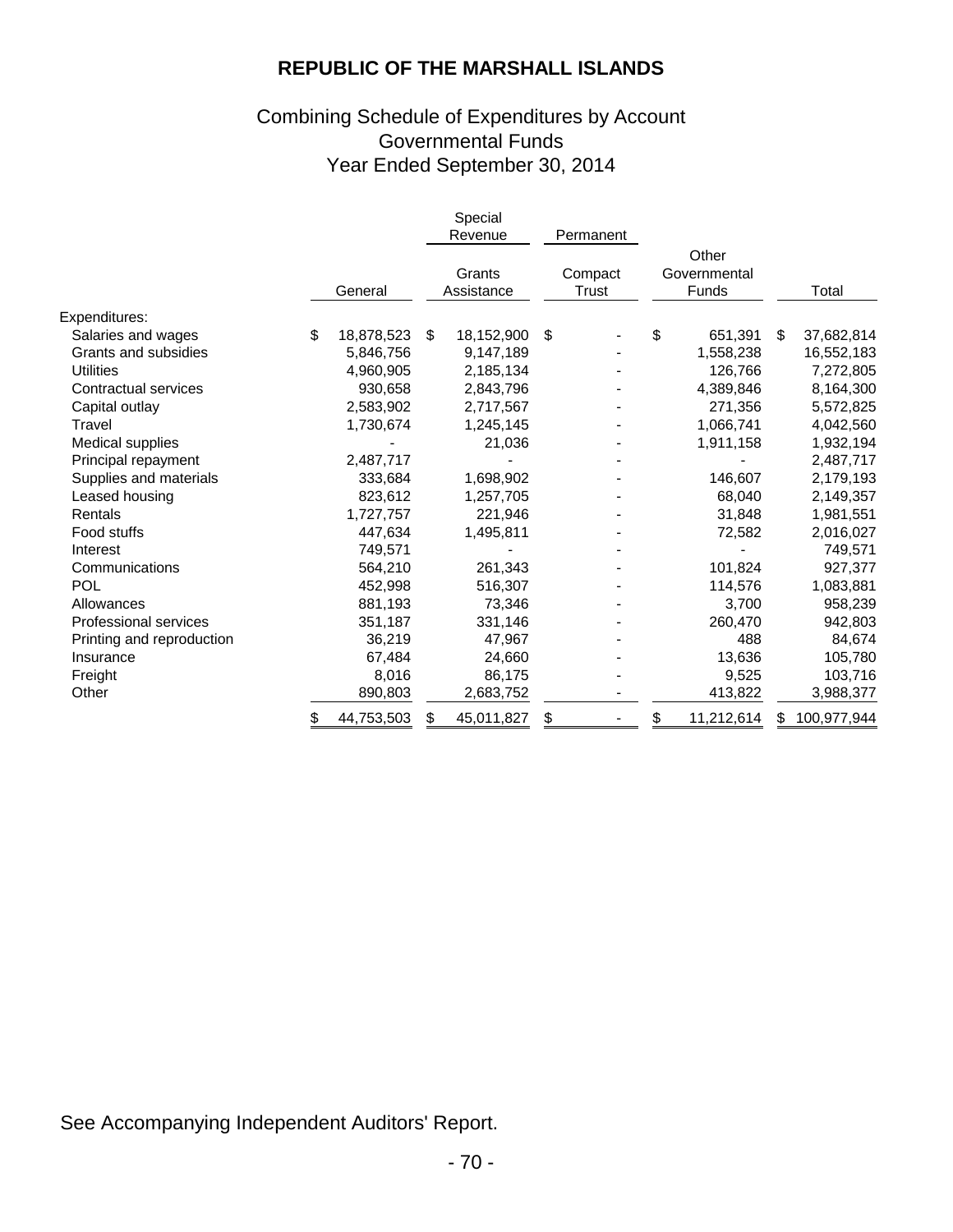# REPUBLIC OF THE MARSHALL ISLANDS

## Combining Schedule of Expenditures by Account
## Governmental Funds
## Year Ended September 30, 2014

| | | Special Revenue | Permanent | | |
|---|---|---|---|---|---|
| | General | Grants Assistance | Compact Trust | Other Governmental Funds | Total |
| Expenditures: | | | | | |
| Salaries and wages | $ 18,878,523 | $ 18,152,900 | $ - | $ 651,391 | $ 37,682,814 |
| Grants and subsidies | 5,846,756 | 9,147,189 | - | 1,558,238 | 16,552,183 |
| Utilities | 4,960,905 | 2,185,134 | - | 126,766 | 7,272,805 |
| Contractual services | 930,658 | 2,843,796 | - | 4,389,846 | 8,164,300 |
| Capital outlay | 2,583,902 | 2,717,567 | - | 271,356 | 5,572,825 |
| Travel | 1,730,674 | 1,245,145 | - | 1,066,741 | 4,042,560 |
| Medical supplies | - | 21,036 | - | 1,911,158 | 1,932,194 |
| Principal repayment | 2,487,717 | - | - | - | 2,487,717 |
| Supplies and materials | 333,684 | 1,698,902 | - | 146,607 | 2,179,193 |
| Leased housing | 823,612 | 1,257,705 | - | 68,040 | 2,149,357 |
| Rentals | 1,727,757 | 221,946 | - | 31,848 | 1,981,551 |
| Food stuffs | 447,634 | 1,495,811 | - | 72,582 | 2,016,027 |
| Interest | 749,571 | - | - | - | 749,571 |
| Communications | 564,210 | 261,343 | - | 101,824 | 927,377 |
| POL | 452,998 | 516,307 | - | 114,576 | 1,083,881 |
| Allowances | 881,193 | 73,346 | - | 3,700 | 958,239 |
| Professional services | 351,187 | 331,146 | - | 260,470 | 942,803 |
| Printing and reproduction | 36,219 | 47,967 | - | 488 | 84,674 |
| Insurance | 67,484 | 24,660 | - | 13,636 | 105,780 |
| Freight | 8,016 | 86,175 | - | 9,525 | 103,716 |
| Other | 890,803 | 2,683,752 | - | 413,822 | 3,988,377 |
| | $ 44,753,503 | $ 45,011,827 | $ - | $ 11,212,614 | $ 100,977,944 |

See Accompanying Independent Auditors' Report.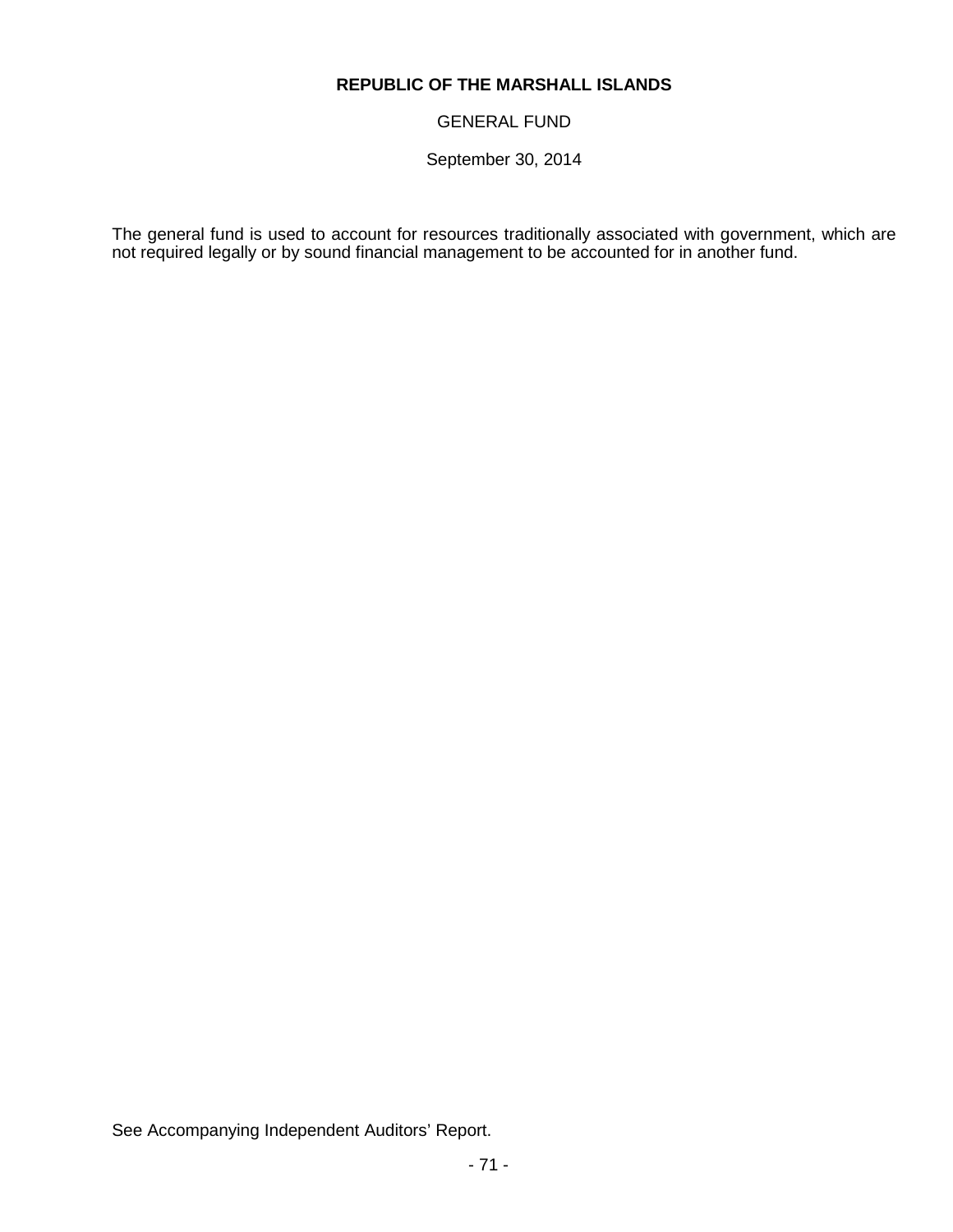**REPUBLIC OF THE MARSHALL ISLANDS**

GENERAL FUND

September 30, 2014

The general fund is used to account for resources traditionally associated with government, which are not required legally or by sound financial management to be accounted for in another fund.

See Accompanying Independent Auditors' Report.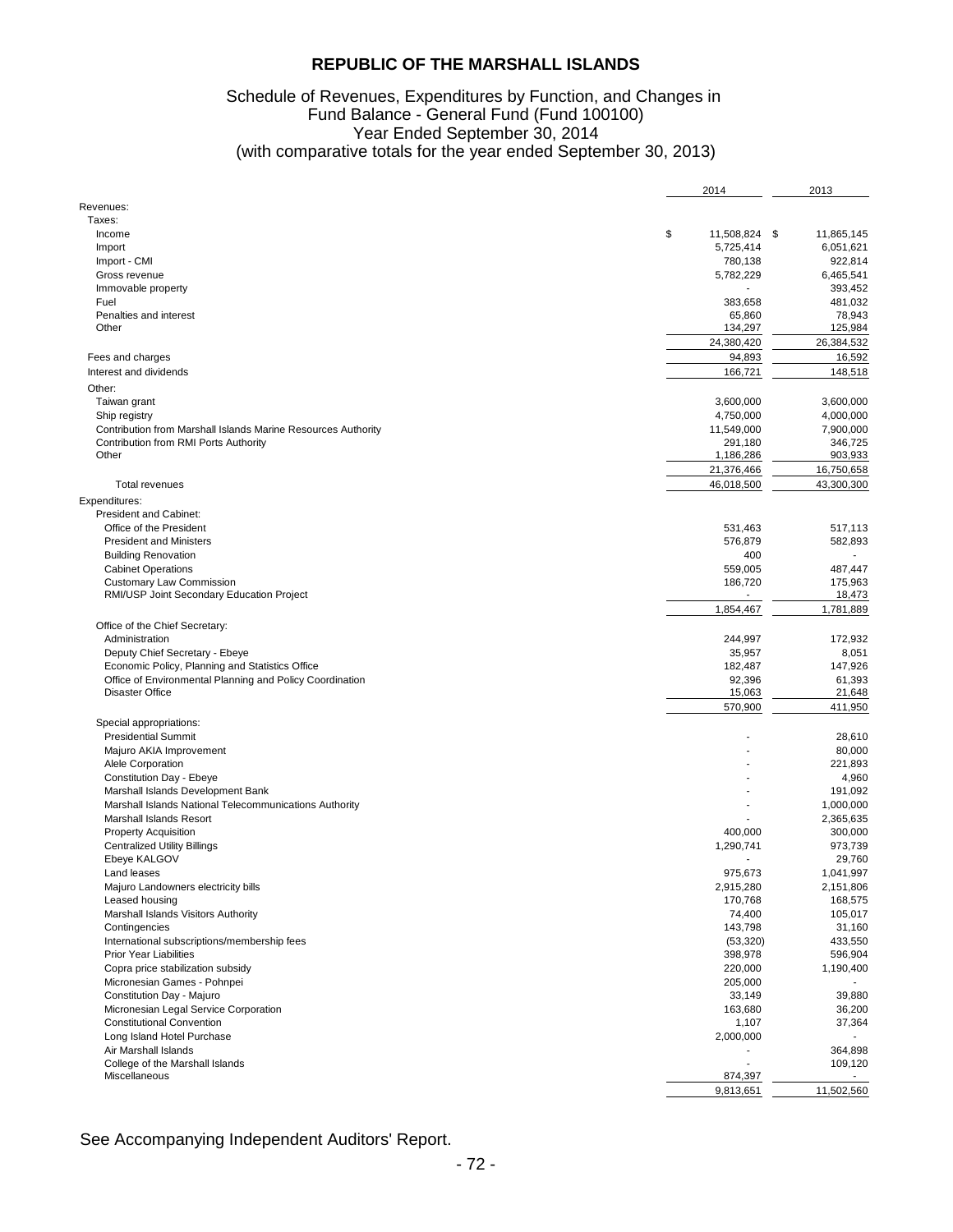# REPUBLIC OF THE MARSHALL ISLANDS

## Schedule of Revenues, Expenditures by Function, and Changes in Fund Balance - General Fund (Fund 100100)
## Year Ended September 30, 2014
## (with comparative totals for the year ended September 30, 2013)

| | 2014 | 2013 |
|---|---|---|
| Revenues: | | |
| Taxes: | | |
| Income | $ 11,508,824 | $ 11,865,145 |
| Import | 5,725,414 | 6,051,621 |
| Import - CMI | 780,138 | 922,814 |
| Gross revenue | 5,782,229 | 6,465,541 |
| Immovable property | - | 393,452 |
| Fuel | 383,658 | 481,032 |
| Penalties and interest | 65,860 | 78,943 |
| Other | 134,297 | 125,984 |
| | 24,380,420 | 26,384,532 |
| Fees and charges | 94,893 | 16,592 |
| Interest and dividends | 166,721 | 148,518 |
| Other: | | |
| Taiwan grant | 3,600,000 | 3,600,000 |
| Ship registry | 4,750,000 | 4,000,000 |
| Contribution from Marshall Islands Marine Resources Authority | 11,549,000 | 7,900,000 |
| Contribution from RMI Ports Authority | 291,180 | 346,725 |
| Other | 1,186,286 | 903,933 |
| | 21,376,466 | 16,750,658 |
| Total revenues | 46,018,500 | 43,300,300 |
| Expenditures: | | |
| President and Cabinet: | | |
| Office of the President | 531,463 | 517,113 |
| President and Ministers | 576,879 | 582,893 |
| Building Renovation | 400 | - |
| Cabinet Operations | 559,005 | 487,447 |
| Customary Law Commission | 186,720 | 175,963 |
| RMI/USP Joint Secondary Education Project | - | 18,473 |
| | 1,854,467 | 1,781,889 |
| Office of the Chief Secretary: | | |
| Administration | 244,997 | 172,932 |
| Deputy Chief Secretary - Ebeye | 35,957 | 8,051 |
| Economic Policy, Planning and Statistics Office | 182,487 | 147,926 |
| Office of Environmental Planning and Policy Coordination | 92,396 | 61,393 |
| Disaster Office | 15,063 | 21,648 |
| | 570,900 | 411,950 |
| Special appropriations: | | |
| Presidential Summit | - | 28,610 |
| Majuro AKIA Improvement | - | 80,000 |
| Alele Corporation | - | 221,893 |
| Constitution Day - Ebeye | - | 4,960 |
| Marshall Islands Development Bank | - | 191,092 |
| Marshall Islands National Telecommunications Authority | - | 1,000,000 |
| Marshall Islands Resort | - | 2,365,635 |
| Property Acquisition | 400,000 | 300,000 |
| Centralized Utility Billings | 1,290,741 | 973,739 |
| Ebeye KALGOV | - | 29,760 |
| Land leases | 975,673 | 1,041,997 |
| Majuro Landowners electricity bills | 2,915,280 | 2,151,806 |
| Leased housing | 170,768 | 168,575 |
| Marshall Islands Visitors Authority | 74,400 | 105,017 |
| Contingencies | 143,798 | 31,160 |
| International subscriptions/membership fees | (53,320) | 433,550 |
| Prior Year Liabilities | 398,978 | 596,904 |
| Copra price stabilization subsidy | 220,000 | 1,190,400 |
| Micronesian Games - Pohnpei | 205,000 | - |
| Constitution Day - Majuro | 33,149 | 39,880 |
| Micronesian Legal Service Corporation | 163,680 | 36,200 |
| Constitutional Convention | 1,107 | 37,364 |
| Long Island Hotel Purchase | 2,000,000 | - |
| Air Marshall Islands | - | 364,898 |
| College of the Marshall Islands | - | 109,120 |
| Miscellaneous | 874,397 | - |
| | 9,813,651 | 11,502,560 |

See Accompanying Independent Auditors' Report.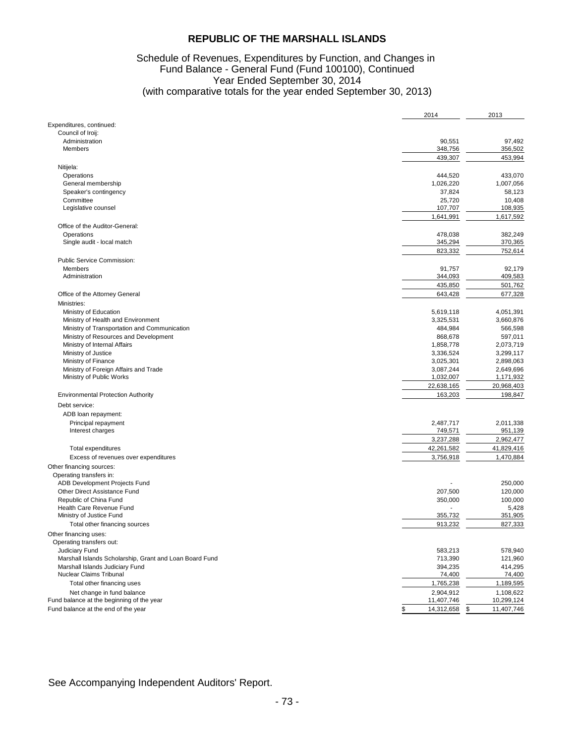# REPUBLIC OF THE MARSHALL ISLANDS

## Schedule of Revenues, Expenditures by Function, and Changes in Fund Balance - General Fund (Fund 100100), Continued
### Year Ended September 30, 2014
### (with comparative totals for the year ended September 30, 2013)

| | 2014 | 2013 |
|---|---|---|
| Expenditures, continued: | | |
| Council of Iroij: | | |
| Administration | 90,551 | 97,492 |
| Members | 348,756 | 356,502 |
| | 439,307 | 453,994 |
| Nitijela: | | |
| Operations | 444,520 | 433,070 |
| General membership | 1,026,220 | 1,007,056 |
| Speaker's contingency | 37,824 | 58,123 |
| Committee | 25,720 | 10,408 |
| Legislative counsel | 107,707 | 108,935 |
| | 1,641,991 | 1,617,592 |
| Office of the Auditor-General: | | |
| Operations | 478,038 | 382,249 |
| Single audit - local match | 345,294 | 370,365 |
| | 823,332 | 752,614 |
| Public Service Commission: | | |
| Members | 91,757 | 92,179 |
| Administration | 344,093 | 409,583 |
| | 435,850 | 501,762 |
| Office of the Attorney General | 643,428 | 677,328 |
| Ministries: | | |
| Ministry of Education | 5,619,118 | 4,051,391 |
| Ministry of Health and Environment | 3,325,531 | 3,660,876 |
| Ministry of Transportation and Communication | 484,984 | 566,598 |
| Ministry of Resources and Development | 868,678 | 597,011 |
| Ministry of Internal Affairs | 1,858,778 | 2,073,719 |
| Ministry of Justice | 3,336,524 | 3,299,117 |
| Ministry of Finance | 3,025,301 | 2,898,063 |
| Ministry of Foreign Affairs and Trade | 3,087,244 | 2,649,696 |
| Ministry of Public Works | 1,032,007 | 1,171,932 |
| | 22,638,165 | 20,968,403 |
| Environmental Protection Authority | 163,203 | 198,847 |
| Debt service: | | |
| ADB loan repayment: | | |
| Principal repayment | 2,487,717 | 2,011,338 |
| Interest charges | 749,571 | 951,139 |
| | 3,237,288 | 2,962,477 |
| Total expenditures | 42,261,582 | 41,829,416 |
| Excess of revenues over expenditures | 3,756,918 | 1,470,884 |
| Other financing sources: | | |
| Operating transfers in: | | |
| ADB Development Projects Fund | - | 250,000 |
| Other Direct Assistance Fund | 207,500 | 120,000 |
| Republic of China Fund | 350,000 | 100,000 |
| Health Care Revenue Fund | - | 5,428 |
| Ministry of Justice Fund | 355,732 | 351,905 |
| Total other financing sources | 913,232 | 827,333 |
| Other financing uses: | | |
| Operating transfers out: | | |
| Judiciary Fund | 583,213 | 578,940 |
| Marshall Islands Scholarship, Grant and Loan Board Fund | 713,390 | 121,960 |
| Marshall Islands Judiciary Fund | 394,235 | 414,295 |
| Nuclear Claims Tribunal | 74,400 | 74,400 |
| Total other financing uses | 1,765,238 | 1,189,595 |
| Net change in fund balance | 2,904,912 | 1,108,622 |
| Fund balance at the beginning of the year | 11,407,746 | 10,299,124 |
| Fund balance at the end of the year | $ 14,312,658 | $ 11,407,746 |

See Accompanying Independent Auditors' Report.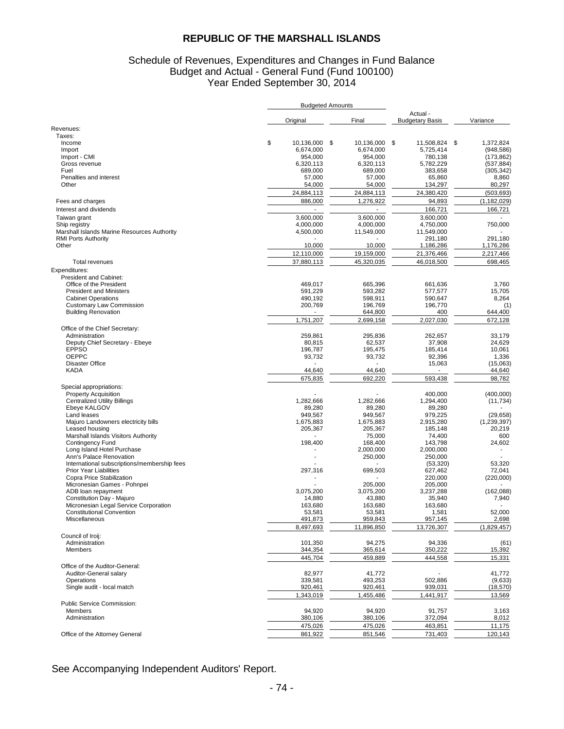# REPUBLIC OF THE MARSHALL ISLANDS

## Schedule of Revenues, Expenditures and Changes in Fund Balance
## Budget and Actual - General Fund (Fund 100100)
## Year Ended September 30, 2014

| | Budgeted Amounts | | | |
|---|---|---|---|---|
| | Original | Final | Actual - Budgetary Basis | Variance |
| Revenues: | | | | |
| Taxes: | | | | |
| Income | $ 10,136,000 | $ 10,136,000 | $ 11,508,824 | $ 1,372,824 |
| Import | 6,674,000 | 6,674,000 | 5,725,414 | (948,586) |
| Import - CMI | 954,000 | 954,000 | 780,138 | (173,862) |
| Gross revenue | 6,320,113 | 6,320,113 | 5,782,229 | (537,884) |
| Fuel | 689,000 | 689,000 | 383,658 | (305,342) |
| Penalties and interest | 57,000 | 57,000 | 65,860 | 8,860 |
| Other | 54,000 | 54,000 | 134,297 | 80,297 |
| | 24,884,113 | 24,884,113 | 24,380,420 | (503,693) |
| Fees and charges | 886,000 | 1,276,922 | 94,893 | (1,182,029) |
| Interest and dividends | - | - | 166,721 | 166,721 |
| Taiwan grant | 3,600,000 | 3,600,000 | 3,600,000 | - |
| Ship registry | 4,000,000 | 4,000,000 | 4,750,000 | 750,000 |
| Marshall Islands Marine Resources Authority | 4,500,000 | 11,549,000 | 11,549,000 | - |
| RMI Ports Authority | - | - | 291,180 | 291,180 |
| Other | 10,000 | 10,000 | 1,186,286 | 1,176,286 |
| | 12,110,000 | 19,159,000 | 21,376,466 | 2,217,466 |
| Total revenues | 37,880,113 | 45,320,035 | 46,018,500 | 698,465 |
| Expenditures: | | | | |
| President and Cabinet: | | | | |
| Office of the President | 469,017 | 665,396 | 661,636 | 3,760 |
| President and Ministers | 591,229 | 593,282 | 577,577 | 15,705 |
| Cabinet Operations | 490,192 | 598,911 | 590,647 | 8,264 |
| Customary Law Commission | 200,769 | 196,769 | 196,770 | (1) |
| Building Renovation | - | 644,800 | 400 | 644,400 |
| | 1,751,207 | 2,699,158 | 2,027,030 | 672,128 |
| Office of the Chief Secretary: | | | | |
| Administration | 259,861 | 295,836 | 262,657 | 33,179 |
| Deputy Chief Secretary - Ebeye | 80,815 | 62,537 | 37,908 | 24,629 |
| EPPSO | 196,787 | 195,475 | 185,414 | 10,061 |
| OEPPC | 93,732 | 93,732 | 92,396 | 1,336 |
| Disaster Office | - | - | 15,063 | (15,063) |
| KADA | 44,640 | 44,640 | - | 44,640 |
| | 675,835 | 692,220 | 593,438 | 98,782 |
| Special appropriations: | | | | |
| Property Acquisition | - | - | 400,000 | (400,000) |
| Centralized Utility Billings | 1,282,666 | 1,282,666 | 1,294,400 | (11,734) |
| Ebeye KALGOV | 89,280 | 89,280 | 89,280 | - |
| Land leases | 949,567 | 949,567 | 979,225 | (29,658) |
| Majuro Landowners electricity bills | 1,675,883 | 1,675,883 | 2,915,280 | (1,239,397) |
| Leased housing | 205,367 | 205,367 | 185,148 | 20,219 |
| Marshall Islands Visitors Authority | - | 75,000 | 74,400 | 600 |
| Contingency Fund | 198,400 | 168,400 | 143,798 | 24,602 |
| Long Island Hotel Purchase | - | 2,000,000 | 2,000,000 | - |
| Ann's Palace Renovation | - | 250,000 | 250,000 | - |
| International subscriptions/membership fees | - | - | (53,320) | 53,320 |
| Prior Year Liabilities | 297,316 | 699,503 | 627,462 | 72,041 |
| Copra Price Stabilization | - | - | 220,000 | (220,000) |
| Micronesian Games - Pohnpei | - | 205,000 | 205,000 | - |
| ADB loan repayment | 3,075,200 | 3,075,200 | 3,237,288 | (162,088) |
| Constitution Day - Majuro | 14,880 | 43,880 | 35,940 | 7,940 |
| Micronesian Legal Service Corporation | 163,680 | 163,680 | 163,680 | - |
| Constitutional Convention | 53,581 | 53,581 | 1,581 | 52,000 |
| Miscellaneous | 491,873 | 959,843 | 957,145 | 2,698 |
| | 8,497,693 | 11,896,850 | 13,726,307 | (1,829,457) |
| Council of Iroij: | | | | |
| Administration | 101,350 | 94,275 | 94,336 | (61) |
| Members | 344,354 | 365,614 | 350,222 | 15,392 |
| | 445,704 | 459,889 | 444,558 | 15,331 |
| Office of the Auditor-General: | | | | |
| Auditor-General salary | 82,977 | 41,772 | - | 41,772 |
| Operations | 339,581 | 493,253 | 502,886 | (9,633) |
| Single audit - local match | 920,461 | 920,461 | 939,031 | (18,570) |
| | 1,343,019 | 1,455,486 | 1,441,917 | 13,569 |
| Public Service Commission: | | | | |
| Members | 94,920 | 94,920 | 91,757 | 3,163 |
| Administration | 380,106 | 380,106 | 372,094 | 8,012 |
| | 475,026 | 475,026 | 463,851 | 11,175 |
| Office of the Attorney General | 861,922 | 851,546 | 731,403 | 120,143 |

See Accompanying Independent Auditors' Report.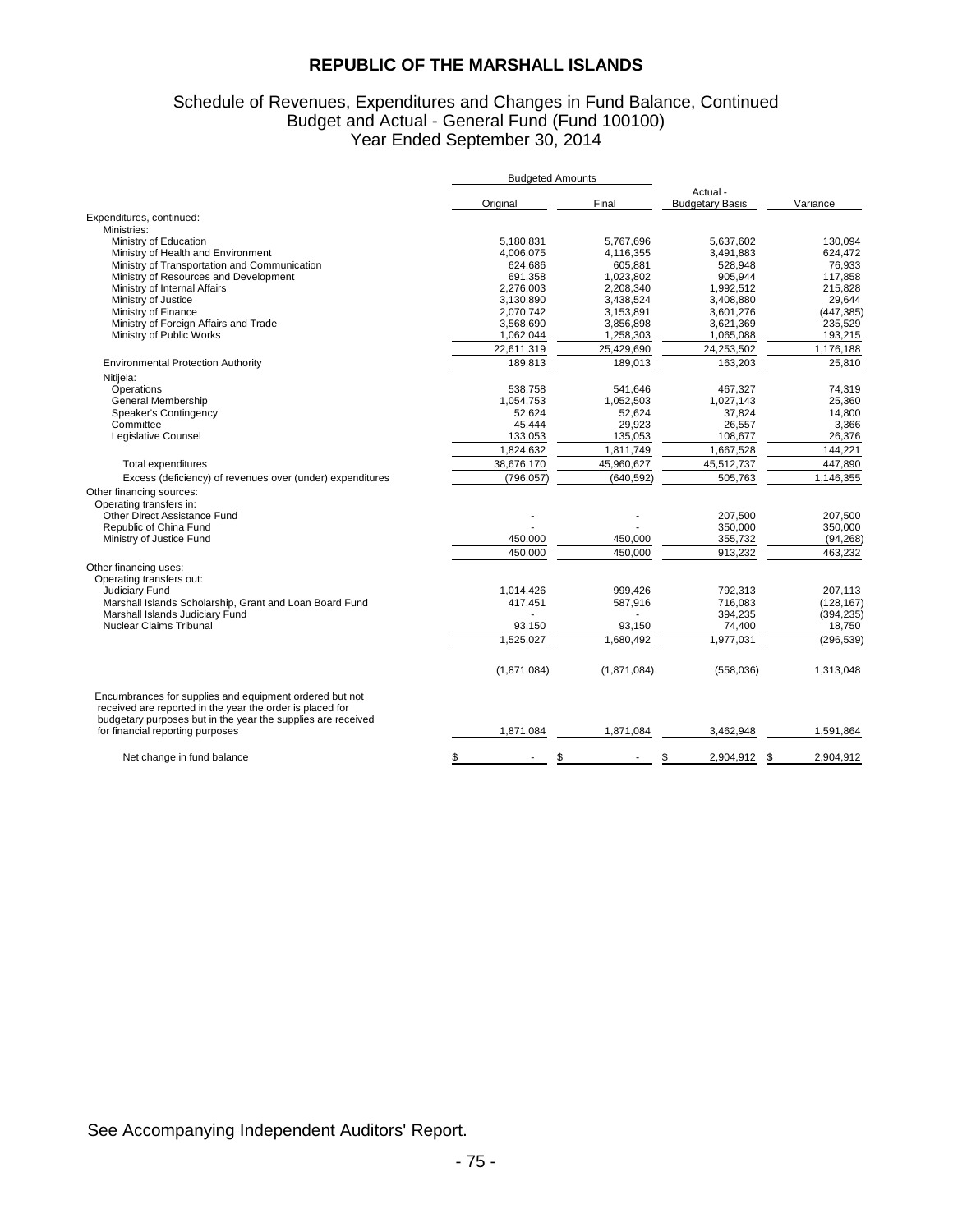## REPUBLIC OF THE MARSHALL ISLANDS

### Schedule of Revenues, Expenditures and Changes in Fund Balance, Continued
### Budget and Actual - General Fund (Fund 100100)
### Year Ended September 30, 2014

| | Budgeted Amounts | | | |
|---|---|---|---|---|
| | Original | Final | Actual - Budgetary Basis | Variance |
| Expenditures, continued: | | | | |
| Ministries: | | | | |
| Ministry of Education | 5,180,831 | 5,767,696 | 5,637,602 | 130,094 |
| Ministry of Health and Environment | 4,006,075 | 4,116,355 | 3,491,883 | 624,472 |
| Ministry of Transportation and Communication | 624,686 | 605,881 | 528,948 | 76,933 |
| Ministry of Resources and Development | 691,358 | 1,023,802 | 905,944 | 117,858 |
| Ministry of Internal Affairs | 2,276,003 | 2,208,340 | 1,992,512 | 215,828 |
| Ministry of Justice | 3,130,890 | 3,438,524 | 3,408,880 | 29,644 |
| Ministry of Finance | 2,070,742 | 3,153,891 | 3,601,276 | (447,385) |
| Ministry of Foreign Affairs and Trade | 3,568,690 | 3,856,898 | 3,621,369 | 235,529 |
| Ministry of Public Works | 1,062,044 | 1,258,303 | 1,065,088 | 193,215 |
| | 22,611,319 | 25,429,690 | 24,253,502 | 1,176,188 |
| Environmental Protection Authority | 189,813 | 189,013 | 163,203 | 25,810 |
| Nitijela: | | | | |
| Operations | 538,758 | 541,646 | 467,327 | 74,319 |
| General Membership | 1,054,753 | 1,052,503 | 1,027,143 | 25,360 |
| Speaker's Contingency | 52,624 | 52,624 | 37,824 | 14,800 |
| Committee | 45,444 | 29,923 | 26,557 | 3,366 |
| Legislative Counsel | 133,053 | 135,053 | 108,677 | 26,376 |
| | 1,824,632 | 1,811,749 | 1,667,528 | 144,221 |
| Total expenditures | 38,676,170 | 45,960,627 | 45,512,737 | 447,890 |
| Excess (deficiency) of revenues over (under) expenditures | (796,057) | (640,592) | 505,763 | 1,146,355 |
| Other financing sources: | | | | |
| Operating transfers in: | | | | |
| Other Direct Assistance Fund | - | - | 207,500 | 207,500 |
| Republic of China Fund | - | - | 350,000 | 350,000 |
| Ministry of Justice Fund | 450,000 | 450,000 | 355,732 | (94,268) |
| | 450,000 | 450,000 | 913,232 | 463,232 |
| Other financing uses: | | | | |
| Operating transfers out: | | | | |
| Judiciary Fund | 1,014,426 | 999,426 | 792,313 | 207,113 |
| Marshall Islands Scholarship, Grant and Loan Board Fund | 417,451 | 587,916 | 716,083 | (128,167) |
| Marshall Islands Judiciary Fund | - | - | 394,235 | (394,235) |
| Nuclear Claims Tribunal | 93,150 | 93,150 | 74,400 | 18,750 |
| | 1,525,027 | 1,680,492 | 1,977,031 | (296,539) |
| | (1,871,084) | (1,871,084) | (558,036) | 1,313,048 |
| Encumbrances for supplies and equipment ordered but not received are reported in the year the order is placed for budgetary purposes but in the year the supplies are received for financial reporting purposes | 1,871,084 | 1,871,084 | 3,462,948 | 1,591,864 |
| Net change in fund balance | $ - | $ - | $ 2,904,912 | $ 2,904,912 |

See Accompanying Independent Auditors' Report.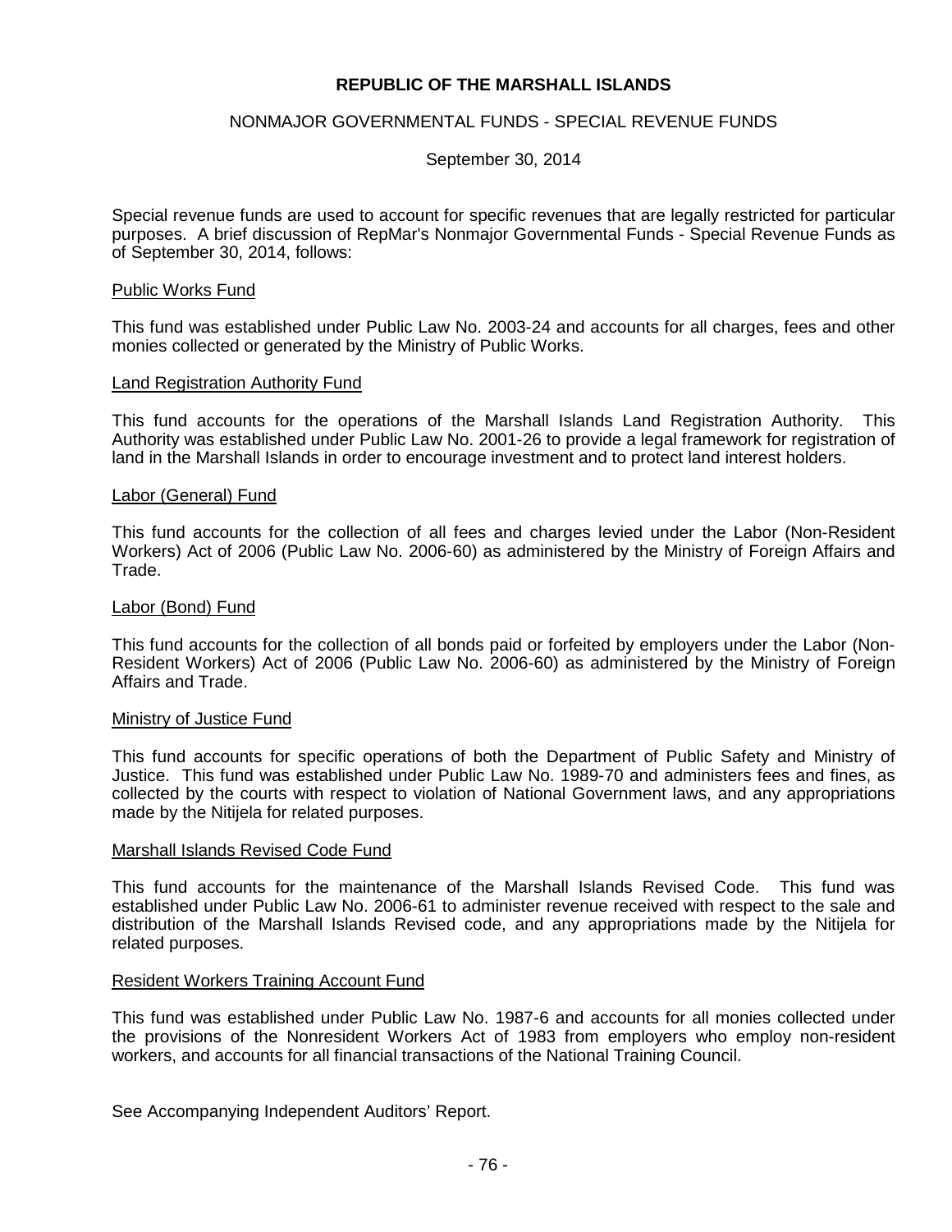# REPUBLIC OF THE MARSHALL ISLANDS

## NONMAJOR GOVERNMENTAL FUNDS - SPECIAL REVENUE FUNDS

September 30, 2014

Special revenue funds are used to account for specific revenues that are legally restricted for particular purposes. A brief discussion of RepMar's Nonmajor Governmental Funds - Special Revenue Funds as of September 30, 2014, follows:

### Public Works Fund

This fund was established under Public Law No. 2003-24 and accounts for all charges, fees and other monies collected or generated by the Ministry of Public Works.

### Land Registration Authority Fund

This fund accounts for the operations of the Marshall Islands Land Registration Authority. This Authority was established under Public Law No. 2001-26 to provide a legal framework for registration of land in the Marshall Islands in order to encourage investment and to protect land interest holders.

### Labor (General) Fund

This fund accounts for the collection of all fees and charges levied under the Labor (Non-Resident Workers) Act of 2006 (Public Law No. 2006-60) as administered by the Ministry of Foreign Affairs and Trade.

### Labor (Bond) Fund

This fund accounts for the collection of all bonds paid or forfeited by employers under the Labor (Non-Resident Workers) Act of 2006 (Public Law No. 2006-60) as administered by the Ministry of Foreign Affairs and Trade.

### Ministry of Justice Fund

This fund accounts for specific operations of both the Department of Public Safety and Ministry of Justice. This fund was established under Public Law No. 1989-70 and administers fees and fines, as collected by the courts with respect to violation of National Government laws, and any appropriations made by the Nitijela for related purposes.

### Marshall Islands Revised Code Fund

This fund accounts for the maintenance of the Marshall Islands Revised Code. This fund was established under Public Law No. 2006-61 to administer revenue received with respect to the sale and distribution of the Marshall Islands Revised code, and any appropriations made by the Nitijela for related purposes.

### Resident Workers Training Account Fund

This fund was established under Public Law No. 1987-6 and accounts for all monies collected under the provisions of the Nonresident Workers Act of 1983 from employers who employ non-resident workers, and accounts for all financial transactions of the National Training Council.

See Accompanying Independent Auditors' Report.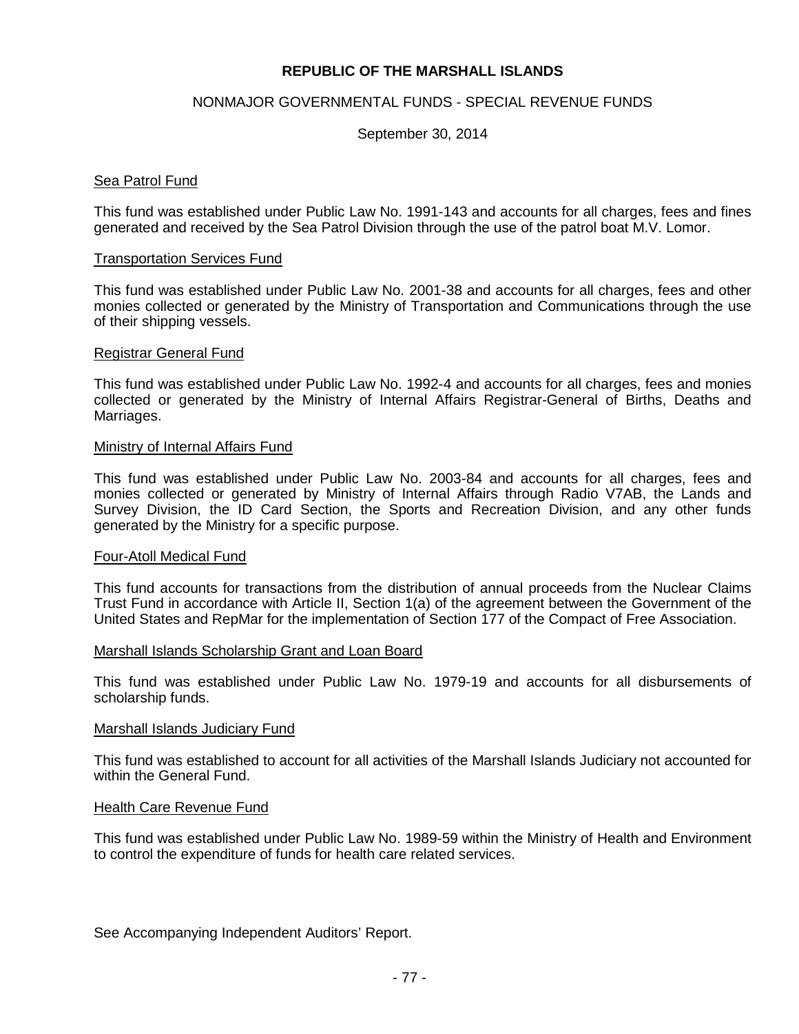# REPUBLIC OF THE MARSHALL ISLANDS

## NONMAJOR GOVERNMENTAL FUNDS - SPECIAL REVENUE FUNDS

September 30, 2014

### Sea Patrol Fund

This fund was established under Public Law No. 1991-143 and accounts for all charges, fees and fines generated and received by the Sea Patrol Division through the use of the patrol boat M.V. Lomor.

### Transportation Services Fund

This fund was established under Public Law No. 2001-38 and accounts for all charges, fees and other monies collected or generated by the Ministry of Transportation and Communications through the use of their shipping vessels.

### Registrar General Fund

This fund was established under Public Law No. 1992-4 and accounts for all charges, fees and monies collected or generated by the Ministry of Internal Affairs Registrar-General of Births, Deaths and Marriages.

### Ministry of Internal Affairs Fund

This fund was established under Public Law No. 2003-84 and accounts for all charges, fees and monies collected or generated by Ministry of Internal Affairs through Radio V7AB, the Lands and Survey Division, the ID Card Section, the Sports and Recreation Division, and any other funds generated by the Ministry for a specific purpose.

### Four-Atoll Medical Fund

This fund accounts for transactions from the distribution of annual proceeds from the Nuclear Claims Trust Fund in accordance with Article II, Section 1(a) of the agreement between the Government of the United States and RepMar for the implementation of Section 177 of the Compact of Free Association.

### Marshall Islands Scholarship Grant and Loan Board

This fund was established under Public Law No. 1979-19 and accounts for all disbursements of scholarship funds.

### Marshall Islands Judiciary Fund

This fund was established to account for all activities of the Marshall Islands Judiciary not accounted for within the General Fund.

### Health Care Revenue Fund

This fund was established under Public Law No. 1989-59 within the Ministry of Health and Environment to control the expenditure of funds for health care related services.

See Accompanying Independent Auditors' Report.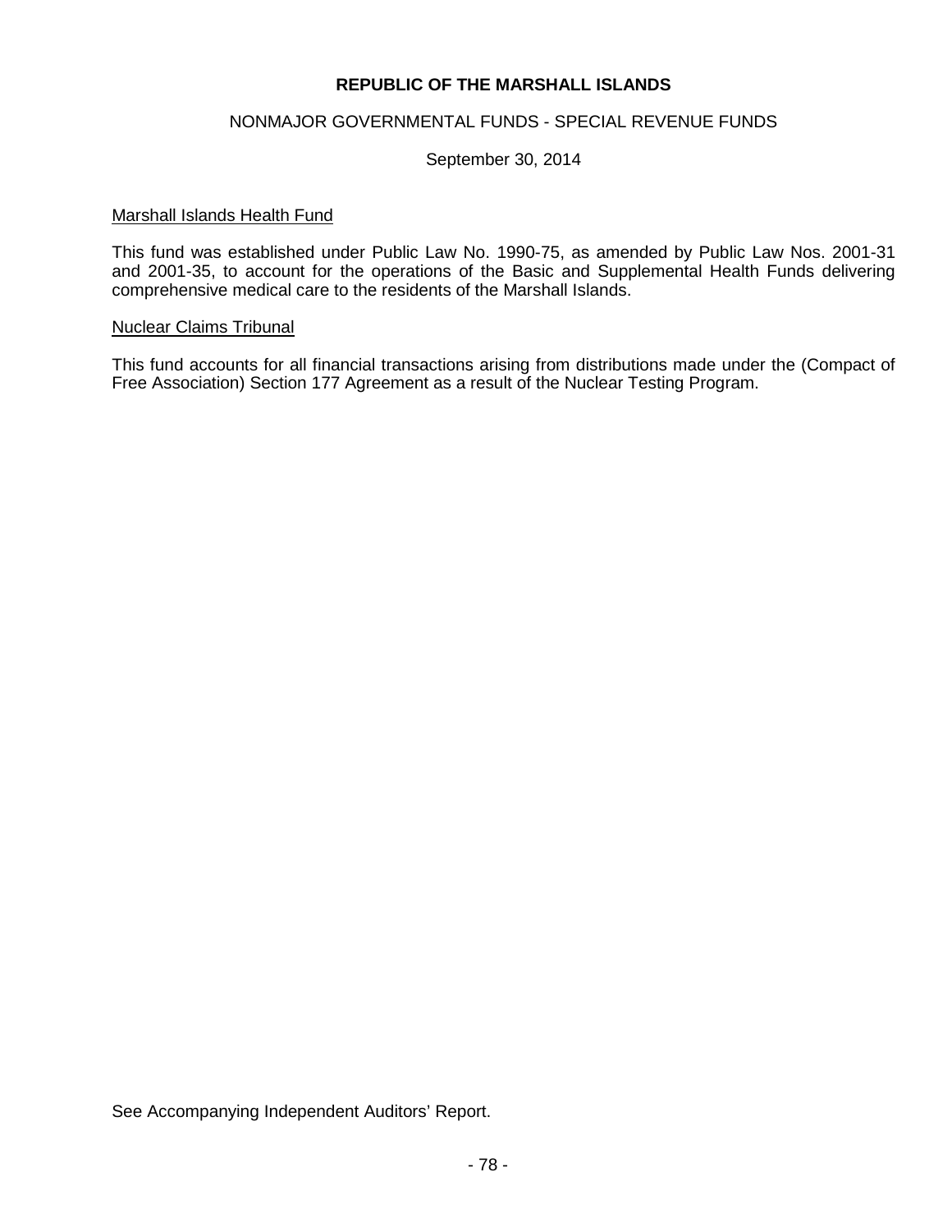# REPUBLIC OF THE MARSHALL ISLANDS

## NONMAJOR GOVERNMENTAL FUNDS - SPECIAL REVENUE FUNDS

September 30, 2014

### Marshall Islands Health Fund

This fund was established under Public Law No. 1990-75, as amended by Public Law Nos. 2001-31 and 2001-35, to account for the operations of the Basic and Supplemental Health Funds delivering comprehensive medical care to the residents of the Marshall Islands.

### Nuclear Claims Tribunal

This fund accounts for all financial transactions arising from distributions made under the (Compact of Free Association) Section 177 Agreement as a result of the Nuclear Testing Program.

See Accompanying Independent Auditors' Report.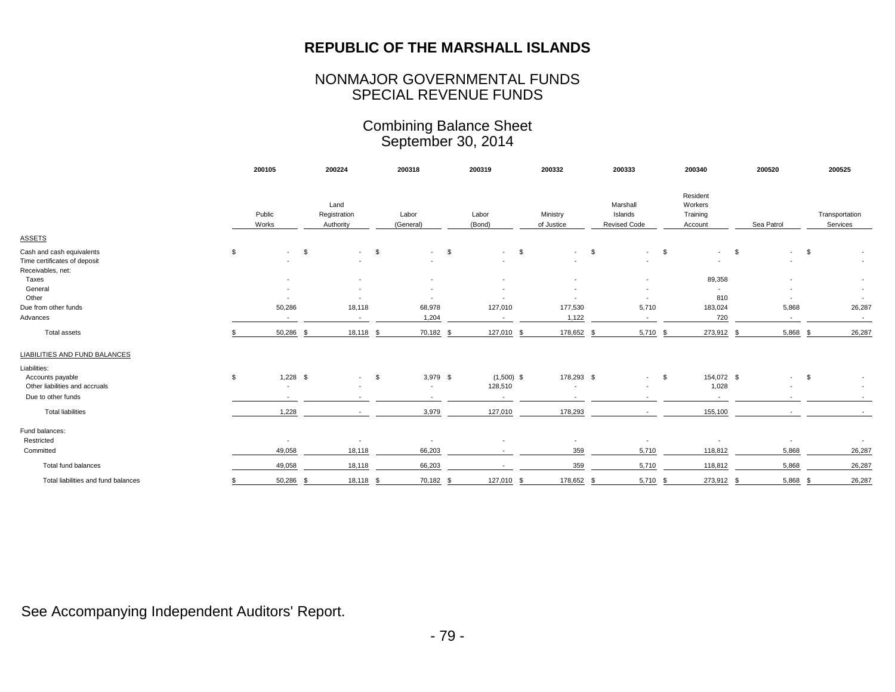# REPUBLIC OF THE MARSHALL ISLANDS

## NONMAJOR GOVERNMENTAL FUNDS
## SPECIAL REVENUE FUNDS

### Combining Balance Sheet
### September 30, 2014

| | 200105 | 200224 | 200318 | 200319 | 200332 | 200333 | 200340 | 200520 | 200525 |
|---|---|---|---|---|---|---|---|---|---|
| | Public Works | Land Registration Authority | Labor (General) | Labor (Bond) | Ministry of Justice | Marshall Islands Revised Code | Resident Workers Training Account | Sea Patrol | Transportation Services |
| ASSETS | | | | | | | | | |
| Cash and cash equivalents | $ - | $ - | $ - | $ - | $ - | $ - | $ - | $ - | $ - |
| Time certificates of deposit | - | - | - | - | - | - | - | - | - |
| Receivables, net: | | | | | | | | | |
| Taxes | - | - | - | - | - | - | 89,358 | - | - |
| General | - | - | - | - | - | - | - | - | - |
| Other | - | - | - | - | - | - | 810 | - | - |
| Due from other funds | 50,286 | 18,118 | 68,978 | 127,010 | 177,530 | 5,710 | 183,024 | 5,868 | 26,287 |
| Advances | - | - | 1,204 | - | 1,122 | - | 720 | - | - |
| Total assets | $ 50,286 | $ 18,118 | $ 70,182 | $ 127,010 | $ 178,652 | $ 5,710 | $ 273,912 | $ 5,868 | $ 26,287 |
| LIABILITIES AND FUND BALANCES | | | | | | | | | |
| Liabilities: | | | | | | | | | |
| Accounts payable | $ 1,228 | $ - | $ 3,979 | $ (1,500) | $ 178,293 | $ - | $ 154,072 | $ - | $ - |
| Other liabilities and accruals | - | - | - | 128,510 | - | - | 1,028 | - | - |
| Due to other funds | - | - | - | - | - | - | - | - | - |
| Total liabilities | 1,228 | - | 3,979 | 127,010 | 178,293 | - | 155,100 | - | - |
| Fund balances: | | | | | | | | | |
| Restricted | - | - | - | - | - | - | - | - | - |
| Committed | 49,058 | 18,118 | 66,203 | - | 359 | 5,710 | 118,812 | 5,868 | 26,287 |
| Total fund balances | 49,058 | 18,118 | 66,203 | - | 359 | 5,710 | 118,812 | 5,868 | 26,287 |
| Total liabilities and fund balances | $ 50,286 | $ 18,118 | $ 70,182 | $ 127,010 | $ 178,652 | $ 5,710 | $ 273,912 | $ 5,868 | $ 26,287 |

See Accompanying Independent Auditors' Report.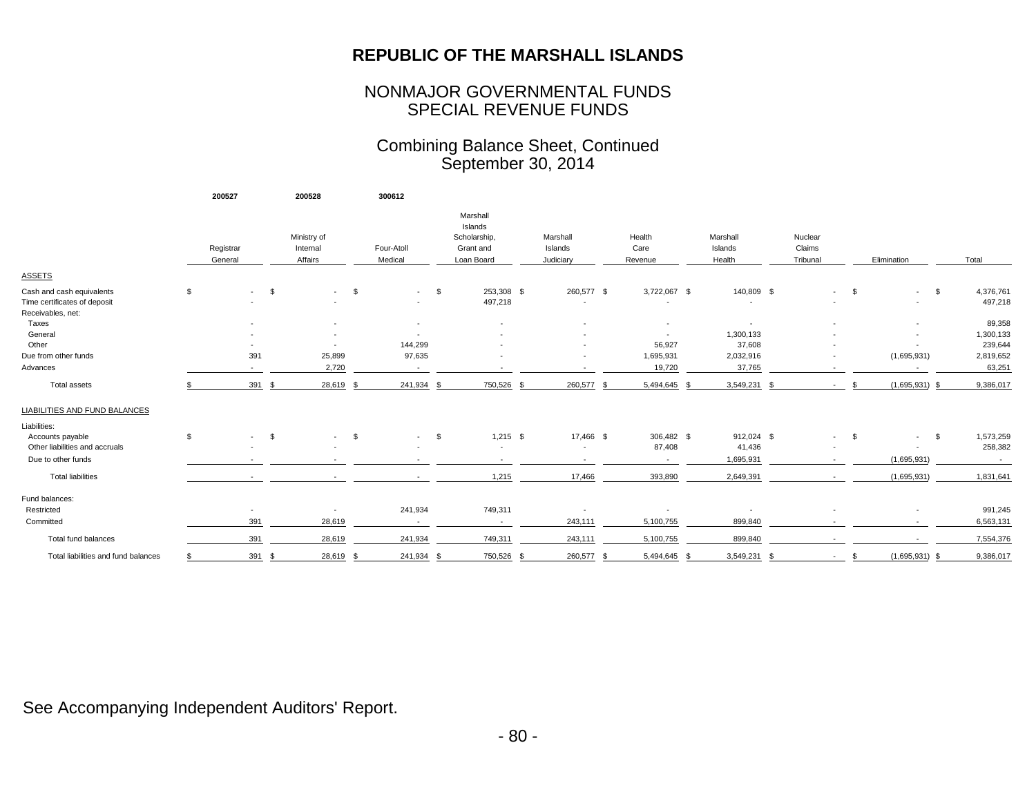# REPUBLIC OF THE MARSHALL ISLANDS

## NONMAJOR GOVERNMENTAL FUNDS
## SPECIAL REVENUE FUNDS

### Combining Balance Sheet, Continued
### September 30, 2014

| | 200527 | 200528 | 300612 | | | | | | | |
|---|---|---|---|---|---|---|---|---|---|---|
| | Registrar General | Ministry of Internal Affairs | Four-Atoll Medical | Marshall Islands Scholarship, Grant and Loan Board | Marshall Islands Judiciary | Health Care Revenue | Marshall Islands Health | Nuclear Claims Tribunal | Elimination | Total |
| **ASSETS** | | | | | | | | | | |
| Cash and cash equivalents | $ - | $ - | $ - | $ 253,308 | $ 260,577 | $ 3,722,067 | $ 140,809 | $ - | $ - | $ 4,376,761 |
| Time certificates of deposit | - | - | - | 497,218 | - | - | - | - | - | 497,218 |
| Receivables, net: | | | | | | | | | | |
| Taxes | - | - | - | - | - | - | - | - | - | 89,358 |
| General | - | - | - | - | - | - | 1,300,133 | - | - | 1,300,133 |
| Other | - | - | 144,299 | - | - | 56,927 | 37,608 | - | - | 239,644 |
| Due from other funds | 391 | 25,899 | 97,635 | - | - | 1,695,931 | 2,032,916 | - | (1,695,931) | 2,819,652 |
| Advances | - | 2,720 | - | - | - | 19,720 | 37,765 | - | - | 63,251 |
| Total assets | $ 391 | $ 28,619 | $ 241,934 | $ 750,526 | $ 260,577 | $ 5,494,645 | $ 3,549,231 | $ - | $ (1,695,931) | $ 9,386,017 |
| **LIABILITIES AND FUND BALANCES** | | | | | | | | | | |
| Liabilities: | | | | | | | | | | |
| Accounts payable | $ - | $ - | $ - | $ 1,215 | $ 17,466 | $ 306,482 | $ 912,024 | $ - | $ - | $ 1,573,259 |
| Other liabilities and accruals | - | - | - | - | - | 87,408 | 41,436 | - | - | 258,382 |
| Due to other funds | - | - | - | - | - | - | 1,695,931 | - | (1,695,931) | - |
| Total liabilities | - | - | - | 1,215 | 17,466 | 393,890 | 2,649,391 | - | (1,695,931) | 1,831,641 |
| Fund balances: | | | | | | | | | | |
| Restricted | - | - | 241,934 | 749,311 | - | - | - | - | - | 991,245 |
| Committed | 391 | 28,619 | - | - | 243,111 | 5,100,755 | 899,840 | - | - | 6,563,131 |
| Total fund balances | 391 | 28,619 | 241,934 | 749,311 | 243,111 | 5,100,755 | 899,840 | - | - | 7,554,376 |
| Total liabilities and fund balances | $ 391 | $ 28,619 | $ 241,934 | $ 750,526 | $ 260,577 | $ 5,494,645 | $ 3,549,231 | $ - | $ (1,695,931) | $ 9,386,017 |

See Accompanying Independent Auditors' Report.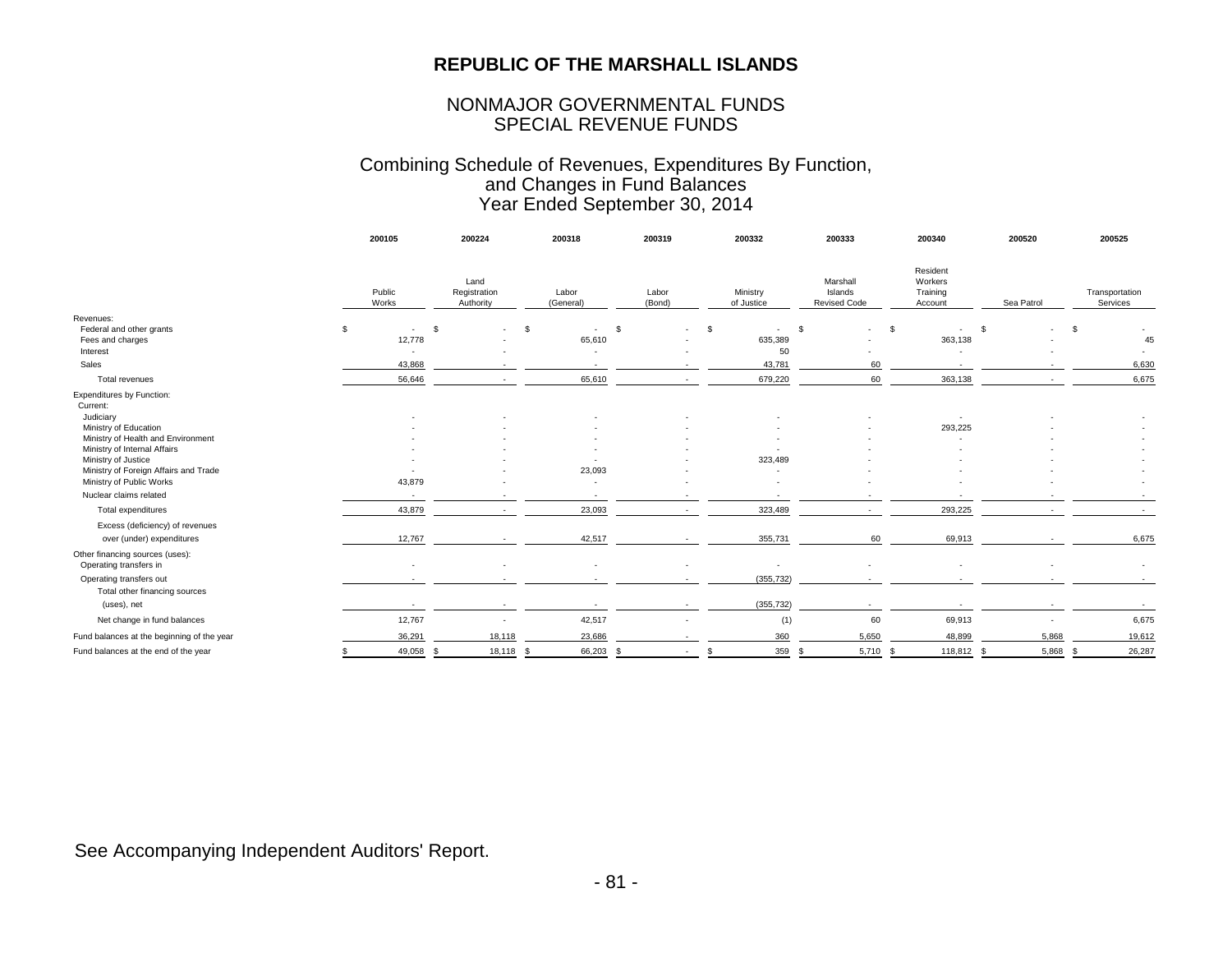# REPUBLIC OF THE MARSHALL ISLANDS

## NONMAJOR GOVERNMENTAL FUNDS
## SPECIAL REVENUE FUNDS

### Combining Schedule of Revenues, Expenditures By Function, and Changes in Fund Balances
### Year Ended September 30, 2014

| | 200105 | 200224 | 200318 | 200319 | 200332 | 200333 | 200340 | 200520 | 200525 |
|---|---|---|---|---|---|---|---|---|---|
| | Public Works | Land Registration Authority | Labor (General) | Labor (Bond) | Ministry of Justice | Marshall Islands Revised Code | Resident Workers Training Account | Sea Patrol | Transportation Services |
| **Revenues:** | | | | | | | | | |
| Federal and other grants | $ - | $ - | $ - | $ - | $ - | $ - | $ - | $ - | $ - |
| Fees and charges | 12,778 | - | 65,610 | - | 635,389 | - | 363,138 | - | 45 |
| Interest | - | - | - | - | 50 | - | - | - | - |
| Sales | 43,868 | - | - | - | 43,781 | 60 | - | - | 6,630 |
| Total revenues | 56,646 | - | 65,610 | - | 679,220 | 60 | 363,138 | - | 6,675 |
| **Expenditures by Function:** | | | | | | | | | |
| Current: | | | | | | | | | |
| Judiciary | - | - | - | - | - | - | - | - | - |
| Ministry of Education | - | - | - | - | - | - | 293,225 | - | - |
| Ministry of Health and Environment | - | - | - | - | - | - | - | - | - |
| Ministry of Internal Affairs | - | - | - | - | - | - | - | - | - |
| Ministry of Justice | - | - | - | - | 323,489 | - | - | - | - |
| Ministry of Foreign Affairs and Trade | - | - | 23,093 | - | - | - | - | - | - |
| Ministry of Public Works | 43,879 | - | - | - | - | - | - | - | - |
| Nuclear claims related | - | - | - | - | - | - | - | - | - |
| Total expenditures | 43,879 | - | 23,093 | - | 323,489 | - | 293,225 | - | - |
| Excess (deficiency) of revenues over (under) expenditures | 12,767 | - | 42,517 | - | 355,731 | 60 | 69,913 | - | 6,675 |
| **Other financing sources (uses):** | | | | | | | | | |
| Operating transfers in | - | - | - | - | - | - | - | - | - |
| Operating transfers out | - | - | - | - | (355,732) | - | - | - | - |
| Total other financing sources (uses), net | - | - | - | - | (355,732) | - | - | - | - |
| Net change in fund balances | 12,767 | - | 42,517 | - | (1) | 60 | 69,913 | - | 6,675 |
| Fund balances at the beginning of the year | 36,291 | 18,118 | 23,686 | - | 360 | 5,650 | 48,899 | 5,868 | 19,612 |
| Fund balances at the end of the year | $ 49,058 | $ 18,118 | $ 66,203 | $ - | $ 359 | $ 5,710 | $ 118,812 | $ 5,868 | $ 26,287 |

See Accompanying Independent Auditors' Report.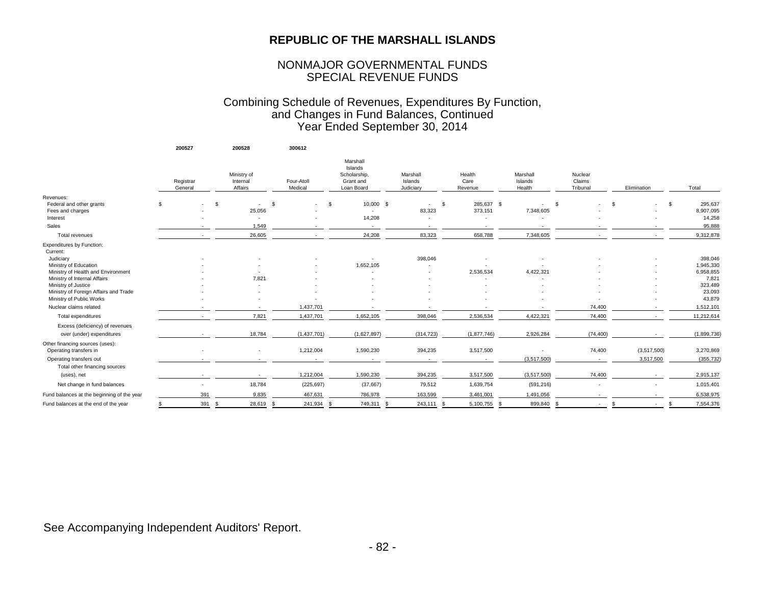# REPUBLIC OF THE MARSHALL ISLANDS

## NONMAJOR GOVERNMENTAL FUNDS
## SPECIAL REVENUE FUNDS

### Combining Schedule of Revenues, Expenditures By Function, and Changes in Fund Balances, Continued
### Year Ended September 30, 2014

| | 200527 | 200528 | 300612 | | | | | | | |
|---|---|---|---|---|---|---|---|---|---|---|
| | Registrar General | Ministry of Internal Affairs | Four-Atoll Medical | Marshall Islands Scholarship, Grant and Loan Board | Marshall Islands Judiciary | Health Care Revenue | Marshall Islands Health | Nuclear Claims Tribunal | Elimination | Total |
| Revenues: | | | | | | | | | | |
| Federal and other grants | $ - | $ - | $ - | $ 10,000 | $ - | $ 285,637 | $ - | $ - | $ - | $ 295,637 |
| Fees and charges | - | 25,056 | - | - | 83,323 | 373,151 | 7,348,605 | - | - | 8,907,095 |
| Interest | - | - | - | 14,208 | - | - | - | - | - | 14,258 |
| Sales | - | 1,549 | - | - | - | - | - | - | - | 95,888 |
| Total revenues | - | 26,605 | - | 24,208 | 83,323 | 658,788 | 7,348,605 | - | - | 9,312,878 |
| Expenditures by Function: | | | | | | | | | | |
| Current: | | | | | | | | | | |
| Judiciary | - | - | - | - | 398,046 | - | - | - | - | 398,046 |
| Ministry of Education | - | - | - | 1,652,105 | - | - | - | - | - | 1,945,330 |
| Ministry of Health and Environment | - | - | - | - | - | 2,536,534 | 4,422,321 | - | - | 6,958,855 |
| Ministry of Internal Affairs | - | 7,821 | - | - | - | - | - | - | - | 7,821 |
| Ministry of Justice | - | - | - | - | - | - | - | - | - | 323,489 |
| Ministry of Foreign Affairs and Trade | - | - | - | - | - | - | - | - | - | 23,093 |
| Ministry of Public Works | - | - | - | - | - | - | - | - | - | 43,879 |
| Nuclear claims related | - | - | 1,437,701 | - | - | - | - | 74,400 | - | 1,512,101 |
| Total expenditures | - | 7,821 | 1,437,701 | 1,652,105 | 398,046 | 2,536,534 | 4,422,321 | 74,400 | - | 11,212,614 |
| Excess (deficiency) of revenues over (under) expenditures | - | 18,784 | (1,437,701) | (1,627,897) | (314,723) | (1,877,746) | 2,926,284 | (74,400) | - | (1,899,736) |
| Other financing sources (uses): | | | | | | | | | | |
| Operating transfers in | - | - | 1,212,004 | 1,590,230 | 394,235 | 3,517,500 | - | 74,400 | (3,517,500) | 3,270,869 |
| Operating transfers out | - | - | - | - | - | - | (3,517,500) | - | 3,517,500 | (355,732) |
| Total other financing sources (uses), net | - | - | 1,212,004 | 1,590,230 | 394,235 | 3,517,500 | (3,517,500) | 74,400 | - | 2,915,137 |
| Net change in fund balances | - | 18,784 | (225,697) | (37,667) | 79,512 | 1,639,754 | (591,216) | - | - | 1,015,401 |
| Fund balances at the beginning of the year | 391 | 9,835 | 467,631 | 786,978 | 163,599 | 3,461,001 | 1,491,056 | - | - | 6,538,975 |
| Fund balances at the end of the year | $ 391 | $ 28,619 | $ 241,934 | $ 749,311 | $ 243,111 | $ 5,100,755 | $ 899,840 | $ - | $ - | $ 7,554,376 |

See Accompanying Independent Auditors' Report.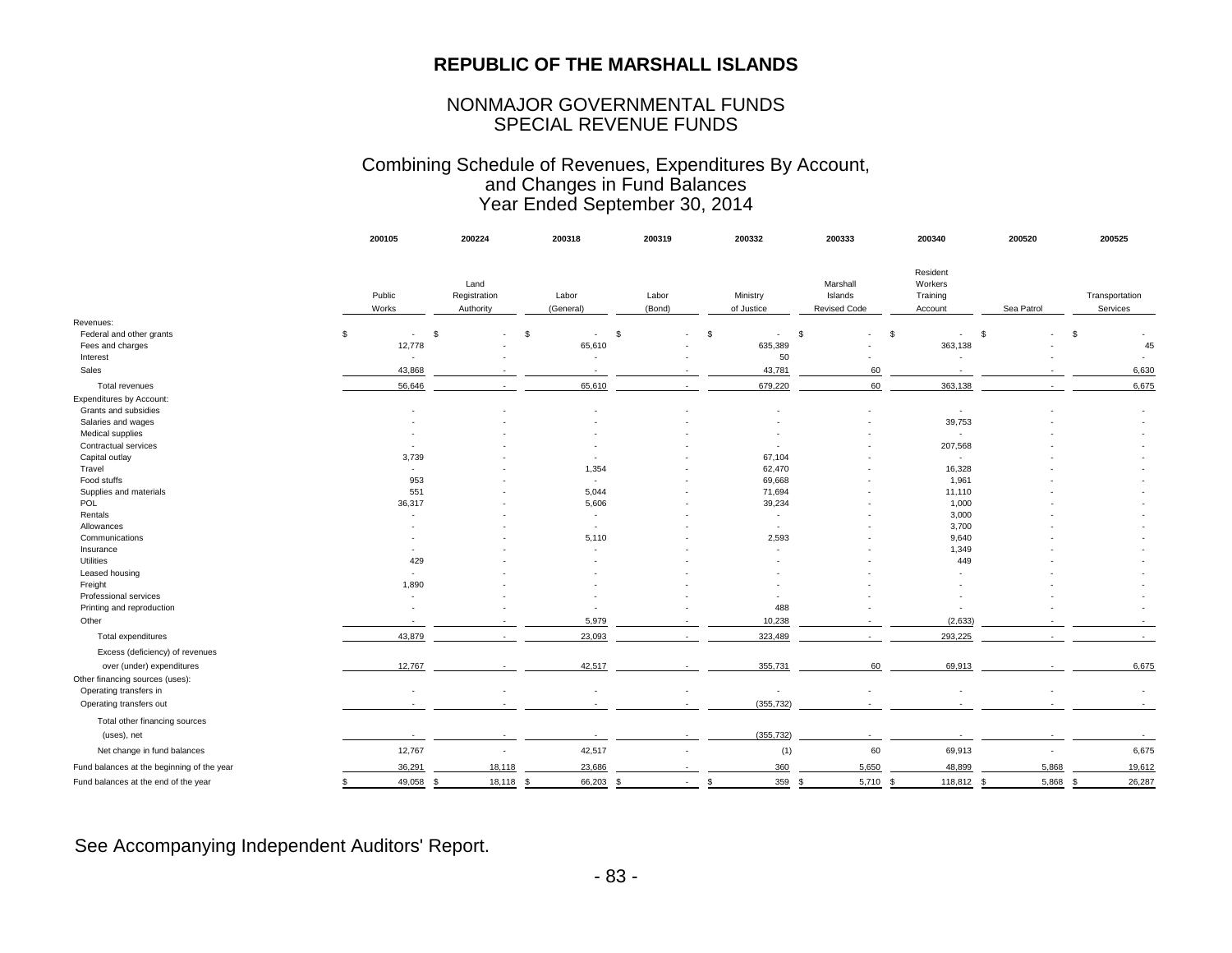# REPUBLIC OF THE MARSHALL ISLANDS

## NONMAJOR GOVERNMENTAL FUNDS
## SPECIAL REVENUE FUNDS

### Combining Schedule of Revenues, Expenditures By Account, and Changes in Fund Balances
### Year Ended September 30, 2014

| | 200105 | 200224 | 200318 | 200319 | 200332 | 200333 | 200340 | 200520 | 200525 |
|---|---|---|---|---|---|---|---|---|---|
| | Public Works | Land Registration Authority | Labor (General) | Labor (Bond) | Ministry of Justice | Marshall Islands Revised Code | Resident Workers Training Account | Sea Patrol | Transportation Services |
| Revenues: | | | | | | | | | |
| Federal and other grants | $ - | $ - | $ - | $ - | $ - | $ - | $ - | $ - | $ - |
| Fees and charges | 12,778 | - | 65,610 | - | 635,389 | - | 363,138 | - | 45 |
| Interest | - | - | - | - | 50 | - | - | - | - |
| Sales | 43,868 | - | - | - | 43,781 | 60 | - | - | 6,630 |
| Total revenues | 56,646 | - | 65,610 | - | 679,220 | 60 | 363,138 | - | 6,675 |
| Expenditures by Account: | | | | | | | | | |
| Grants and subsidies | - | - | - | - | - | - | - | - | - |
| Salaries and wages | - | - | - | - | - | - | 39,753 | - | - |
| Medical supplies | - | - | - | - | - | - | - | - | - |
| Contractual services | - | - | - | - | - | - | 207,568 | - | - |
| Capital outlay | 3,739 | - | - | - | 67,104 | - | - | - | - |
| Travel | - | - | 1,354 | - | 62,470 | - | 16,328 | - | - |
| Food stuffs | 953 | - | - | - | 69,668 | - | 1,961 | - | - |
| Supplies and materials | 551 | - | 5,044 | - | 71,694 | - | 11,110 | - | - |
| POL | 36,317 | - | 5,606 | - | 39,234 | - | 1,000 | - | - |
| Rentals | - | - | - | - | - | - | 3,000 | - | - |
| Allowances | - | - | - | - | - | - | 3,700 | - | - |
| Communications | - | - | 5,110 | - | 2,593 | - | 9,640 | - | - |
| Insurance | - | - | - | - | - | - | 1,349 | - | - |
| Utilities | 429 | - | - | - | - | - | 449 | - | - |
| Leased housing | - | - | - | - | - | - | - | - | - |
| Freight | 1,890 | - | - | - | - | - | - | - | - |
| Professional services | - | - | - | - | - | - | - | - | - |
| Printing and reproduction | - | - | - | - | 488 | - | - | - | - |
| Other | - | - | 5,979 | - | 10,238 | - | (2,633) | - | - |
| Total expenditures | 43,879 | - | 23,093 | - | 323,489 | - | 293,225 | - | - |
| Excess (deficiency) of revenues over (under) expenditures | 12,767 | - | 42,517 | - | 355,731 | 60 | 69,913 | - | 6,675 |
| Other financing sources (uses): | | | | | | | | | |
| Operating transfers in | - | - | - | - | - | - | - | - | - |
| Operating transfers out | - | - | - | - | (355,732) | - | - | - | - |
| Total other financing sources (uses), net | - | - | - | - | (355,732) | - | - | - | - |
| Net change in fund balances | 12,767 | - | 42,517 | - | (1) | 60 | 69,913 | - | 6,675 |
| Fund balances at the beginning of the year | 36,291 | 18,118 | 23,686 | - | 360 | 5,650 | 48,899 | 5,868 | 19,612 |
| Fund balances at the end of the year | $ 49,058 | $ 18,118 | $ 66,203 | $ - | $ 359 | $ 5,710 | $ 118,812 | $ 5,868 | $ 26,287 |

See Accompanying Independent Auditors' Report.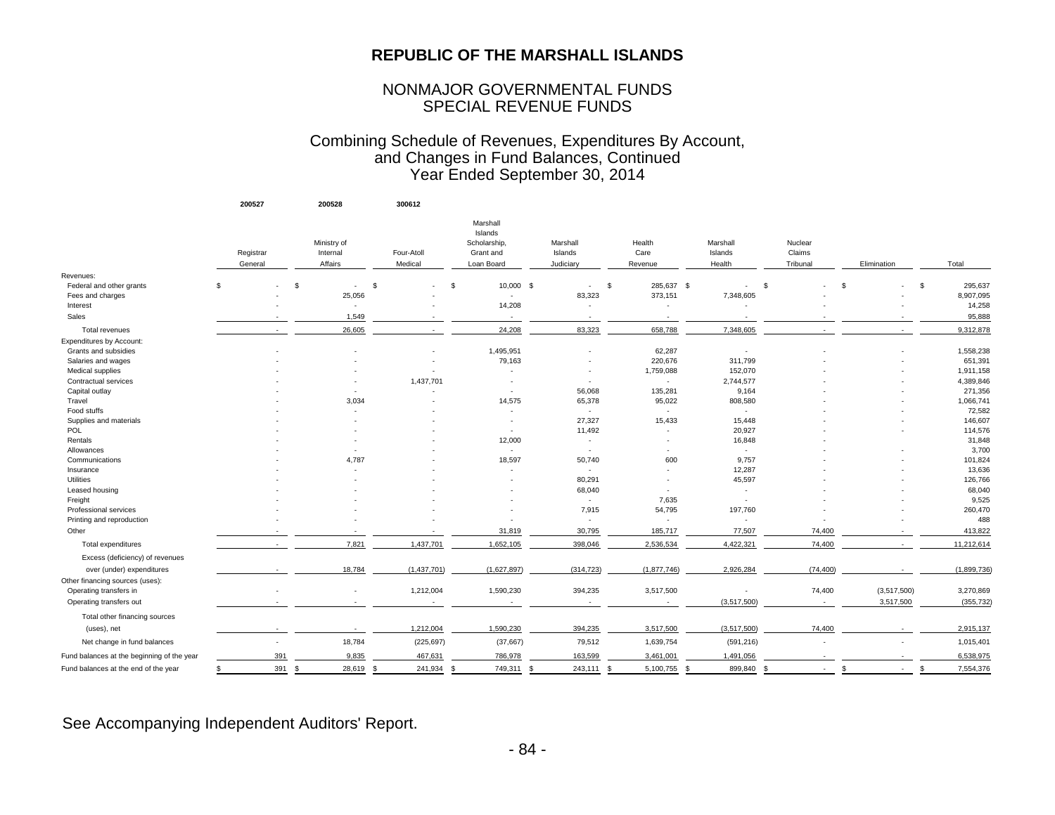# REPUBLIC OF THE MARSHALL ISLANDS

## NONMAJOR GOVERNMENTAL FUNDS
## SPECIAL REVENUE FUNDS

### Combining Schedule of Revenues, Expenditures By Account, and Changes in Fund Balances, Continued
### Year Ended September 30, 2014

| | 200527 | 200528 | 300612 | | | | | | | |
|---|---|---|---|---|---|---|---|---|---|---|
| | Registrar General | Ministry of Internal Affairs | Four-Atoll Medical | Marshall Islands Scholarship, Grant and Loan Board | Marshall Islands Judiciary | Health Care Revenue | Marshall Islands Health | Nuclear Claims Tribunal | Elimination | Total |
| Revenues: | | | | | | | | | | |
| Federal and other grants | $ - | $ - | $ - | $ 10,000 | $ - | $ 285,637 | $ - | $ - | $ - | $ 295,637 |
| Fees and charges | - | 25,056 | - | - | 83,323 | 373,151 | 7,348,605 | - | - | 8,907,095 |
| Interest | - | - | - | 14,208 | - | - | - | - | - | 14,258 |
| Sales | - | 1,549 | - | - | - | - | - | - | - | 95,888 |
| Total revenues | - | 26,605 | - | 24,208 | 83,323 | 658,788 | 7,348,605 | - | - | 9,312,878 |
| Expenditures by Account: | | | | | | | | | | |
| Grants and subsidies | - | - | - | 1,495,951 | - | 62,287 | - | - | - | 1,558,238 |
| Salaries and wages | - | - | - | 79,163 | - | 220,676 | 311,799 | - | - | 651,391 |
| Medical supplies | - | - | - | - | - | 1,759,088 | 152,070 | - | - | 1,911,158 |
| Contractual services | - | - | 1,437,701 | - | - | - | 2,744,577 | - | - | 4,389,846 |
| Capital outlay | - | - | - | - | 56,068 | 135,281 | 9,164 | - | - | 271,356 |
| Travel | - | 3,034 | - | 14,575 | 65,378 | 95,022 | 808,580 | - | - | 1,066,741 |
| Food stuffs | - | - | - | - | - | - | - | - | - | 72,582 |
| Supplies and materials | - | - | - | - | 27,327 | 15,433 | 15,448 | - | - | 146,607 |
| POL | - | - | - | - | 11,492 | - | 20,927 | - | - | 114,576 |
| Rentals | - | - | - | 12,000 | - | - | 16,848 | - | | 31,848 |
| Allowances | - | - | - | - | - | - | - | - | - | 3,700 |
| Communications | - | 4,787 | - | 18,597 | 50,740 | 600 | 9,757 | - | - | 101,824 |
| Insurance | - | - | - | - | - | - | 12,287 | - | - | 13,636 |
| Utilities | - | - | - | - | 80,291 | - | 45,597 | - | - | 126,766 |
| Leased housing | - | - | - | - | 68,040 | - | - | - | - | 68,040 |
| Freight | - | - | - | - | - | 7,635 | - | - | - | 9,525 |
| Professional services | - | - | - | - | 7,915 | 54,795 | 197,760 | - | - | 260,470 |
| Printing and reproduction | - | - | - | - | - | - | - | - | - | 488 |
| Other | - | - | - | 31,819 | 30,795 | 185,717 | 77,507 | 74,400 | - | 413,822 |
| Total expenditures | - | 7,821 | 1,437,701 | 1,652,105 | 398,046 | 2,536,534 | 4,422,321 | 74,400 | - | 11,212,614 |
| Excess (deficiency) of revenues over (under) expenditures | - | 18,784 | (1,437,701) | (1,627,897) | (314,723) | (1,877,746) | 2,926,284 | (74,400) | - | (1,899,736) |
| Other financing sources (uses): | | | | | | | | | | |
| Operating transfers in | - | - | 1,212,004 | 1,590,230 | 394,235 | 3,517,500 | - | 74,400 | (3,517,500) | 3,270,869 |
| Operating transfers out | - | - | - | - | - | - | (3,517,500) | - | 3,517,500 | (355,732) |
| Total other financing sources (uses), net | - | - | 1,212,004 | 1,590,230 | 394,235 | 3,517,500 | (3,517,500) | 74,400 | - | 2,915,137 |
| Net change in fund balances | - | 18,784 | (225,697) | (37,667) | 79,512 | 1,639,754 | (591,216) | - | - | 1,015,401 |
| Fund balances at the beginning of the year | 391 | 9,835 | 467,631 | 786,978 | 163,599 | 3,461,001 | 1,491,056 | - | - | 6,538,975 |
| Fund balances at the end of the year | $ 391 | $ 28,619 | $ 241,934 | $ 749,311 | $ 243,111 | $ 5,100,755 | $ 899,840 | $ - | $ - | $ 7,554,376 |

See Accompanying Independent Auditors' Report.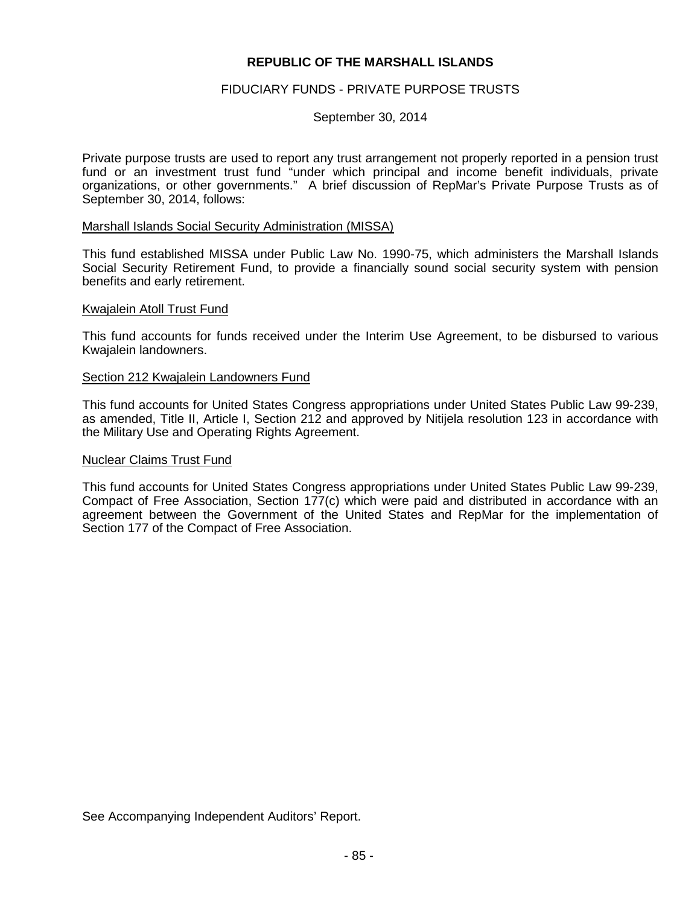**REPUBLIC OF THE MARSHALL ISLANDS**

FIDUCIARY FUNDS - PRIVATE PURPOSE TRUSTS

September 30, 2014

Private purpose trusts are used to report any trust arrangement not properly reported in a pension trust fund or an investment trust fund "under which principal and income benefit individuals, private organizations, or other governments." A brief discussion of RepMar's Private Purpose Trusts as of September 30, 2014, follows:

Marshall Islands Social Security Administration (MISSA)

This fund established MISSA under Public Law No. 1990-75, which administers the Marshall Islands Social Security Retirement Fund, to provide a financially sound social security system with pension benefits and early retirement.

Kwajalein Atoll Trust Fund

This fund accounts for funds received under the Interim Use Agreement, to be disbursed to various Kwajalein landowners.

Section 212 Kwajalein Landowners Fund

This fund accounts for United States Congress appropriations under United States Public Law 99-239, as amended, Title II, Article I, Section 212 and approved by Nitijela resolution 123 in accordance with the Military Use and Operating Rights Agreement.

Nuclear Claims Trust Fund

This fund accounts for United States Congress appropriations under United States Public Law 99-239, Compact of Free Association, Section 177(c) which were paid and distributed in accordance with an agreement between the Government of the United States and RepMar for the implementation of Section 177 of the Compact of Free Association.

See Accompanying Independent Auditors' Report.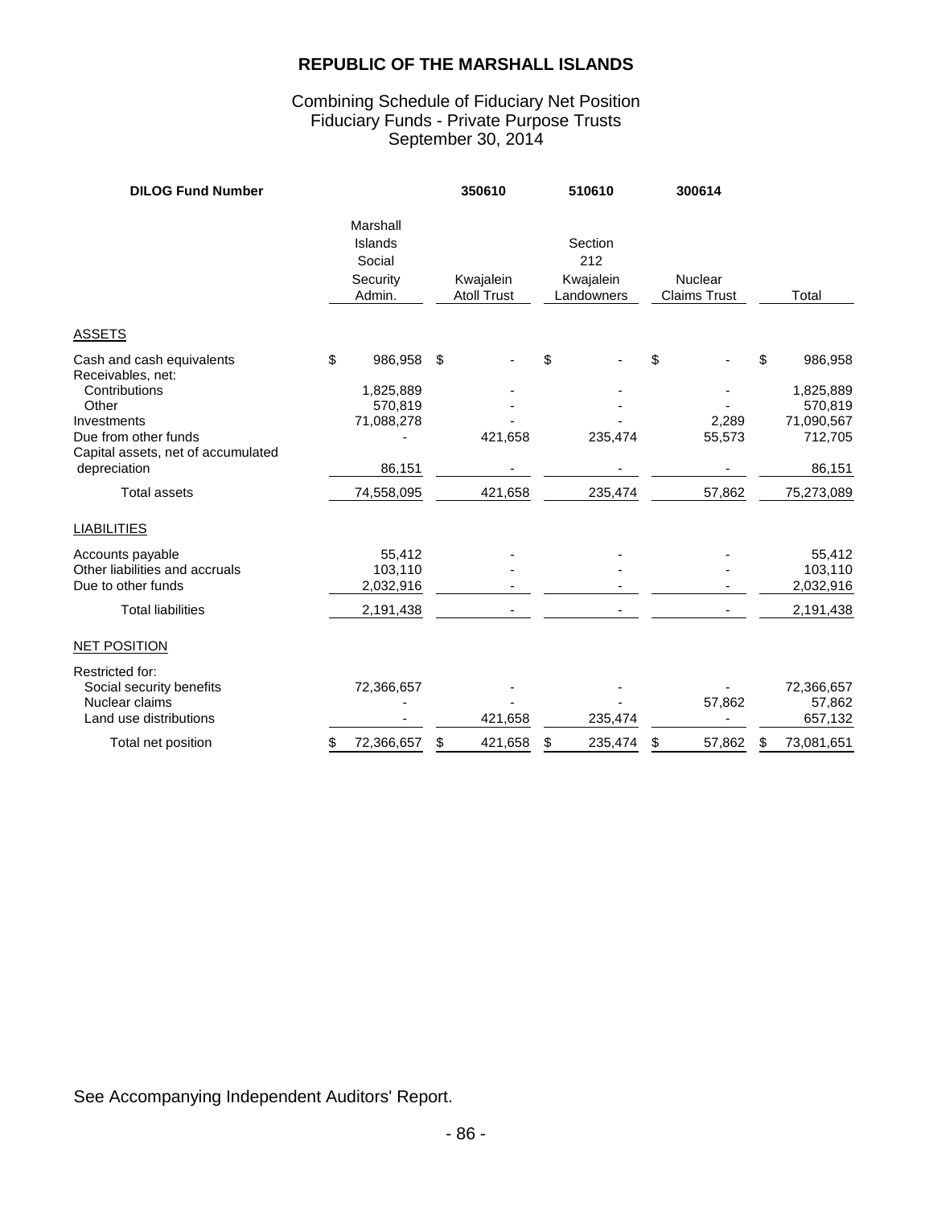# REPUBLIC OF THE MARSHALL ISLANDS

Combining Schedule of Fiduciary Net Position
Fiduciary Funds - Private Purpose Trusts
September 30, 2014

| DILOG Fund Number | | 350610 | 510610 | 300614 | |
|---|---|---|---|---|---|
| | Marshall Islands Social Security Admin. | Kwajalein Atoll Trust | Section 212 Kwajalein Landowners | Nuclear Claims Trust | Total |
| **ASSETS** | | | | | |
| Cash and cash equivalents | $ 986,958 | $ - | $ - | $ - | $ 986,958 |
| Receivables, net: | | | | | |
| Contributions | 1,825,889 | - | - | - | 1,825,889 |
| Other | 570,819 | - | - | - | 570,819 |
| Investments | 71,088,278 | - | - | 2,289 | 71,090,567 |
| Due from other funds | - | 421,658 | 235,474 | 55,573 | 712,705 |
| Capital assets, net of accumulated depreciation | 86,151 | - | - | - | 86,151 |
| Total assets | 74,558,095 | 421,658 | 235,474 | 57,862 | 75,273,089 |
| **LIABILITIES** | | | | | |
| Accounts payable | 55,412 | - | - | - | 55,412 |
| Other liabilities and accruals | 103,110 | - | - | - | 103,110 |
| Due to other funds | 2,032,916 | - | - | - | 2,032,916 |
| Total liabilities | 2,191,438 | - | - | - | 2,191,438 |
| **NET POSITION** | | | | | |
| Restricted for: | | | | | |
| Social security benefits | 72,366,657 | - | - | - | 72,366,657 |
| Nuclear claims | - | - | - | 57,862 | 57,862 |
| Land use distributions | - | 421,658 | 235,474 | - | 657,132 |
| Total net position | $ 72,366,657 | $ 421,658 | $ 235,474 | $ 57,862 | $ 73,081,651 |

See Accompanying Independent Auditors' Report.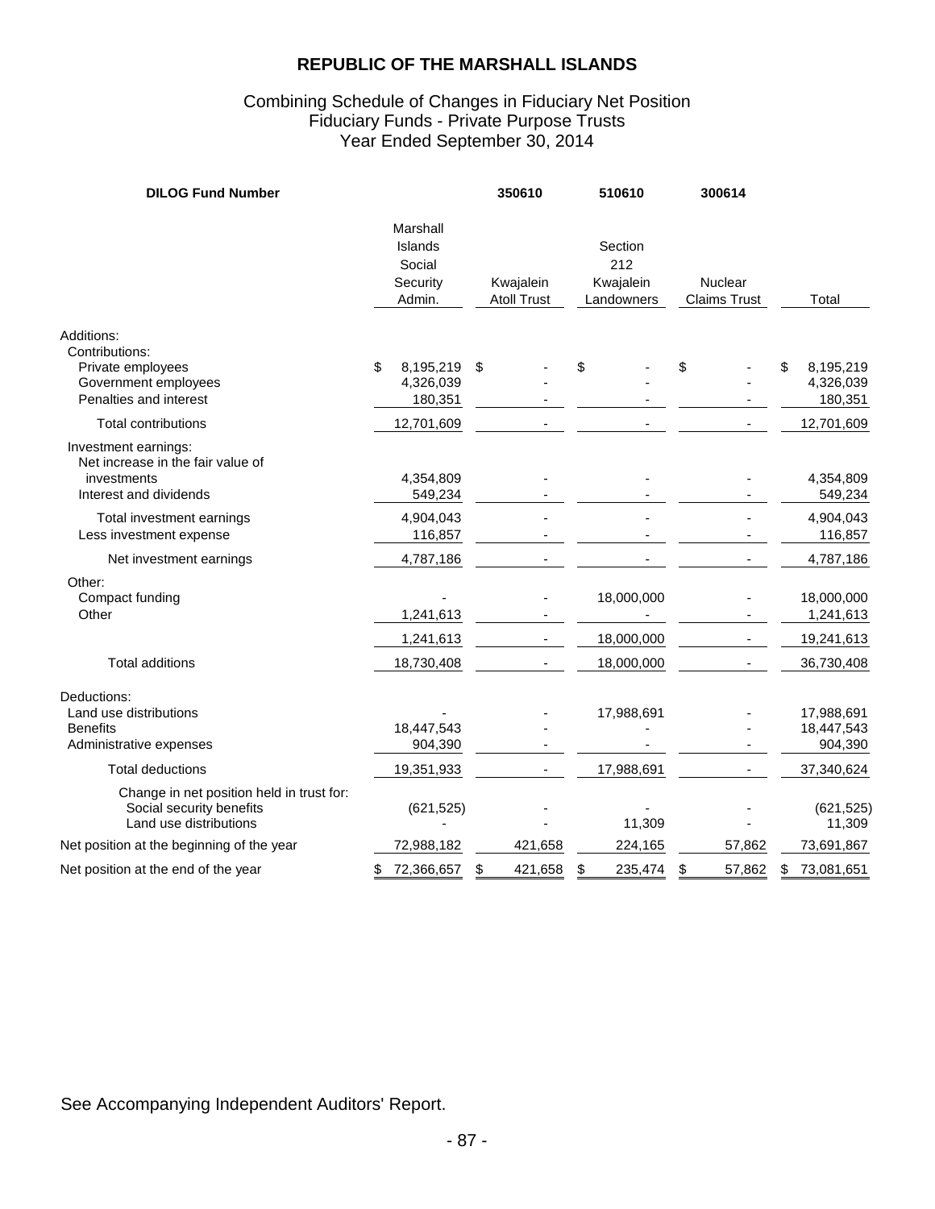# REPUBLIC OF THE MARSHALL ISLANDS

## Combining Schedule of Changes in Fiduciary Net Position
## Fiduciary Funds - Private Purpose Trusts
## Year Ended September 30, 2014

| **DILOG Fund Number** | | **350610** | **510610** | **300614** | |
|---|---|---|---|---|---|
| | Marshall Islands Social Security Admin. | Kwajalein Atoll Trust | Section 212 Kwajalein Landowners | Nuclear Claims Trust | Total |
| Additions: | | | | | |
| Contributions: | | | | | |
| Private employees | $ 8,195,219 | $ - | $ - | $ - | $ 8,195,219 |
| Government employees | 4,326,039 | - | - | - | 4,326,039 |
| Penalties and interest | 180,351 | - | - | - | 180,351 |
| Total contributions | 12,701,609 | - | - | - | 12,701,609 |
| Investment earnings: | | | | | |
| Net increase in the fair value of investments | 4,354,809 | - | - | - | 4,354,809 |
| Interest and dividends | 549,234 | - | - | - | 549,234 |
| Total investment earnings | 4,904,043 | - | - | - | 4,904,043 |
| Less investment expense | 116,857 | - | - | - | 116,857 |
| Net investment earnings | 4,787,186 | - | - | - | 4,787,186 |
| Other: | | | | | |
| Compact funding | - | - | 18,000,000 | - | 18,000,000 |
| Other | 1,241,613 | - | - | - | 1,241,613 |
| | 1,241,613 | - | 18,000,000 | - | 19,241,613 |
| Total additions | 18,730,408 | - | 18,000,000 | - | 36,730,408 |
| Deductions: | | | | | |
| Land use distributions | - | - | 17,988,691 | - | 17,988,691 |
| Benefits | 18,447,543 | - | - | - | 18,447,543 |
| Administrative expenses | 904,390 | - | - | - | 904,390 |
| Total deductions | 19,351,933 | - | 17,988,691 | - | 37,340,624 |
| Change in net position held in trust for: | | | | | |
| Social security benefits | (621,525) | - | - | - | (621,525) |
| Land use distributions | - | - | 11,309 | - | 11,309 |
| Net position at the beginning of the year | 72,988,182 | 421,658 | 224,165 | 57,862 | 73,691,867 |
| Net position at the end of the year | $ 72,366,657 | $ 421,658 | $ 235,474 | $ 57,862 | $ 73,081,651 |

See Accompanying Independent Auditors' Report.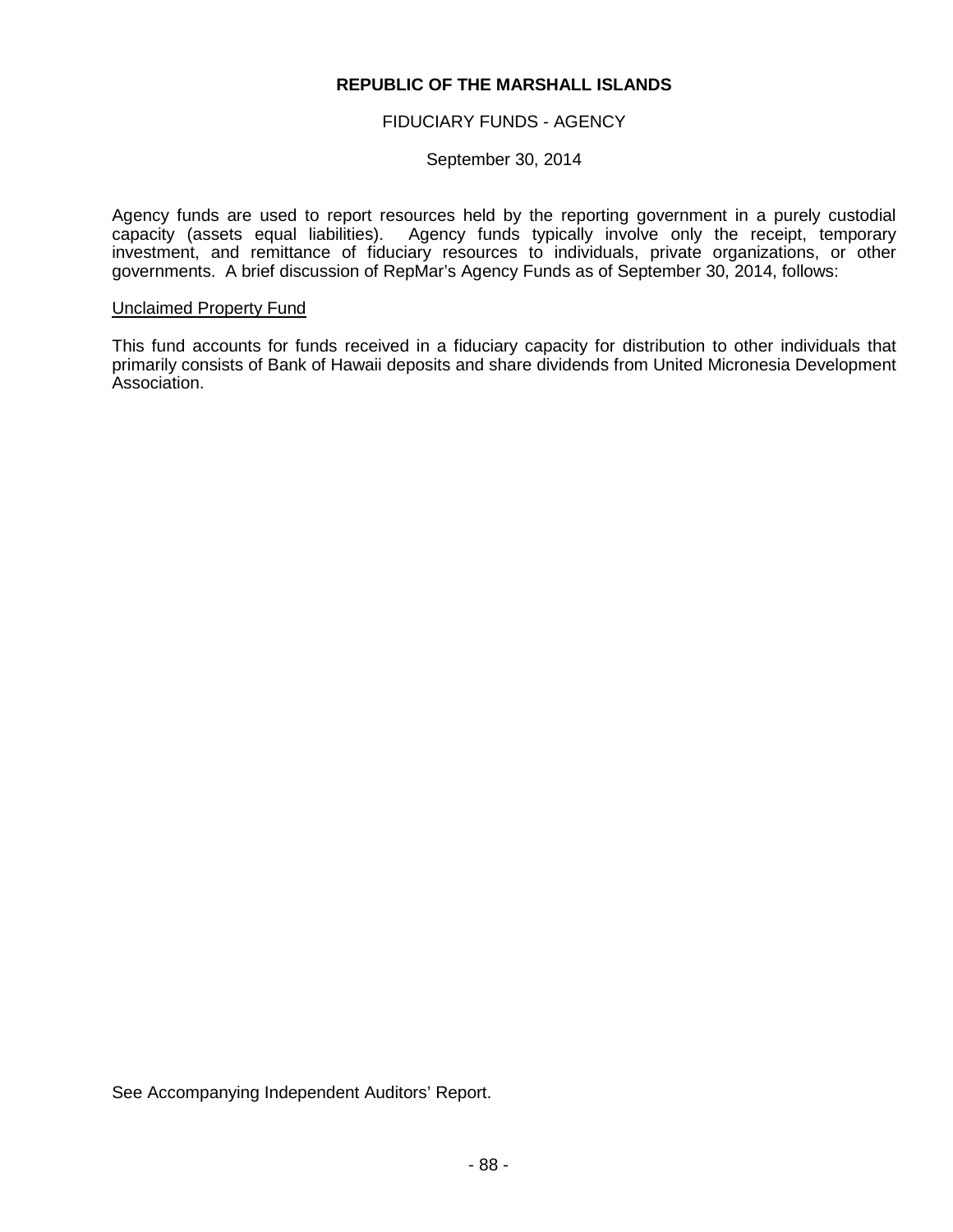**REPUBLIC OF THE MARSHALL ISLANDS**

FIDUCIARY FUNDS - AGENCY

September 30, 2014

Agency funds are used to report resources held by the reporting government in a purely custodial capacity (assets equal liabilities). Agency funds typically involve only the receipt, temporary investment, and remittance of fiduciary resources to individuals, private organizations, or other governments. A brief discussion of RepMar's Agency Funds as of September 30, 2014, follows:

<u>Unclaimed Property Fund</u>

This fund accounts for funds received in a fiduciary capacity for distribution to other individuals that primarily consists of Bank of Hawaii deposits and share dividends from United Micronesia Development Association.

See Accompanying Independent Auditors' Report.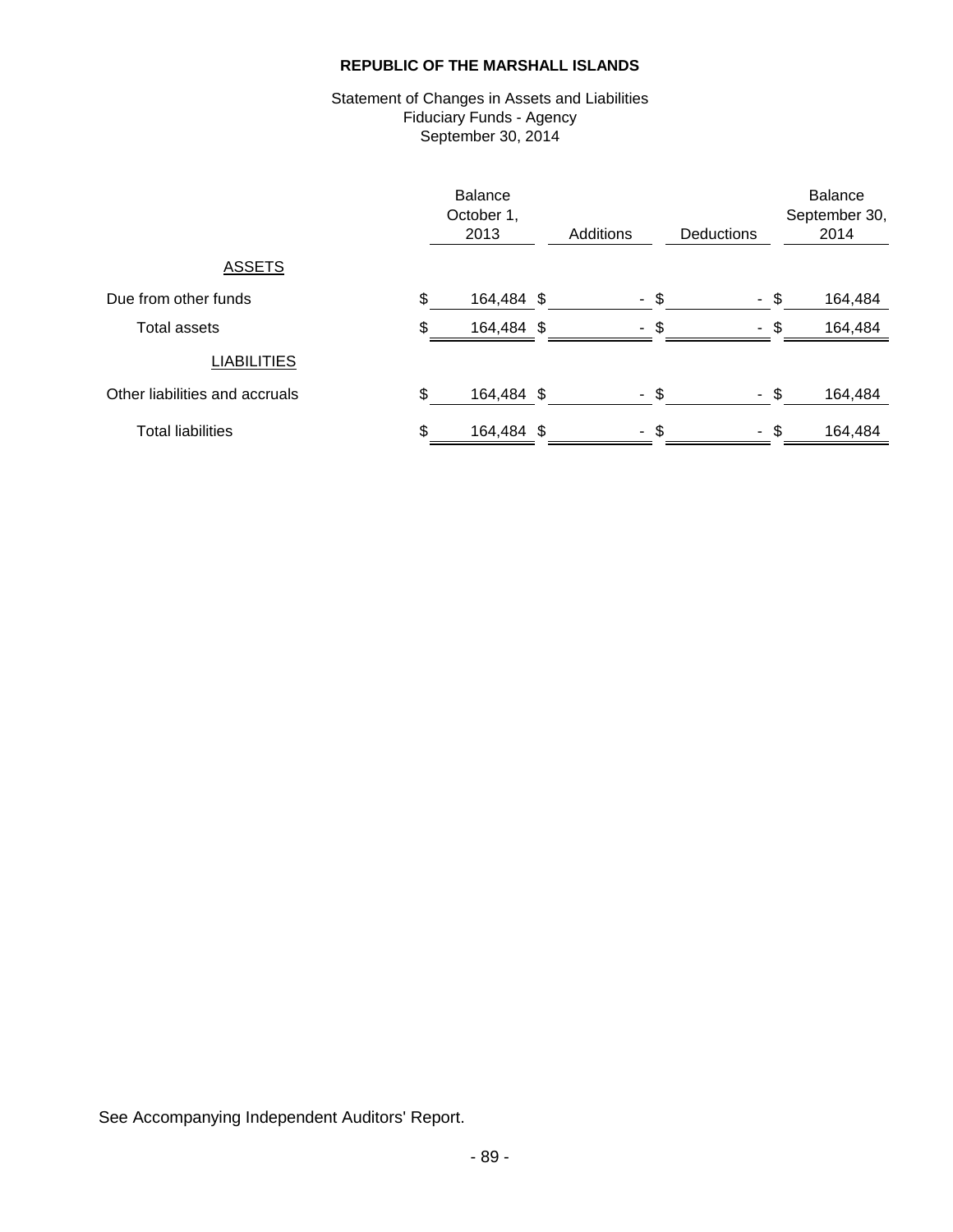**REPUBLIC OF THE MARSHALL ISLANDS**

Statement of Changes in Assets and Liabilities
Fiduciary Funds - Agency
September 30, 2014

| | Balance October 1, 2013 | Additions | Deductions | Balance September 30, 2014 |
|---|---|---|---|---|
| ASSETS | | | | |
| Due from other funds | $ 164,484 | $ - | $ - | $ 164,484 |
| Total assets | $ 164,484 | $ - | $ - | $ 164,484 |
| LIABILITIES | | | | |
| Other liabilities and accruals | $ 164,484 | $ - | $ - | $ 164,484 |
| Total liabilities | $ 164,484 | $ - | $ - | $ 164,484 |

See Accompanying Independent Auditors' Report.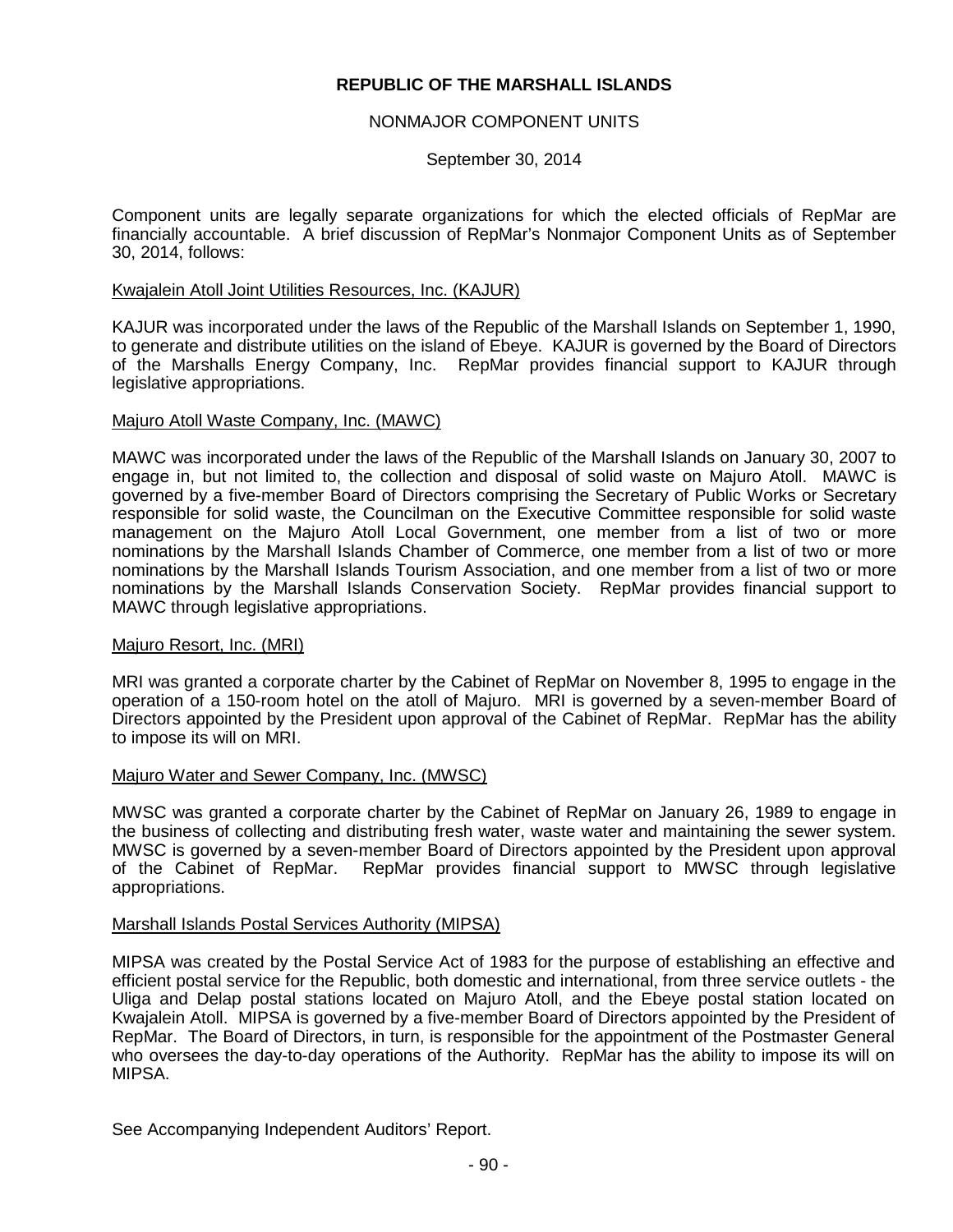# REPUBLIC OF THE MARSHALL ISLANDS

## NONMAJOR COMPONENT UNITS

September 30, 2014

Component units are legally separate organizations for which the elected officials of RepMar are financially accountable. A brief discussion of RepMar's Nonmajor Component Units as of September 30, 2014, follows:

### Kwajalein Atoll Joint Utilities Resources, Inc. (KAJUR)

KAJUR was incorporated under the laws of the Republic of the Marshall Islands on September 1, 1990, to generate and distribute utilities on the island of Ebeye. KAJUR is governed by the Board of Directors of the Marshalls Energy Company, Inc. RepMar provides financial support to KAJUR through legislative appropriations.

### Majuro Atoll Waste Company, Inc. (MAWC)

MAWC was incorporated under the laws of the Republic of the Marshall Islands on January 30, 2007 to engage in, but not limited to, the collection and disposal of solid waste on Majuro Atoll. MAWC is governed by a five-member Board of Directors comprising the Secretary of Public Works or Secretary responsible for solid waste, the Councilman on the Executive Committee responsible for solid waste management on the Majuro Atoll Local Government, one member from a list of two or more nominations by the Marshall Islands Chamber of Commerce, one member from a list of two or more nominations by the Marshall Islands Tourism Association, and one member from a list of two or more nominations by the Marshall Islands Conservation Society. RepMar provides financial support to MAWC through legislative appropriations.

### Majuro Resort, Inc. (MRI)

MRI was granted a corporate charter by the Cabinet of RepMar on November 8, 1995 to engage in the operation of a 150-room hotel on the atoll of Majuro. MRI is governed by a seven-member Board of Directors appointed by the President upon approval of the Cabinet of RepMar. RepMar has the ability to impose its will on MRI.

### Majuro Water and Sewer Company, Inc. (MWSC)

MWSC was granted a corporate charter by the Cabinet of RepMar on January 26, 1989 to engage in the business of collecting and distributing fresh water, waste water and maintaining the sewer system. MWSC is governed by a seven-member Board of Directors appointed by the President upon approval of the Cabinet of RepMar. RepMar provides financial support to MWSC through legislative appropriations.

### Marshall Islands Postal Services Authority (MIPSA)

MIPSA was created by the Postal Service Act of 1983 for the purpose of establishing an effective and efficient postal service for the Republic, both domestic and international, from three service outlets - the Uliga and Delap postal stations located on Majuro Atoll, and the Ebeye postal station located on Kwajalein Atoll. MIPSA is governed by a five-member Board of Directors appointed by the President of RepMar. The Board of Directors, in turn, is responsible for the appointment of the Postmaster General who oversees the day-to-day operations of the Authority. RepMar has the ability to impose its will on MIPSA.

See Accompanying Independent Auditors' Report.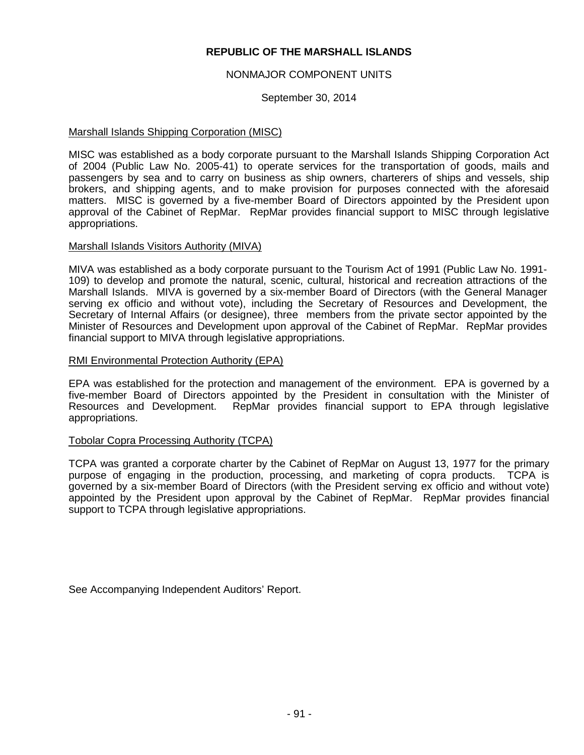**REPUBLIC OF THE MARSHALL ISLANDS**

NONMAJOR COMPONENT UNITS

September 30, 2014

Marshall Islands Shipping Corporation (MISC)

MISC was established as a body corporate pursuant to the Marshall Islands Shipping Corporation Act of 2004 (Public Law No. 2005-41) to operate services for the transportation of goods, mails and passengers by sea and to carry on business as ship owners, charterers of ships and vessels, ship brokers, and shipping agents, and to make provision for purposes connected with the aforesaid matters. MISC is governed by a five-member Board of Directors appointed by the President upon approval of the Cabinet of RepMar. RepMar provides financial support to MISC through legislative appropriations.

Marshall Islands Visitors Authority (MIVA)

MIVA was established as a body corporate pursuant to the Tourism Act of 1991 (Public Law No. 1991-109) to develop and promote the natural, scenic, cultural, historical and recreation attractions of the Marshall Islands. MIVA is governed by a six-member Board of Directors (with the General Manager serving ex officio and without vote), including the Secretary of Resources and Development, the Secretary of Internal Affairs (or designee), three members from the private sector appointed by the Minister of Resources and Development upon approval of the Cabinet of RepMar. RepMar provides financial support to MIVA through legislative appropriations.

RMI Environmental Protection Authority (EPA)

EPA was established for the protection and management of the environment. EPA is governed by a five-member Board of Directors appointed by the President in consultation with the Minister of Resources and Development. RepMar provides financial support to EPA through legislative appropriations.

Tobolar Copra Processing Authority (TCPA)

TCPA was granted a corporate charter by the Cabinet of RepMar on August 13, 1977 for the primary purpose of engaging in the production, processing, and marketing of copra products. TCPA is governed by a six-member Board of Directors (with the President serving ex officio and without vote) appointed by the President upon approval by the Cabinet of RepMar. RepMar provides financial support to TCPA through legislative appropriations.

See Accompanying Independent Auditors' Report.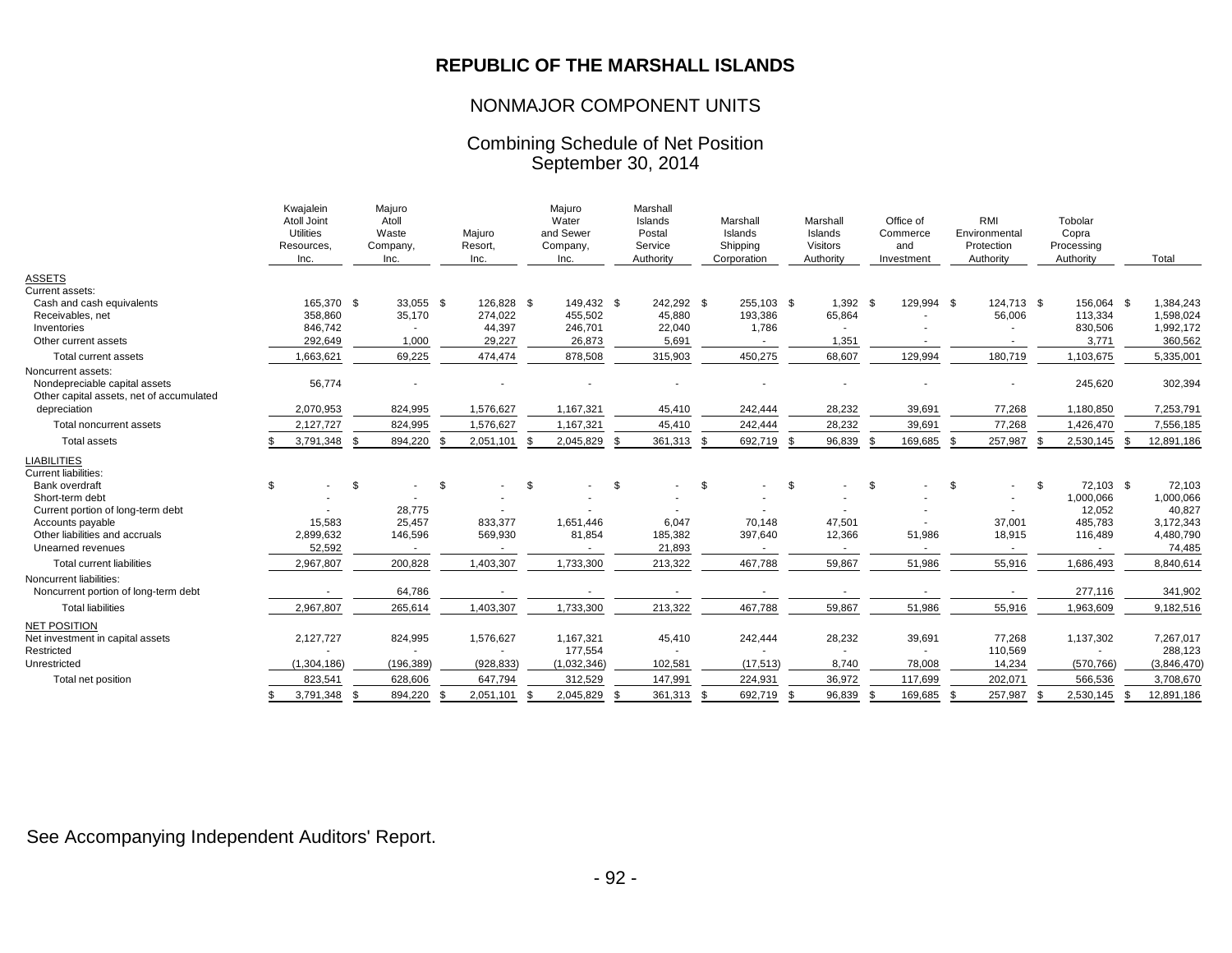# REPUBLIC OF THE MARSHALL ISLANDS

## NONMAJOR COMPONENT UNITS

### Combining Schedule of Net Position
### September 30, 2014

| | Kwajalein Atoll Joint Utilities Resources, Inc. | Majuro Atoll Waste Company, Inc. | Majuro Resort, Inc. | Majuro Water and Sewer Company, Inc. | Marshall Islands Postal Service Authority | Marshall Islands Shipping Corporation | Marshall Islands Visitors Authority | Office of Commerce and Investment | RMI Environmental Protection Authority | Tobolar Copra Processing Authority | Total |
|---|---|---|---|---|---|---|---|---|---|---|---|
| ASSETS | | | | | | | | | | | |
| Current assets: | | | | | | | | | | | |
| Cash and cash equivalents | 165,370 | $ 33,055 | $ 126,828 | $ 149,432 | $ 242,292 | $ 255,103 | $ 1,392 | $ 129,994 | $ 124,713 | $ 156,064 | $ 1,384,243 |
| Receivables, net | 358,860 | 35,170 | 274,022 | 455,502 | 45,880 | 193,386 | 65,864 | - | 56,006 | 113,334 | 1,598,024 |
| Inventories | 846,742 | - | 44,397 | 246,701 | 22,040 | 1,786 | - | - | - | 830,506 | 1,992,172 |
| Other current assets | 292,649 | 1,000 | 29,227 | 26,873 | 5,691 | - | 1,351 | - | - | 3,771 | 360,562 |
| Total current assets | 1,663,621 | 69,225 | 474,474 | 878,508 | 315,903 | 450,275 | 68,607 | 129,994 | 180,719 | 1,103,675 | 5,335,001 |
| Noncurrent assets: | | | | | | | | | | | |
| Nondepreciable capital assets | 56,774 | - | - | - | - | - | - | - | - | 245,620 | 302,394 |
| Other capital assets, net of accumulated depreciation | 2,070,953 | 824,995 | 1,576,627 | 1,167,321 | 45,410 | 242,444 | 28,232 | 39,691 | 77,268 | 1,180,850 | 7,253,791 |
| Total noncurrent assets | 2,127,727 | 824,995 | 1,576,627 | 1,167,321 | 45,410 | 242,444 | 28,232 | 39,691 | 77,268 | 1,426,470 | 7,556,185 |
| Total assets | $ 3,791,348 | $ 894,220 | $ 2,051,101 | $ 2,045,829 | $ 361,313 | $ 692,719 | $ 96,839 | $ 169,685 | $ 257,987 | $ 2,530,145 | $ 12,891,186 |
| LIABILITIES | | | | | | | | | | | |
| Current liabilities: | | | | | | | | | | | |
| Bank overdraft | $ - | $ - | $ - | $ - | $ - | $ - | $ - | $ - | $ - | $ 72,103 | $ 72,103 |
| Short-term debt | - | - | - | - | - | - | - | - | - | 1,000,066 | 1,000,066 |
| Current portion of long-term debt | - | 28,775 | - | - | - | - | - | - | - | 12,052 | 40,827 |
| Accounts payable | 15,583 | 25,457 | 833,377 | 1,651,446 | 6,047 | 70,148 | 47,501 | - | 37,001 | 485,783 | 3,172,343 |
| Other liabilities and accruals | 2,899,632 | 146,596 | 569,930 | 81,854 | 185,382 | 397,640 | 12,366 | 51,986 | 18,915 | 116,489 | 4,480,790 |
| Unearned revenues | 52,592 | - | - | - | 21,893 | - | - | - | - | - | 74,485 |
| Total current liabilities | 2,967,807 | 200,828 | 1,403,307 | 1,733,300 | 213,322 | 467,788 | 59,867 | 51,986 | 55,916 | 1,686,493 | 8,840,614 |
| Noncurrent liabilities: | | | | | | | | | | | |
| Noncurrent portion of long-term debt | - | 64,786 | - | - | - | - | - | - | - | 277,116 | 341,902 |
| Total liabilities | 2,967,807 | 265,614 | 1,403,307 | 1,733,300 | 213,322 | 467,788 | 59,867 | 51,986 | 55,916 | 1,963,609 | 9,182,516 |
| NET POSITION | | | | | | | | | | | |
| Net investment in capital assets | 2,127,727 | 824,995 | 1,576,627 | 1,167,321 | 45,410 | 242,444 | 28,232 | 39,691 | 77,268 | 1,137,302 | 7,267,017 |
| Restricted | - | - | - | 177,554 | - | - | - | - | 110,569 | - | 288,123 |
| Unrestricted | (1,304,186) | (196,389) | (928,833) | (1,032,346) | 102,581 | (17,513) | 8,740 | 78,008 | 14,234 | (570,766) | (3,846,470) |
| Total net position | 823,541 | 628,606 | 647,794 | 312,529 | 147,991 | 224,931 | 36,972 | 117,699 | 202,071 | 566,536 | 3,708,670 |
| | $ 3,791,348 | $ 894,220 | $ 2,051,101 | $ 2,045,829 | $ 361,313 | $ 692,719 | $ 96,839 | $ 169,685 | $ 257,987 | $ 2,530,145 | $ 12,891,186 |

See Accompanying Independent Auditors' Report.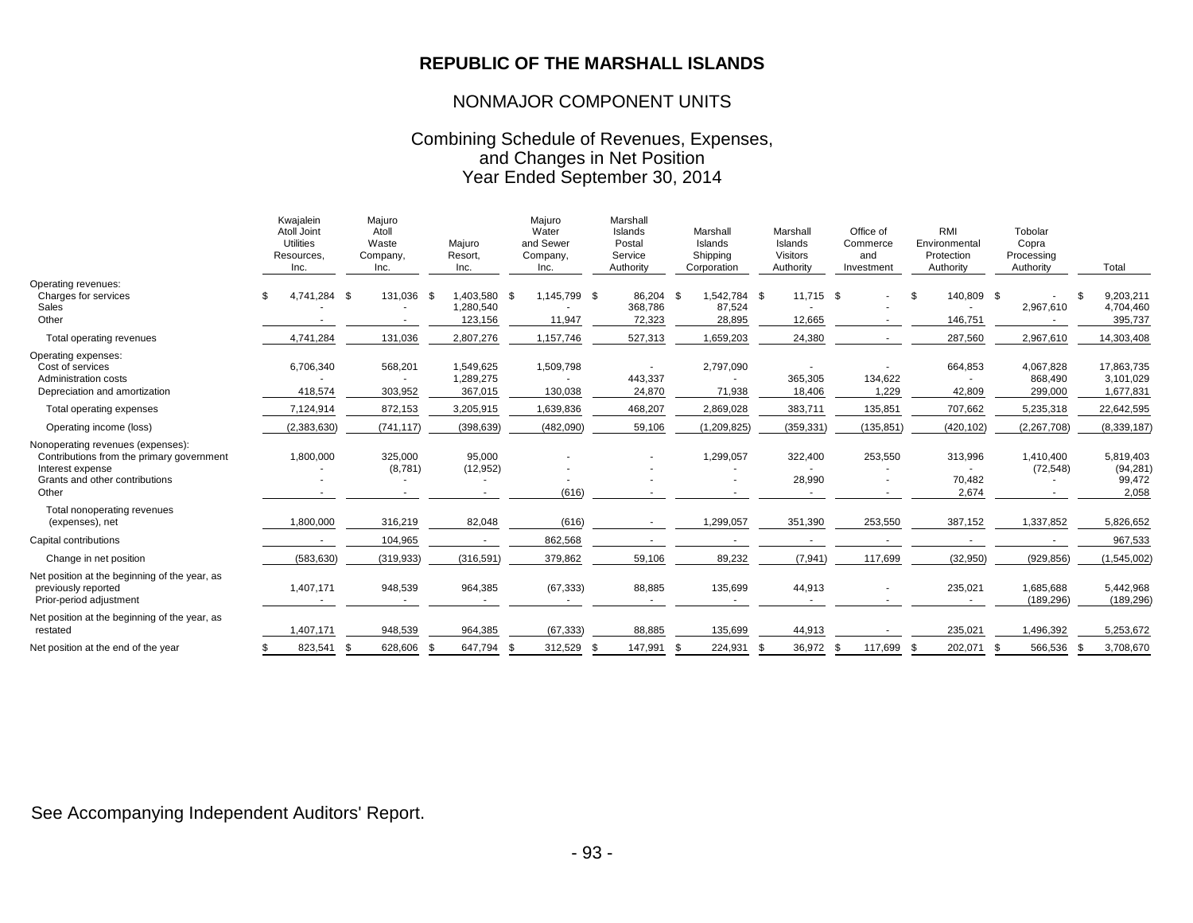# REPUBLIC OF THE MARSHALL ISLANDS

## NONMAJOR COMPONENT UNITS

### Combining Schedule of Revenues, Expenses, and Changes in Net Position Year Ended September 30, 2014

| | Kwajalein Atoll Joint Utilities Resources, Inc. | Majuro Atoll Waste Company, Inc. | Majuro Resort, Inc. | Majuro Water and Sewer Company, Inc. | Marshall Islands Postal Service Authority | Marshall Islands Shipping Corporation | Marshall Islands Visitors Authority | Office of Commerce and Investment | RMI Environmental Protection Authority | Tobolar Copra Processing Authority | Total |
|---|---|---|---|---|---|---|---|---|---|---|---|
| Operating revenues: | | | | | | | | | | | |
| Charges for services | $ 4,741,284 | $ 131,036 | $ 1,403,580 | $ 1,145,799 | $ 86,204 | $ 1,542,784 | $ 11,715 | $ - | $ 140,809 | $ - | $ 9,203,211 |
| Sales | - | - | 1,280,540 | - | 368,786 | 87,524 | - | - | - | 2,967,610 | 4,704,460 |
| Other | - | - | 123,156 | 11,947 | 72,323 | 28,895 | 12,665 | - | 146,751 | - | 395,737 |
| Total operating revenues | 4,741,284 | 131,036 | 2,807,276 | 1,157,746 | 527,313 | 1,659,203 | 24,380 | - | 287,560 | 2,967,610 | 14,303,408 |
| Operating expenses: | | | | | | | | | | | |
| Cost of services | 6,706,340 | 568,201 | 1,549,625 | 1,509,798 | - | 2,797,090 | - | - | 664,853 | 4,067,828 | 17,863,735 |
| Administration costs | - | - | 1,289,275 | - | 443,337 | - | 365,305 | 134,622 | - | 868,490 | 3,101,029 |
| Depreciation and amortization | 418,574 | 303,952 | 367,015 | 130,038 | 24,870 | 71,938 | 18,406 | 1,229 | 42,809 | 299,000 | 1,677,831 |
| Total operating expenses | 7,124,914 | 872,153 | 3,205,915 | 1,639,836 | 468,207 | 2,869,028 | 383,711 | 135,851 | 707,662 | 5,235,318 | 22,642,595 |
| Operating income (loss) | (2,383,630) | (741,117) | (398,639) | (482,090) | 59,106 | (1,209,825) | (359,331) | (135,851) | (420,102) | (2,267,708) | (8,339,187) |
| Nonoperating revenues (expenses): | | | | | | | | | | | |
| Contributions from the primary government | 1,800,000 | 325,000 | 95,000 | - | - | 1,299,057 | 322,400 | 253,550 | 313,996 | 1,410,400 | 5,819,403 |
| Interest expense | - | (8,781) | (12,952) | - | - | - | - | - | - | (72,548) | (94,281) |
| Grants and other contributions | - | - | - | - | - | - | 28,990 | - | 70,482 | - | 99,472 |
| Other | - | - | - | (616) | - | - | - | - | 2,674 | - | 2,058 |
| Total nonoperating revenues (expenses), net | 1,800,000 | 316,219 | 82,048 | (616) | - | 1,299,057 | 351,390 | 253,550 | 387,152 | 1,337,852 | 5,826,652 |
| Capital contributions | - | 104,965 | - | 862,568 | - | - | - | - | - | - | 967,533 |
| Change in net position | (583,630) | (319,933) | (316,591) | 379,862 | 59,106 | 89,232 | (7,941) | 117,699 | (32,950) | (929,856) | (1,545,002) |
| Net position at the beginning of the year, as previously reported | 1,407,171 | 948,539 | 964,385 | (67,333) | 88,885 | 135,699 | 44,913 | - | 235,021 | 1,685,688 | 5,442,968 |
| Prior-period adjustment | - | - | - | - | - | - | - | - | - | (189,296) | (189,296) |
| Net position at the beginning of the year, as restated | 1,407,171 | 948,539 | 964,385 | (67,333) | 88,885 | 135,699 | 44,913 | - | 235,021 | 1,496,392 | 5,253,672 |
| Net position at the end of the year | $ 823,541 | $ 628,606 | $ 647,794 | $ 312,529 | $ 147,991 | $ 224,931 | $ 36,972 | $ 117,699 | $ 202,071 | $ 566,536 | $ 3,708,670 |

See Accompanying Independent Auditors' Report.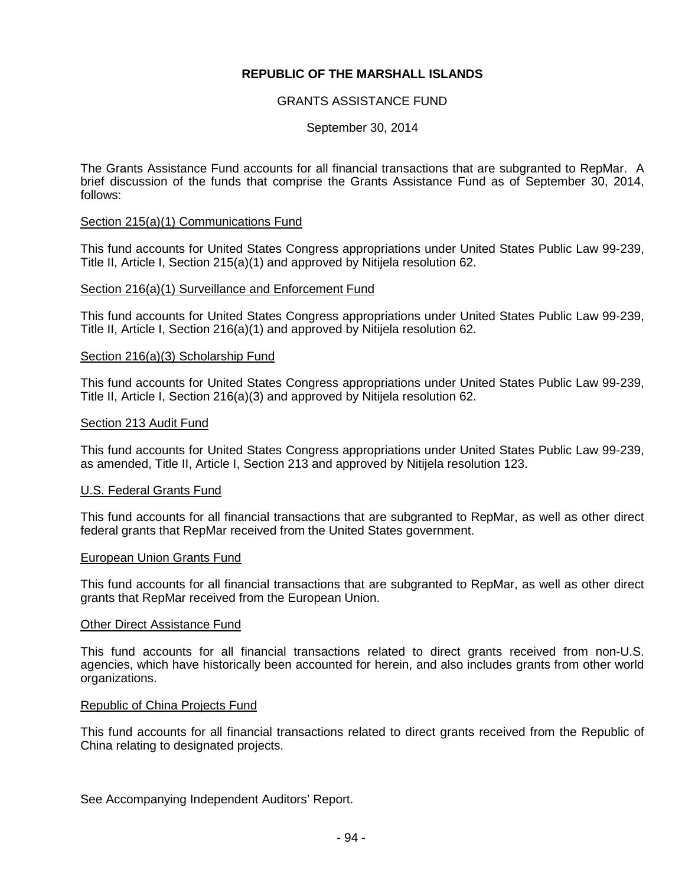**REPUBLIC OF THE MARSHALL ISLANDS**

GRANTS ASSISTANCE FUND

September 30, 2014

The Grants Assistance Fund accounts for all financial transactions that are subgranted to RepMar. A brief discussion of the funds that comprise the Grants Assistance Fund as of September 30, 2014, follows:

Section 215(a)(1) Communications Fund

This fund accounts for United States Congress appropriations under United States Public Law 99-239, Title II, Article I, Section 215(a)(1) and approved by Nitijela resolution 62.

Section 216(a)(1) Surveillance and Enforcement Fund

This fund accounts for United States Congress appropriations under United States Public Law 99-239, Title II, Article I, Section 216(a)(1) and approved by Nitijela resolution 62.

Section 216(a)(3) Scholarship Fund

This fund accounts for United States Congress appropriations under United States Public Law 99-239, Title II, Article I, Section 216(a)(3) and approved by Nitijela resolution 62.

Section 213 Audit Fund

This fund accounts for United States Congress appropriations under United States Public Law 99-239, as amended, Title II, Article I, Section 213 and approved by Nitijela resolution 123.

U.S. Federal Grants Fund

This fund accounts for all financial transactions that are subgranted to RepMar, as well as other direct federal grants that RepMar received from the United States government.

European Union Grants Fund

This fund accounts for all financial transactions that are subgranted to RepMar, as well as other direct grants that RepMar received from the European Union.

Other Direct Assistance Fund

This fund accounts for all financial transactions related to direct grants received from non-U.S. agencies, which have historically been accounted for herein, and also includes grants from other world organizations.

Republic of China Projects Fund

This fund accounts for all financial transactions related to direct grants received from the Republic of China relating to designated projects.

See Accompanying Independent Auditors' Report.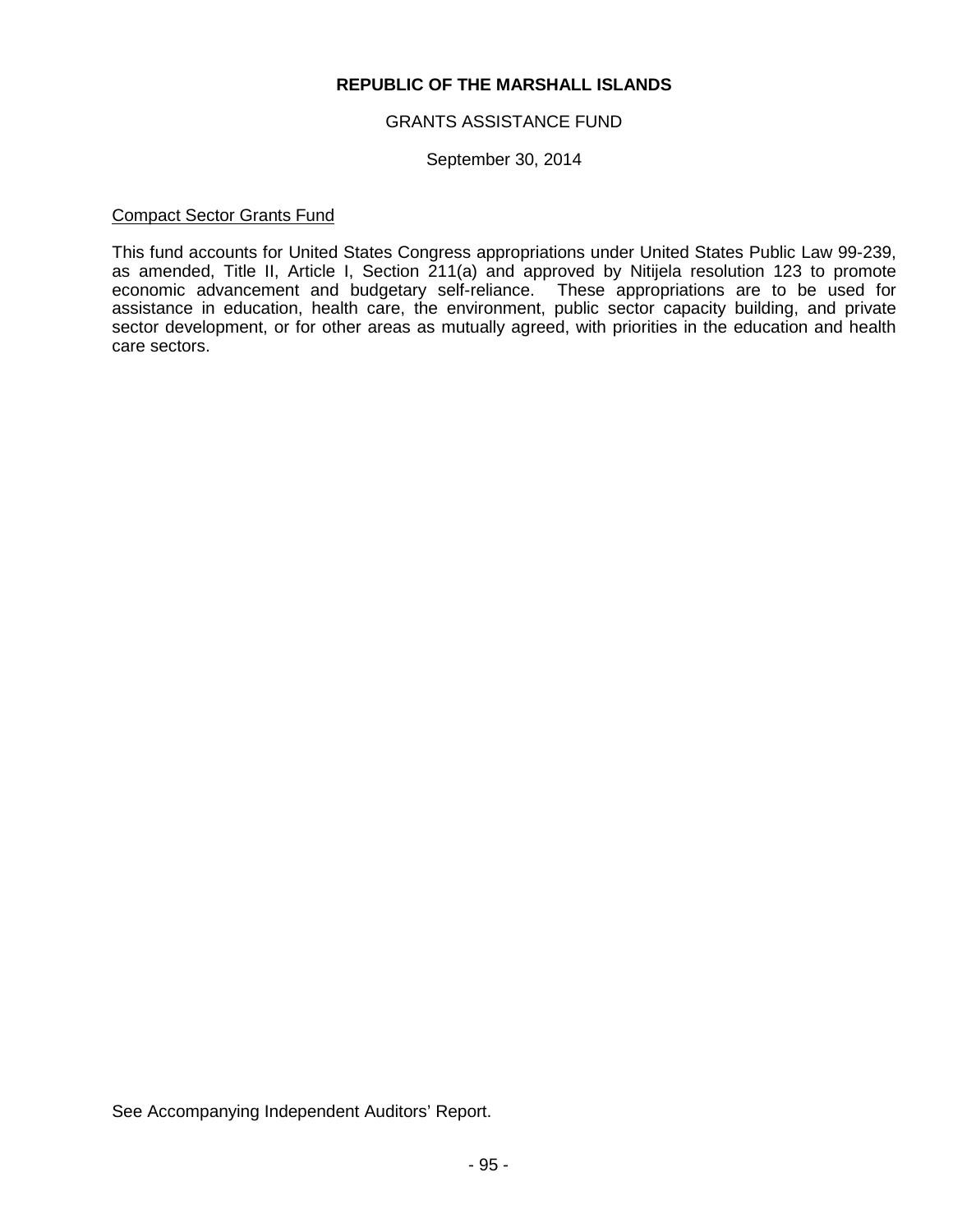**REPUBLIC OF THE MARSHALL ISLANDS**

GRANTS ASSISTANCE FUND

September 30, 2014

Compact Sector Grants Fund

This fund accounts for United States Congress appropriations under United States Public Law 99-239, as amended, Title II, Article I, Section 211(a) and approved by Nitijela resolution 123 to promote economic advancement and budgetary self-reliance. These appropriations are to be used for assistance in education, health care, the environment, public sector capacity building, and private sector development, or for other areas as mutually agreed, with priorities in the education and health care sectors.

See Accompanying Independent Auditors' Report.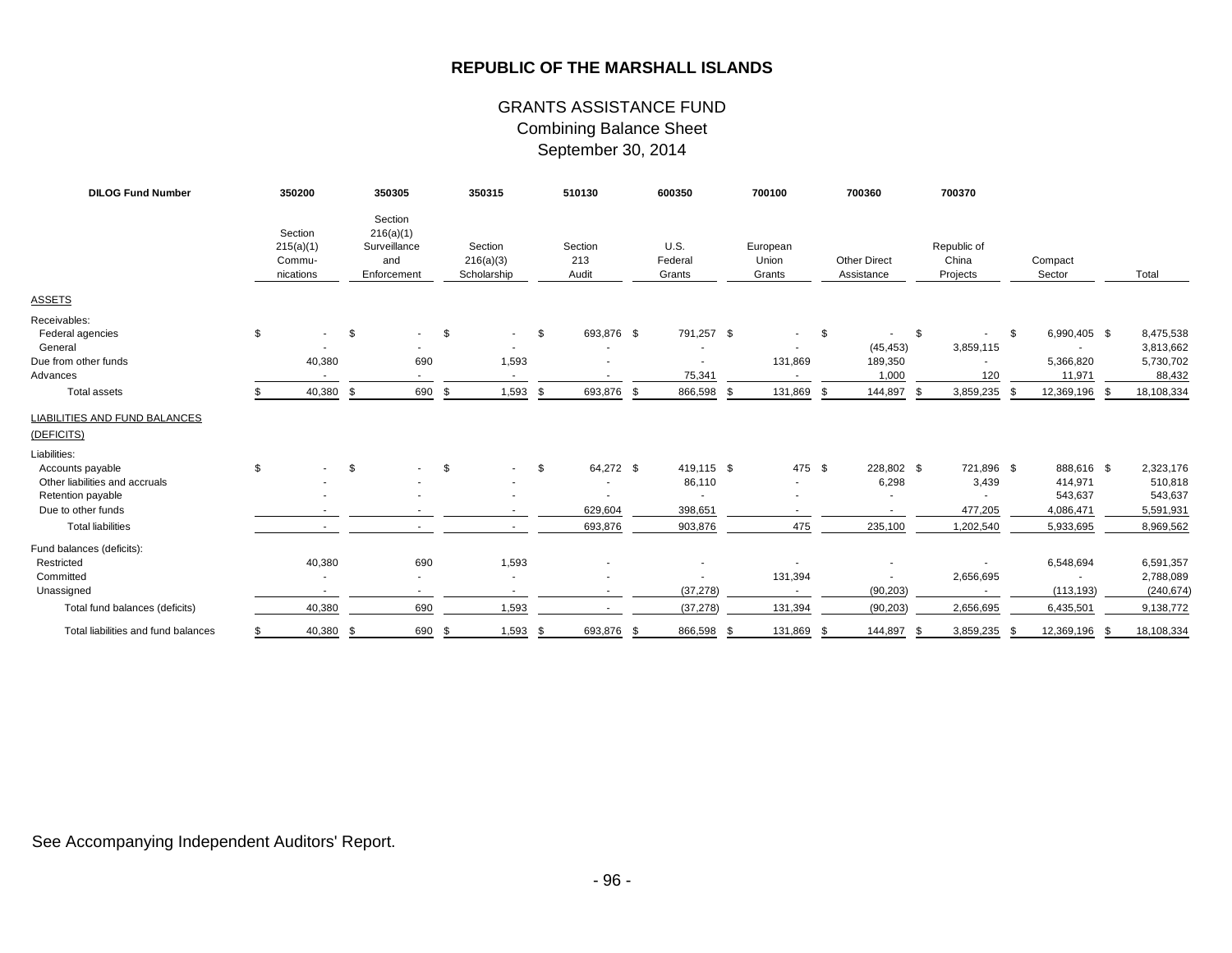# REPUBLIC OF THE MARSHALL ISLANDS

## GRANTS ASSISTANCE FUND
### Combining Balance Sheet
### September 30, 2014

| DILOG Fund Number | 350200 | 350305 | 350315 | 510130 | 600350 | 700100 | 700360 | 700370 | | |
|---|---|---|---|---|---|---|---|---|---|---|
| | Section 215(a)(1) Commu- nications | Section 216(a)(1) Surveillance and Enforcement | Section 216(a)(3) Scholarship | Section 213 Audit | U.S. Federal Grants | European Union Grants | Other Direct Assistance | Republic of China Projects | Compact Sector | Total |
| ASSETS | | | | | | | | | | |
| Receivables: | | | | | | | | | | |
| Federal agencies | $ - | $ - | $ - | $ 693,876 | $ 791,257 | $ - | $ - | $ - | $ 6,990,405 | $ 8,475,538 |
| General | - | - | - | - | - | - | (45,453) | 3,859,115 | - | 3,813,662 |
| Due from other funds | 40,380 | 690 | 1,593 | - | - | 131,869 | 189,350 | - | 5,366,820 | 5,730,702 |
| Advances | - | - | - | - | 75,341 | - | 1,000 | 120 | 11,971 | 88,432 |
| Total assets | $ 40,380 | $ 690 | $ 1,593 | $ 693,876 | $ 866,598 | $ 131,869 | $ 144,897 | $ 3,859,235 | $ 12,369,196 | $ 18,108,334 |
| LIABILITIES AND FUND BALANCES (DEFICITS) | | | | | | | | | | |
| Liabilities: | | | | | | | | | | |
| Accounts payable | $ - | $ - | $ - | $ 64,272 | $ 419,115 | $ 475 | $ 228,802 | $ 721,896 | $ 888,616 | $ 2,323,176 |
| Other liabilities and accruals | - | - | - | - | 86,110 | - | 6,298 | 3,439 | 414,971 | 510,818 |
| Retention payable | - | - | - | - | - | - | - | - | 543,637 | 543,637 |
| Due to other funds | - | - | - | 629,604 | 398,651 | - | - | 477,205 | 4,086,471 | 5,591,931 |
| Total liabilities | - | - | - | 693,876 | 903,876 | 475 | 235,100 | 1,202,540 | 5,933,695 | 8,969,562 |
| Fund balances (deficits): | | | | | | | | | | |
| Restricted | 40,380 | 690 | 1,593 | - | - | - | - | - | 6,548,694 | 6,591,357 |
| Committed | - | - | - | - | - | 131,394 | - | 2,656,695 | - | 2,788,089 |
| Unassigned | - | - | - | - | (37,278) | - | (90,203) | - | (113,193) | (240,674) |
| Total fund balances (deficits) | 40,380 | 690 | 1,593 | - | (37,278) | 131,394 | (90,203) | 2,656,695 | 6,435,501 | 9,138,772 |
| Total liabilities and fund balances | $ 40,380 | $ 690 | $ 1,593 | $ 693,876 | $ 866,598 | $ 131,869 | $ 144,897 | $ 3,859,235 | $ 12,369,196 | $ 18,108,334 |

See Accompanying Independent Auditors' Report.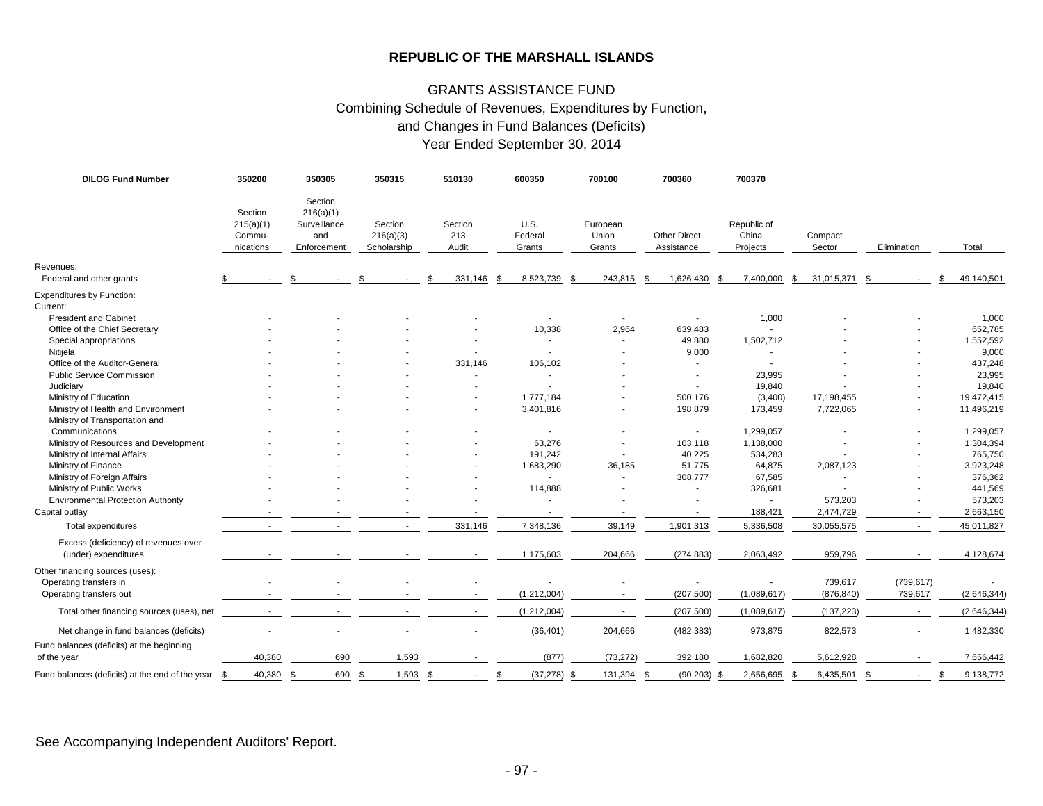# REPUBLIC OF THE MARSHALL ISLANDS

## GRANTS ASSISTANCE FUND
## Combining Schedule of Revenues, Expenditures by Function, and Changes in Fund Balances (Deficits)
## Year Ended September 30, 2014

| DILOG Fund Number | 350200 | 350305 | 350315 | 510130 | 600350 | 700100 | 700360 | 700370 | | | |
|---|---|---|---|---|---|---|---|---|---|---|---|
| | Section 215(a)(1) Commu-nications | Section 216(a)(1) Surveillance and Enforcement | Section 216(a)(3) Scholarship | Section 213 Audit | U.S. Federal Grants | European Union Grants | Other Direct Assistance | Republic of China Projects | Compact Sector | Elimination | Total |
| Revenues: | | | | | | | | | | | |
| Federal and other grants | $ - | $ - | $ - | $ 331,146 | $ 8,523,739 | $ 243,815 | $ 1,626,430 | $ 7,400,000 | $ 31,015,371 | $ - | $ 49,140,501 |
| Expenditures by Function: | | | | | | | | | | | |
| Current: | | | | | | | | | | | |
| President and Cabinet | - | - | - | - | - | - | - | 1,000 | - | - | 1,000 |
| Office of the Chief Secretary | - | - | - | - | 10,338 | 2,964 | 639,483 | - | - | - | 652,785 |
| Special appropriations | - | - | - | - | - | - | 49,880 | 1,502,712 | - | - | 1,552,592 |
| Nitijela | - | - | - | - | - | - | 9,000 | - | - | - | 9,000 |
| Office of the Auditor-General | - | - | - | 331,146 | 106,102 | - | - | - | - | - | 437,248 |
| Public Service Commission | - | - | - | - | - | - | - | 23,995 | - | - | 23,995 |
| Judiciary | - | - | - | - | - | - | - | 19,840 | - | - | 19,840 |
| Ministry of Education | - | - | - | - | 1,777,184 | - | 500,176 | (3,400) | 17,198,455 | - | 19,472,415 |
| Ministry of Health and Environment | - | - | - | - | 3,401,816 | - | 198,879 | 173,459 | 7,722,065 | - | 11,496,219 |
| Ministry of Transportation and Communications | - | - | - | - | - | - | - | 1,299,057 | - | - | 1,299,057 |
| Ministry of Resources and Development | - | - | - | - | 63,276 | - | 103,118 | 1,138,000 | - | - | 1,304,394 |
| Ministry of Internal Affairs | - | - | - | - | 191,242 | - | 40,225 | 534,283 | - | - | 765,750 |
| Ministry of Finance | - | - | - | - | 1,683,290 | 36,185 | 51,775 | 64,875 | 2,087,123 | - | 3,923,248 |
| Ministry of Foreign Affairs | - | - | - | - | - | - | 308,777 | 67,585 | - | - | 376,362 |
| Ministry of Public Works | - | - | - | - | 114,888 | - | - | 326,681 | - | - | 441,569 |
| Environmental Protection Authority | - | - | - | - | - | - | - | - | 573,203 | - | 573,203 |
| Capital outlay | - | - | - | - | - | - | - | 188,421 | 2,474,729 | - | 2,663,150 |
| Total expenditures | - | - | - | 331,146 | 7,348,136 | 39,149 | 1,901,313 | 5,336,508 | 30,055,575 | - | 45,011,827 |
| Excess (deficiency) of revenues over (under) expenditures | - | - | - | - | 1,175,603 | 204,666 | (274,883) | 2,063,492 | 959,796 | - | 4,128,674 |
| Other financing sources (uses): | | | | | | | | | | | |
| Operating transfers in | - | - | - | - | - | - | - | - | 739,617 | (739,617) | - |
| Operating transfers out | - | - | - | - | (1,212,004) | - | (207,500) | (1,089,617) | (876,840) | 739,617 | (2,646,344) |
| Total other financing sources (uses), net | - | - | - | - | (1,212,004) | - | (207,500) | (1,089,617) | (137,223) | - | (2,646,344) |
| Net change in fund balances (deficits) | - | - | - | - | (36,401) | 204,666 | (482,383) | 973,875 | 822,573 | - | 1,482,330 |
| Fund balances (deficits) at the beginning of the year | 40,380 | 690 | 1,593 | - | (877) | (73,272) | 392,180 | 1,682,820 | 5,612,928 | - | 7,656,442 |
| Fund balances (deficits) at the end of the year | $ 40,380 | $ 690 | $ 1,593 | $ - | $ (37,278) | $ 131,394 | $ (90,203) | $ 2,656,695 | $ 6,435,501 | $ - | $ 9,138,772 |

See Accompanying Independent Auditors' Report.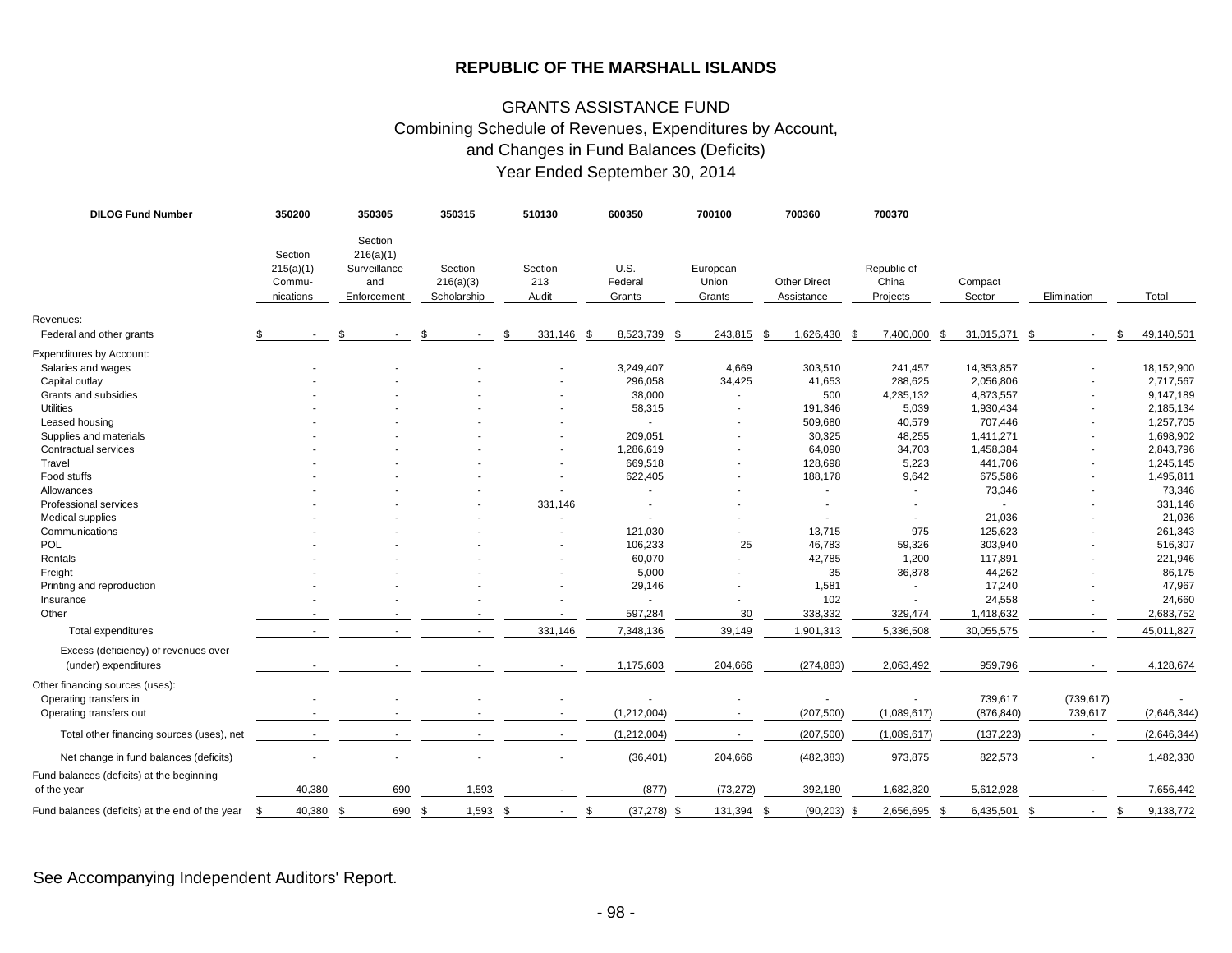**REPUBLIC OF THE MARSHALL ISLANDS**

GRANTS ASSISTANCE FUND
Combining Schedule of Revenues, Expenditures by Account,
and Changes in Fund Balances (Deficits)
Year Ended September 30, 2014

| DILOG Fund Number | 350200 | 350305 | 350315 | 510130 | 600350 | 700100 | 700360 | 700370 | | | |
|---|---|---|---|---|---|---|---|---|---|---|---|
| | Section 215(a)(1) Commu-nications | Section 216(a)(1) Surveillance and Enforcement | Section 216(a)(3) Scholarship | Section 213 Audit | U.S. Federal Grants | European Union Grants | Other Direct Assistance | Republic of China Projects | Compact Sector | Elimination | Total |
| Revenues: | | | | | | | | | | | |
| Federal and other grants | $ - | $ - | $ - | $ 331,146 | $ 8,523,739 | $ 243,815 | $ 1,626,430 | $ 7,400,000 | $ 31,015,371 | $ - | $ 49,140,501 |
| Expenditures by Account: | | | | | | | | | | | |
| Salaries and wages | - | - | - | - | 3,249,407 | 4,669 | 303,510 | 241,457 | 14,353,857 | - | 18,152,900 |
| Capital outlay | - | - | - | - | 296,058 | 34,425 | 41,653 | 288,625 | 2,056,806 | - | 2,717,567 |
| Grants and subsidies | - | - | - | - | 38,000 | - | 500 | 4,235,132 | 4,873,557 | - | 9,147,189 |
| Utilities | - | - | - | - | 58,315 | - | 191,346 | 5,039 | 1,930,434 | - | 2,185,134 |
| Leased housing | - | - | - | - | - | - | 509,680 | 40,579 | 707,446 | - | 1,257,705 |
| Supplies and materials | - | - | - | - | 209,051 | - | 30,325 | 48,255 | 1,411,271 | - | 1,698,902 |
| Contractual services | - | - | - | - | 1,286,619 | - | 64,090 | 34,703 | 1,458,384 | - | 2,843,796 |
| Travel | - | - | - | - | 669,518 | - | 128,698 | 5,223 | 441,706 | - | 1,245,145 |
| Food stuffs | - | - | - | - | 622,405 | - | 188,178 | 9,642 | 675,586 | - | 1,495,811 |
| Allowances | - | - | - | - | - | - | - | - | 73,346 | - | 73,346 |
| Professional services | - | - | - | 331,146 | - | - | - | - | - | - | 331,146 |
| Medical supplies | - | - | - | - | - | - | - | - | 21,036 | - | 21,036 |
| Communications | - | - | - | - | 121,030 | - | 13,715 | 975 | 125,623 | - | 261,343 |
| POL | - | - | - | - | 106,233 | 25 | 46,783 | 59,326 | 303,940 | - | 516,307 |
| Rentals | - | - | - | - | 60,070 | - | 42,785 | 1,200 | 117,891 | - | 221,946 |
| Freight | - | - | - | - | 5,000 | - | 35 | 36,878 | 44,262 | - | 86,175 |
| Printing and reproduction | - | - | - | - | 29,146 | - | 1,581 | - | 17,240 | - | 47,967 |
| Insurance | - | - | - | - | - | - | 102 | - | 24,558 | - | 24,660 |
| Other | - | - | - | - | 597,284 | 30 | 338,332 | 329,474 | 1,418,632 | - | 2,683,752 |
| Total expenditures | - | - | - | 331,146 | 7,348,136 | 39,149 | 1,901,313 | 5,336,508 | 30,055,575 | - | 45,011,827 |
| Excess (deficiency) of revenues over (under) expenditures | - | - | - | - | 1,175,603 | 204,666 | (274,883) | 2,063,492 | 959,796 | - | 4,128,674 |
| Other financing sources (uses): | | | | | | | | | | | |
| Operating transfers in | - | - | - | - | - | - | - | - | 739,617 | (739,617) | - |
| Operating transfers out | - | - | - | - | (1,212,004) | - | (207,500) | (1,089,617) | (876,840) | 739,617 | (2,646,344) |
| Total other financing sources (uses), net | - | - | - | - | (1,212,004) | - | (207,500) | (1,089,617) | (137,223) | - | (2,646,344) |
| Net change in fund balances (deficits) | - | - | - | - | (36,401) | 204,666 | (482,383) | 973,875 | 822,573 | - | 1,482,330 |
| Fund balances (deficits) at the beginning of the year | 40,380 | 690 | 1,593 | - | (877) | (73,272) | 392,180 | 1,682,820 | 5,612,928 | - | 7,656,442 |
| Fund balances (deficits) at the end of the year | $ 40,380 | $ 690 | $ 1,593 | $ - | $ (37,278) | $ 131,394 | $ (90,203) | $ 2,656,695 | $ 6,435,501 | $ - | $ 9,138,772 |

See Accompanying Independent Auditors' Report.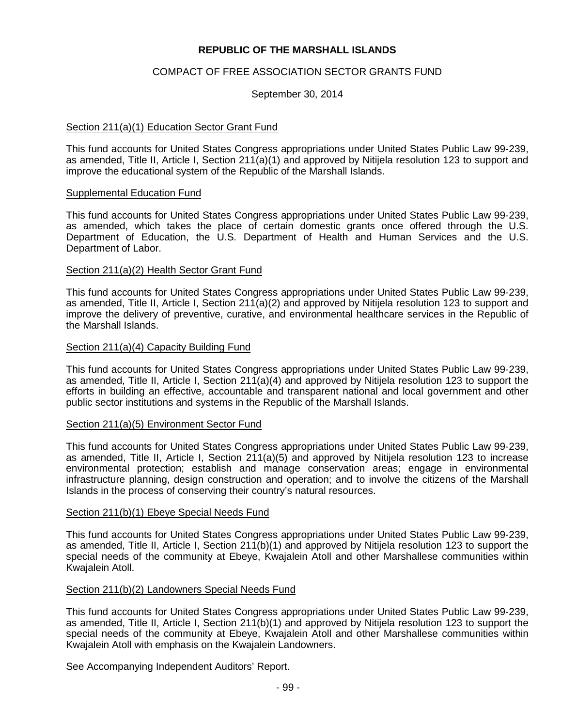**REPUBLIC OF THE MARSHALL ISLANDS**

COMPACT OF FREE ASSOCIATION SECTOR GRANTS FUND

September 30, 2014

Section 211(a)(1) Education Sector Grant Fund

This fund accounts for United States Congress appropriations under United States Public Law 99-239, as amended, Title II, Article I, Section 211(a)(1) and approved by Nitijela resolution 123 to support and improve the educational system of the Republic of the Marshall Islands.

Supplemental Education Fund

This fund accounts for United States Congress appropriations under United States Public Law 99-239, as amended, which takes the place of certain domestic grants once offered through the U.S. Department of Education, the U.S. Department of Health and Human Services and the U.S. Department of Labor.

Section 211(a)(2) Health Sector Grant Fund

This fund accounts for United States Congress appropriations under United States Public Law 99-239, as amended, Title II, Article I, Section 211(a)(2) and approved by Nitijela resolution 123 to support and improve the delivery of preventive, curative, and environmental healthcare services in the Republic of the Marshall Islands.

Section 211(a)(4) Capacity Building Fund

This fund accounts for United States Congress appropriations under United States Public Law 99-239, as amended, Title II, Article I, Section 211(a)(4) and approved by Nitijela resolution 123 to support the efforts in building an effective, accountable and transparent national and local government and other public sector institutions and systems in the Republic of the Marshall Islands.

Section 211(a)(5) Environment Sector Fund

This fund accounts for United States Congress appropriations under United States Public Law 99-239, as amended, Title II, Article I, Section 211(a)(5) and approved by Nitijela resolution 123 to increase environmental protection; establish and manage conservation areas; engage in environmental infrastructure planning, design construction and operation; and to involve the citizens of the Marshall Islands in the process of conserving their country's natural resources.

Section 211(b)(1) Ebeye Special Needs Fund

This fund accounts for United States Congress appropriations under United States Public Law 99-239, as amended, Title II, Article I, Section 211(b)(1) and approved by Nitijela resolution 123 to support the special needs of the community at Ebeye, Kwajalein Atoll and other Marshallese communities within Kwajalein Atoll.

Section 211(b)(2) Landowners Special Needs Fund

This fund accounts for United States Congress appropriations under United States Public Law 99-239, as amended, Title II, Article I, Section 211(b)(1) and approved by Nitijela resolution 123 to support the special needs of the community at Ebeye, Kwajalein Atoll and other Marshallese communities within Kwajalein Atoll with emphasis on the Kwajalein Landowners.

See Accompanying Independent Auditors' Report.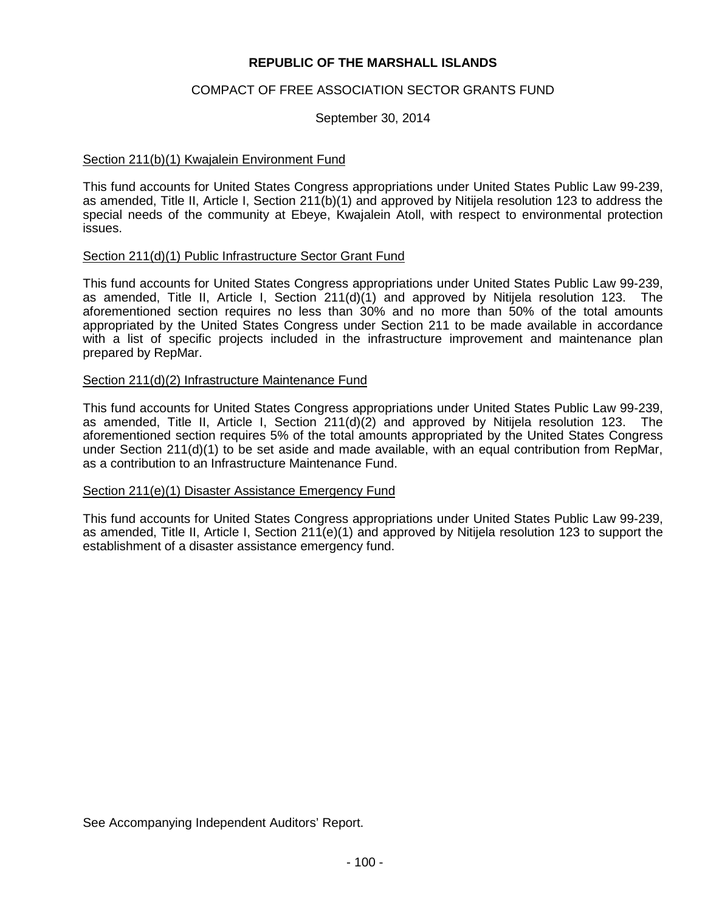**REPUBLIC OF THE MARSHALL ISLANDS**

COMPACT OF FREE ASSOCIATION SECTOR GRANTS FUND

September 30, 2014

Section 211(b)(1) Kwajalein Environment Fund

This fund accounts for United States Congress appropriations under United States Public Law 99-239, as amended, Title II, Article I, Section 211(b)(1) and approved by Nitijela resolution 123 to address the special needs of the community at Ebeye, Kwajalein Atoll, with respect to environmental protection issues.

Section 211(d)(1) Public Infrastructure Sector Grant Fund

This fund accounts for United States Congress appropriations under United States Public Law 99-239, as amended, Title II, Article I, Section 211(d)(1) and approved by Nitijela resolution 123. The aforementioned section requires no less than 30% and no more than 50% of the total amounts appropriated by the United States Congress under Section 211 to be made available in accordance with a list of specific projects included in the infrastructure improvement and maintenance plan prepared by RepMar.

Section 211(d)(2) Infrastructure Maintenance Fund

This fund accounts for United States Congress appropriations under United States Public Law 99-239, as amended, Title II, Article I, Section 211(d)(2) and approved by Nitijela resolution 123. The aforementioned section requires 5% of the total amounts appropriated by the United States Congress under Section 211(d)(1) to be set aside and made available, with an equal contribution from RepMar, as a contribution to an Infrastructure Maintenance Fund.

Section 211(e)(1) Disaster Assistance Emergency Fund

This fund accounts for United States Congress appropriations under United States Public Law 99-239, as amended, Title II, Article I, Section 211(e)(1) and approved by Nitijela resolution 123 to support the establishment of a disaster assistance emergency fund.

See Accompanying Independent Auditors' Report.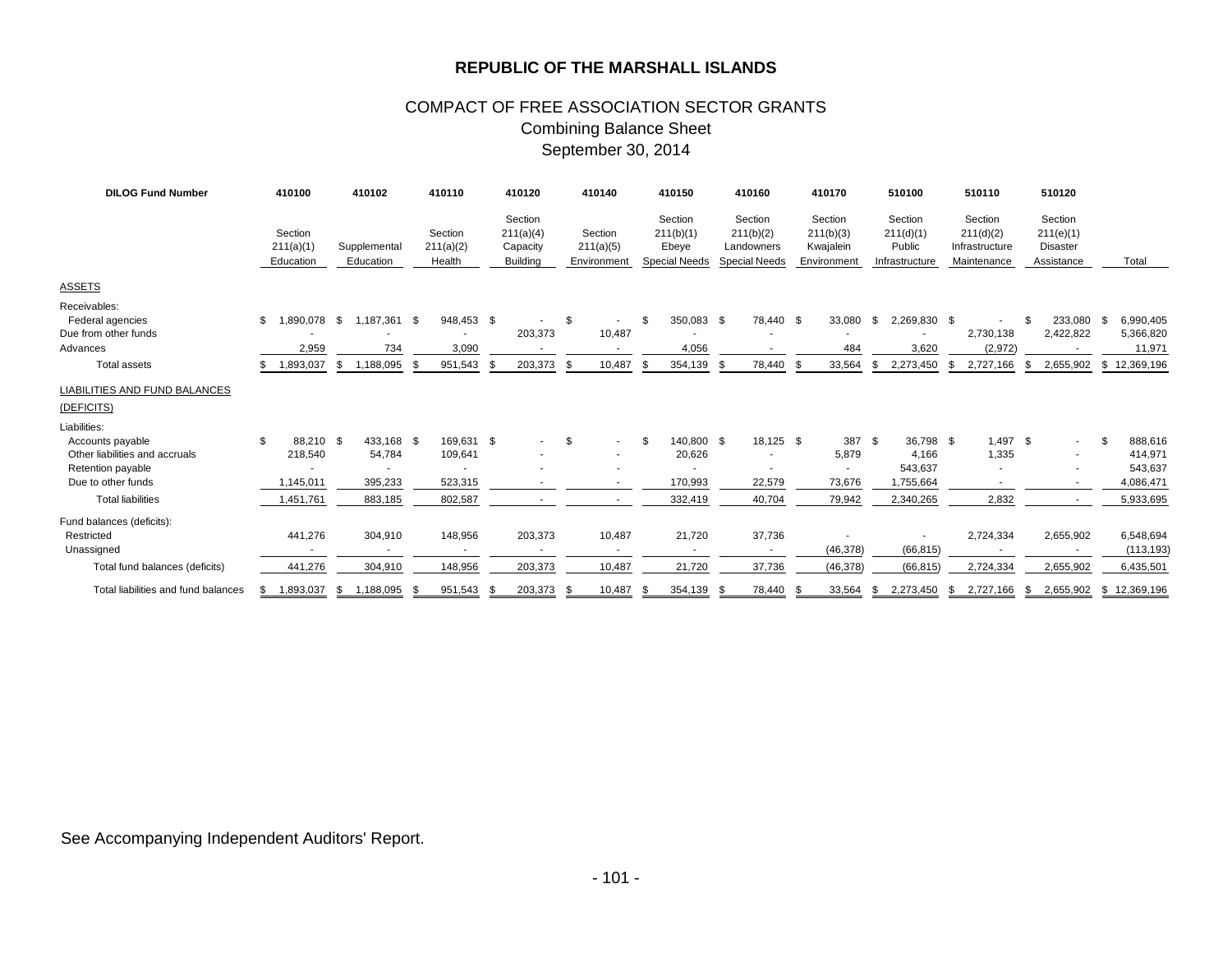# REPUBLIC OF THE MARSHALL ISLANDS

## COMPACT OF FREE ASSOCIATION SECTOR GRANTS
### Combining Balance Sheet
### September 30, 2014

| DILOG Fund Number | 410100 | 410102 | 410110 | 410120 | 410140 | 410150 | 410160 | 410170 | 510100 | 510110 | 510120 | |
|---|---|---|---|---|---|---|---|---|---|---|---|---|
| | Section 211(a)(1) Education | Supplemental Education | Section 211(a)(2) Health | Section 211(a)(4) Capacity Building | Section 211(a)(5) Environment | Section 211(b)(1) Ebeye Special Needs | Section 211(b)(2) Landowners Special Needs | Section 211(b)(3) Kwajalein Environment | Section 211(d)(1) Public Infrastructure | Section 211(d)(2) Infrastructure Maintenance | Section 211(e)(1) Disaster Assistance | Total |
| ASSETS | | | | | | | | | | | | |
| Receivables: | | | | | | | | | | | | |
| Federal agencies | $ 1,890,078 | $ 1,187,361 | $ 948,453 | $ - | $ - | $ 350,083 | $ 78,440 | $ 33,080 | $ 2,269,830 | $ - | $ 233,080 | $ 6,990,405 |
| Due from other funds | - | - | - | 203,373 | 10,487 | - | - | - | - | 2,730,138 | 2,422,822 | 5,366,820 |
| Advances | 2,959 | 734 | 3,090 | - | - | 4,056 | - | 484 | 3,620 | (2,972) | - | 11,971 |
| Total assets | $ 1,893,037 | $ 1,188,095 | $ 951,543 | $ 203,373 | $ 10,487 | $ 354,139 | $ 78,440 | $ 33,564 | $ 2,273,450 | $ 2,727,166 | $ 2,655,902 | $ 12,369,196 |
| LIABILITIES AND FUND BALANCES (DEFICITS) | | | | | | | | | | | | |
| Liabilities: | | | | | | | | | | | | |
| Accounts payable | $ 88,210 | $ 433,168 | $ 169,631 | $ - | $ - | $ 140,800 | $ 18,125 | $ 387 | $ 36,798 | $ 1,497 | $ - | $ 888,616 |
| Other liabilities and accruals | 218,540 | 54,784 | 109,641 | - | - | 20,626 | - | 5,879 | 4,166 | 1,335 | - | 414,971 |
| Retention payable | - | - | - | - | - | - | - | - | 543,637 | - | - | 543,637 |
| Due to other funds | 1,145,011 | 395,233 | 523,315 | - | - | 170,993 | 22,579 | 73,676 | 1,755,664 | - | - | 4,086,471 |
| Total liabilities | 1,451,761 | 883,185 | 802,587 | - | - | 332,419 | 40,704 | 79,942 | 2,340,265 | 2,832 | - | 5,933,695 |
| Fund balances (deficits): | | | | | | | | | | | | |
| Restricted | 441,276 | 304,910 | 148,956 | 203,373 | 10,487 | 21,720 | 37,736 | - | - | 2,724,334 | 2,655,902 | 6,548,694 |
| Unassigned | - | - | - | - | - | - | - | (46,378) | (66,815) | - | - | (113,193) |
| Total fund balances (deficits) | 441,276 | 304,910 | 148,956 | 203,373 | 10,487 | 21,720 | 37,736 | (46,378) | (66,815) | 2,724,334 | 2,655,902 | 6,435,501 |
| Total liabilities and fund balances | $ 1,893,037 | $ 1,188,095 | $ 951,543 | $ 203,373 | $ 10,487 | $ 354,139 | $ 78,440 | $ 33,564 | $ 2,273,450 | $ 2,727,166 | $ 2,655,902 | $ 12,369,196 |

See Accompanying Independent Auditors' Report.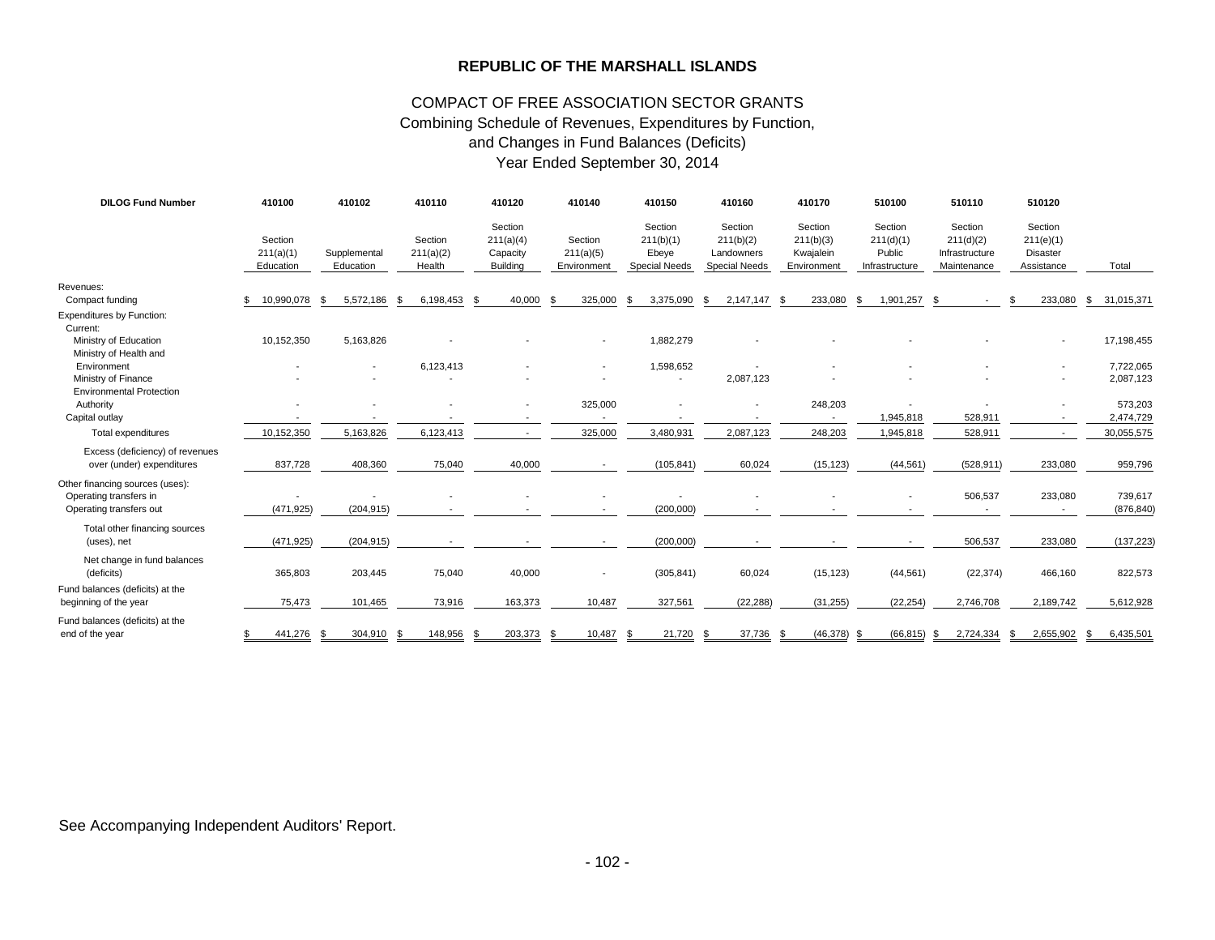# REPUBLIC OF THE MARSHALL ISLANDS

## COMPACT OF FREE ASSOCIATION SECTOR GRANTS
### Combining Schedule of Revenues, Expenditures by Function, and Changes in Fund Balances (Deficits)
### Year Ended September 30, 2014

| DILOG Fund Number | 410100 | 410102 | 410110 | 410120 | 410140 | 410150 | 410160 | 410170 | 510100 | 510110 | 510120 | |
|---|---|---|---|---|---|---|---|---|---|---|---|---|
| | Section 211(a)(1) Education | Supplemental Education | Section 211(a)(2) Health | Section 211(a)(4) Capacity Building | Section 211(a)(5) Environment | Section 211(b)(1) Ebeye Special Needs | Section 211(b)(2) Landowners Special Needs | Section 211(b)(3) Kwajalein Environment | Section 211(d)(1) Public Infrastructure | Section 211(d)(2) Infrastructure Maintenance | Section 211(e)(1) Disaster Assistance | Total |
| Revenues: | | | | | | | | | | | | |
| Compact funding | $ 10,990,078 | $ 5,572,186 | $ 6,198,453 | $ 40,000 | $ 325,000 | $ 3,375,090 | $ 2,147,147 | $ 233,080 | $ 1,901,257 | $ - | $ 233,080 | $ 31,015,371 |
| Expenditures by Function: | | | | | | | | | | | | |
| Current: | | | | | | | | | | | | |
| Ministry of Education | 10,152,350 | 5,163,826 | - | - | - | 1,882,279 | - | - | - | - | - | 17,198,455 |
| Ministry of Health and Environment | - | - | 6,123,413 | - | - | 1,598,652 | - | - | - | - | - | 7,722,065 |
| Ministry of Finance | - | - | - | - | - | - | 2,087,123 | - | - | - | - | 2,087,123 |
| Environmental Protection Authority | - | - | - | - | 325,000 | - | - | 248,203 | - | - | - | 573,203 |
| Capital outlay | - | - | - | - | - | - | - | - | 1,945,818 | 528,911 | - | 2,474,729 |
| Total expenditures | 10,152,350 | 5,163,826 | 6,123,413 | - | 325,000 | 3,480,931 | 2,087,123 | 248,203 | 1,945,818 | 528,911 | - | 30,055,575 |
| Excess (deficiency) of revenues over (under) expenditures | 837,728 | 408,360 | 75,040 | 40,000 | - | (105,841) | 60,024 | (15,123) | (44,561) | (528,911) | 233,080 | 959,796 |
| Other financing sources (uses): | | | | | | | | | | | | |
| Operating transfers in | - | - | - | - | - | - | - | - | - | 506,537 | 233,080 | 739,617 |
| Operating transfers out | (471,925) | (204,915) | - | - | - | (200,000) | - | - | - | - | - | (876,840) |
| Total other financing sources (uses), net | (471,925) | (204,915) | - | - | - | (200,000) | - | - | - | 506,537 | 233,080 | (137,223) |
| Net change in fund balances (deficits) | 365,803 | 203,445 | 75,040 | 40,000 | - | (305,841) | 60,024 | (15,123) | (44,561) | (22,374) | 466,160 | 822,573 |
| Fund balances (deficits) at the beginning of the year | 75,473 | 101,465 | 73,916 | 163,373 | 10,487 | 327,561 | (22,288) | (31,255) | (22,254) | 2,746,708 | 2,189,742 | 5,612,928 |
| Fund balances (deficits) at the end of the year | $ 441,276 | $ 304,910 | $ 148,956 | $ 203,373 | $ 10,487 | $ 21,720 | $ 37,736 | $ (46,378) | $ (66,815) | $ 2,724,334 | $ 2,655,902 | $ 6,435,501 |

See Accompanying Independent Auditors' Report.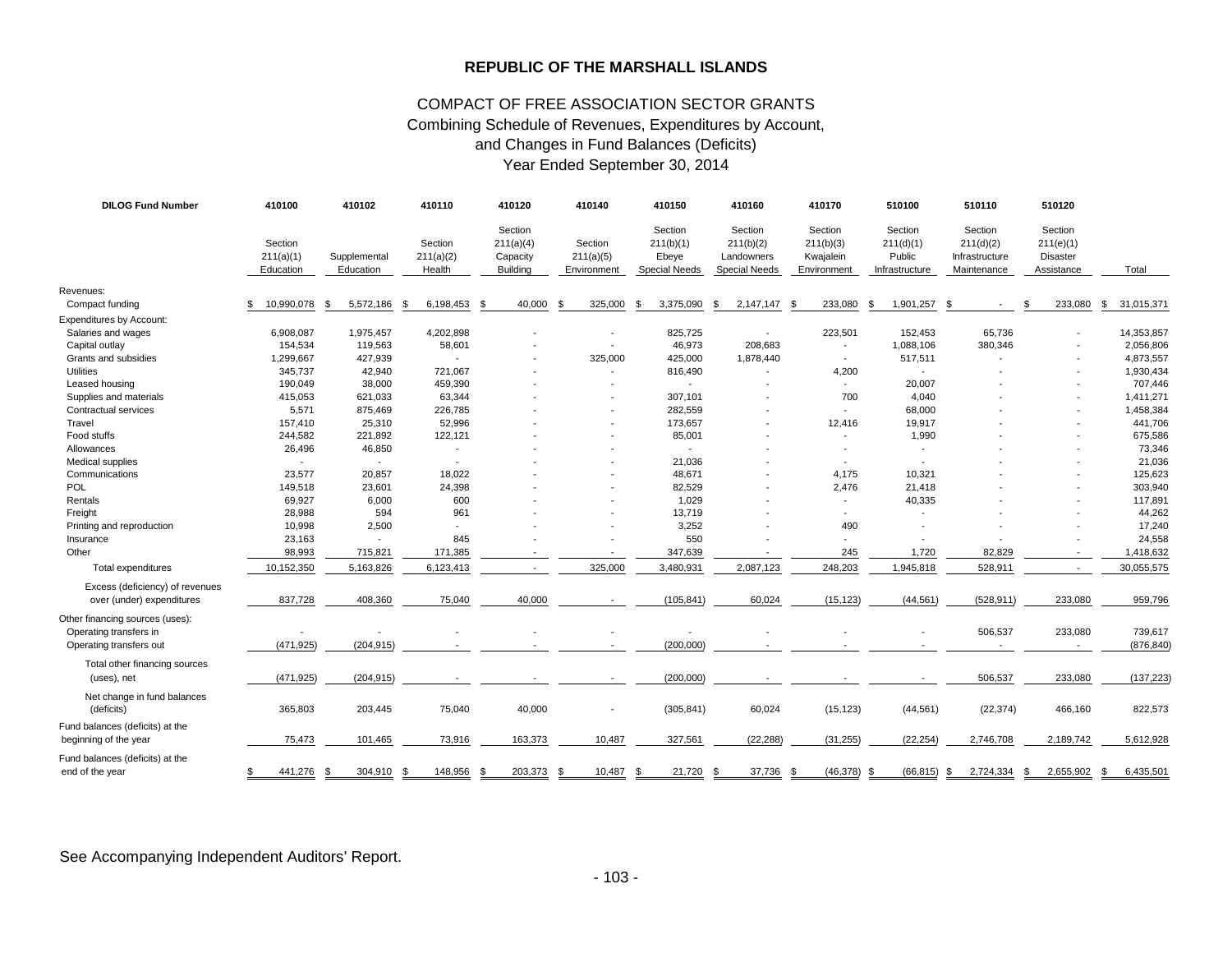# REPUBLIC OF THE MARSHALL ISLANDS

## COMPACT OF FREE ASSOCIATION SECTOR GRANTS
### Combining Schedule of Revenues, Expenditures by Account, and Changes in Fund Balances (Deficits)
### Year Ended September 30, 2014

| DILOG Fund Number | 410100 | 410102 | 410110 | 410120 | 410140 | 410150 | 410160 | 410170 | 510100 | 510110 | 510120 | |
|---|---|---|---|---|---|---|---|---|---|---|---|---|
| | Section 211(a)(1) Education | Supplemental Education | Section 211(a)(2) Health | Section 211(a)(4) Capacity Building | Section 211(a)(5) Environment | Section 211(b)(1) Ebeye Special Needs | Section 211(b)(2) Landowners Special Needs | Section 211(b)(3) Kwajalein Environment | Section 211(d)(1) Public Infrastructure | Section 211(d)(2) Infrastructure Maintenance | Section 211(e)(1) Disaster Assistance | Total |
| Revenues: | | | | | | | | | | | | |
| Compact funding | $ 10,990,078 | $ 5,572,186 | $ 6,198,453 | $ 40,000 | $ 325,000 | $ 3,375,090 | $ 2,147,147 | $ 233,080 | $ 1,901,257 | $ - | $ 233,080 | $ 31,015,371 |
| Expenditures by Account: | | | | | | | | | | | | |
| Salaries and wages | 6,908,087 | 1,975,457 | 4,202,898 | - | - | 825,725 | - | 223,501 | 152,453 | 65,736 | - | 14,353,857 |
| Capital outlay | 154,534 | 119,563 | 58,601 | - | - | 46,973 | 208,683 | - | 1,088,106 | 380,346 | - | 2,056,806 |
| Grants and subsidies | 1,299,667 | 427,939 | - | - | 325,000 | 425,000 | 1,878,440 | - | 517,511 | - | - | 4,873,557 |
| Utilities | 345,737 | 42,940 | 721,067 | - | - | 816,490 | - | 4,200 | - | - | - | 1,930,434 |
| Leased housing | 190,049 | 38,000 | 459,390 | - | - | - | - | - | 20,007 | - | - | 707,446 |
| Supplies and materials | 415,053 | 621,033 | 63,344 | - | - | 307,101 | - | 700 | 4,040 | - | - | 1,411,271 |
| Contractual services | 5,571 | 875,469 | 226,785 | - | - | 282,559 | - | - | 68,000 | - | - | 1,458,384 |
| Travel | 157,410 | 25,310 | 52,996 | - | - | 173,657 | - | 12,416 | 19,917 | - | - | 441,706 |
| Food stuffs | 244,582 | 221,892 | 122,121 | - | - | 85,001 | - | - | 1,990 | - | - | 675,586 |
| Allowances | 26,496 | 46,850 | - | - | - | - | - | - | - | - | - | 73,346 |
| Medical supplies | - | - | - | - | - | 21,036 | - | - | - | - | - | 21,036 |
| Communications | 23,577 | 20,857 | 18,022 | - | - | 48,671 | - | 4,175 | 10,321 | - | - | 125,623 |
| POL | 149,518 | 23,601 | 24,398 | - | - | 82,529 | - | 2,476 | 21,418 | - | - | 303,940 |
| Rentals | 69,927 | 6,000 | 600 | - | - | 1,029 | - | - | 40,335 | - | - | 117,891 |
| Freight | 28,988 | 594 | 961 | - | - | 13,719 | - | - | - | - | - | 44,262 |
| Printing and reproduction | 10,998 | 2,500 | - | - | - | 3,252 | - | 490 | - | - | - | 17,240 |
| Insurance | 23,163 | - | 845 | - | - | 550 | - | - | - | - | - | 24,558 |
| Other | 98,993 | 715,821 | 171,385 | - | - | 347,639 | - | 245 | 1,720 | 82,829 | - | 1,418,632 |
| Total expenditures | 10,152,350 | 5,163,826 | 6,123,413 | - | 325,000 | 3,480,931 | 2,087,123 | 248,203 | 1,945,818 | 528,911 | - | 30,055,575 |
| Excess (deficiency) of revenues over (under) expenditures | 837,728 | 408,360 | 75,040 | 40,000 | - | (105,841) | 60,024 | (15,123) | (44,561) | (528,911) | 233,080 | 959,796 |
| Other financing sources (uses): | | | | | | | | | | | | |
| Operating transfers in | - | - | - | - | - | - | - | - | - | 506,537 | 233,080 | 739,617 |
| Operating transfers out | (471,925) | (204,915) | - | - | - | (200,000) | - | - | - | - | - | (876,840) |
| Total other financing sources (uses), net | (471,925) | (204,915) | - | - | - | (200,000) | - | - | - | 506,537 | 233,080 | (137,223) |
| Net change in fund balances (deficits) | 365,803 | 203,445 | 75,040 | 40,000 | - | (305,841) | 60,024 | (15,123) | (44,561) | (22,374) | 466,160 | 822,573 |
| Fund balances (deficits) at the beginning of the year | 75,473 | 101,465 | 73,916 | 163,373 | 10,487 | 327,561 | (22,288) | (31,255) | (22,254) | 2,746,708 | 2,189,742 | 5,612,928 |
| Fund balances (deficits) at the end of the year | $ 441,276 | $ 304,910 | $ 148,956 | $ 203,373 | $ 10,487 | $ 21,720 | $ 37,736 | $ (46,378) | $ (66,815) | $ 2,724,334 | $ 2,655,902 | $ 6,435,501 |

See Accompanying Independent Auditors' Report.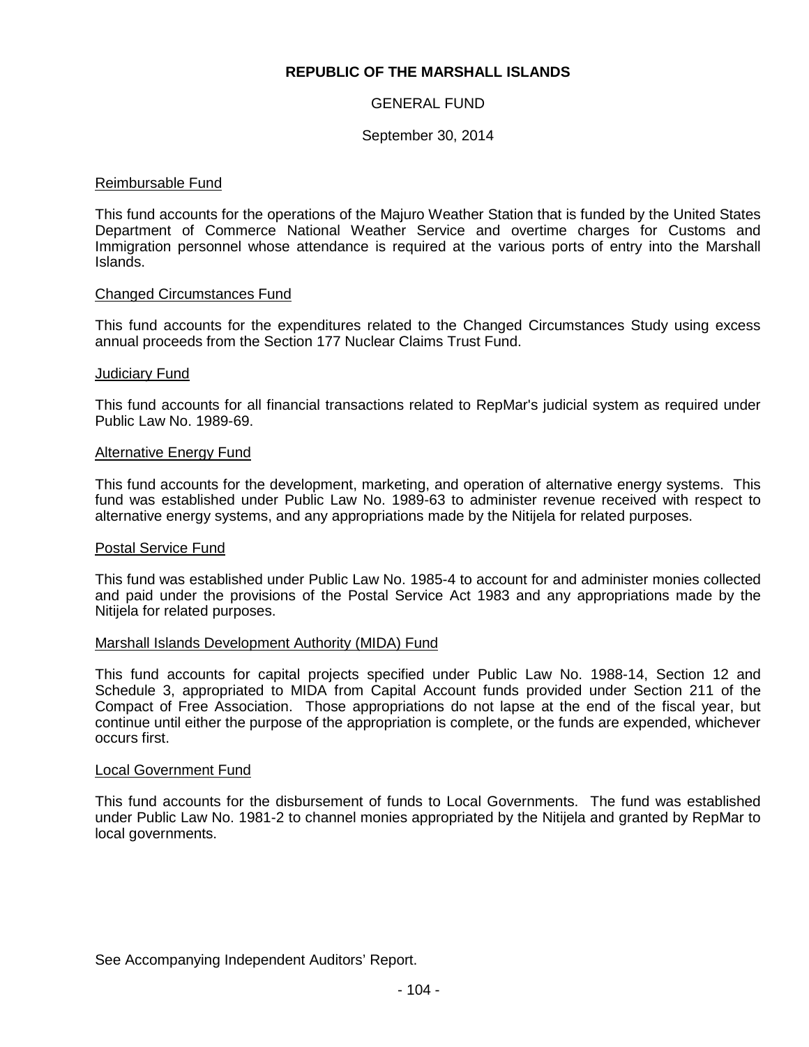**REPUBLIC OF THE MARSHALL ISLANDS**

GENERAL FUND

September 30, 2014

Reimbursable Fund

This fund accounts for the operations of the Majuro Weather Station that is funded by the United States Department of Commerce National Weather Service and overtime charges for Customs and Immigration personnel whose attendance is required at the various ports of entry into the Marshall Islands.

Changed Circumstances Fund

This fund accounts for the expenditures related to the Changed Circumstances Study using excess annual proceeds from the Section 177 Nuclear Claims Trust Fund.

Judiciary Fund

This fund accounts for all financial transactions related to RepMar's judicial system as required under Public Law No. 1989-69.

Alternative Energy Fund

This fund accounts for the development, marketing, and operation of alternative energy systems. This fund was established under Public Law No. 1989-63 to administer revenue received with respect to alternative energy systems, and any appropriations made by the Nitijela for related purposes.

Postal Service Fund

This fund was established under Public Law No. 1985-4 to account for and administer monies collected and paid under the provisions of the Postal Service Act 1983 and any appropriations made by the Nitijela for related purposes.

Marshall Islands Development Authority (MIDA) Fund

This fund accounts for capital projects specified under Public Law No. 1988-14, Section 12 and Schedule 3, appropriated to MIDA from Capital Account funds provided under Section 211 of the Compact of Free Association. Those appropriations do not lapse at the end of the fiscal year, but continue until either the purpose of the appropriation is complete, or the funds are expended, whichever occurs first.

Local Government Fund

This fund accounts for the disbursement of funds to Local Governments. The fund was established under Public Law No. 1981-2 to channel monies appropriated by the Nitijela and granted by RepMar to local governments.

See Accompanying Independent Auditors' Report.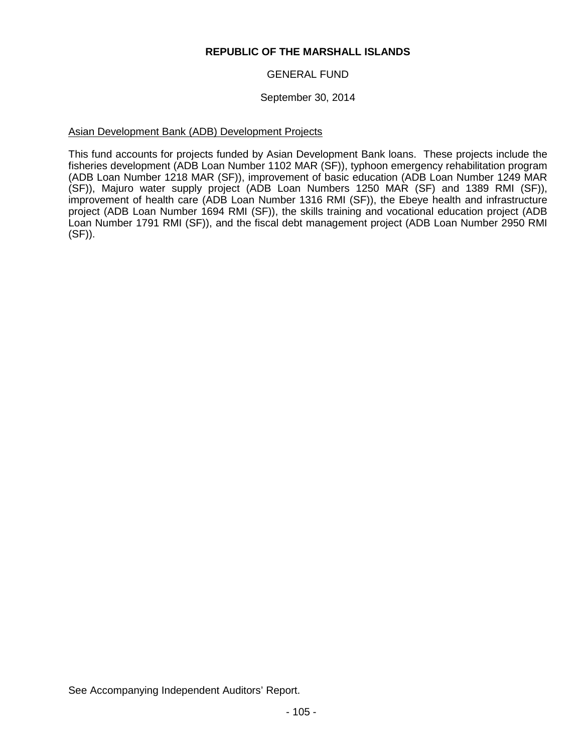**REPUBLIC OF THE MARSHALL ISLANDS**

GENERAL FUND

September 30, 2014

Asian Development Bank (ADB) Development Projects

This fund accounts for projects funded by Asian Development Bank loans. These projects include the fisheries development (ADB Loan Number 1102 MAR (SF)), typhoon emergency rehabilitation program (ADB Loan Number 1218 MAR (SF)), improvement of basic education (ADB Loan Number 1249 MAR (SF)), Majuro water supply project (ADB Loan Numbers 1250 MAR (SF) and 1389 RMI (SF)), improvement of health care (ADB Loan Number 1316 RMI (SF)), the Ebeye health and infrastructure project (ADB Loan Number 1694 RMI (SF)), the skills training and vocational education project (ADB Loan Number 1791 RMI (SF)), and the fiscal debt management project (ADB Loan Number 2950 RMI (SF)).

See Accompanying Independent Auditors' Report.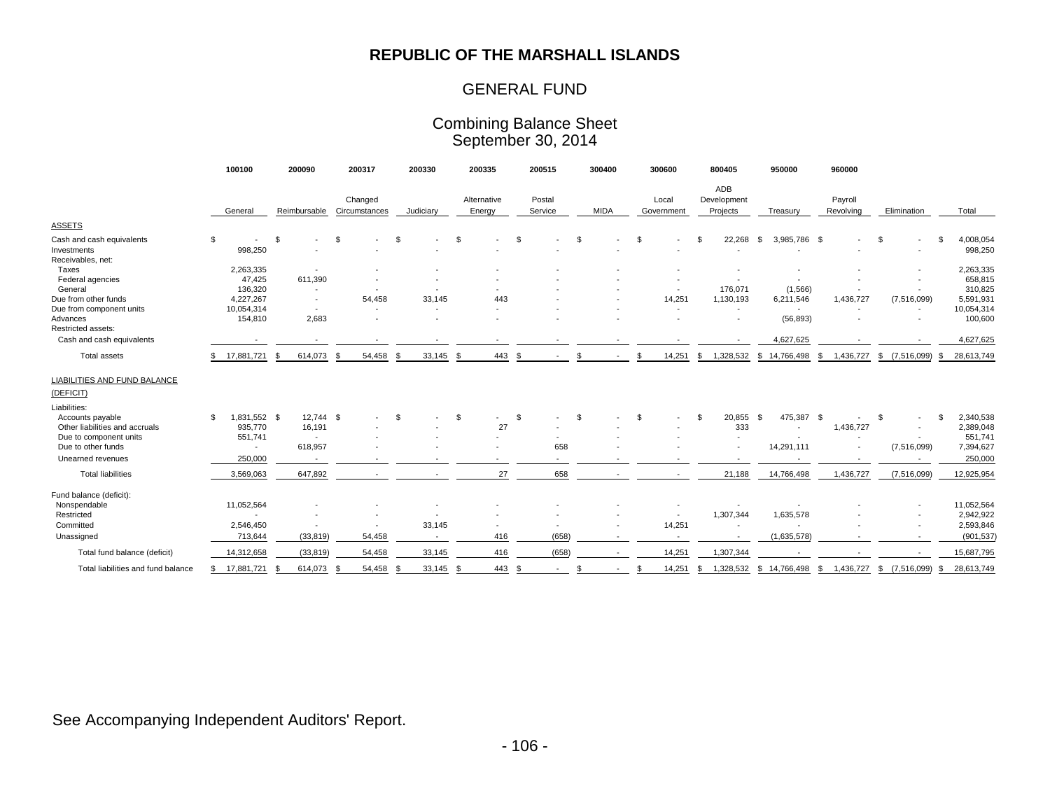# REPUBLIC OF THE MARSHALL ISLANDS

## GENERAL FUND

### Combining Balance Sheet
### September 30, 2014

| | 100100 General | 200090 Reimbursable | 200317 Changed Circumstances | 200330 Judiciary | 200335 Alternative Energy | 200515 Postal Service | 300400 MIDA | 300600 Local Government | 800405 ADB Development Projects | 950000 Treasury | 960000 Payroll Revolving | Elimination | Total |
|---|---|---|---|---|---|---|---|---|---|---|---|---|---|
| **ASSETS** | | | | | | | | | | | | | |
| Cash and cash equivalents | $ - | $ - | $ - | $ - | $ - | $ - | $ - | $ - | $ 22,268 | $ 3,985,786 | $ - | $ - | $ 4,008,054 |
| Investments | 998,250 | - | - | - | - | - | - | - | - | - | - | - | 998,250 |
| Receivables, net: | | | | | | | | | | | | | |
| Taxes | 2,263,335 | - | - | - | - | - | - | - | - | - | - | - | 2,263,335 |
| Federal agencies | 47,425 | 611,390 | - | - | - | - | - | - | - | - | - | - | 658,815 |
| General | 136,320 | - | - | - | - | - | - | - | 176,071 | (1,566) | - | - | 310,825 |
| Due from other funds | 4,227,267 | - | 54,458 | 33,145 | 443 | - | - | 14,251 | 1,130,193 | 6,211,546 | 1,436,727 | (7,516,099) | 5,591,931 |
| Due from component units | 10,054,314 | - | - | - | - | - | - | - | - | - | - | - | 10,054,314 |
| Advances | 154,810 | 2,683 | - | - | - | - | - | - | - | (56,893) | - | - | 100,600 |
| Restricted assets: | | | | | | | | | | | | | |
| Cash and cash equivalents | - | - | - | - | - | - | - | - | - | 4,627,625 | - | - | 4,627,625 |
| Total assets | $ 17,881,721 | $ 614,073 | $ 54,458 | $ 33,145 | $ 443 | $ - | $ - | $ 14,251 | $ 1,328,532 | $ 14,766,498 | $ 1,436,727 | $ (7,516,099) | $ 28,613,749 |
| **LIABILITIES AND FUND BALANCE (DEFICIT)** | | | | | | | | | | | | | |
| Liabilities: | | | | | | | | | | | | | |
| Accounts payable | $ 1,831,552 | $ 12,744 | $ - | $ - | $ - | $ - | $ - | $ - | $ 20,855 | $ 475,387 | $ - | $ - | $ 2,340,538 |
| Other liabilities and accruals | 935,770 | 16,191 | - | - | 27 | - | - | - | 333 | - | 1,436,727 | - | 2,389,048 |
| Due to component units | 551,741 | - | - | - | - | - | - | - | - | - | - | - | 551,741 |
| Due to other funds | - | 618,957 | - | - | - | 658 | - | - | - | 14,291,111 | - | (7,516,099) | 7,394,627 |
| Unearned revenues | 250,000 | - | - | - | - | - | - | - | - | - | - | - | 250,000 |
| Total liabilities | 3,569,063 | 647,892 | - | - | 27 | 658 | - | - | 21,188 | 14,766,498 | 1,436,727 | (7,516,099) | 12,925,954 |
| Fund balance (deficit): | | | | | | | | | | | | | |
| Nonspendable | 11,052,564 | - | - | - | - | - | - | - | - | - | - | - | 11,052,564 |
| Restricted | - | - | - | - | - | - | - | - | 1,307,344 | 1,635,578 | - | - | 2,942,922 |
| Committed | 2,546,450 | - | - | 33,145 | - | - | - | 14,251 | - | - | - | - | 2,593,846 |
| Unassigned | 713,644 | (33,819) | 54,458 | - | 416 | (658) | - | - | - | (1,635,578) | - | - | (901,537) |
| Total fund balance (deficit) | 14,312,658 | (33,819) | 54,458 | 33,145 | 416 | (658) | - | 14,251 | 1,307,344 | - | - | - | 15,687,795 |
| Total liabilities and fund balance | $ 17,881,721 | $ 614,073 | $ 54,458 | $ 33,145 | $ 443 | $ - | $ - | $ 14,251 | $ 1,328,532 | $ 14,766,498 | $ 1,436,727 | $ (7,516,099) | $ 28,613,749 |

See Accompanying Independent Auditors' Report.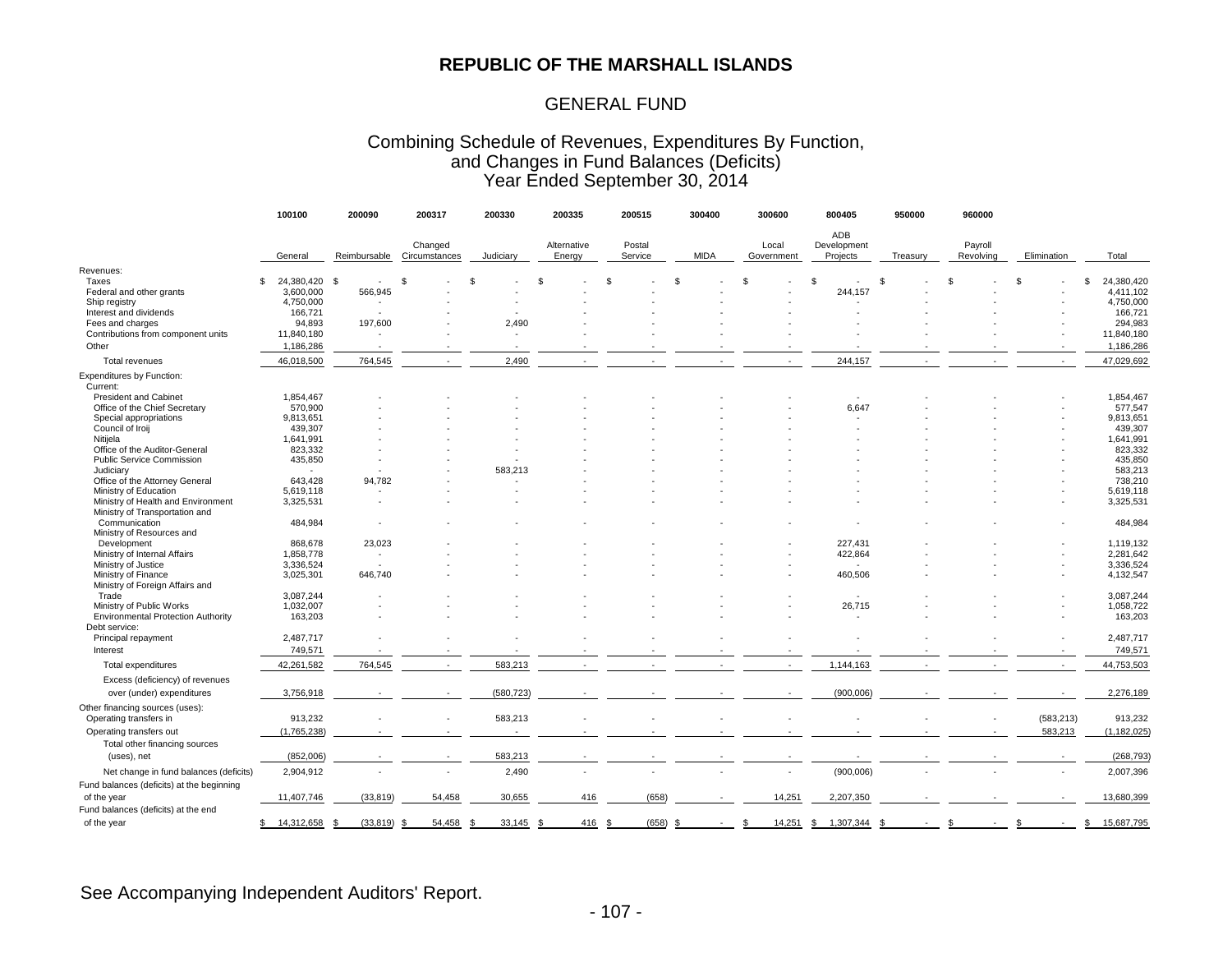# REPUBLIC OF THE MARSHALL ISLANDS

## GENERAL FUND

### Combining Schedule of Revenues, Expenditures By Function, and Changes in Fund Balances (Deficits) Year Ended September 30, 2014

| | 100100 | 200090 | 200317 | 200330 | 200335 | 200515 | 300400 | 300600 | 800405 | 950000 | 960000 | | |
|---|---|---|---|---|---|---|---|---|---|---|---|---|---|
| | General | Reimbursable | Changed Circumstances | Judiciary | Alternative Energy | Postal Service | MIDA | Local Government | ADB Development Projects | Treasury | Payroll Revolving | Elimination | Total |
| **Revenues:** | | | | | | | | | | | | | |
| Taxes | $ 24,380,420 | $ - | $ - | $ - | $ - | $ - | $ - | $ - | $ - | $ - | $ - | $ - | $ 24,380,420 |
| Federal and other grants | 3,600,000 | 566,945 | - | - | - | - | - | - | 244,157 | - | - | - | 4,411,102 |
| Ship registry | 4,750,000 | - | - | - | - | - | - | - | - | - | - | - | 4,750,000 |
| Interest and dividends | 166,721 | - | - | - | - | - | - | - | - | - | - | - | 166,721 |
| Fees and charges | 94,893 | 197,600 | - | 2,490 | - | - | - | - | - | - | - | - | 294,983 |
| Contributions from component units | 11,840,180 | - | - | - | - | - | - | - | - | - | - | - | 11,840,180 |
| Other | 1,186,286 | - | - | - | - | - | - | - | - | - | - | - | 1,186,286 |
| Total revenues | 46,018,500 | 764,545 | - | 2,490 | - | - | - | - | 244,157 | - | - | - | 47,029,692 |
| **Expenditures by Function:** | | | | | | | | | | | | | |
| Current: | | | | | | | | | | | | | |
| President and Cabinet | 1,854,467 | - | - | - | - | - | - | - | - | - | - | - | 1,854,467 |
| Office of the Chief Secretary | 570,900 | - | - | - | - | - | - | - | 6,647 | - | - | - | 577,547 |
| Special appropriations | 9,813,651 | - | - | - | - | - | - | - | - | - | - | - | 9,813,651 |
| Council of Iroij | 439,307 | - | - | - | - | - | - | - | - | - | - | - | 439,307 |
| Nitijela | 1,641,991 | - | - | - | - | - | - | - | - | - | - | - | 1,641,991 |
| Office of the Auditor-General | 823,332 | - | - | - | - | - | - | - | - | - | - | - | 823,332 |
| Public Service Commission | 435,850 | - | - | - | - | - | - | - | - | - | - | - | 435,850 |
| Judiciary | - | - | - | 583,213 | - | - | - | - | - | - | - | - | 583,213 |
| Office of the Attorney General | 643,428 | 94,782 | - | - | - | - | - | - | - | - | - | - | 738,210 |
| Ministry of Education | 5,619,118 | - | - | - | - | - | - | - | - | - | - | - | 5,619,118 |
| Ministry of Health and Environment | 3,325,531 | - | - | - | - | - | - | - | - | - | - | - | 3,325,531 |
| Ministry of Transportation and Communication | 484,984 | - | - | - | - | - | - | - | - | - | - | - | 484,984 |
| Ministry of Resources and Development | 868,678 | 23,023 | - | - | - | - | - | - | 227,431 | - | - | - | 1,119,132 |
| Ministry of Internal Affairs | 1,858,778 | - | - | - | - | - | - | - | 422,864 | - | - | - | 2,281,642 |
| Ministry of Justice | 3,336,524 | - | - | - | - | - | - | - | - | - | - | - | 3,336,524 |
| Ministry of Finance | 3,025,301 | 646,740 | - | - | - | - | - | - | 460,506 | - | - | - | 4,132,547 |
| Ministry of Foreign Affairs and Trade | 3,087,244 | - | - | - | - | - | - | - | - | - | - | - | 3,087,244 |
| Ministry of Public Works | 1,032,007 | - | - | - | - | - | - | - | 26,715 | - | - | - | 1,058,722 |
| Environmental Protection Authority | 163,203 | - | - | - | - | - | - | - | - | - | - | - | 163,203 |
| Debt service: | | | | | | | | | | | | | |
| Principal repayment | 2,487,717 | - | - | - | - | - | - | - | - | - | - | - | 2,487,717 |
| Interest | 749,571 | - | - | - | - | - | - | - | - | - | - | - | 749,571 |
| Total expenditures | 42,261,582 | 764,545 | - | 583,213 | - | - | - | - | 1,144,163 | - | - | - | 44,753,503 |
| Excess (deficiency) of revenues over (under) expenditures | 3,756,918 | - | - | (580,723) | - | - | - | - | (900,006) | - | - | - | 2,276,189 |
| **Other financing sources (uses):** | | | | | | | | | | | | | |
| Operating transfers in | 913,232 | - | - | 583,213 | - | - | - | - | - | - | - | (583,213) | 913,232 |
| Operating transfers out | (1,765,238) | - | - | - | - | - | - | - | - | - | - | 583,213 | (1,182,025) |
| Total other financing sources (uses), net | (852,006) | - | - | 583,213 | - | - | - | - | - | - | - | - | (268,793) |
| Net change in fund balances (deficits) | 2,904,912 | - | - | 2,490 | - | - | - | - | (900,006) | - | - | - | 2,007,396 |
| Fund balances (deficits) at the beginning of the year | 11,407,746 | (33,819) | 54,458 | 30,655 | 416 | (658) | - | 14,251 | 2,207,350 | - | - | - | 13,680,399 |
| Fund balances (deficits) at the end of the year | $ 14,312,658 | $ (33,819) | $ 54,458 | $ 33,145 | $ 416 | $ (658) | $ - | $ 14,251 | $ 1,307,344 | $ - | $ - | $ - | $ 15,687,795 |

See Accompanying Independent Auditors' Report.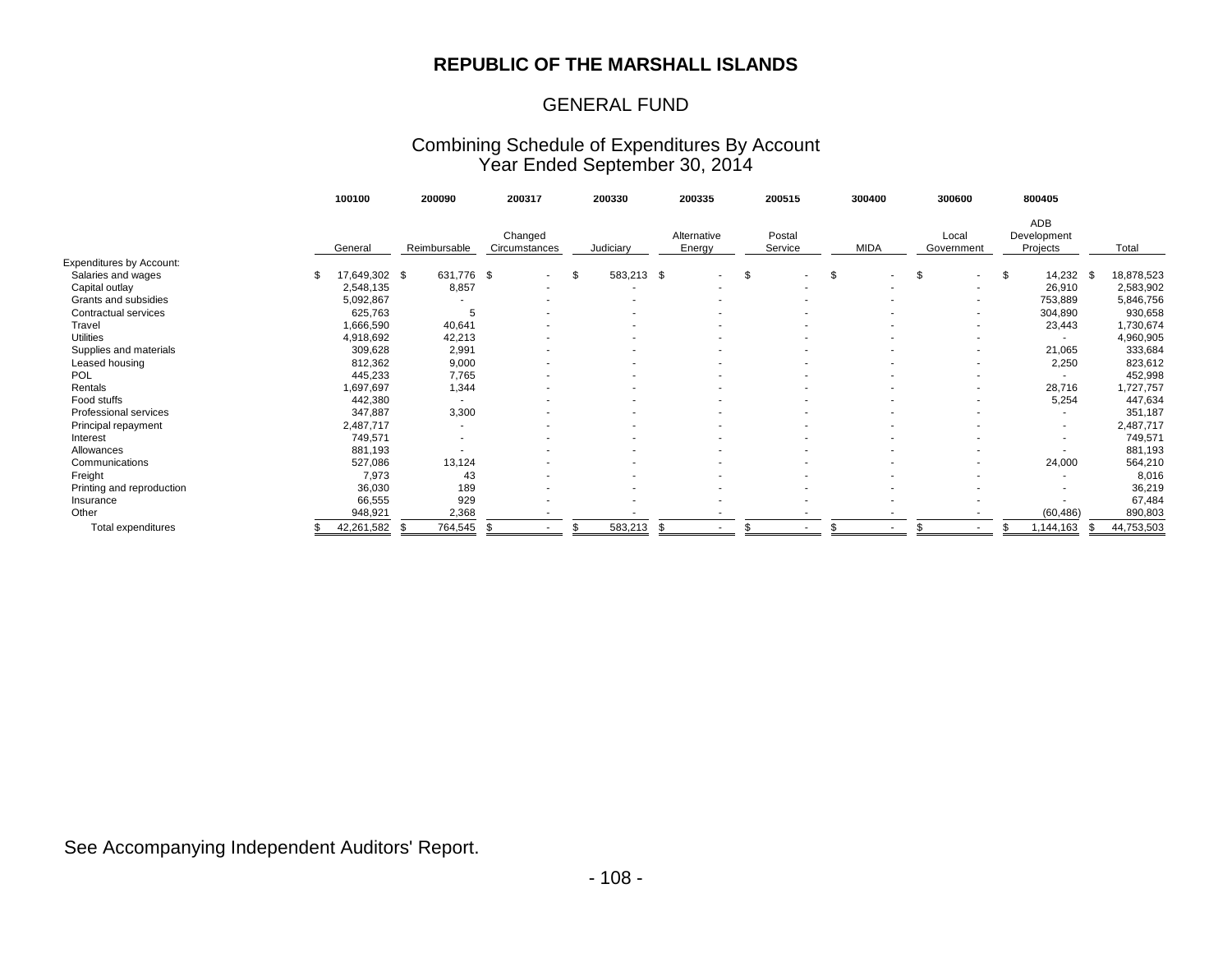# REPUBLIC OF THE MARSHALL ISLANDS

## GENERAL FUND

### Combining Schedule of Expenditures By Account
### Year Ended September 30, 2014

| | 100100 General | 200090 Reimbursable | 200317 Changed Circumstances | 200330 Judiciary | 200335 Alternative Energy | 200515 Postal Service | 300400 MIDA | 300600 Local Government | 800405 ADB Development Projects | Total |
|---|---|---|---|---|---|---|---|---|---|---|
| Expenditures by Account: | | | | | | | | | | |
| Salaries and wages | $ 17,649,302 | $ 631,776 | $ - | $ 583,213 | $ - | $ - | $ - | $ - | $ 14,232 | $ 18,878,523 |
| Capital outlay | 2,548,135 | 8,857 | - | - | - | - | - | - | 26,910 | 2,583,902 |
| Grants and subsidies | 5,092,867 | - | - | - | - | - | - | - | 753,889 | 5,846,756 |
| Contractual services | 625,763 | 5 | - | - | - | - | - | - | 304,890 | 930,658 |
| Travel | 1,666,590 | 40,641 | - | - | - | - | - | - | 23,443 | 1,730,674 |
| Utilities | 4,918,692 | 42,213 | - | - | - | - | - | - | - | 4,960,905 |
| Supplies and materials | 309,628 | 2,991 | - | - | - | - | - | - | 21,065 | 333,684 |
| Leased housing | 812,362 | 9,000 | - | - | - | - | - | - | 2,250 | 823,612 |
| POL | 445,233 | 7,765 | - | - | - | - | - | - | - | 452,998 |
| Rentals | 1,697,697 | 1,344 | - | - | - | - | - | - | 28,716 | 1,727,757 |
| Food stuffs | 442,380 | - | - | - | - | - | - | - | 5,254 | 447,634 |
| Professional services | 347,887 | 3,300 | - | - | - | - | - | - | - | 351,187 |
| Principal repayment | 2,487,717 | - | - | - | - | - | - | - | - | 2,487,717 |
| Interest | 749,571 | - | - | - | - | - | - | - | - | 749,571 |
| Allowances | 881,193 | - | - | - | - | - | - | - | - | 881,193 |
| Communications | 527,086 | 13,124 | - | - | - | - | - | - | 24,000 | 564,210 |
| Freight | 7,973 | 43 | - | - | - | - | - | - | - | 8,016 |
| Printing and reproduction | 36,030 | 189 | - | - | - | - | - | - | - | 36,219 |
| Insurance | 66,555 | 929 | - | - | - | - | - | - | - | 67,484 |
| Other | 948,921 | 2,368 | - | - | - | - | - | - | (60,486) | 890,803 |
| Total expenditures | $ 42,261,582 | $ 764,545 | $ - | $ 583,213 | $ - | $ - | $ - | $ - | $ 1,144,163 | $ 44,753,503 |

See Accompanying Independent Auditors' Report.